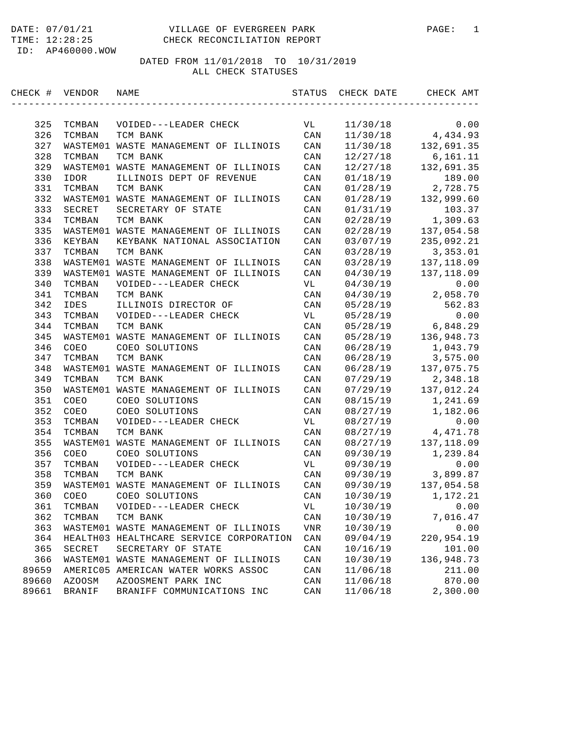VILLAGE OF EVERGREEN PARK
CHECK RECONCILIATION REPORT

DATE: 07/01/21
TIME: 12:28:25
ID: AP460000.WOW

DATED FROM 11/01/2018 TO 10/31/2019
ALL CHECK STATUSES

| CHECK # | VENDOR | NAME | STATUS | CHECK DATE | CHECK AMT |
|---|---|---|---|---|---|
| 325 | TCMBAN | VOIDED---LEADER CHECK | VL | 11/30/18 | 0.00 |
| 326 | TCMBAN | TCM BANK | CAN | 11/30/18 | 4,434.93 |
| 327 | WASTEM01 | WASTE MANAGEMENT OF ILLINOIS | CAN | 11/30/18 | 132,691.35 |
| 328 | TCMBAN | TCM BANK | CAN | 12/27/18 | 6,161.11 |
| 329 | WASTEM01 | WASTE MANAGEMENT OF ILLINOIS | CAN | 12/27/18 | 132,691.35 |
| 330 | IDOR | ILLINOIS DEPT OF REVENUE | CAN | 01/18/19 | 189.00 |
| 331 | TCMBAN | TCM BANK | CAN | 01/28/19 | 2,728.75 |
| 332 | WASTEM01 | WASTE MANAGEMENT OF ILLINOIS | CAN | 01/28/19 | 132,999.60 |
| 333 | SECRET | SECRETARY OF STATE | CAN | 01/31/19 | 103.37 |
| 334 | TCMBAN | TCM BANK | CAN | 02/28/19 | 1,309.63 |
| 335 | WASTEM01 | WASTE MANAGEMENT OF ILLINOIS | CAN | 02/28/19 | 137,054.58 |
| 336 | KEYBAN | KEYBANK NATIONAL ASSOCIATION | CAN | 03/07/19 | 235,092.21 |
| 337 | TCMBAN | TCM BANK | CAN | 03/28/19 | 3,353.01 |
| 338 | WASTEM01 | WASTE MANAGEMENT OF ILLINOIS | CAN | 03/28/19 | 137,118.09 |
| 339 | WASTEM01 | WASTE MANAGEMENT OF ILLINOIS | CAN | 04/30/19 | 137,118.09 |
| 340 | TCMBAN | VOIDED---LEADER CHECK | VL | 04/30/19 | 0.00 |
| 341 | TCMBAN | TCM BANK | CAN | 04/30/19 | 2,058.70 |
| 342 | IDES | ILLINOIS DIRECTOR OF | CAN | 05/28/19 | 562.83 |
| 343 | TCMBAN | VOIDED---LEADER CHECK | VL | 05/28/19 | 0.00 |
| 344 | TCMBAN | TCM BANK | CAN | 05/28/19 | 6,848.29 |
| 345 | WASTEM01 | WASTE MANAGEMENT OF ILLINOIS | CAN | 05/28/19 | 136,948.73 |
| 346 | COEO | COEO SOLUTIONS | CAN | 06/28/19 | 1,043.79 |
| 347 | TCMBAN | TCM BANK | CAN | 06/28/19 | 3,575.00 |
| 348 | WASTEM01 | WASTE MANAGEMENT OF ILLINOIS | CAN | 06/28/19 | 137,075.75 |
| 349 | TCMBAN | TCM BANK | CAN | 07/29/19 | 2,348.18 |
| 350 | WASTEM01 | WASTE MANAGEMENT OF ILLINOIS | CAN | 07/29/19 | 137,012.24 |
| 351 | COEO | COEO SOLUTIONS | CAN | 08/15/19 | 1,241.69 |
| 352 | COEO | COEO SOLUTIONS | CAN | 08/27/19 | 1,182.06 |
| 353 | TCMBAN | VOIDED---LEADER CHECK | VL | 08/27/19 | 0.00 |
| 354 | TCMBAN | TCM BANK | CAN | 08/27/19 | 4,471.78 |
| 355 | WASTEM01 | WASTE MANAGEMENT OF ILLINOIS | CAN | 08/27/19 | 137,118.09 |
| 356 | COEO | COEO SOLUTIONS | CAN | 09/30/19 | 1,239.84 |
| 357 | TCMBAN | VOIDED---LEADER CHECK | VL | 09/30/19 | 0.00 |
| 358 | TCMBAN | TCM BANK | CAN | 09/30/19 | 3,899.87 |
| 359 | WASTEM01 | WASTE MANAGEMENT OF ILLINOIS | CAN | 09/30/19 | 137,054.58 |
| 360 | COEO | COEO SOLUTIONS | CAN | 10/30/19 | 1,172.21 |
| 361 | TCMBAN | VOIDED---LEADER CHECK | VL | 10/30/19 | 0.00 |
| 362 | TCMBAN | TCM BANK | CAN | 10/30/19 | 7,016.47 |
| 363 | WASTEM01 | WASTE MANAGEMENT OF ILLINOIS | VNR | 10/30/19 | 0.00 |
| 364 | HEALTH03 | HEALTHCARE SERVICE CORPORATION | CAN | 09/04/19 | 220,954.19 |
| 365 | SECRET | SECRETARY OF STATE | CAN | 10/16/19 | 101.00 |
| 366 | WASTEM01 | WASTE MANAGEMENT OF ILLINOIS | CAN | 10/30/19 | 136,948.73 |
| 89659 | AMERIC05 | AMERICAN WATER WORKS ASSOC | CAN | 11/06/18 | 211.00 |
| 89660 | AZOOSM | AZOOSMENT PARK INC | CAN | 11/06/18 | 870.00 |
| 89661 | BRANIF | BRANIFF COMMUNICATIONS INC | CAN | 11/06/18 | 2,300.00 |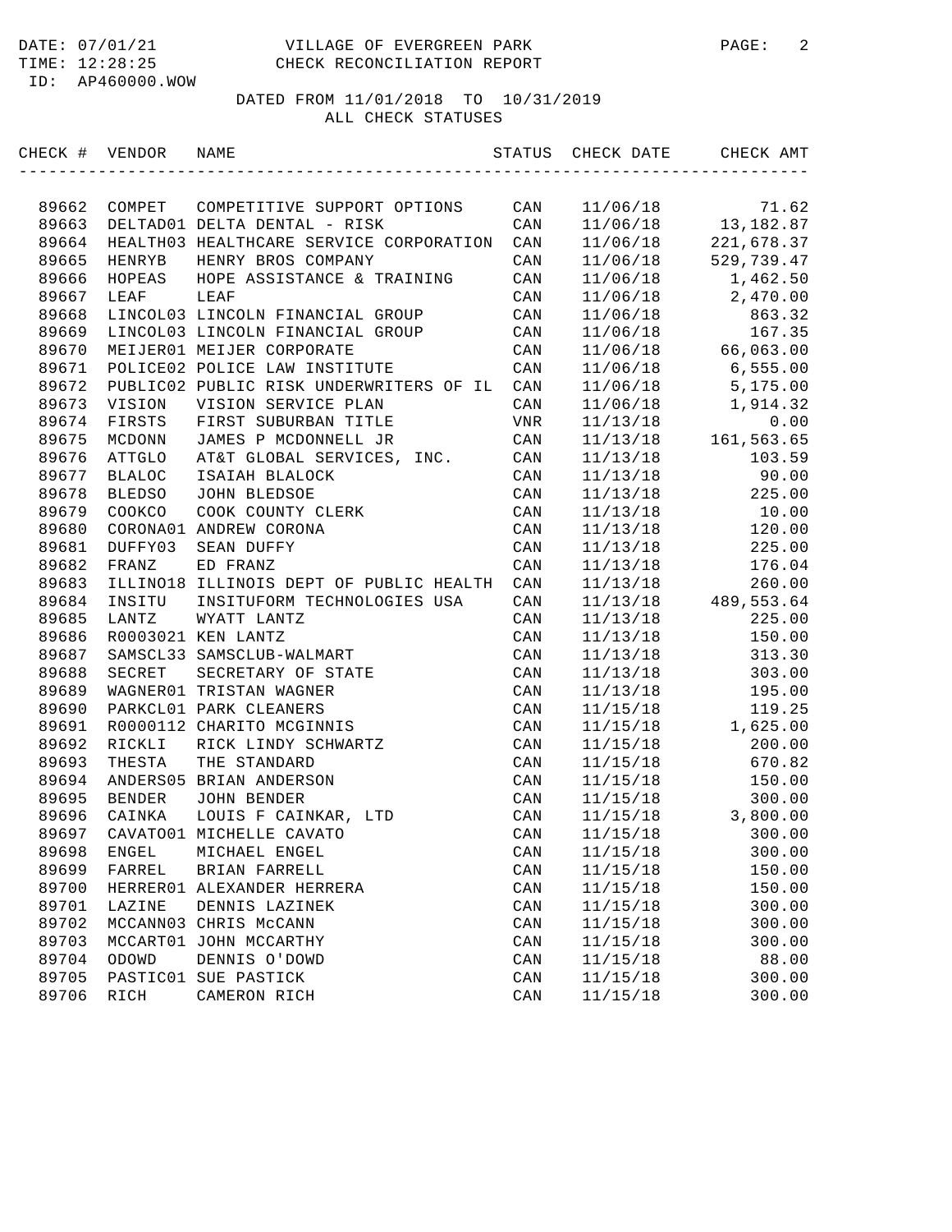VILLAGE OF EVERGREEN PARK

CHECK RECONCILIATION REPORT

DATE: 07/01/21
TIME: 12:28:25
ID: AP460000.WOW

DATED FROM 11/01/2018 TO 10/31/2019

ALL CHECK STATUSES

| CHECK # | VENDOR | NAME | STATUS | CHECK DATE | CHECK AMT |
|---|---|---|---|---|---|
| 89662 | COMPET | COMPETITIVE SUPPORT OPTIONS | CAN | 11/06/18 | 71.62 |
| 89663 | DELTAD01 | DELTA DENTAL - RISK | CAN | 11/06/18 | 13,182.87 |
| 89664 | HEALTH03 | HEALTHCARE SERVICE CORPORATION | CAN | 11/06/18 | 221,678.37 |
| 89665 | HENRYB | HENRY BROS COMPANY | CAN | 11/06/18 | 529,739.47 |
| 89666 | HOPEAS | HOPE ASSISTANCE & TRAINING | CAN | 11/06/18 | 1,462.50 |
| 89667 | LEAF | LEAF | CAN | 11/06/18 | 2,470.00 |
| 89668 | LINCOL03 | LINCOLN FINANCIAL GROUP | CAN | 11/06/18 | 863.32 |
| 89669 | LINCOL03 | LINCOLN FINANCIAL GROUP | CAN | 11/06/18 | 167.35 |
| 89670 | MEIJER01 | MEIJER CORPORATE | CAN | 11/06/18 | 66,063.00 |
| 89671 | POLICE02 | POLICE LAW INSTITUTE | CAN | 11/06/18 | 6,555.00 |
| 89672 | PUBLIC02 | PUBLIC RISK UNDERWRITERS OF IL | CAN | 11/06/18 | 5,175.00 |
| 89673 | VISION | VISION SERVICE PLAN | CAN | 11/06/18 | 1,914.32 |
| 89674 | FIRSTS | FIRST SUBURBAN TITLE | VNR | 11/13/18 | 0.00 |
| 89675 | MCDONN | JAMES P MCDONNELL JR | CAN | 11/13/18 | 161,563.65 |
| 89676 | ATTGLO | AT&T GLOBAL SERVICES, INC. | CAN | 11/13/18 | 103.59 |
| 89677 | BLALOC | ISAIAH BLALOCK | CAN | 11/13/18 | 90.00 |
| 89678 | BLEDSO | JOHN BLEDSOE | CAN | 11/13/18 | 225.00 |
| 89679 | COOKCO | COOK COUNTY CLERK | CAN | 11/13/18 | 10.00 |
| 89680 | CORONA01 | ANDREW CORONA | CAN | 11/13/18 | 120.00 |
| 89681 | DUFFY03 | SEAN DUFFY | CAN | 11/13/18 | 225.00 |
| 89682 | FRANZ | ED FRANZ | CAN | 11/13/18 | 176.04 |
| 89683 | ILLINO18 | ILLINOIS DEPT OF PUBLIC HEALTH | CAN | 11/13/18 | 260.00 |
| 89684 | INSITU | INSITUFORM TECHNOLOGIES USA | CAN | 11/13/18 | 489,553.64 |
| 89685 | LANTZ | WYATT LANTZ | CAN | 11/13/18 | 225.00 |
| 89686 | R0003021 | KEN LANTZ | CAN | 11/13/18 | 150.00 |
| 89687 | SAMSCL33 | SAMSCLUB-WALMART | CAN | 11/13/18 | 313.30 |
| 89688 | SECRET | SECRETARY OF STATE | CAN | 11/13/18 | 303.00 |
| 89689 | WAGNER01 | TRISTAN WAGNER | CAN | 11/13/18 | 195.00 |
| 89690 | PARKCL01 | PARK CLEANERS | CAN | 11/15/18 | 119.25 |
| 89691 | R0000112 | CHARITO MCGINNIS | CAN | 11/15/18 | 1,625.00 |
| 89692 | RICKLI | RICK LINDY SCHWARTZ | CAN | 11/15/18 | 200.00 |
| 89693 | THESTA | THE STANDARD | CAN | 11/15/18 | 670.82 |
| 89694 | ANDERS05 | BRIAN ANDERSON | CAN | 11/15/18 | 150.00 |
| 89695 | BENDER | JOHN BENDER | CAN | 11/15/18 | 300.00 |
| 89696 | CAINKA | LOUIS F CAINKAR, LTD | CAN | 11/15/18 | 3,800.00 |
| 89697 | CAVATO01 | MICHELLE CAVATO | CAN | 11/15/18 | 300.00 |
| 89698 | ENGEL | MICHAEL ENGEL | CAN | 11/15/18 | 300.00 |
| 89699 | FARREL | BRIAN FARRELL | CAN | 11/15/18 | 150.00 |
| 89700 | HERRER01 | ALEXANDER HERRERA | CAN | 11/15/18 | 150.00 |
| 89701 | LAZINE | DENNIS LAZINEK | CAN | 11/15/18 | 300.00 |
| 89702 | MCCANN03 | CHRIS McCANN | CAN | 11/15/18 | 300.00 |
| 89703 | MCCART01 | JOHN MCCARTHY | CAN | 11/15/18 | 300.00 |
| 89704 | ODOWD | DENNIS O'DOWD | CAN | 11/15/18 | 88.00 |
| 89705 | PASTIC01 | SUE PASTICK | CAN | 11/15/18 | 300.00 |
| 89706 | RICH | CAMERON RICH | CAN | 11/15/18 | 300.00 |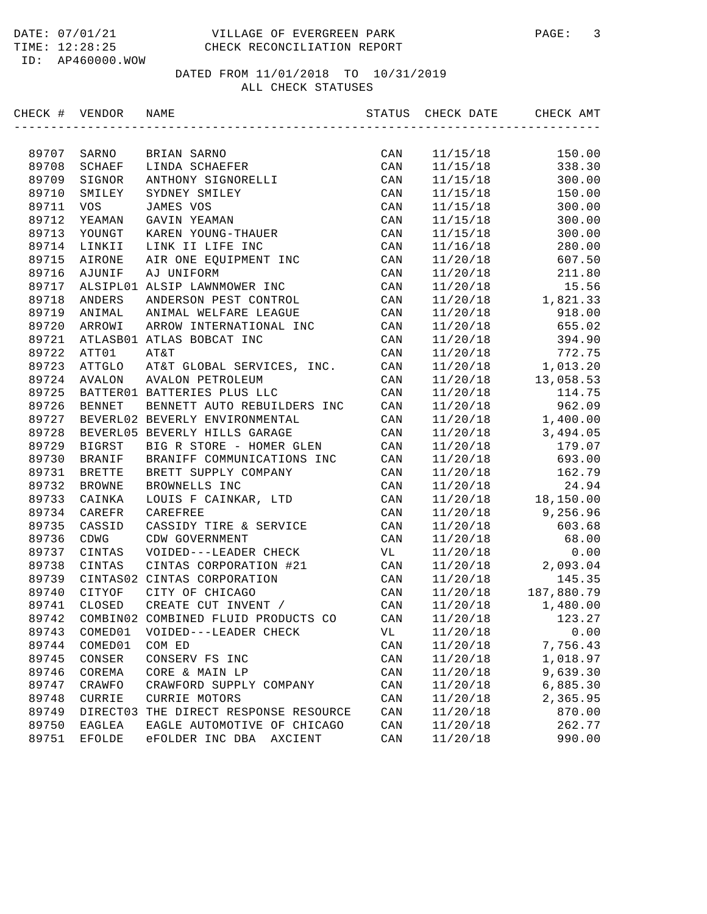DATE: 07/01/21 VILLAGE OF EVERGREEN PARK
TIME: 12:28:25 CHECK RECONCILIATION REPORT
ID: AP460000.WOW

DATED FROM 11/01/2018 TO 10/31/2019
ALL CHECK STATUSES

| CHECK # | VENDOR | NAME | STATUS | CHECK DATE | CHECK AMT |
|---|---|---|---|---|---|
| 89707 | SARNO | BRIAN SARNO | CAN | 11/15/18 | 150.00 |
| 89708 | SCHAEF | LINDA SCHAEFER | CAN | 11/15/18 | 338.30 |
| 89709 | SIGNOR | ANTHONY SIGNORELLI | CAN | 11/15/18 | 300.00 |
| 89710 | SMILEY | SYDNEY SMILEY | CAN | 11/15/18 | 150.00 |
| 89711 | VOS | JAMES VOS | CAN | 11/15/18 | 300.00 |
| 89712 | YEAMAN | GAVIN YEAMAN | CAN | 11/15/18 | 300.00 |
| 89713 | YOUNGT | KAREN YOUNG-THAUER | CAN | 11/15/18 | 300.00 |
| 89714 | LINKII | LINK II LIFE INC | CAN | 11/16/18 | 280.00 |
| 89715 | AIRONE | AIR ONE EQUIPMENT INC | CAN | 11/20/18 | 607.50 |
| 89716 | AJUNIF | AJ UNIFORM | CAN | 11/20/18 | 211.80 |
| 89717 | ALSIPL01 | ALSIP LAWNMOWER INC | CAN | 11/20/18 | 15.56 |
| 89718 | ANDERS | ANDERSON PEST CONTROL | CAN | 11/20/18 | 1,821.33 |
| 89719 | ANIMAL | ANIMAL WELFARE LEAGUE | CAN | 11/20/18 | 918.00 |
| 89720 | ARROWI | ARROW INTERNATIONAL INC | CAN | 11/20/18 | 655.02 |
| 89721 | ATLASB01 | ATLAS BOBCAT INC | CAN | 11/20/18 | 394.90 |
| 89722 | ATT01 | AT&T | CAN | 11/20/18 | 772.75 |
| 89723 | ATTGLO | AT&T GLOBAL SERVICES, INC. | CAN | 11/20/18 | 1,013.20 |
| 89724 | AVALON | AVALON PETROLEUM | CAN | 11/20/18 | 13,058.53 |
| 89725 | BATTER01 | BATTERIES PLUS LLC | CAN | 11/20/18 | 114.75 |
| 89726 | BENNET | BENNETT AUTO REBUILDERS INC | CAN | 11/20/18 | 962.09 |
| 89727 | BEVERL02 | BEVERLY ENVIRONMENTAL | CAN | 11/20/18 | 1,400.00 |
| 89728 | BEVERL05 | BEVERLY HILLS GARAGE | CAN | 11/20/18 | 3,494.05 |
| 89729 | BIGRST | BIG R STORE - HOMER GLEN | CAN | 11/20/18 | 179.07 |
| 89730 | BRANIF | BRANIFF COMMUNICATIONS INC | CAN | 11/20/18 | 693.00 |
| 89731 | BRETTE | BRETT SUPPLY COMPANY | CAN | 11/20/18 | 162.79 |
| 89732 | BROWNE | BROWNELLS INC | CAN | 11/20/18 | 24.94 |
| 89733 | CAINKA | LOUIS F CAINKAR, LTD | CAN | 11/20/18 | 18,150.00 |
| 89734 | CAREFR | CAREFREE | CAN | 11/20/18 | 9,256.96 |
| 89735 | CASSID | CASSIDY TIRE & SERVICE | CAN | 11/20/18 | 603.68 |
| 89736 | CDWG | CDW GOVERNMENT | CAN | 11/20/18 | 68.00 |
| 89737 | CINTAS | VOIDED---LEADER CHECK | VL | 11/20/18 | 0.00 |
| 89738 | CINTAS | CINTAS CORPORATION #21 | CAN | 11/20/18 | 2,093.04 |
| 89739 | CINTAS02 | CINTAS CORPORATION | CAN | 11/20/18 | 145.35 |
| 89740 | CITYOF | CITY OF CHICAGO | CAN | 11/20/18 | 187,880.79 |
| 89741 | CLOSED | CREATE CUT INVENT / | CAN | 11/20/18 | 1,480.00 |
| 89742 | COMBIN02 | COMBINED FLUID PRODUCTS CO | CAN | 11/20/18 | 123.27 |
| 89743 | COMED01 | VOIDED---LEADER CHECK | VL | 11/20/18 | 0.00 |
| 89744 | COMED01 | COM ED | CAN | 11/20/18 | 7,756.43 |
| 89745 | CONSER | CONSERV FS INC | CAN | 11/20/18 | 1,018.97 |
| 89746 | COREMA | CORE & MAIN LP | CAN | 11/20/18 | 9,639.30 |
| 89747 | CRAWFO | CRAWFORD SUPPLY COMPANY | CAN | 11/20/18 | 6,885.30 |
| 89748 | CURRIE | CURRIE MOTORS | CAN | 11/20/18 | 2,365.95 |
| 89749 | DIRECT03 | THE DIRECT RESPONSE RESOURCE | CAN | 11/20/18 | 870.00 |
| 89750 | EAGLEA | EAGLE AUTOMOTIVE OF CHICAGO | CAN | 11/20/18 | 262.77 |
| 89751 | EFOLDE | eFOLDER INC DBA AXCIENT | CAN | 11/20/18 | 990.00 |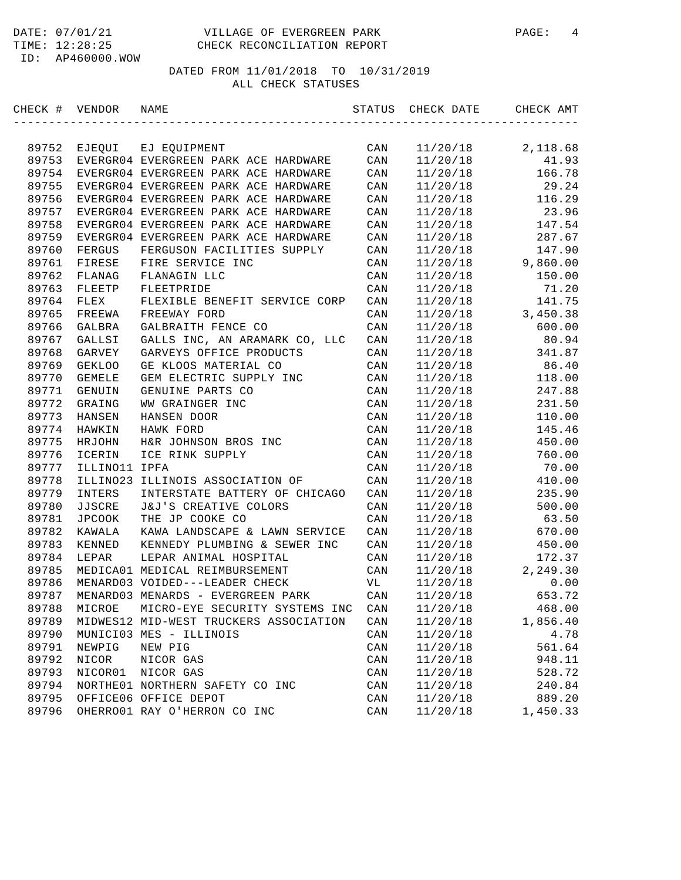DATE: 07/01/21 VILLAGE OF EVERGREEN PARK
TIME: 12:28:25 CHECK RECONCILIATION REPORT
ID: AP460000.WOW

DATED FROM 11/01/2018 TO 10/31/2019
ALL CHECK STATUSES

| CHECK # | VENDOR | NAME | STATUS | CHECK DATE | CHECK AMT |
|---|---|---|---|---|---|
| 89752 | EJEQUI | EJ EQUIPMENT | CAN | 11/20/18 | 2,118.68 |
| 89753 | EVERGR04 | EVERGREEN PARK ACE HARDWARE | CAN | 11/20/18 | 41.93 |
| 89754 | EVERGR04 | EVERGREEN PARK ACE HARDWARE | CAN | 11/20/18 | 166.78 |
| 89755 | EVERGR04 | EVERGREEN PARK ACE HARDWARE | CAN | 11/20/18 | 29.24 |
| 89756 | EVERGR04 | EVERGREEN PARK ACE HARDWARE | CAN | 11/20/18 | 116.29 |
| 89757 | EVERGR04 | EVERGREEN PARK ACE HARDWARE | CAN | 11/20/18 | 23.96 |
| 89758 | EVERGR04 | EVERGREEN PARK ACE HARDWARE | CAN | 11/20/18 | 147.54 |
| 89759 | EVERGR04 | EVERGREEN PARK ACE HARDWARE | CAN | 11/20/18 | 287.67 |
| 89760 | FERGUS | FERGUSON FACILITIES SUPPLY | CAN | 11/20/18 | 147.90 |
| 89761 | FIRESE | FIRE SERVICE INC | CAN | 11/20/18 | 9,860.00 |
| 89762 | FLANAG | FLANAGIN LLC | CAN | 11/20/18 | 150.00 |
| 89763 | FLEETP | FLEETPRIDE | CAN | 11/20/18 | 71.20 |
| 89764 | FLEX | FLEXIBLE BENEFIT SERVICE CORP | CAN | 11/20/18 | 141.75 |
| 89765 | FREEWA | FREEWAY FORD | CAN | 11/20/18 | 3,450.38 |
| 89766 | GALBRA | GALBRAITH FENCE CO | CAN | 11/20/18 | 600.00 |
| 89767 | GALLSI | GALLS INC, AN ARAMARK CO, LLC | CAN | 11/20/18 | 80.94 |
| 89768 | GARVEY | GARVEYS OFFICE PRODUCTS | CAN | 11/20/18 | 341.87 |
| 89769 | GEKLOO | GE KLOOS MATERIAL CO | CAN | 11/20/18 | 86.40 |
| 89770 | GEMELE | GEM ELECTRIC SUPPLY INC | CAN | 11/20/18 | 118.00 |
| 89771 | GENUIN | GENUINE PARTS CO | CAN | 11/20/18 | 247.88 |
| 89772 | GRAING | WW GRAINGER INC | CAN | 11/20/18 | 231.50 |
| 89773 | HANSEN | HANSEN DOOR | CAN | 11/20/18 | 110.00 |
| 89774 | HAWKIN | HAWK FORD | CAN | 11/20/18 | 145.46 |
| 89775 | HRJOHN | H&R JOHNSON BROS INC | CAN | 11/20/18 | 450.00 |
| 89776 | ICERIN | ICE RINK SUPPLY | CAN | 11/20/18 | 760.00 |
| 89777 | ILLINO11 | IPFA | CAN | 11/20/18 | 70.00 |
| 89778 | ILLINO23 | ILLINOIS ASSOCIATION OF | CAN | 11/20/18 | 410.00 |
| 89779 | INTERS | INTERSTATE BATTERY OF CHICAGO | CAN | 11/20/18 | 235.90 |
| 89780 | JJSCRE | J&J'S CREATIVE COLORS | CAN | 11/20/18 | 500.00 |
| 89781 | JPCOOK | THE JP COOKE CO | CAN | 11/20/18 | 63.50 |
| 89782 | KAWALA | KAWA LANDSCAPE & LAWN SERVICE | CAN | 11/20/18 | 670.00 |
| 89783 | KENNED | KENNEDY PLUMBING & SEWER INC | CAN | 11/20/18 | 450.00 |
| 89784 | LEPAR | LEPAR ANIMAL HOSPITAL | CAN | 11/20/18 | 172.37 |
| 89785 | MEDICA01 | MEDICAL REIMBURSEMENT | CAN | 11/20/18 | 2,249.30 |
| 89786 | MENARD03 | VOIDED---LEADER CHECK | VL | 11/20/18 | 0.00 |
| 89787 | MENARD03 | MENARDS - EVERGREEN PARK | CAN | 11/20/18 | 653.72 |
| 89788 | MICROE | MICRO-EYE SECURITY SYSTEMS INC | CAN | 11/20/18 | 468.00 |
| 89789 | MIDWES12 | MID-WEST TRUCKERS ASSOCIATION | CAN | 11/20/18 | 1,856.40 |
| 89790 | MUNICI03 | MES - ILLINOIS | CAN | 11/20/18 | 4.78 |
| 89791 | NEWPIG | NEW PIG | CAN | 11/20/18 | 561.64 |
| 89792 | NICOR | NICOR GAS | CAN | 11/20/18 | 948.11 |
| 89793 | NICOR01 | NICOR GAS | CAN | 11/20/18 | 528.72 |
| 89794 | NORTHE01 | NORTHERN SAFETY CO INC | CAN | 11/20/18 | 240.84 |
| 89795 | OFFICE06 | OFFICE DEPOT | CAN | 11/20/18 | 889.20 |
| 89796 | OHERRO01 | RAY O'HERRON CO INC | CAN | 11/20/18 | 1,450.33 |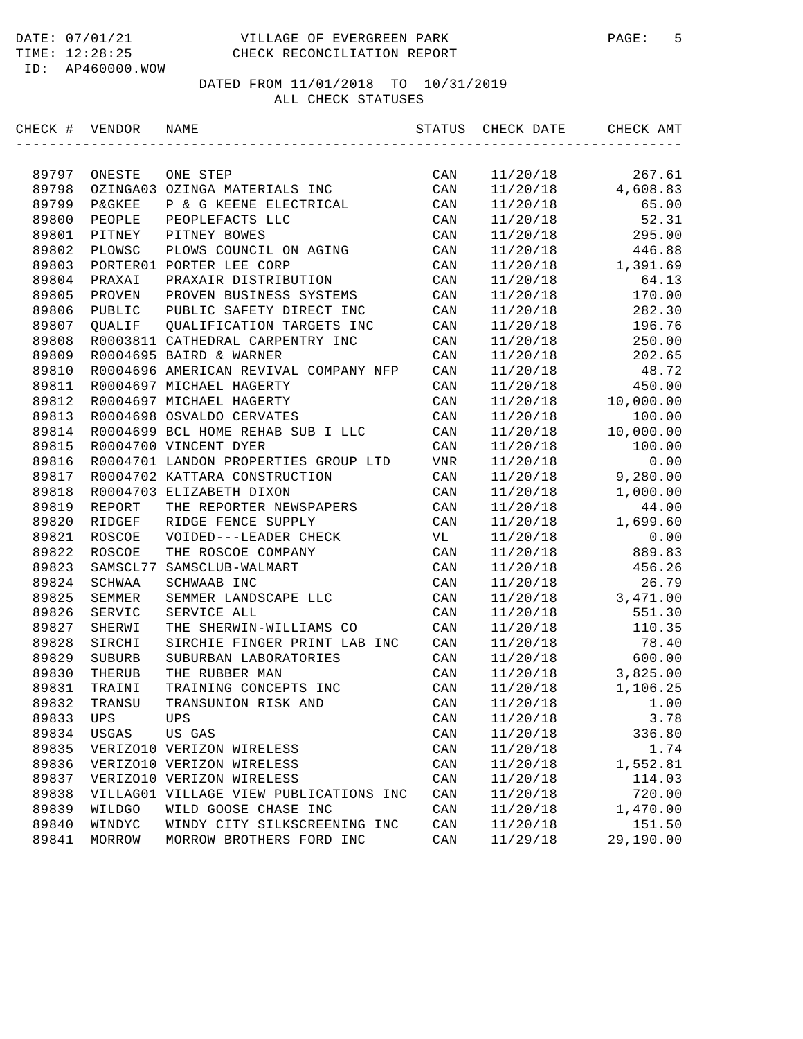DATE: 07/01/21 VILLAGE OF EVERGREEN PARK
TIME: 12:28:25 CHECK RECONCILIATION REPORT
ID: AP460000.WOW

DATED FROM 11/01/2018 TO 10/31/2019
ALL CHECK STATUSES

| CHECK # | VENDOR | NAME | STATUS | CHECK DATE | CHECK AMT |
|---|---|---|---|---|---|
| 89797 | ONESTE | ONE STEP | CAN | 11/20/18 | 267.61 |
| 89798 | OZINGA03 | OZINGA MATERIALS INC | CAN | 11/20/18 | 4,608.83 |
| 89799 | P&GKEE | P & G KEENE ELECTRICAL | CAN | 11/20/18 | 65.00 |
| 89800 | PEOPLE | PEOPLEFACTS LLC | CAN | 11/20/18 | 52.31 |
| 89801 | PITNEY | PITNEY BOWES | CAN | 11/20/18 | 295.00 |
| 89802 | PLOWSC | PLOWS COUNCIL ON AGING | CAN | 11/20/18 | 446.88 |
| 89803 | PORTER01 | PORTER LEE CORP | CAN | 11/20/18 | 1,391.69 |
| 89804 | PRAXAI | PRAXAIR DISTRIBUTION | CAN | 11/20/18 | 64.13 |
| 89805 | PROVEN | PROVEN BUSINESS SYSTEMS | CAN | 11/20/18 | 170.00 |
| 89806 | PUBLIC | PUBLIC SAFETY DIRECT INC | CAN | 11/20/18 | 282.30 |
| 89807 | QUALIF | QUALIFICATION TARGETS INC | CAN | 11/20/18 | 196.76 |
| 89808 | R0003811 | CATHEDRAL CARPENTRY INC | CAN | 11/20/18 | 250.00 |
| 89809 | R0004695 | BAIRD & WARNER | CAN | 11/20/18 | 202.65 |
| 89810 | R0004696 | AMERICAN REVIVAL COMPANY NFP | CAN | 11/20/18 | 48.72 |
| 89811 | R0004697 | MICHAEL HAGERTY | CAN | 11/20/18 | 450.00 |
| 89812 | R0004697 | MICHAEL HAGERTY | CAN | 11/20/18 | 10,000.00 |
| 89813 | R0004698 | OSVALDO CERVATES | CAN | 11/20/18 | 100.00 |
| 89814 | R0004699 | BCL HOME REHAB SUB I LLC | CAN | 11/20/18 | 10,000.00 |
| 89815 | R0004700 | VINCENT DYER | CAN | 11/20/18 | 100.00 |
| 89816 | R0004701 | LANDON PROPERTIES GROUP LTD | VNR | 11/20/18 | 0.00 |
| 89817 | R0004702 | KATTARA CONSTRUCTION | CAN | 11/20/18 | 9,280.00 |
| 89818 | R0004703 | ELIZABETH DIXON | CAN | 11/20/18 | 1,000.00 |
| 89819 | REPORT | THE REPORTER NEWSPAPERS | CAN | 11/20/18 | 44.00 |
| 89820 | RIDGEF | RIDGE FENCE SUPPLY | CAN | 11/20/18 | 1,699.60 |
| 89821 | ROSCOE | VOIDED---LEADER CHECK | VL | 11/20/18 | 0.00 |
| 89822 | ROSCOE | THE ROSCOE COMPANY | CAN | 11/20/18 | 889.83 |
| 89823 | SAMSCL77 | SAMSCLUB-WALMART | CAN | 11/20/18 | 456.26 |
| 89824 | SCHWAA | SCHWAAB INC | CAN | 11/20/18 | 26.79 |
| 89825 | SEMMER | SEMMER LANDSCAPE LLC | CAN | 11/20/18 | 3,471.00 |
| 89826 | SERVIC | SERVICE ALL | CAN | 11/20/18 | 551.30 |
| 89827 | SHERWI | THE SHERWIN-WILLIAMS CO | CAN | 11/20/18 | 110.35 |
| 89828 | SIRCHI | SIRCHIE FINGER PRINT LAB INC | CAN | 11/20/18 | 78.40 |
| 89829 | SUBURB | SUBURBAN LABORATORIES | CAN | 11/20/18 | 600.00 |
| 89830 | THERUB | THE RUBBER MAN | CAN | 11/20/18 | 3,825.00 |
| 89831 | TRAINI | TRAINING CONCEPTS INC | CAN | 11/20/18 | 1,106.25 |
| 89832 | TRANSU | TRANSUNION RISK AND | CAN | 11/20/18 | 1.00 |
| 89833 | UPS | UPS | CAN | 11/20/18 | 3.78 |
| 89834 | USGAS | US GAS | CAN | 11/20/18 | 336.80 |
| 89835 | VERIZO10 | VERIZON WIRELESS | CAN | 11/20/18 | 1.74 |
| 89836 | VERIZO10 | VERIZON WIRELESS | CAN | 11/20/18 | 1,552.81 |
| 89837 | VERIZO10 | VERIZON WIRELESS | CAN | 11/20/18 | 114.03 |
| 89838 | VILLAG01 | VILLAGE VIEW PUBLICATIONS INC | CAN | 11/20/18 | 720.00 |
| 89839 | WILDGO | WILD GOOSE CHASE INC | CAN | 11/20/18 | 1,470.00 |
| 89840 | WINDYC | WINDY CITY SILKSCREENING INC | CAN | 11/20/18 | 151.50 |
| 89841 | MORROW | MORROW BROTHERS FORD INC | CAN | 11/29/18 | 29,190.00 |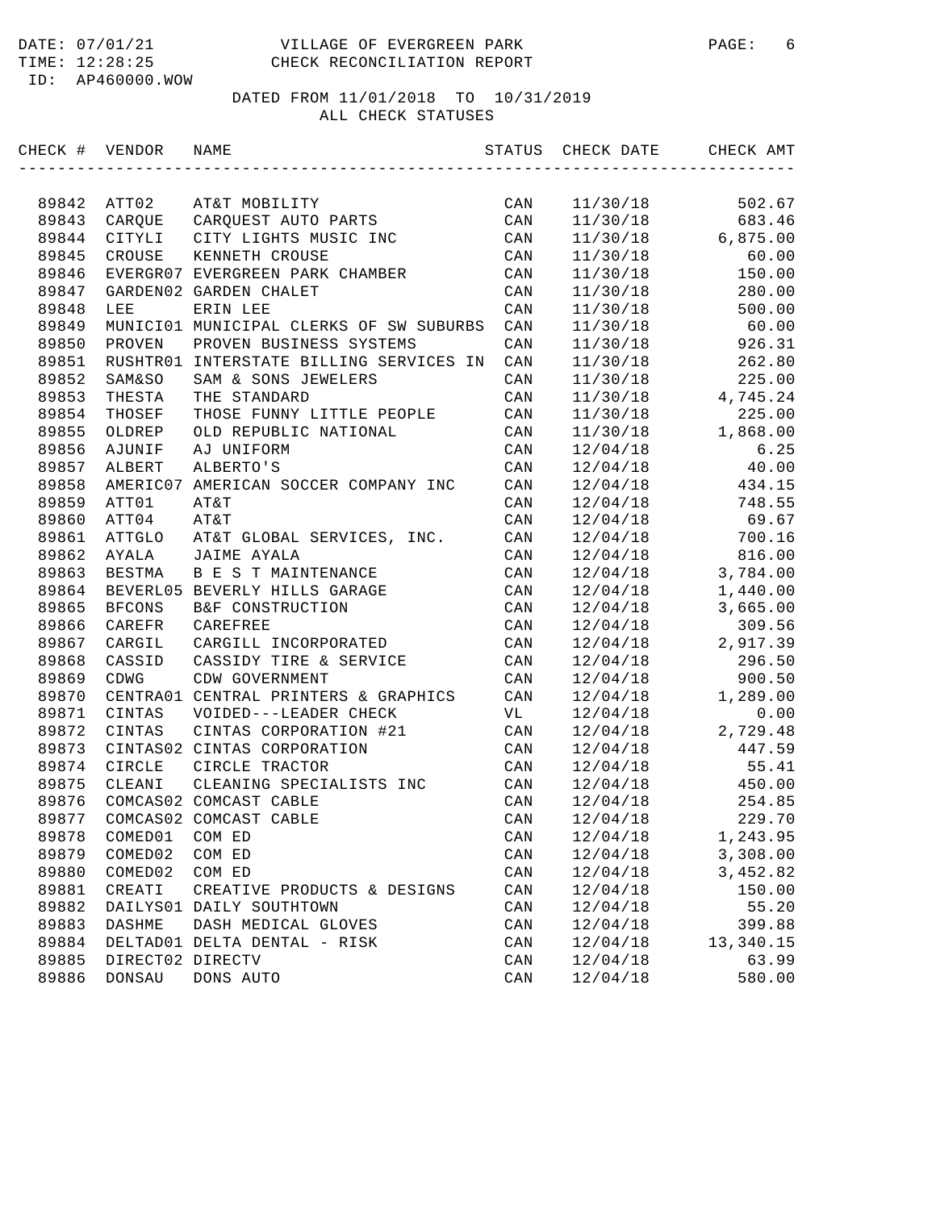DATE: 07/01/21 VILLAGE OF EVERGREEN PARK
TIME: 12:28:25 CHECK RECONCILIATION REPORT
ID: AP460000.WOW

DATED FROM 11/01/2018 TO 10/31/2019
ALL CHECK STATUSES

| CHECK # | VENDOR | NAME | STATUS | CHECK DATE | CHECK AMT |
|---|---|---|---|---|---|
| 89842 | ATT02 | AT&T MOBILITY | CAN | 11/30/18 | 502.67 |
| 89843 | CARQUE | CARQUEST AUTO PARTS | CAN | 11/30/18 | 683.46 |
| 89844 | CITYLI | CITY LIGHTS MUSIC INC | CAN | 11/30/18 | 6,875.00 |
| 89845 | CROUSE | KENNETH CROUSE | CAN | 11/30/18 | 60.00 |
| 89846 | EVERGR07 | EVERGREEN PARK CHAMBER | CAN | 11/30/18 | 150.00 |
| 89847 | GARDEN02 | GARDEN CHALET | CAN | 11/30/18 | 280.00 |
| 89848 | LEE | ERIN LEE | CAN | 11/30/18 | 500.00 |
| 89849 | MUNICI01 | MUNICIPAL CLERKS OF SW SUBURBS | CAN | 11/30/18 | 60.00 |
| 89850 | PROVEN | PROVEN BUSINESS SYSTEMS | CAN | 11/30/18 | 926.31 |
| 89851 | RUSHTR01 | INTERSTATE BILLING SERVICES IN | CAN | 11/30/18 | 262.80 |
| 89852 | SAM&SO | SAM & SONS JEWELERS | CAN | 11/30/18 | 225.00 |
| 89853 | THESTA | THE STANDARD | CAN | 11/30/18 | 4,745.24 |
| 89854 | THOSEF | THOSE FUNNY LITTLE PEOPLE | CAN | 11/30/18 | 225.00 |
| 89855 | OLDREP | OLD REPUBLIC NATIONAL | CAN | 11/30/18 | 1,868.00 |
| 89856 | AJUNIF | AJ UNIFORM | CAN | 12/04/18 | 6.25 |
| 89857 | ALBERT | ALBERTO'S | CAN | 12/04/18 | 40.00 |
| 89858 | AMERIC07 | AMERICAN SOCCER COMPANY INC | CAN | 12/04/18 | 434.15 |
| 89859 | ATT01 | AT&T | CAN | 12/04/18 | 748.55 |
| 89860 | ATT04 | AT&T | CAN | 12/04/18 | 69.67 |
| 89861 | ATTGLO | AT&T GLOBAL SERVICES, INC. | CAN | 12/04/18 | 700.16 |
| 89862 | AYALA | JAIME AYALA | CAN | 12/04/18 | 816.00 |
| 89863 | BESTMA | B E S T MAINTENANCE | CAN | 12/04/18 | 3,784.00 |
| 89864 | BEVERL05 | BEVERLY HILLS GARAGE | CAN | 12/04/18 | 1,440.00 |
| 89865 | BFCONS | B&F CONSTRUCTION | CAN | 12/04/18 | 3,665.00 |
| 89866 | CAREFR | CAREFREE | CAN | 12/04/18 | 309.56 |
| 89867 | CARGIL | CARGILL INCORPORATED | CAN | 12/04/18 | 2,917.39 |
| 89868 | CASSID | CASSIDY TIRE & SERVICE | CAN | 12/04/18 | 296.50 |
| 89869 | CDWG | CDW GOVERNMENT | CAN | 12/04/18 | 900.50 |
| 89870 | CENTRA01 | CENTRAL PRINTERS & GRAPHICS | CAN | 12/04/18 | 1,289.00 |
| 89871 | CINTAS | VOIDED---LEADER CHECK | VL | 12/04/18 | 0.00 |
| 89872 | CINTAS | CINTAS CORPORATION #21 | CAN | 12/04/18 | 2,729.48 |
| 89873 | CINTAS02 | CINTAS CORPORATION | CAN | 12/04/18 | 447.59 |
| 89874 | CIRCLE | CIRCLE TRACTOR | CAN | 12/04/18 | 55.41 |
| 89875 | CLEANI | CLEANING SPECIALISTS INC | CAN | 12/04/18 | 450.00 |
| 89876 | COMCAS02 | COMCAST CABLE | CAN | 12/04/18 | 254.85 |
| 89877 | COMCAS02 | COMCAST CABLE | CAN | 12/04/18 | 229.70 |
| 89878 | COMED01 | COM ED | CAN | 12/04/18 | 1,243.95 |
| 89879 | COMED02 | COM ED | CAN | 12/04/18 | 3,308.00 |
| 89880 | COMED02 | COM ED | CAN | 12/04/18 | 3,452.82 |
| 89881 | CREATI | CREATIVE PRODUCTS & DESIGNS | CAN | 12/04/18 | 150.00 |
| 89882 | DAILYS01 | DAILY SOUTHTOWN | CAN | 12/04/18 | 55.20 |
| 89883 | DASHME | DASH MEDICAL GLOVES | CAN | 12/04/18 | 399.88 |
| 89884 | DELTAD01 | DELTA DENTAL - RISK | CAN | 12/04/18 | 13,340.15 |
| 89885 | DIRECT02 | DIRECTV | CAN | 12/04/18 | 63.99 |
| 89886 | DONSAU | DONS AUTO | CAN | 12/04/18 | 580.00 |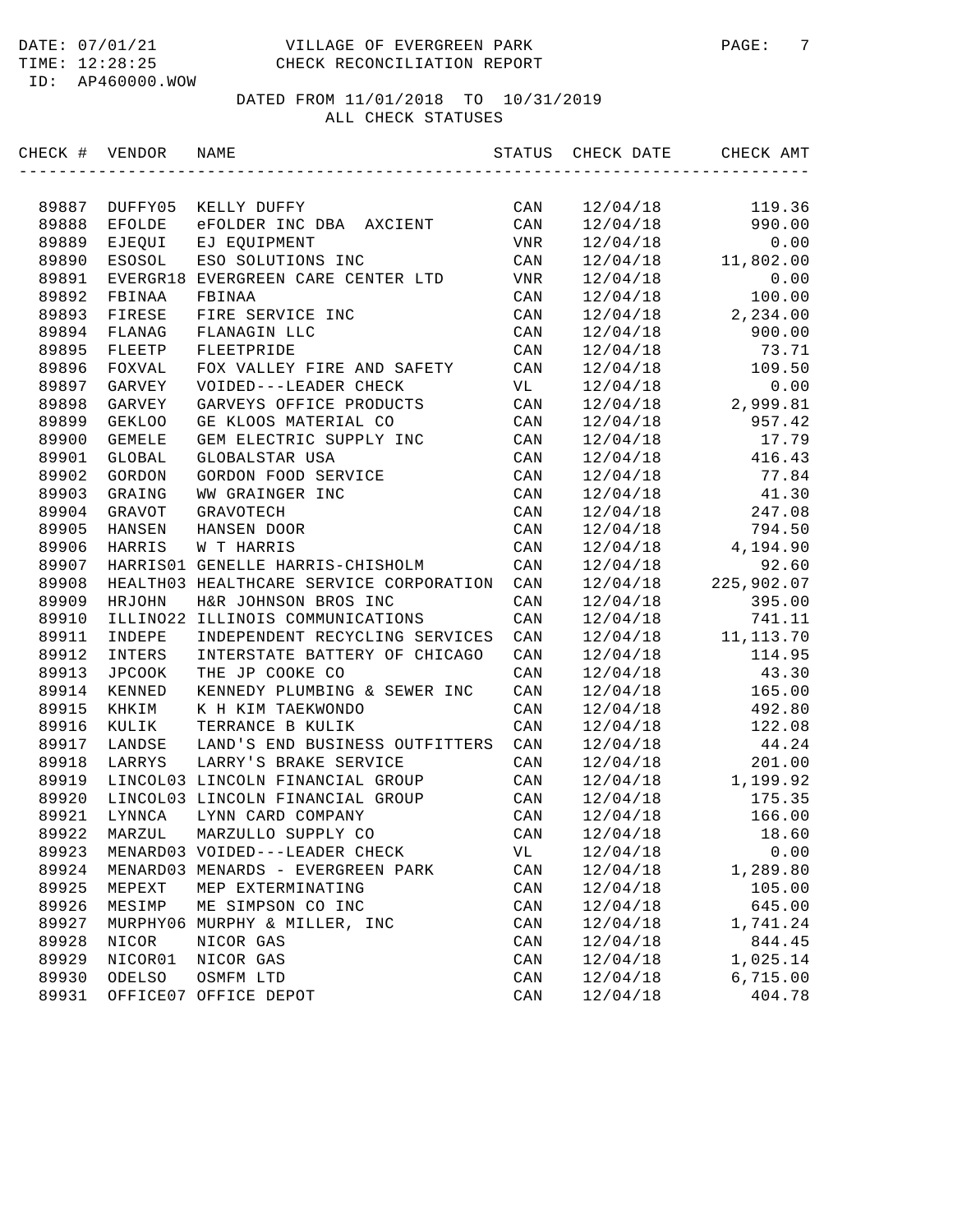VILLAGE OF EVERGREEN PARK
CHECK RECONCILIATION REPORT

DATE: 07/01/21
TIME: 12:28:25
ID: AP460000.WOW

DATED FROM 11/01/2018 TO 10/31/2019
ALL CHECK STATUSES

| CHECK # | VENDOR | NAME | STATUS | CHECK DATE | CHECK AMT |
|---|---|---|---|---|---|
| 89887 | DUFFY05 | KELLY DUFFY | CAN | 12/04/18 | 119.36 |
| 89888 | EFOLDE | eFOLDER INC DBA AXCIENT | CAN | 12/04/18 | 990.00 |
| 89889 | EJEQUI | EJ EQUIPMENT | VNR | 12/04/18 | 0.00 |
| 89890 | ESOSOL | ESO SOLUTIONS INC | CAN | 12/04/18 | 11,802.00 |
| 89891 | EVERGR18 | EVERGREEN CARE CENTER LTD | VNR | 12/04/18 | 0.00 |
| 89892 | FBINAA | FBINAA | CAN | 12/04/18 | 100.00 |
| 89893 | FIRESE | FIRE SERVICE INC | CAN | 12/04/18 | 2,234.00 |
| 89894 | FLANAG | FLANAGIN LLC | CAN | 12/04/18 | 900.00 |
| 89895 | FLEETP | FLEETPRIDE | CAN | 12/04/18 | 73.71 |
| 89896 | FOXVAL | FOX VALLEY FIRE AND SAFETY | CAN | 12/04/18 | 109.50 |
| 89897 | GARVEY | VOIDED---LEADER CHECK | VL | 12/04/18 | 0.00 |
| 89898 | GARVEY | GARVEYS OFFICE PRODUCTS | CAN | 12/04/18 | 2,999.81 |
| 89899 | GEKLOO | GE KLOOS MATERIAL CO | CAN | 12/04/18 | 957.42 |
| 89900 | GEMELE | GEM ELECTRIC SUPPLY INC | CAN | 12/04/18 | 17.79 |
| 89901 | GLOBAL | GLOBALSTAR USA | CAN | 12/04/18 | 416.43 |
| 89902 | GORDON | GORDON FOOD SERVICE | CAN | 12/04/18 | 77.84 |
| 89903 | GRAING | WW GRAINGER INC | CAN | 12/04/18 | 41.30 |
| 89904 | GRAVOT | GRAVOTECH | CAN | 12/04/18 | 247.08 |
| 89905 | HANSEN | HANSEN DOOR | CAN | 12/04/18 | 794.50 |
| 89906 | HARRIS | W T HARRIS | CAN | 12/04/18 | 4,194.90 |
| 89907 | HARRIS01 | GENELLE HARRIS-CHISHOLM | CAN | 12/04/18 | 92.60 |
| 89908 | HEALTH03 | HEALTHCARE SERVICE CORPORATION | CAN | 12/04/18 | 225,902.07 |
| 89909 | HRJOHN | H&R JOHNSON BROS INC | CAN | 12/04/18 | 395.00 |
| 89910 | ILLINO22 | ILLINOIS COMMUNICATIONS | CAN | 12/04/18 | 741.11 |
| 89911 | INDEPE | INDEPENDENT RECYCLING SERVICES | CAN | 12/04/18 | 11,113.70 |
| 89912 | INTERS | INTERSTATE BATTERY OF CHICAGO | CAN | 12/04/18 | 114.95 |
| 89913 | JPCOOK | THE JP COOKE CO | CAN | 12/04/18 | 43.30 |
| 89914 | KENNED | KENNEDY PLUMBING & SEWER INC | CAN | 12/04/18 | 165.00 |
| 89915 | KHKIM | K H KIM TAEKWONDO | CAN | 12/04/18 | 492.80 |
| 89916 | KULIK | TERRANCE B KULIK | CAN | 12/04/18 | 122.08 |
| 89917 | LANDSE | LAND'S END BUSINESS OUTFITTERS | CAN | 12/04/18 | 44.24 |
| 89918 | LARRYS | LARRY'S BRAKE SERVICE | CAN | 12/04/18 | 201.00 |
| 89919 | LINCOL03 | LINCOLN FINANCIAL GROUP | CAN | 12/04/18 | 1,199.92 |
| 89920 | LINCOL03 | LINCOLN FINANCIAL GROUP | CAN | 12/04/18 | 175.35 |
| 89921 | LYNNCA | LYNN CARD COMPANY | CAN | 12/04/18 | 166.00 |
| 89922 | MARZUL | MARZULLO SUPPLY CO | CAN | 12/04/18 | 18.60 |
| 89923 | MENARD03 | VOIDED---LEADER CHECK | VL | 12/04/18 | 0.00 |
| 89924 | MENARD03 | MENARDS - EVERGREEN PARK | CAN | 12/04/18 | 1,289.80 |
| 89925 | MEPEXT | MEP EXTERMINATING | CAN | 12/04/18 | 105.00 |
| 89926 | MESIMP | ME SIMPSON CO INC | CAN | 12/04/18 | 645.00 |
| 89927 | MURPHY06 | MURPHY & MILLER, INC | CAN | 12/04/18 | 1,741.24 |
| 89928 | NICOR | NICOR GAS | CAN | 12/04/18 | 844.45 |
| 89929 | NICOR01 | NICOR GAS | CAN | 12/04/18 | 1,025.14 |
| 89930 | ODELSO | OSMFM LTD | CAN | 12/04/18 | 6,715.00 |
| 89931 | OFFICE07 | OFFICE DEPOT | CAN | 12/04/18 | 404.78 |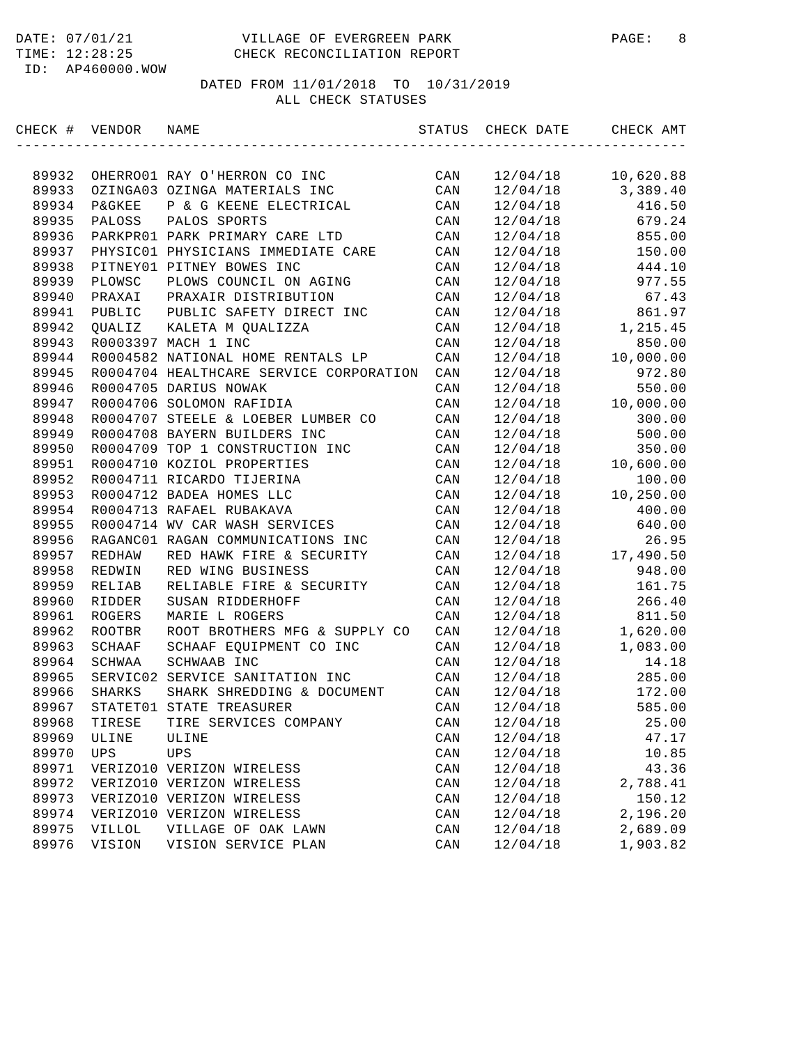DATE: 07/01/21 VILLAGE OF EVERGREEN PARK
TIME: 12:28:25 CHECK RECONCILIATION REPORT
ID: AP460000.WOW

DATED FROM 11/01/2018 TO 10/31/2019
ALL CHECK STATUSES

| CHECK # | VENDOR | NAME | STATUS | CHECK DATE | CHECK AMT |
|---|---|---|---|---|---|
| 89932 | OHERRO01 | RAY O'HERRON CO INC | CAN | 12/04/18 | 10,620.88 |
| 89933 | OZINGA03 | OZINGA MATERIALS INC | CAN | 12/04/18 | 3,389.40 |
| 89934 | P&GKEE | P & G KEENE ELECTRICAL | CAN | 12/04/18 | 416.50 |
| 89935 | PALOSS | PALOS SPORTS | CAN | 12/04/18 | 679.24 |
| 89936 | PARKPR01 | PARK PRIMARY CARE LTD | CAN | 12/04/18 | 855.00 |
| 89937 | PHYSIC01 | PHYSICIANS IMMEDIATE CARE | CAN | 12/04/18 | 150.00 |
| 89938 | PITNEY01 | PITNEY BOWES INC | CAN | 12/04/18 | 444.10 |
| 89939 | PLOWSC | PLOWS COUNCIL ON AGING | CAN | 12/04/18 | 977.55 |
| 89940 | PRAXAI | PRAXAIR DISTRIBUTION | CAN | 12/04/18 | 67.43 |
| 89941 | PUBLIC | PUBLIC SAFETY DIRECT INC | CAN | 12/04/18 | 861.97 |
| 89942 | QUALIZ | KALETA M QUALIZZA | CAN | 12/04/18 | 1,215.45 |
| 89943 | R0003397 | MACH 1 INC | CAN | 12/04/18 | 850.00 |
| 89944 | R0004582 | NATIONAL HOME RENTALS LP | CAN | 12/04/18 | 10,000.00 |
| 89945 | R0004704 | HEALTHCARE SERVICE CORPORATION | CAN | 12/04/18 | 972.80 |
| 89946 | R0004705 | DARIUS NOWAK | CAN | 12/04/18 | 550.00 |
| 89947 | R0004706 | SOLOMON RAFIDIA | CAN | 12/04/18 | 10,000.00 |
| 89948 | R0004707 | STEELE & LOEBER LUMBER CO | CAN | 12/04/18 | 300.00 |
| 89949 | R0004708 | BAYERN BUILDERS INC | CAN | 12/04/18 | 500.00 |
| 89950 | R0004709 | TOP 1 CONSTRUCTION INC | CAN | 12/04/18 | 350.00 |
| 89951 | R0004710 | KOZIOL PROPERTIES | CAN | 12/04/18 | 10,600.00 |
| 89952 | R0004711 | RICARDO TIJERINA | CAN | 12/04/18 | 100.00 |
| 89953 | R0004712 | BADEA HOMES LLC | CAN | 12/04/18 | 10,250.00 |
| 89954 | R0004713 | RAFAEL RUBAKAVA | CAN | 12/04/18 | 400.00 |
| 89955 | R0004714 | WV CAR WASH SERVICES | CAN | 12/04/18 | 640.00 |
| 89956 | RAGANC01 | RAGAN COMMUNICATIONS INC | CAN | 12/04/18 | 26.95 |
| 89957 | REDHAW | RED HAWK FIRE & SECURITY | CAN | 12/04/18 | 17,490.50 |
| 89958 | REDWIN | RED WING BUSINESS | CAN | 12/04/18 | 948.00 |
| 89959 | RELIAB | RELIABLE FIRE & SECURITY | CAN | 12/04/18 | 161.75 |
| 89960 | RIDDER | SUSAN RIDDERHOFF | CAN | 12/04/18 | 266.40 |
| 89961 | ROGERS | MARIE L ROGERS | CAN | 12/04/18 | 811.50 |
| 89962 | ROOTBR | ROOT BROTHERS MFG & SUPPLY CO | CAN | 12/04/18 | 1,620.00 |
| 89963 | SCHAAF | SCHAAF EQUIPMENT CO INC | CAN | 12/04/18 | 1,083.00 |
| 89964 | SCHWAA | SCHWAAB INC | CAN | 12/04/18 | 14.18 |
| 89965 | SERVIC02 | SERVICE SANITATION INC | CAN | 12/04/18 | 285.00 |
| 89966 | SHARKS | SHARK SHREDDING & DOCUMENT | CAN | 12/04/18 | 172.00 |
| 89967 | STATET01 | STATE TREASURER | CAN | 12/04/18 | 585.00 |
| 89968 | TIRESE | TIRE SERVICES COMPANY | CAN | 12/04/18 | 25.00 |
| 89969 | ULINE | ULINE | CAN | 12/04/18 | 47.17 |
| 89970 | UPS | UPS | CAN | 12/04/18 | 10.85 |
| 89971 | VERIZO10 | VERIZON WIRELESS | CAN | 12/04/18 | 43.36 |
| 89972 | VERIZO10 | VERIZON WIRELESS | CAN | 12/04/18 | 2,788.41 |
| 89973 | VERIZO10 | VERIZON WIRELESS | CAN | 12/04/18 | 150.12 |
| 89974 | VERIZO10 | VERIZON WIRELESS | CAN | 12/04/18 | 2,196.20 |
| 89975 | VILLOL | VILLAGE OF OAK LAWN | CAN | 12/04/18 | 2,689.09 |
| 89976 | VISION | VISION SERVICE PLAN | CAN | 12/04/18 | 1,903.82 |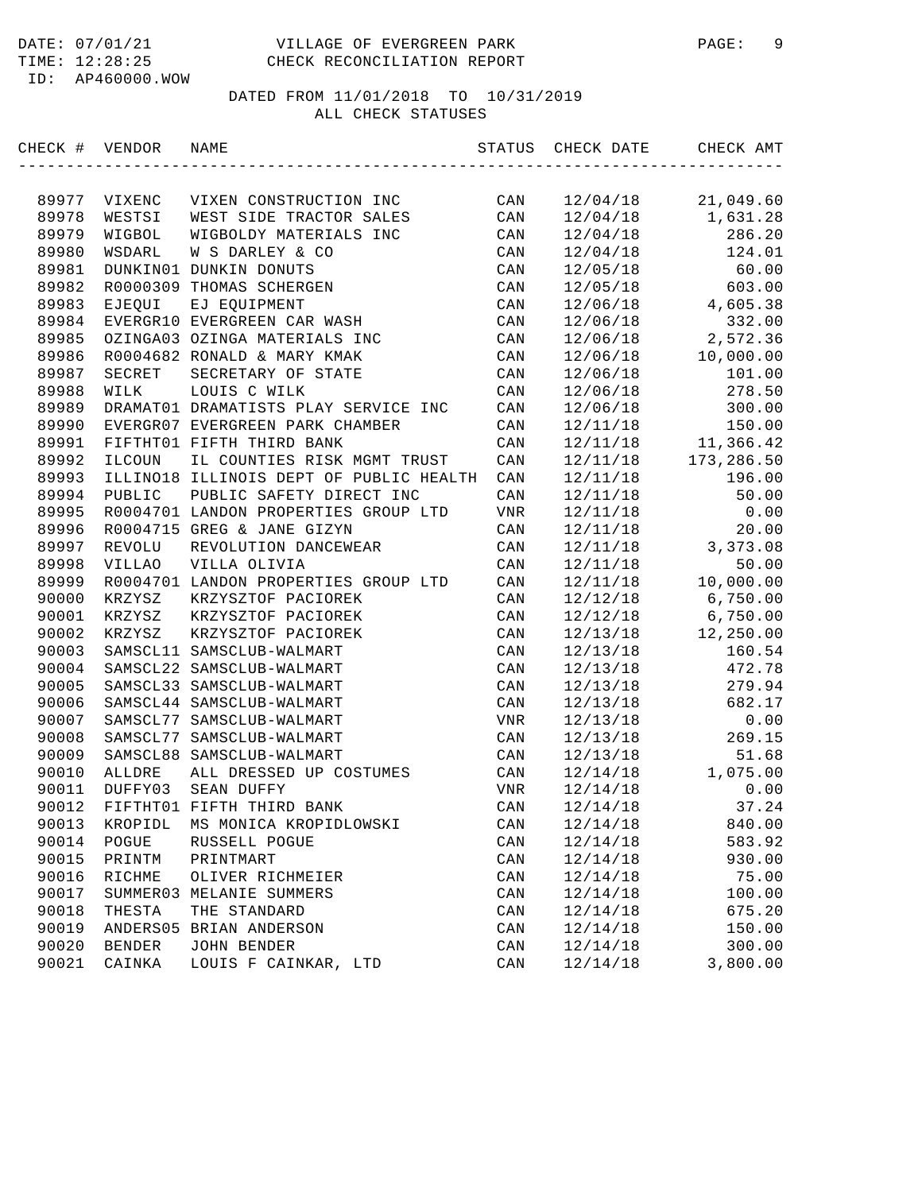VILLAGE OF EVERGREEN PARK
CHECK RECONCILIATION REPORT

DATE: 07/01/21
TIME: 12:28:25
ID: AP460000.WOW

DATED FROM 11/01/2018 TO 10/31/2019
ALL CHECK STATUSES

| CHECK # | VENDOR | NAME | STATUS | CHECK DATE | CHECK AMT |
|---|---|---|---|---|---|
| 89977 | VIXENC | VIXEN CONSTRUCTION INC | CAN | 12/04/18 | 21,049.60 |
| 89978 | WESTSI | WEST SIDE TRACTOR SALES | CAN | 12/04/18 | 1,631.28 |
| 89979 | WIGBOL | WIGBOLDY MATERIALS INC | CAN | 12/04/18 | 286.20 |
| 89980 | WSDARL | W S DARLEY & CO | CAN | 12/04/18 | 124.01 |
| 89981 | DUNKIN01 | DUNKIN DONUTS | CAN | 12/05/18 | 60.00 |
| 89982 | R0000309 | THOMAS SCHERGEN | CAN | 12/05/18 | 603.00 |
| 89983 | EJEQUI | EJ EQUIPMENT | CAN | 12/06/18 | 4,605.38 |
| 89984 | EVERGR10 | EVERGREEN CAR WASH | CAN | 12/06/18 | 332.00 |
| 89985 | OZINGA03 | OZINGA MATERIALS INC | CAN | 12/06/18 | 2,572.36 |
| 89986 | R0004682 | RONALD & MARY KMAK | CAN | 12/06/18 | 10,000.00 |
| 89987 | SECRET | SECRETARY OF STATE | CAN | 12/06/18 | 101.00 |
| 89988 | WILK | LOUIS C WILK | CAN | 12/06/18 | 278.50 |
| 89989 | DRAMAT01 | DRAMATISTS PLAY SERVICE INC | CAN | 12/06/18 | 300.00 |
| 89990 | EVERGR07 | EVERGREEN PARK CHAMBER | CAN | 12/11/18 | 150.00 |
| 89991 | FIFTHT01 | FIFTH THIRD BANK | CAN | 12/11/18 | 11,366.42 |
| 89992 | ILCOUN | IL COUNTIES RISK MGMT TRUST | CAN | 12/11/18 | 173,286.50 |
| 89993 | ILLINO18 | ILLINOIS DEPT OF PUBLIC HEALTH | CAN | 12/11/18 | 196.00 |
| 89994 | PUBLIC | PUBLIC SAFETY DIRECT INC | CAN | 12/11/18 | 50.00 |
| 89995 | R0004701 | LANDON PROPERTIES GROUP LTD | VNR | 12/11/18 | 0.00 |
| 89996 | R0004715 | GREG & JANE GIZYN | CAN | 12/11/18 | 20.00 |
| 89997 | REVOLU | REVOLUTION DANCEWEAR | CAN | 12/11/18 | 3,373.08 |
| 89998 | VILLAO | VILLA OLIVIA | CAN | 12/11/18 | 50.00 |
| 89999 | R0004701 | LANDON PROPERTIES GROUP LTD | CAN | 12/11/18 | 10,000.00 |
| 90000 | KRZYSZ | KRZYSZTOF PACIOREK | CAN | 12/12/18 | 6,750.00 |
| 90001 | KRZYSZ | KRZYSZTOF PACIOREK | CAN | 12/12/18 | 6,750.00 |
| 90002 | KRZYSZ | KRZYSZTOF PACIOREK | CAN | 12/13/18 | 12,250.00 |
| 90003 | SAMSCL11 | SAMSCLUB-WALMART | CAN | 12/13/18 | 160.54 |
| 90004 | SAMSCL22 | SAMSCLUB-WALMART | CAN | 12/13/18 | 472.78 |
| 90005 | SAMSCL33 | SAMSCLUB-WALMART | CAN | 12/13/18 | 279.94 |
| 90006 | SAMSCL44 | SAMSCLUB-WALMART | CAN | 12/13/18 | 682.17 |
| 90007 | SAMSCL77 | SAMSCLUB-WALMART | VNR | 12/13/18 | 0.00 |
| 90008 | SAMSCL77 | SAMSCLUB-WALMART | CAN | 12/13/18 | 269.15 |
| 90009 | SAMSCL88 | SAMSCLUB-WALMART | CAN | 12/13/18 | 51.68 |
| 90010 | ALLDRE | ALL DRESSED UP COSTUMES | CAN | 12/14/18 | 1,075.00 |
| 90011 | DUFFY03 | SEAN DUFFY | VNR | 12/14/18 | 0.00 |
| 90012 | FIFTHT01 | FIFTH THIRD BANK | CAN | 12/14/18 | 37.24 |
| 90013 | KROPIDL | MS MONICA KROPIDLOWSKI | CAN | 12/14/18 | 840.00 |
| 90014 | POGUE | RUSSELL POGUE | CAN | 12/14/18 | 583.92 |
| 90015 | PRINTM | PRINTMART | CAN | 12/14/18 | 930.00 |
| 90016 | RICHME | OLIVER RICHMEIER | CAN | 12/14/18 | 75.00 |
| 90017 | SUMMER03 | MELANIE SUMMERS | CAN | 12/14/18 | 100.00 |
| 90018 | THESTA | THE STANDARD | CAN | 12/14/18 | 675.20 |
| 90019 | ANDERS05 | BRIAN ANDERSON | CAN | 12/14/18 | 150.00 |
| 90020 | BENDER | JOHN BENDER | CAN | 12/14/18 | 300.00 |
| 90021 | CAINKA | LOUIS F CAINKAR, LTD | CAN | 12/14/18 | 3,800.00 |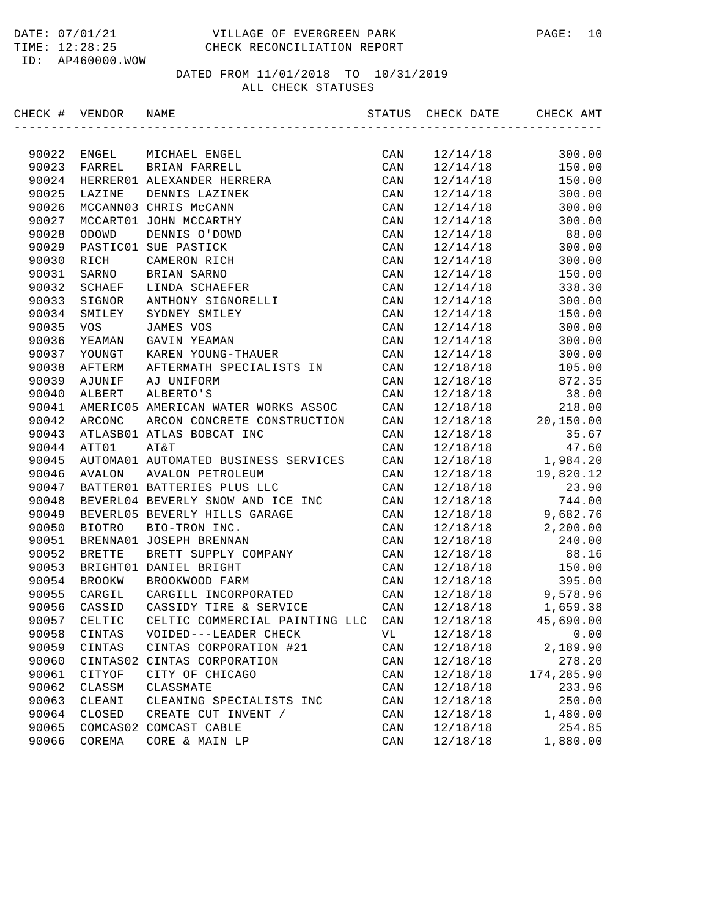VILLAGE OF EVERGREEN PARK
CHECK RECONCILIATION REPORT

DATE: 07/01/21
TIME: 12:28:25
ID: AP460000.WOW

DATED FROM 11/01/2018 TO 10/31/2019
ALL CHECK STATUSES

| CHECK # | VENDOR | NAME | STATUS | CHECK DATE | CHECK AMT |
|---|---|---|---|---|---|
| 90022 | ENGEL | MICHAEL ENGEL | CAN | 12/14/18 | 300.00 |
| 90023 | FARREL | BRIAN FARRELL | CAN | 12/14/18 | 150.00 |
| 90024 | HERRER01 | ALEXANDER HERRERA | CAN | 12/14/18 | 150.00 |
| 90025 | LAZINE | DENNIS LAZINEK | CAN | 12/14/18 | 300.00 |
| 90026 | MCCANN03 | CHRIS McCANN | CAN | 12/14/18 | 300.00 |
| 90027 | MCCART01 | JOHN MCCARTHY | CAN | 12/14/18 | 300.00 |
| 90028 | ODOWD | DENNIS O'DOWD | CAN | 12/14/18 | 88.00 |
| 90029 | PASTIC01 | SUE PASTICK | CAN | 12/14/18 | 300.00 |
| 90030 | RICH | CAMERON RICH | CAN | 12/14/18 | 300.00 |
| 90031 | SARNO | BRIAN SARNO | CAN | 12/14/18 | 150.00 |
| 90032 | SCHAEF | LINDA SCHAEFER | CAN | 12/14/18 | 338.30 |
| 90033 | SIGNOR | ANTHONY SIGNORELLI | CAN | 12/14/18 | 300.00 |
| 90034 | SMILEY | SYDNEY SMILEY | CAN | 12/14/18 | 150.00 |
| 90035 | VOS | JAMES VOS | CAN | 12/14/18 | 300.00 |
| 90036 | YEAMAN | GAVIN YEAMAN | CAN | 12/14/18 | 300.00 |
| 90037 | YOUNGT | KAREN YOUNG-THAUER | CAN | 12/14/18 | 300.00 |
| 90038 | AFTERM | AFTERMATH SPECIALISTS IN | CAN | 12/18/18 | 105.00 |
| 90039 | AJUNIF | AJ UNIFORM | CAN | 12/18/18 | 872.35 |
| 90040 | ALBERT | ALBERTO'S | CAN | 12/18/18 | 38.00 |
| 90041 | AMERIC05 | AMERICAN WATER WORKS ASSOC | CAN | 12/18/18 | 218.00 |
| 90042 | ARCONC | ARCON CONCRETE CONSTRUCTION | CAN | 12/18/18 | 20,150.00 |
| 90043 | ATLASB01 | ATLAS BOBCAT INC | CAN | 12/18/18 | 35.67 |
| 90044 | ATT01 | AT&T | CAN | 12/18/18 | 47.60 |
| 90045 | AUTOMA01 | AUTOMATED BUSINESS SERVICES | CAN | 12/18/18 | 1,984.20 |
| 90046 | AVALON | AVALON PETROLEUM | CAN | 12/18/18 | 19,820.12 |
| 90047 | BATTER01 | BATTERIES PLUS LLC | CAN | 12/18/18 | 23.90 |
| 90048 | BEVERL04 | BEVERLY SNOW AND ICE INC | CAN | 12/18/18 | 744.00 |
| 90049 | BEVERL05 | BEVERLY HILLS GARAGE | CAN | 12/18/18 | 9,682.76 |
| 90050 | BIOTRO | BIO-TRON INC. | CAN | 12/18/18 | 2,200.00 |
| 90051 | BRENNA01 | JOSEPH BRENNAN | CAN | 12/18/18 | 240.00 |
| 90052 | BRETTE | BRETT SUPPLY COMPANY | CAN | 12/18/18 | 88.16 |
| 90053 | BRIGHT01 | DANIEL BRIGHT | CAN | 12/18/18 | 150.00 |
| 90054 | BROOKW | BROOKWOOD FARM | CAN | 12/18/18 | 395.00 |
| 90055 | CARGIL | CARGILL INCORPORATED | CAN | 12/18/18 | 9,578.96 |
| 90056 | CASSID | CASSIDY TIRE & SERVICE | CAN | 12/18/18 | 1,659.38 |
| 90057 | CELTIC | CELTIC COMMERCIAL PAINTING LLC | CAN | 12/18/18 | 45,690.00 |
| 90058 | CINTAS | VOIDED---LEADER CHECK | VL | 12/18/18 | 0.00 |
| 90059 | CINTAS | CINTAS CORPORATION #21 | CAN | 12/18/18 | 2,189.90 |
| 90060 | CINTAS02 | CINTAS CORPORATION | CAN | 12/18/18 | 278.20 |
| 90061 | CITYOF | CITY OF CHICAGO | CAN | 12/18/18 | 174,285.90 |
| 90062 | CLASSM | CLASSMATE | CAN | 12/18/18 | 233.96 |
| 90063 | CLEANI | CLEANING SPECIALISTS INC | CAN | 12/18/18 | 250.00 |
| 90064 | CLOSED | CREATE CUT INVENT / | CAN | 12/18/18 | 1,480.00 |
| 90065 | COMCAS02 | COMCAST CABLE | CAN | 12/18/18 | 254.85 |
| 90066 | COREMA | CORE & MAIN LP | CAN | 12/18/18 | 1,880.00 |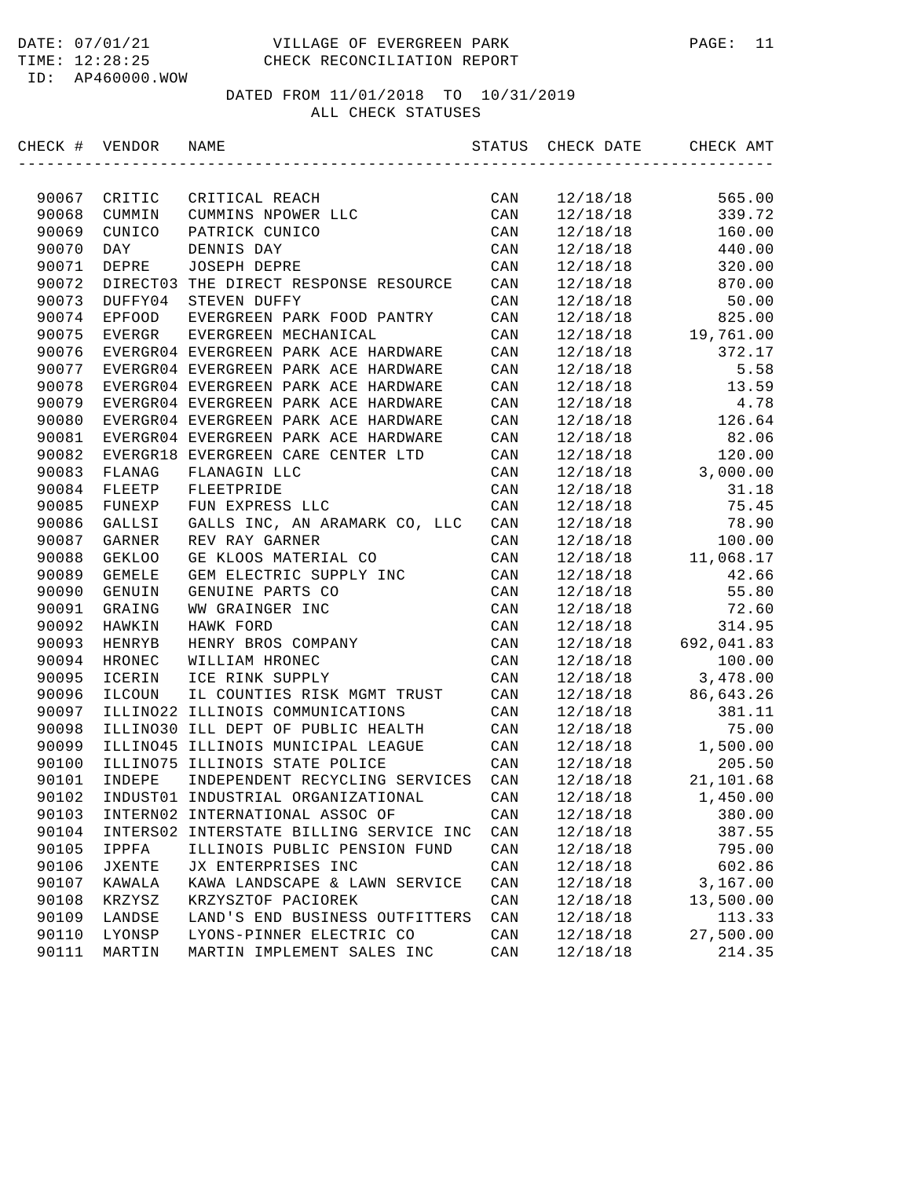VILLAGE OF EVERGREEN PARK
CHECK RECONCILIATION REPORT

DATED FROM 11/01/2018 TO 10/31/2019
ALL CHECK STATUSES

| CHECK # | VENDOR | NAME | STATUS | CHECK DATE | CHECK AMT |
|---|---|---|---|---|---|
| 90067 | CRITIC | CRITICAL REACH | CAN | 12/18/18 | 565.00 |
| 90068 | CUMMIN | CUMMINS NPOWER LLC | CAN | 12/18/18 | 339.72 |
| 90069 | CUNICO | PATRICK CUNICO | CAN | 12/18/18 | 160.00 |
| 90070 | DAY | DENNIS DAY | CAN | 12/18/18 | 440.00 |
| 90071 | DEPRE | JOSEPH DEPRE | CAN | 12/18/18 | 320.00 |
| 90072 | DIRECT03 | THE DIRECT RESPONSE RESOURCE | CAN | 12/18/18 | 870.00 |
| 90073 | DUFFY04 | STEVEN DUFFY | CAN | 12/18/18 | 50.00 |
| 90074 | EPFOOD | EVERGREEN PARK FOOD PANTRY | CAN | 12/18/18 | 825.00 |
| 90075 | EVERGR | EVERGREEN MECHANICAL | CAN | 12/18/18 | 19,761.00 |
| 90076 | EVERGR04 | EVERGREEN PARK ACE HARDWARE | CAN | 12/18/18 | 372.17 |
| 90077 | EVERGR04 | EVERGREEN PARK ACE HARDWARE | CAN | 12/18/18 | 5.58 |
| 90078 | EVERGR04 | EVERGREEN PARK ACE HARDWARE | CAN | 12/18/18 | 13.59 |
| 90079 | EVERGR04 | EVERGREEN PARK ACE HARDWARE | CAN | 12/18/18 | 4.78 |
| 90080 | EVERGR04 | EVERGREEN PARK ACE HARDWARE | CAN | 12/18/18 | 126.64 |
| 90081 | EVERGR04 | EVERGREEN PARK ACE HARDWARE | CAN | 12/18/18 | 82.06 |
| 90082 | EVERGR18 | EVERGREEN CARE CENTER LTD | CAN | 12/18/18 | 120.00 |
| 90083 | FLANAG | FLANAGIN LLC | CAN | 12/18/18 | 3,000.00 |
| 90084 | FLEETP | FLEETPRIDE | CAN | 12/18/18 | 31.18 |
| 90085 | FUNEXP | FUN EXPRESS LLC | CAN | 12/18/18 | 75.45 |
| 90086 | GALLSI | GALLS INC, AN ARAMARK CO, LLC | CAN | 12/18/18 | 78.90 |
| 90087 | GARNER | REV RAY GARNER | CAN | 12/18/18 | 100.00 |
| 90088 | GEKLOO | GE KLOOS MATERIAL CO | CAN | 12/18/18 | 11,068.17 |
| 90089 | GEMELE | GEM ELECTRIC SUPPLY INC | CAN | 12/18/18 | 42.66 |
| 90090 | GENUIN | GENUINE PARTS CO | CAN | 12/18/18 | 55.80 |
| 90091 | GRAING | WW GRAINGER INC | CAN | 12/18/18 | 72.60 |
| 90092 | HAWKIN | HAWK FORD | CAN | 12/18/18 | 314.95 |
| 90093 | HENRYB | HENRY BROS COMPANY | CAN | 12/18/18 | 692,041.83 |
| 90094 | HRONEC | WILLIAM HRONEC | CAN | 12/18/18 | 100.00 |
| 90095 | ICERIN | ICE RINK SUPPLY | CAN | 12/18/18 | 3,478.00 |
| 90096 | ILCOUN | IL COUNTIES RISK MGMT TRUST | CAN | 12/18/18 | 86,643.26 |
| 90097 | ILLINO22 | ILLINOIS COMMUNICATIONS | CAN | 12/18/18 | 381.11 |
| 90098 | ILLINO30 | ILL DEPT OF PUBLIC HEALTH | CAN | 12/18/18 | 75.00 |
| 90099 | ILLINO45 | ILLINOIS MUNICIPAL LEAGUE | CAN | 12/18/18 | 1,500.00 |
| 90100 | ILLINO75 | ILLINOIS STATE POLICE | CAN | 12/18/18 | 205.50 |
| 90101 | INDEPE | INDEPENDENT RECYCLING SERVICES | CAN | 12/18/18 | 21,101.68 |
| 90102 | INDUST01 | INDUSTRIAL ORGANIZATIONAL | CAN | 12/18/18 | 1,450.00 |
| 90103 | INTERN02 | INTERNATIONAL ASSOC OF | CAN | 12/18/18 | 380.00 |
| 90104 | INTERS02 | INTERSTATE BILLING SERVICE INC | CAN | 12/18/18 | 387.55 |
| 90105 | IPPFA | ILLINOIS PUBLIC PENSION FUND | CAN | 12/18/18 | 795.00 |
| 90106 | JXENTE | JX ENTERPRISES INC | CAN | 12/18/18 | 602.86 |
| 90107 | KAWALA | KAWA LANDSCAPE & LAWN SERVICE | CAN | 12/18/18 | 3,167.00 |
| 90108 | KRZYSZ | KRZYSZTOF PACIOREK | CAN | 12/18/18 | 13,500.00 |
| 90109 | LANDSE | LAND'S END BUSINESS OUTFITTERS | CAN | 12/18/18 | 113.33 |
| 90110 | LYONSP | LYONS-PINNER ELECTRIC CO | CAN | 12/18/18 | 27,500.00 |
| 90111 | MARTIN | MARTIN IMPLEMENT SALES INC | CAN | 12/18/18 | 214.35 |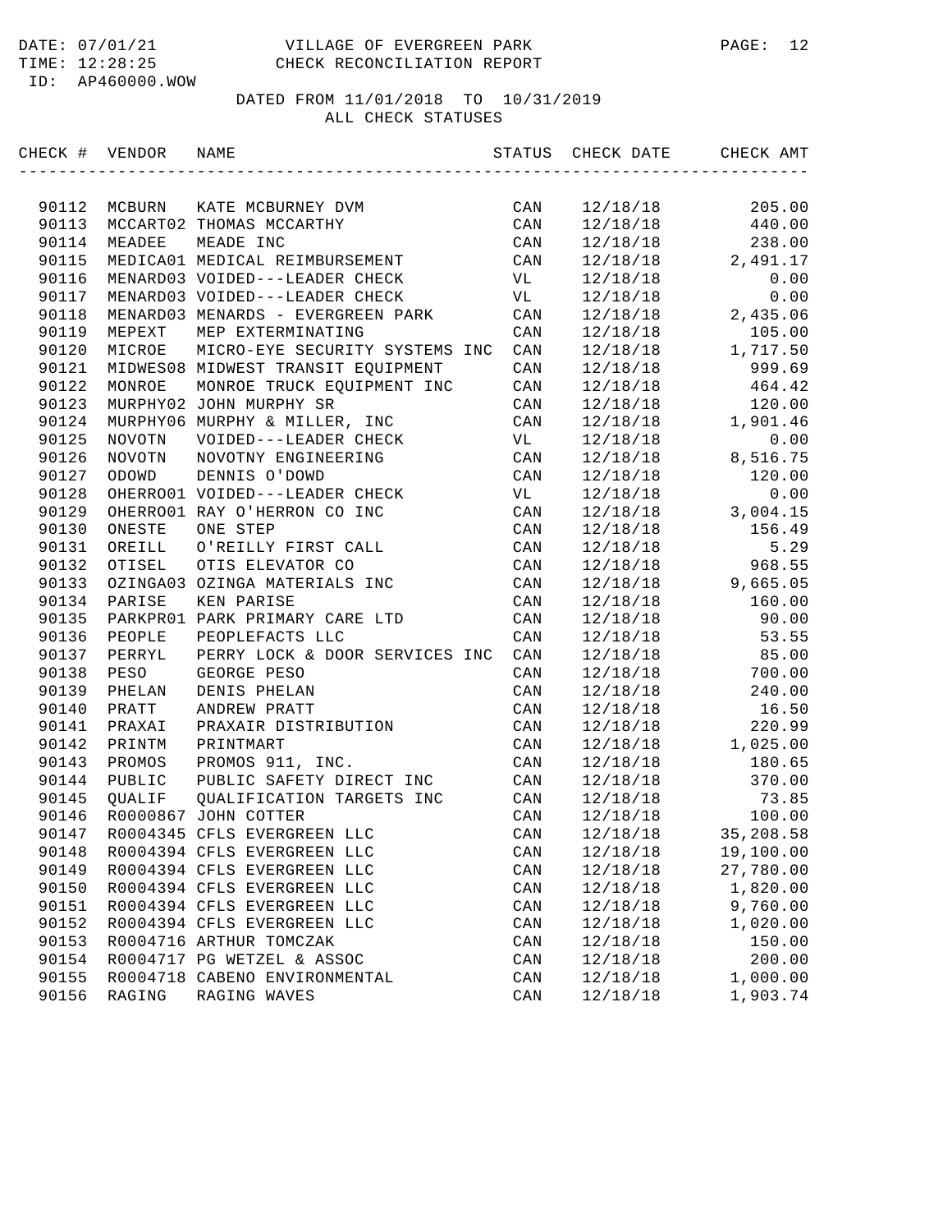DATE: 07/01/21 VILLAGE OF EVERGREEN PARK
TIME: 12:28:25 CHECK RECONCILIATION REPORT
ID: AP460000.WOW

DATED FROM 11/01/2018 TO 10/31/2019
ALL CHECK STATUSES

| CHECK # | VENDOR | NAME | STATUS | CHECK DATE | CHECK AMT |
|---|---|---|---|---|---|
| 90112 | MCBURN | KATE MCBURNEY DVM | CAN | 12/18/18 | 205.00 |
| 90113 | MCCART02 | THOMAS MCCARTHY | CAN | 12/18/18 | 440.00 |
| 90114 | MEADEE | MEADE INC | CAN | 12/18/18 | 238.00 |
| 90115 | MEDICA01 | MEDICAL REIMBURSEMENT | CAN | 12/18/18 | 2,491.17 |
| 90116 | MENARD03 | VOIDED---LEADER CHECK | VL | 12/18/18 | 0.00 |
| 90117 | MENARD03 | VOIDED---LEADER CHECK | VL | 12/18/18 | 0.00 |
| 90118 | MENARD03 | MENARDS - EVERGREEN PARK | CAN | 12/18/18 | 2,435.06 |
| 90119 | MEPEXT | MEP EXTERMINATING | CAN | 12/18/18 | 105.00 |
| 90120 | MICROE | MICRO-EYE SECURITY SYSTEMS INC | CAN | 12/18/18 | 1,717.50 |
| 90121 | MIDWES08 | MIDWEST TRANSIT EQUIPMENT | CAN | 12/18/18 | 999.69 |
| 90122 | MONROE | MONROE TRUCK EQUIPMENT INC | CAN | 12/18/18 | 464.42 |
| 90123 | MURPHY02 | JOHN MURPHY SR | CAN | 12/18/18 | 120.00 |
| 90124 | MURPHY06 | MURPHY & MILLER, INC | CAN | 12/18/18 | 1,901.46 |
| 90125 | NOVOTN | VOIDED---LEADER CHECK | VL | 12/18/18 | 0.00 |
| 90126 | NOVOTN | NOVOTNY ENGINEERING | CAN | 12/18/18 | 8,516.75 |
| 90127 | ODOWD | DENNIS O'DOWD | CAN | 12/18/18 | 120.00 |
| 90128 | OHERRO01 | VOIDED---LEADER CHECK | VL | 12/18/18 | 0.00 |
| 90129 | OHERRO01 | RAY O'HERRON CO INC | CAN | 12/18/18 | 3,004.15 |
| 90130 | ONESTE | ONE STEP | CAN | 12/18/18 | 156.49 |
| 90131 | OREILL | O'REILLY FIRST CALL | CAN | 12/18/18 | 5.29 |
| 90132 | OTISEL | OTIS ELEVATOR CO | CAN | 12/18/18 | 968.55 |
| 90133 | OZINGA03 | OZINGA MATERIALS INC | CAN | 12/18/18 | 9,665.05 |
| 90134 | PARISE | KEN PARISE | CAN | 12/18/18 | 160.00 |
| 90135 | PARKPR01 | PARK PRIMARY CARE LTD | CAN | 12/18/18 | 90.00 |
| 90136 | PEOPLE | PEOPLEFACTS LLC | CAN | 12/18/18 | 53.55 |
| 90137 | PERRYL | PERRY LOCK & DOOR SERVICES INC | CAN | 12/18/18 | 85.00 |
| 90138 | PESO | GEORGE PESO | CAN | 12/18/18 | 700.00 |
| 90139 | PHELAN | DENIS PHELAN | CAN | 12/18/18 | 240.00 |
| 90140 | PRATT | ANDREW PRATT | CAN | 12/18/18 | 16.50 |
| 90141 | PRAXAI | PRAXAIR DISTRIBUTION | CAN | 12/18/18 | 220.99 |
| 90142 | PRINTM | PRINTMART | CAN | 12/18/18 | 1,025.00 |
| 90143 | PROMOS | PROMOS 911, INC. | CAN | 12/18/18 | 180.65 |
| 90144 | PUBLIC | PUBLIC SAFETY DIRECT INC | CAN | 12/18/18 | 370.00 |
| 90145 | QUALIF | QUALIFICATION TARGETS INC | CAN | 12/18/18 | 73.85 |
| 90146 | R0000867 | JOHN COTTER | CAN | 12/18/18 | 100.00 |
| 90147 | R0004345 | CFLS EVERGREEN LLC | CAN | 12/18/18 | 35,208.58 |
| 90148 | R0004394 | CFLS EVERGREEN LLC | CAN | 12/18/18 | 19,100.00 |
| 90149 | R0004394 | CFLS EVERGREEN LLC | CAN | 12/18/18 | 27,780.00 |
| 90150 | R0004394 | CFLS EVERGREEN LLC | CAN | 12/18/18 | 1,820.00 |
| 90151 | R0004394 | CFLS EVERGREEN LLC | CAN | 12/18/18 | 9,760.00 |
| 90152 | R0004394 | CFLS EVERGREEN LLC | CAN | 12/18/18 | 1,020.00 |
| 90153 | R0004716 | ARTHUR TOMCZAK | CAN | 12/18/18 | 150.00 |
| 90154 | R0004717 | PG WETZEL & ASSOC | CAN | 12/18/18 | 200.00 |
| 90155 | R0004718 | CABENO ENVIRONMENTAL | CAN | 12/18/18 | 1,000.00 |
| 90156 | RAGING | RAGING WAVES | CAN | 12/18/18 | 1,903.74 |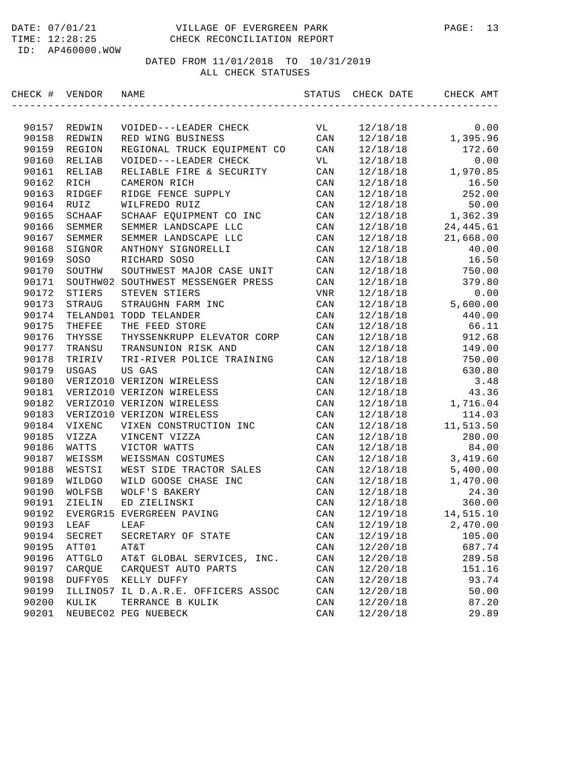DATE: 07/01/21 VILLAGE OF EVERGREEN PARK
TIME: 12:28:25 CHECK RECONCILIATION REPORT
ID: AP460000.WOW

DATED FROM 11/01/2018 TO 10/31/2019
ALL CHECK STATUSES

| CHECK # | VENDOR | NAME | STATUS | CHECK DATE | CHECK AMT |
|---|---|---|---|---|---|
| 90157 | REDWIN | VOIDED---LEADER CHECK | VL | 12/18/18 | 0.00 |
| 90158 | REDWIN | RED WING BUSINESS | CAN | 12/18/18 | 1,395.96 |
| 90159 | REGION | REGIONAL TRUCK EQUIPMENT CO | CAN | 12/18/18 | 172.60 |
| 90160 | RELIAB | VOIDED---LEADER CHECK | VL | 12/18/18 | 0.00 |
| 90161 | RELIAB | RELIABLE FIRE & SECURITY | CAN | 12/18/18 | 1,970.85 |
| 90162 | RICH | CAMERON RICH | CAN | 12/18/18 | 16.50 |
| 90163 | RIDGEF | RIDGE FENCE SUPPLY | CAN | 12/18/18 | 252.00 |
| 90164 | RUIZ | WILFREDO RUIZ | CAN | 12/18/18 | 50.00 |
| 90165 | SCHAAF | SCHAAF EQUIPMENT CO INC | CAN | 12/18/18 | 1,362.39 |
| 90166 | SEMMER | SEMMER LANDSCAPE LLC | CAN | 12/18/18 | 24,445.61 |
| 90167 | SEMMER | SEMMER LANDSCAPE LLC | CAN | 12/18/18 | 21,668.00 |
| 90168 | SIGNOR | ANTHONY SIGNORELLI | CAN | 12/18/18 | 40.00 |
| 90169 | SOSO | RICHARD SOSO | CAN | 12/18/18 | 16.50 |
| 90170 | SOUTHW | SOUTHWEST MAJOR CASE UNIT | CAN | 12/18/18 | 750.00 |
| 90171 | SOUTHW02 | SOUTHWEST MESSENGER PRESS | CAN | 12/18/18 | 379.80 |
| 90172 | STIERS | STEVEN STIERS | VNR | 12/18/18 | 0.00 |
| 90173 | STRAUG | STRAUGHN FARM INC | CAN | 12/18/18 | 5,600.00 |
| 90174 | TELAND01 | TODD TELANDER | CAN | 12/18/18 | 440.00 |
| 90175 | THEFEE | THE FEED STORE | CAN | 12/18/18 | 66.11 |
| 90176 | THYSSE | THYSSENKRUPP ELEVATOR CORP | CAN | 12/18/18 | 912.68 |
| 90177 | TRANSU | TRANSUNION RISK AND | CAN | 12/18/18 | 149.00 |
| 90178 | TRIRIV | TRI-RIVER POLICE TRAINING | CAN | 12/18/18 | 750.00 |
| 90179 | USGAS | US GAS | CAN | 12/18/18 | 630.80 |
| 90180 | VERIZO10 | VERIZON WIRELESS | CAN | 12/18/18 | 3.48 |
| 90181 | VERIZO10 | VERIZON WIRELESS | CAN | 12/18/18 | 43.36 |
| 90182 | VERIZO10 | VERIZON WIRELESS | CAN | 12/18/18 | 1,716.04 |
| 90183 | VERIZO10 | VERIZON WIRELESS | CAN | 12/18/18 | 114.03 |
| 90184 | VIXENC | VIXEN CONSTRUCTION INC | CAN | 12/18/18 | 11,513.50 |
| 90185 | VIZZA | VINCENT VIZZA | CAN | 12/18/18 | 280.00 |
| 90186 | WATTS | VICTOR WATTS | CAN | 12/18/18 | 84.00 |
| 90187 | WEISSM | WEISSMAN COSTUMES | CAN | 12/18/18 | 3,419.60 |
| 90188 | WESTSI | WEST SIDE TRACTOR SALES | CAN | 12/18/18 | 5,400.00 |
| 90189 | WILDGO | WILD GOOSE CHASE INC | CAN | 12/18/18 | 1,470.00 |
| 90190 | WOLFSB | WOLF'S BAKERY | CAN | 12/18/18 | 24.30 |
| 90191 | ZIELIN | ED ZIELINSKI | CAN | 12/18/18 | 360.00 |
| 90192 | EVERGR15 | EVERGREEN PAVING | CAN | 12/19/18 | 14,515.10 |
| 90193 | LEAF | LEAF | CAN | 12/19/18 | 2,470.00 |
| 90194 | SECRET | SECRETARY OF STATE | CAN | 12/19/18 | 105.00 |
| 90195 | ATT01 | AT&T | CAN | 12/20/18 | 687.74 |
| 90196 | ATTGLO | AT&T GLOBAL SERVICES, INC. | CAN | 12/20/18 | 289.58 |
| 90197 | CARQUE | CARQUEST AUTO PARTS | CAN | 12/20/18 | 151.16 |
| 90198 | DUFFY05 | KELLY DUFFY | CAN | 12/20/18 | 93.74 |
| 90199 | ILLINO57 | IL D.A.R.E. OFFICERS ASSOC | CAN | 12/20/18 | 50.00 |
| 90200 | KULIK | TERRANCE B KULIK | CAN | 12/20/18 | 87.20 |
| 90201 | NEUBEC02 | PEG NUEBECK | CAN | 12/20/18 | 29.89 |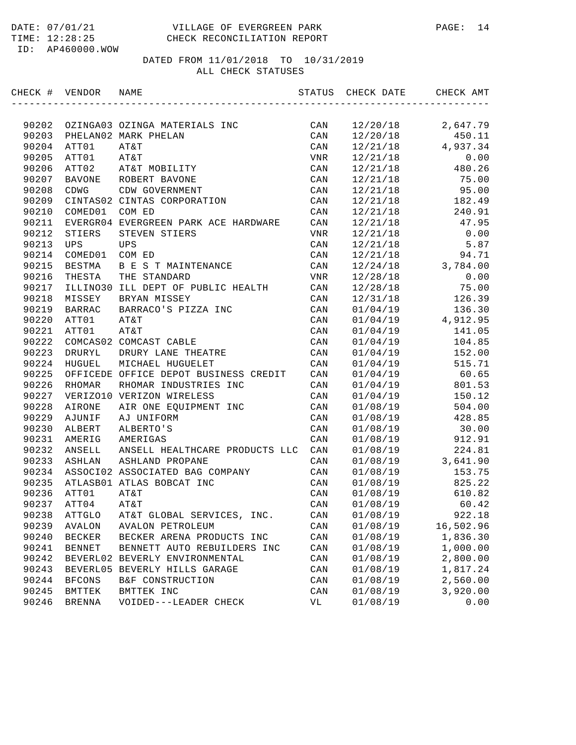VILLAGE OF EVERGREEN PARK
CHECK RECONCILIATION REPORT

DATE: 07/01/21
TIME: 12:28:25
ID: AP460000.WOW

DATED FROM 11/01/2018 TO 10/31/2019
ALL CHECK STATUSES

| CHECK # | VENDOR | NAME | STATUS | CHECK DATE | CHECK AMT |
|---|---|---|---|---|---|
| 90202 | OZINGA03 | OZINGA MATERIALS INC | CAN | 12/20/18 | 2,647.79 |
| 90203 | PHELAN02 | MARK PHELAN | CAN | 12/20/18 | 450.11 |
| 90204 | ATT01 | AT&T | CAN | 12/21/18 | 4,937.34 |
| 90205 | ATT01 | AT&T | VNR | 12/21/18 | 0.00 |
| 90206 | ATT02 | AT&T MOBILITY | CAN | 12/21/18 | 480.26 |
| 90207 | BAVONE | ROBERT BAVONE | CAN | 12/21/18 | 75.00 |
| 90208 | CDWG | CDW GOVERNMENT | CAN | 12/21/18 | 95.00 |
| 90209 | CINTAS02 | CINTAS CORPORATION | CAN | 12/21/18 | 182.49 |
| 90210 | COMED01 | COM ED | CAN | 12/21/18 | 240.91 |
| 90211 | EVERGR04 | EVERGREEN PARK ACE HARDWARE | CAN | 12/21/18 | 47.95 |
| 90212 | STIERS | STEVEN STIERS | VNR | 12/21/18 | 0.00 |
| 90213 | UPS | UPS | CAN | 12/21/18 | 5.87 |
| 90214 | COMED01 | COM ED | CAN | 12/21/18 | 94.71 |
| 90215 | BESTMA | B E S T MAINTENANCE | CAN | 12/24/18 | 3,784.00 |
| 90216 | THESTA | THE STANDARD | VNR | 12/28/18 | 0.00 |
| 90217 | ILLINO30 | ILL DEPT OF PUBLIC HEALTH | CAN | 12/28/18 | 75.00 |
| 90218 | MISSEY | BRYAN MISSEY | CAN | 12/31/18 | 126.39 |
| 90219 | BARRAC | BARRACO'S PIZZA INC | CAN | 01/04/19 | 136.30 |
| 90220 | ATT01 | AT&T | CAN | 01/04/19 | 4,912.95 |
| 90221 | ATT01 | AT&T | CAN | 01/04/19 | 141.05 |
| 90222 | COMCAS02 | COMCAST CABLE | CAN | 01/04/19 | 104.85 |
| 90223 | DRURYL | DRURY LANE THEATRE | CAN | 01/04/19 | 152.00 |
| 90224 | HUGUEL | MICHAEL HUGUELET | CAN | 01/04/19 | 515.71 |
| 90225 | OFFICEDE | OFFICE DEPOT BUSINESS CREDIT | CAN | 01/04/19 | 60.65 |
| 90226 | RHOMAR | RHOMAR INDUSTRIES INC | CAN | 01/04/19 | 801.53 |
| 90227 | VERIZO10 | VERIZON WIRELESS | CAN | 01/04/19 | 150.12 |
| 90228 | AIRONE | AIR ONE EQUIPMENT INC | CAN | 01/08/19 | 504.00 |
| 90229 | AJUNIF | AJ UNIFORM | CAN | 01/08/19 | 428.85 |
| 90230 | ALBERT | ALBERTO'S | CAN | 01/08/19 | 30.00 |
| 90231 | AMERIG | AMERIGAS | CAN | 01/08/19 | 912.91 |
| 90232 | ANSELL | ANSELL HEALTHCARE PRODUCTS LLC | CAN | 01/08/19 | 224.81 |
| 90233 | ASHLAN | ASHLAND PROPANE | CAN | 01/08/19 | 3,641.90 |
| 90234 | ASSOCI02 | ASSOCIATED BAG COMPANY | CAN | 01/08/19 | 153.75 |
| 90235 | ATLASB01 | ATLAS BOBCAT INC | CAN | 01/08/19 | 825.22 |
| 90236 | ATT01 | AT&T | CAN | 01/08/19 | 610.82 |
| 90237 | ATT04 | AT&T | CAN | 01/08/19 | 60.42 |
| 90238 | ATTGLO | AT&T GLOBAL SERVICES, INC. | CAN | 01/08/19 | 922.18 |
| 90239 | AVALON | AVALON PETROLEUM | CAN | 01/08/19 | 16,502.96 |
| 90240 | BECKER | BECKER ARENA PRODUCTS INC | CAN | 01/08/19 | 1,836.30 |
| 90241 | BENNET | BENNETT AUTO REBUILDERS INC | CAN | 01/08/19 | 1,000.00 |
| 90242 | BEVERL02 | BEVERLY ENVIRONMENTAL | CAN | 01/08/19 | 2,800.00 |
| 90243 | BEVERL05 | BEVERLY HILLS GARAGE | CAN | 01/08/19 | 1,817.24 |
| 90244 | BFCONS | B&F CONSTRUCTION | CAN | 01/08/19 | 2,560.00 |
| 90245 | BMTTEK | BMTTEK INC | CAN | 01/08/19 | 3,920.00 |
| 90246 | BRENNA | VOIDED---LEADER CHECK | VL | 01/08/19 | 0.00 |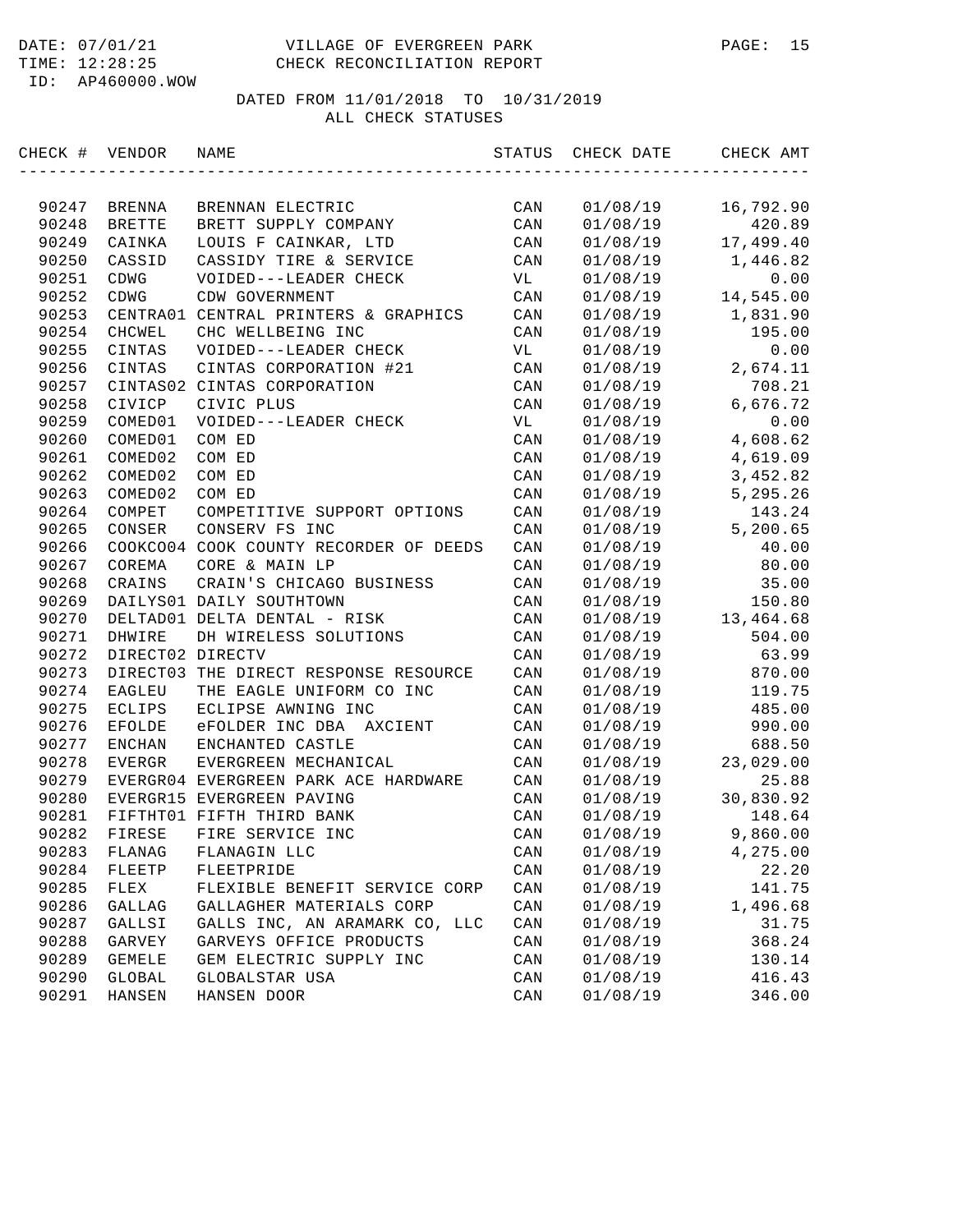DATE: 07/01/21 VILLAGE OF EVERGREEN PARK
TIME: 12:28:25 CHECK RECONCILIATION REPORT
ID: AP460000.WOW

DATED FROM 11/01/2018 TO 10/31/2019
ALL CHECK STATUSES

| CHECK # | VENDOR | NAME | STATUS | CHECK DATE | CHECK AMT |
|---|---|---|---|---|---|
| 90247 | BRENNA | BRENNAN ELECTRIC | CAN | 01/08/19 | 16,792.90 |
| 90248 | BRETTE | BRETT SUPPLY COMPANY | CAN | 01/08/19 | 420.89 |
| 90249 | CAINKA | LOUIS F CAINKAR, LTD | CAN | 01/08/19 | 17,499.40 |
| 90250 | CASSID | CASSIDY TIRE & SERVICE | CAN | 01/08/19 | 1,446.82 |
| 90251 | CDWG | VOIDED---LEADER CHECK | VL | 01/08/19 | 0.00 |
| 90252 | CDWG | CDW GOVERNMENT | CAN | 01/08/19 | 14,545.00 |
| 90253 | CENTRA01 | CENTRAL PRINTERS & GRAPHICS | CAN | 01/08/19 | 1,831.90 |
| 90254 | CHCWEL | CHC WELLBEING INC | CAN | 01/08/19 | 195.00 |
| 90255 | CINTAS | VOIDED---LEADER CHECK | VL | 01/08/19 | 0.00 |
| 90256 | CINTAS | CINTAS CORPORATION #21 | CAN | 01/08/19 | 2,674.11 |
| 90257 | CINTAS02 | CINTAS CORPORATION | CAN | 01/08/19 | 708.21 |
| 90258 | CIVICP | CIVIC PLUS | CAN | 01/08/19 | 6,676.72 |
| 90259 | COMED01 | VOIDED---LEADER CHECK | VL | 01/08/19 | 0.00 |
| 90260 | COMED01 | COM ED | CAN | 01/08/19 | 4,608.62 |
| 90261 | COMED02 | COM ED | CAN | 01/08/19 | 4,619.09 |
| 90262 | COMED02 | COM ED | CAN | 01/08/19 | 3,452.82 |
| 90263 | COMED02 | COM ED | CAN | 01/08/19 | 5,295.26 |
| 90264 | COMPET | COMPETITIVE SUPPORT OPTIONS | CAN | 01/08/19 | 143.24 |
| 90265 | CONSER | CONSERV FS INC | CAN | 01/08/19 | 5,200.65 |
| 90266 | COOKCO04 | COOK COUNTY RECORDER OF DEEDS | CAN | 01/08/19 | 40.00 |
| 90267 | COREMA | CORE & MAIN LP | CAN | 01/08/19 | 80.00 |
| 90268 | CRAINS | CRAIN'S CHICAGO BUSINESS | CAN | 01/08/19 | 35.00 |
| 90269 | DAILYS01 | DAILY SOUTHTOWN | CAN | 01/08/19 | 150.80 |
| 90270 | DELTAD01 | DELTA DENTAL - RISK | CAN | 01/08/19 | 13,464.68 |
| 90271 | DHWIRE | DH WIRELESS SOLUTIONS | CAN | 01/08/19 | 504.00 |
| 90272 | DIRECT02 | DIRECTV | CAN | 01/08/19 | 63.99 |
| 90273 | DIRECT03 | THE DIRECT RESPONSE RESOURCE | CAN | 01/08/19 | 870.00 |
| 90274 | EAGLEU | THE EAGLE UNIFORM CO INC | CAN | 01/08/19 | 119.75 |
| 90275 | ECLIPS | ECLIPSE AWNING INC | CAN | 01/08/19 | 485.00 |
| 90276 | EFOLDE | eFOLDER INC DBA AXCIENT | CAN | 01/08/19 | 990.00 |
| 90277 | ENCHAN | ENCHANTED CASTLE | CAN | 01/08/19 | 688.50 |
| 90278 | EVERGR | EVERGREEN MECHANICAL | CAN | 01/08/19 | 23,029.00 |
| 90279 | EVERGR04 | EVERGREEN PARK ACE HARDWARE | CAN | 01/08/19 | 25.88 |
| 90280 | EVERGR15 | EVERGREEN PAVING | CAN | 01/08/19 | 30,830.92 |
| 90281 | FIFTHT01 | FIFTH THIRD BANK | CAN | 01/08/19 | 148.64 |
| 90282 | FIRESE | FIRE SERVICE INC | CAN | 01/08/19 | 9,860.00 |
| 90283 | FLANAG | FLANAGIN LLC | CAN | 01/08/19 | 4,275.00 |
| 90284 | FLEETP | FLEETPRIDE | CAN | 01/08/19 | 22.20 |
| 90285 | FLEX | FLEXIBLE BENEFIT SERVICE CORP | CAN | 01/08/19 | 141.75 |
| 90286 | GALLAG | GALLAGHER MATERIALS CORP | CAN | 01/08/19 | 1,496.68 |
| 90287 | GALLSI | GALLS INC, AN ARAMARK CO, LLC | CAN | 01/08/19 | 31.75 |
| 90288 | GARVEY | GARVEYS OFFICE PRODUCTS | CAN | 01/08/19 | 368.24 |
| 90289 | GEMELE | GEM ELECTRIC SUPPLY INC | CAN | 01/08/19 | 130.14 |
| 90290 | GLOBAL | GLOBALSTAR USA | CAN | 01/08/19 | 416.43 |
| 90291 | HANSEN | HANSEN DOOR | CAN | 01/08/19 | 346.00 |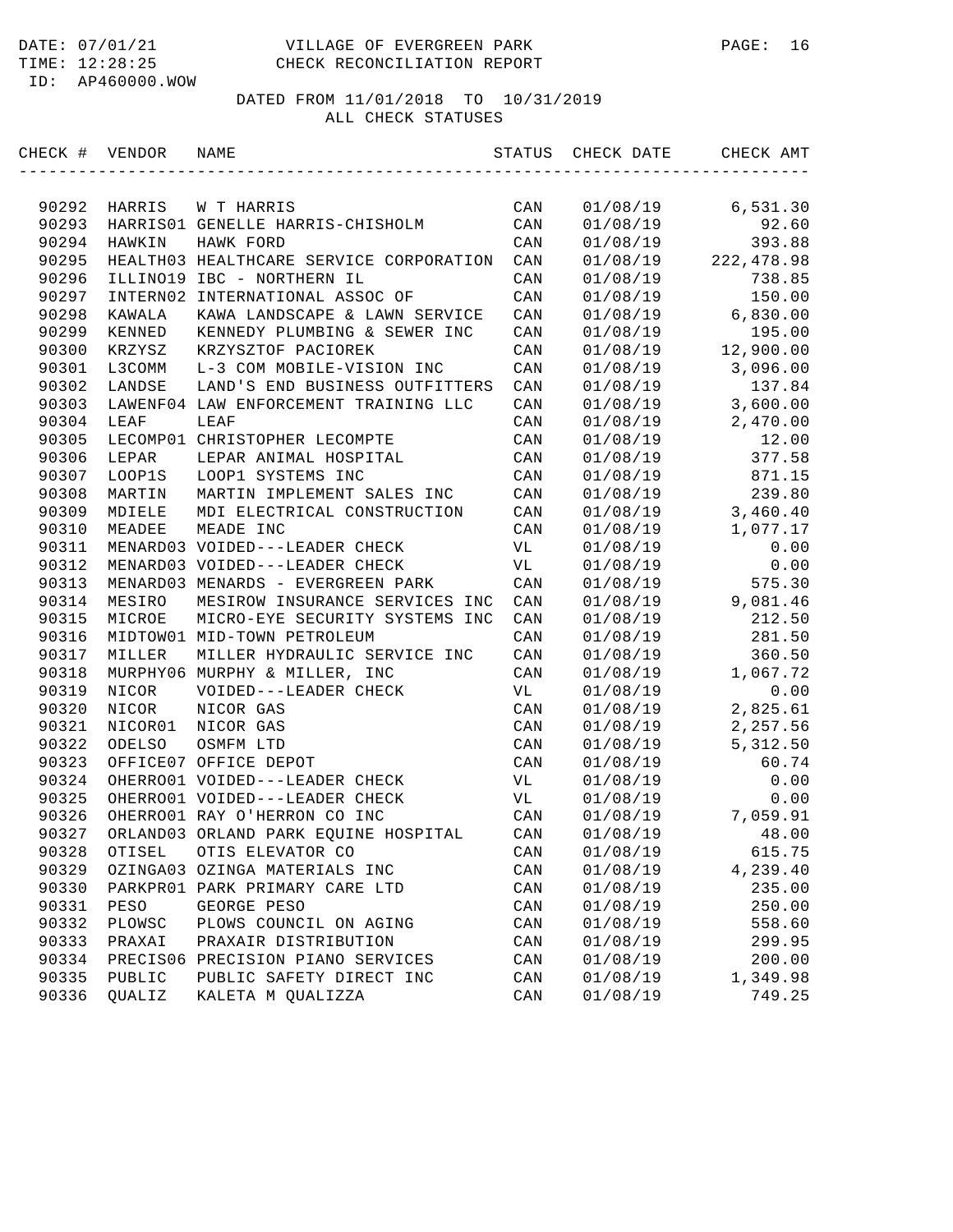DATE: 07/01/21 VILLAGE OF EVERGREEN PARK
TIME: 12:28:25 CHECK RECONCILIATION REPORT
ID: AP460000.WOW

DATED FROM 11/01/2018 TO 10/31/2019
ALL CHECK STATUSES

| CHECK # | VENDOR | NAME | STATUS | CHECK DATE | CHECK AMT |
|---|---|---|---|---|---|
| 90292 | HARRIS | W T HARRIS | CAN | 01/08/19 | 6,531.30 |
| 90293 | HARRIS01 | GENELLE HARRIS-CHISHOLM | CAN | 01/08/19 | 92.60 |
| 90294 | HAWKIN | HAWK FORD | CAN | 01/08/19 | 393.88 |
| 90295 | HEALTH03 | HEALTHCARE SERVICE CORPORATION | CAN | 01/08/19 | 222,478.98 |
| 90296 | ILLINO19 | IBC - NORTHERN IL | CAN | 01/08/19 | 738.85 |
| 90297 | INTERN02 | INTERNATIONAL ASSOC OF | CAN | 01/08/19 | 150.00 |
| 90298 | KAWALA | KAWA LANDSCAPE & LAWN SERVICE | CAN | 01/08/19 | 6,830.00 |
| 90299 | KENNED | KENNEDY PLUMBING & SEWER INC | CAN | 01/08/19 | 195.00 |
| 90300 | KRZYSZ | KRZYSZTOF PACIOREK | CAN | 01/08/19 | 12,900.00 |
| 90301 | L3COMM | L-3 COM MOBILE-VISION INC | CAN | 01/08/19 | 3,096.00 |
| 90302 | LANDSE | LAND'S END BUSINESS OUTFITTERS | CAN | 01/08/19 | 137.84 |
| 90303 | LAWENF04 | LAW ENFORCEMENT TRAINING LLC | CAN | 01/08/19 | 3,600.00 |
| 90304 | LEAF | LEAF | CAN | 01/08/19 | 2,470.00 |
| 90305 | LECOMP01 | CHRISTOPHER LECOMPTE | CAN | 01/08/19 | 12.00 |
| 90306 | LEPAR | LEPAR ANIMAL HOSPITAL | CAN | 01/08/19 | 377.58 |
| 90307 | LOOP1S | LOOP1 SYSTEMS INC | CAN | 01/08/19 | 871.15 |
| 90308 | MARTIN | MARTIN IMPLEMENT SALES INC | CAN | 01/08/19 | 239.80 |
| 90309 | MDIELE | MDI ELECTRICAL CONSTRUCTION | CAN | 01/08/19 | 3,460.40 |
| 90310 | MEADEE | MEADE INC | CAN | 01/08/19 | 1,077.17 |
| 90311 | MENARD03 | VOIDED---LEADER CHECK | VL | 01/08/19 | 0.00 |
| 90312 | MENARD03 | VOIDED---LEADER CHECK | VL | 01/08/19 | 0.00 |
| 90313 | MENARD03 | MENARDS - EVERGREEN PARK | CAN | 01/08/19 | 575.30 |
| 90314 | MESIRO | MESIROW INSURANCE SERVICES INC | CAN | 01/08/19 | 9,081.46 |
| 90315 | MICROE | MICRO-EYE SECURITY SYSTEMS INC | CAN | 01/08/19 | 212.50 |
| 90316 | MIDTOW01 | MID-TOWN PETROLEUM | CAN | 01/08/19 | 281.50 |
| 90317 | MILLER | MILLER HYDRAULIC SERVICE INC | CAN | 01/08/19 | 360.50 |
| 90318 | MURPHY06 | MURPHY & MILLER, INC | CAN | 01/08/19 | 1,067.72 |
| 90319 | NICOR | VOIDED---LEADER CHECK | VL | 01/08/19 | 0.00 |
| 90320 | NICOR | NICOR GAS | CAN | 01/08/19 | 2,825.61 |
| 90321 | NICOR01 | NICOR GAS | CAN | 01/08/19 | 2,257.56 |
| 90322 | ODELSO | OSMFM LTD | CAN | 01/08/19 | 5,312.50 |
| 90323 | OFFICE07 | OFFICE DEPOT | CAN | 01/08/19 | 60.74 |
| 90324 | OHERRO01 | VOIDED---LEADER CHECK | VL | 01/08/19 | 0.00 |
| 90325 | OHERRO01 | VOIDED---LEADER CHECK | VL | 01/08/19 | 0.00 |
| 90326 | OHERRO01 | RAY O'HERRON CO INC | CAN | 01/08/19 | 7,059.91 |
| 90327 | ORLAND03 | ORLAND PARK EQUINE HOSPITAL | CAN | 01/08/19 | 48.00 |
| 90328 | OTISEL | OTIS ELEVATOR CO | CAN | 01/08/19 | 615.75 |
| 90329 | OZINGA03 | OZINGA MATERIALS INC | CAN | 01/08/19 | 4,239.40 |
| 90330 | PARKPR01 | PARK PRIMARY CARE LTD | CAN | 01/08/19 | 235.00 |
| 90331 | PESO | GEORGE PESO | CAN | 01/08/19 | 250.00 |
| 90332 | PLOWSC | PLOWS COUNCIL ON AGING | CAN | 01/08/19 | 558.60 |
| 90333 | PRAXAI | PRAXAIR DISTRIBUTION | CAN | 01/08/19 | 299.95 |
| 90334 | PRECIS06 | PRECISION PIANO SERVICES | CAN | 01/08/19 | 200.00 |
| 90335 | PUBLIC | PUBLIC SAFETY DIRECT INC | CAN | 01/08/19 | 1,349.98 |
| 90336 | QUALIZ | KALETA M QUALIZZA | CAN | 01/08/19 | 749.25 |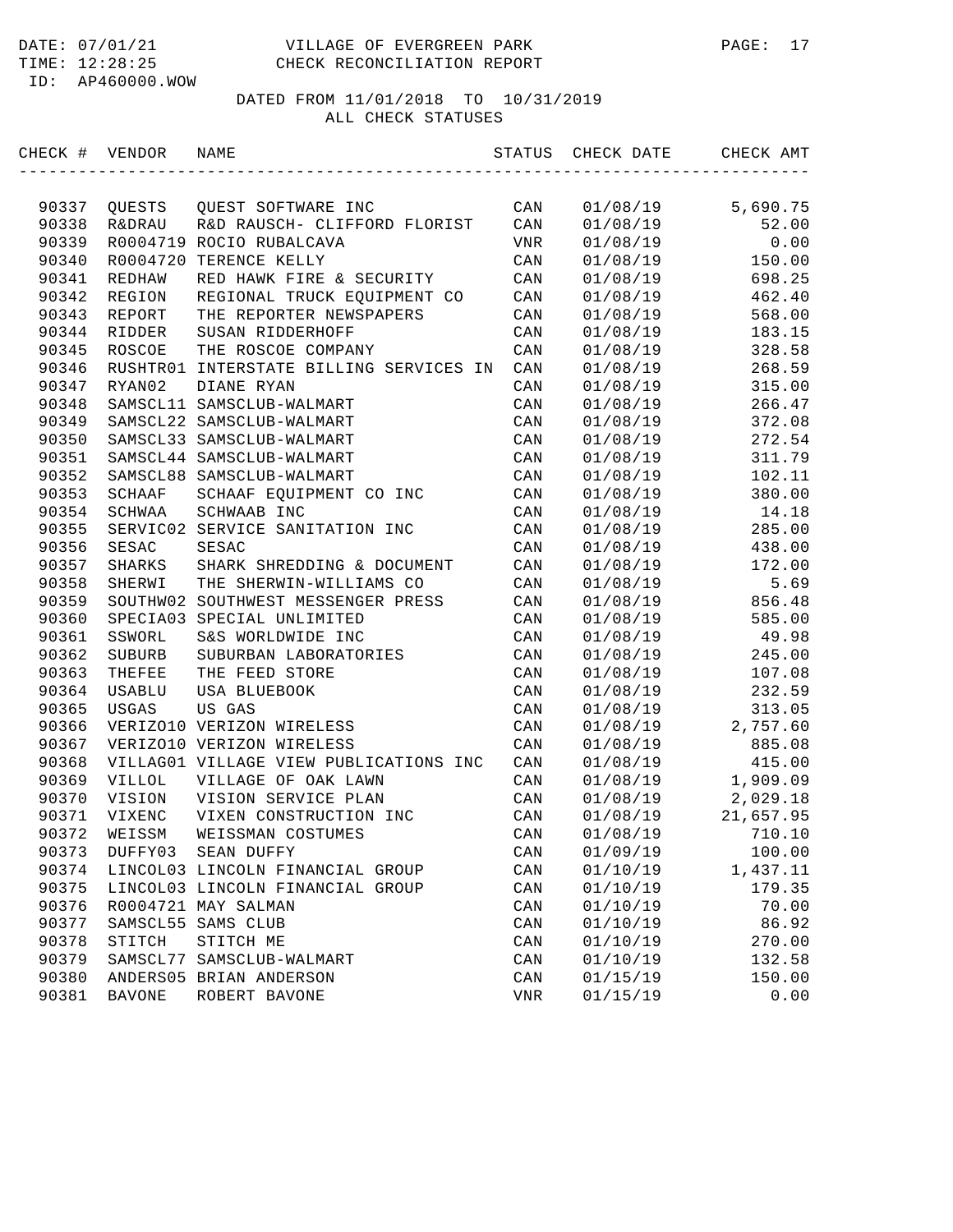VILLAGE OF EVERGREEN PARK
CHECK RECONCILIATION REPORT

DATE: 07/01/21
TIME: 12:28:25
ID: AP460000.WOW

DATED FROM 11/01/2018 TO 10/31/2019
ALL CHECK STATUSES

| CHECK # | VENDOR | NAME | STATUS | CHECK DATE | CHECK AMT |
|---|---|---|---|---|---|
| 90337 | QUESTS | QUEST SOFTWARE INC | CAN | 01/08/19 | 5,690.75 |
| 90338 | R&DRAU | R&D RAUSCH- CLIFFORD FLORIST | CAN | 01/08/19 | 52.00 |
| 90339 | R0004719 | ROCIO RUBALCAVA | VNR | 01/08/19 | 0.00 |
| 90340 | R0004720 | TERENCE KELLY | CAN | 01/08/19 | 150.00 |
| 90341 | REDHAW | RED HAWK FIRE & SECURITY | CAN | 01/08/19 | 698.25 |
| 90342 | REGION | REGIONAL TRUCK EQUIPMENT CO | CAN | 01/08/19 | 462.40 |
| 90343 | REPORT | THE REPORTER NEWSPAPERS | CAN | 01/08/19 | 568.00 |
| 90344 | RIDDER | SUSAN RIDDERHOFF | CAN | 01/08/19 | 183.15 |
| 90345 | ROSCOE | THE ROSCOE COMPANY | CAN | 01/08/19 | 328.58 |
| 90346 | RUSHTR01 | INTERSTATE BILLING SERVICES IN | CAN | 01/08/19 | 268.59 |
| 90347 | RYAN02 | DIANE RYAN | CAN | 01/08/19 | 315.00 |
| 90348 | SAMSCL11 | SAMSCLUB-WALMART | CAN | 01/08/19 | 266.47 |
| 90349 | SAMSCL22 | SAMSCLUB-WALMART | CAN | 01/08/19 | 372.08 |
| 90350 | SAMSCL33 | SAMSCLUB-WALMART | CAN | 01/08/19 | 272.54 |
| 90351 | SAMSCL44 | SAMSCLUB-WALMART | CAN | 01/08/19 | 311.79 |
| 90352 | SAMSCL88 | SAMSCLUB-WALMART | CAN | 01/08/19 | 102.11 |
| 90353 | SCHAAF | SCHAAF EQUIPMENT CO INC | CAN | 01/08/19 | 380.00 |
| 90354 | SCHWAA | SCHWAAB INC | CAN | 01/08/19 | 14.18 |
| 90355 | SERVIC02 | SERVICE SANITATION INC | CAN | 01/08/19 | 285.00 |
| 90356 | SESAC | SESAC | CAN | 01/08/19 | 438.00 |
| 90357 | SHARKS | SHARK SHREDDING & DOCUMENT | CAN | 01/08/19 | 172.00 |
| 90358 | SHERWI | THE SHERWIN-WILLIAMS CO | CAN | 01/08/19 | 5.69 |
| 90359 | SOUTHW02 | SOUTHWEST MESSENGER PRESS | CAN | 01/08/19 | 856.48 |
| 90360 | SPECIA03 | SPECIAL UNLIMITED | CAN | 01/08/19 | 585.00 |
| 90361 | SSWORL | S&S WORLDWIDE INC | CAN | 01/08/19 | 49.98 |
| 90362 | SUBURB | SUBURBAN LABORATORIES | CAN | 01/08/19 | 245.00 |
| 90363 | THEFEE | THE FEED STORE | CAN | 01/08/19 | 107.08 |
| 90364 | USABLU | USA BLUEBOOK | CAN | 01/08/19 | 232.59 |
| 90365 | USGAS | US GAS | CAN | 01/08/19 | 313.05 |
| 90366 | VERIZO10 | VERIZON WIRELESS | CAN | 01/08/19 | 2,757.60 |
| 90367 | VERIZO10 | VERIZON WIRELESS | CAN | 01/08/19 | 885.08 |
| 90368 | VILLAG01 | VILLAGE VIEW PUBLICATIONS INC | CAN | 01/08/19 | 415.00 |
| 90369 | VILLOL | VILLAGE OF OAK LAWN | CAN | 01/08/19 | 1,909.09 |
| 90370 | VISION | VISION SERVICE PLAN | CAN | 01/08/19 | 2,029.18 |
| 90371 | VIXENC | VIXEN CONSTRUCTION INC | CAN | 01/08/19 | 21,657.95 |
| 90372 | WEISSM | WEISSMAN COSTUMES | CAN | 01/08/19 | 710.10 |
| 90373 | DUFFY03 | SEAN DUFFY | CAN | 01/09/19 | 100.00 |
| 90374 | LINCOL03 | LINCOLN FINANCIAL GROUP | CAN | 01/10/19 | 1,437.11 |
| 90375 | LINCOL03 | LINCOLN FINANCIAL GROUP | CAN | 01/10/19 | 179.35 |
| 90376 | R0004721 | MAY SALMAN | CAN | 01/10/19 | 70.00 |
| 90377 | SAMSCL55 | SAMS CLUB | CAN | 01/10/19 | 86.92 |
| 90378 | STITCH | STITCH ME | CAN | 01/10/19 | 270.00 |
| 90379 | SAMSCL77 | SAMSCLUB-WALMART | CAN | 01/10/19 | 132.58 |
| 90380 | ANDERS05 | BRIAN ANDERSON | CAN | 01/15/19 | 150.00 |
| 90381 | BAVONE | ROBERT BAVONE | VNR | 01/15/19 | 0.00 |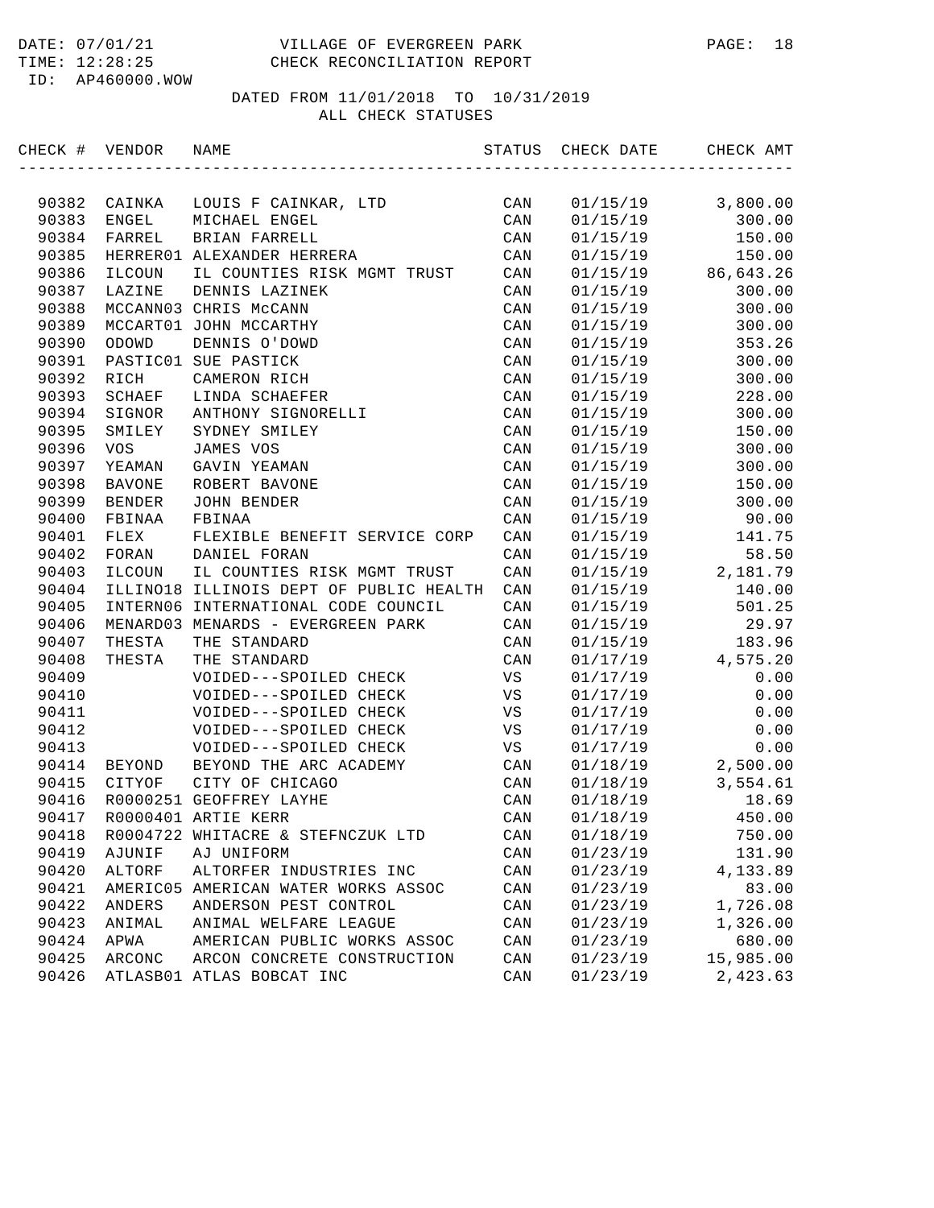DATE: 07/01/21 VILLAGE OF EVERGREEN PARK
TIME: 12:28:25 CHECK RECONCILIATION REPORT
ID: AP460000.WOW

DATED FROM 11/01/2018 TO 10/31/2019
ALL CHECK STATUSES

| CHECK # | VENDOR | NAME | STATUS | CHECK DATE | CHECK AMT |
|---|---|---|---|---|---|
| 90382 | CAINKA | LOUIS F CAINKAR, LTD | CAN | 01/15/19 | 3,800.00 |
| 90383 | ENGEL | MICHAEL ENGEL | CAN | 01/15/19 | 300.00 |
| 90384 | FARREL | BRIAN FARRELL | CAN | 01/15/19 | 150.00 |
| 90385 | HERRER01 | ALEXANDER HERRERA | CAN | 01/15/19 | 150.00 |
| 90386 | ILCOUN | IL COUNTIES RISK MGMT TRUST | CAN | 01/15/19 | 86,643.26 |
| 90387 | LAZINE | DENNIS LAZINEK | CAN | 01/15/19 | 300.00 |
| 90388 | MCCANN03 | CHRIS McCANN | CAN | 01/15/19 | 300.00 |
| 90389 | MCCART01 | JOHN MCCARTHY | CAN | 01/15/19 | 300.00 |
| 90390 | ODOWD | DENNIS O'DOWD | CAN | 01/15/19 | 353.26 |
| 90391 | PASTIC01 | SUE PASTICK | CAN | 01/15/19 | 300.00 |
| 90392 | RICH | CAMERON RICH | CAN | 01/15/19 | 300.00 |
| 90393 | SCHAEF | LINDA SCHAEFER | CAN | 01/15/19 | 228.00 |
| 90394 | SIGNOR | ANTHONY SIGNORELLI | CAN | 01/15/19 | 300.00 |
| 90395 | SMILEY | SYDNEY SMILEY | CAN | 01/15/19 | 150.00 |
| 90396 | VOS | JAMES VOS | CAN | 01/15/19 | 300.00 |
| 90397 | YEAMAN | GAVIN YEAMAN | CAN | 01/15/19 | 300.00 |
| 90398 | BAVONE | ROBERT BAVONE | CAN | 01/15/19 | 150.00 |
| 90399 | BENDER | JOHN BENDER | CAN | 01/15/19 | 300.00 |
| 90400 | FBINAA | FBINAA | CAN | 01/15/19 | 90.00 |
| 90401 | FLEX | FLEXIBLE BENEFIT SERVICE CORP | CAN | 01/15/19 | 141.75 |
| 90402 | FORAN | DANIEL FORAN | CAN | 01/15/19 | 58.50 |
| 90403 | ILCOUN | IL COUNTIES RISK MGMT TRUST | CAN | 01/15/19 | 2,181.79 |
| 90404 | ILLINO18 | ILLINOIS DEPT OF PUBLIC HEALTH | CAN | 01/15/19 | 140.00 |
| 90405 | INTERN06 | INTERNATIONAL CODE COUNCIL | CAN | 01/15/19 | 501.25 |
| 90406 | MENARD03 | MENARDS - EVERGREEN PARK | CAN | 01/15/19 | 29.97 |
| 90407 | THESTA | THE STANDARD | CAN | 01/15/19 | 183.96 |
| 90408 | THESTA | THE STANDARD | CAN | 01/17/19 | 4,575.20 |
| 90409 | | VOIDED---SPOILED CHECK | VS | 01/17/19 | 0.00 |
| 90410 | | VOIDED---SPOILED CHECK | VS | 01/17/19 | 0.00 |
| 90411 | | VOIDED---SPOILED CHECK | VS | 01/17/19 | 0.00 |
| 90412 | | VOIDED---SPOILED CHECK | VS | 01/17/19 | 0.00 |
| 90413 | | VOIDED---SPOILED CHECK | VS | 01/17/19 | 0.00 |
| 90414 | BEYOND | BEYOND THE ARC ACADEMY | CAN | 01/18/19 | 2,500.00 |
| 90415 | CITYOF | CITY OF CHICAGO | CAN | 01/18/19 | 3,554.61 |
| 90416 | R0000251 | GEOFFREY LAYHE | CAN | 01/18/19 | 18.69 |
| 90417 | R0000401 | ARTIE KERR | CAN | 01/18/19 | 450.00 |
| 90418 | R0004722 | WHITACRE & STEFNCZUK LTD | CAN | 01/18/19 | 750.00 |
| 90419 | AJUNIF | AJ UNIFORM | CAN | 01/23/19 | 131.90 |
| 90420 | ALTORF | ALTORFER INDUSTRIES INC | CAN | 01/23/19 | 4,133.89 |
| 90421 | AMERIC05 | AMERICAN WATER WORKS ASSOC | CAN | 01/23/19 | 83.00 |
| 90422 | ANDERS | ANDERSON PEST CONTROL | CAN | 01/23/19 | 1,726.08 |
| 90423 | ANIMAL | ANIMAL WELFARE LEAGUE | CAN | 01/23/19 | 1,326.00 |
| 90424 | APWA | AMERICAN PUBLIC WORKS ASSOC | CAN | 01/23/19 | 680.00 |
| 90425 | ARCONC | ARCON CONCRETE CONSTRUCTION | CAN | 01/23/19 | 15,985.00 |
| 90426 | ATLASB01 | ATLAS BOBCAT INC | CAN | 01/23/19 | 2,423.63 |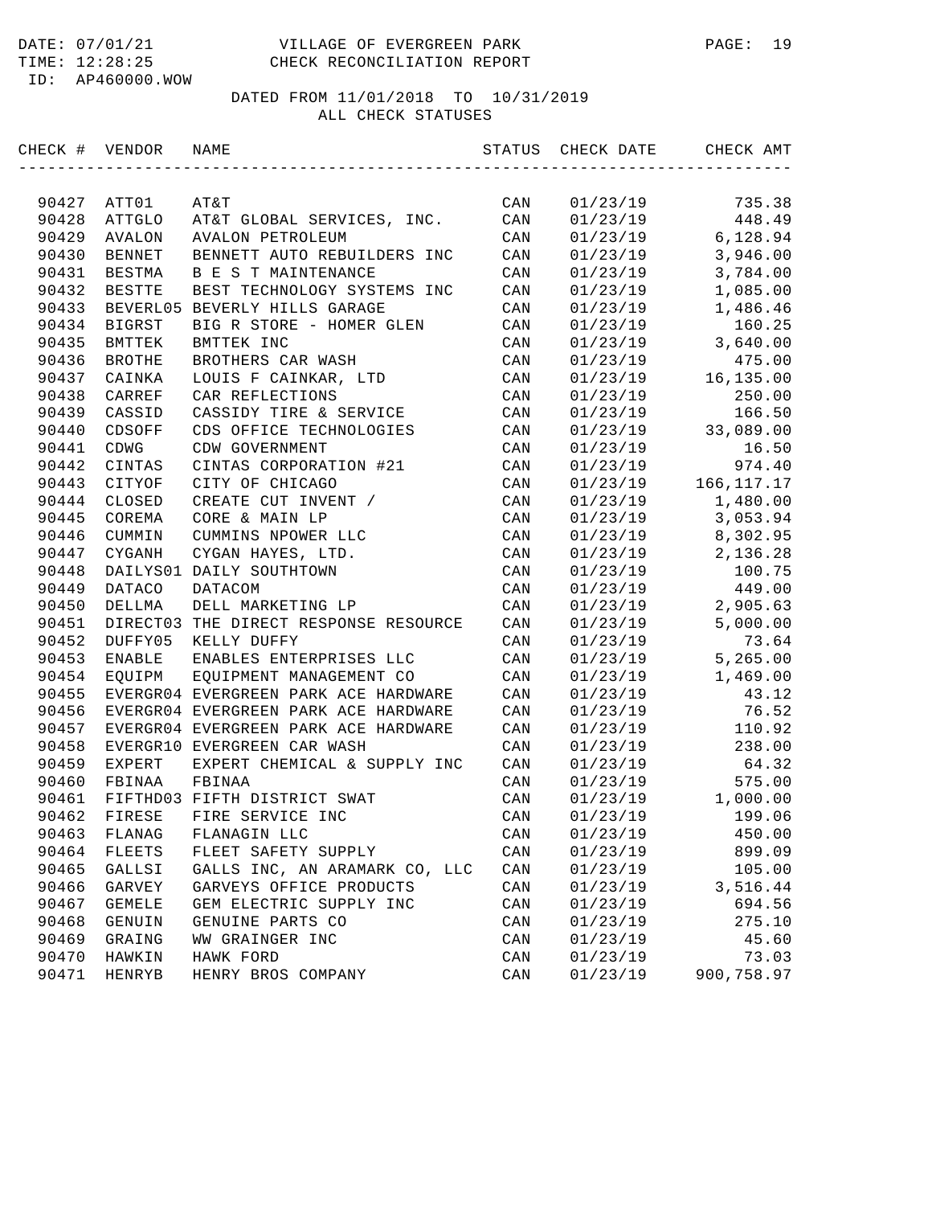DATE: 07/01/21 VILLAGE OF EVERGREEN PARK
TIME: 12:28:25 CHECK RECONCILIATION REPORT
ID: AP460000.WOW

DATED FROM 11/01/2018 TO 10/31/2019
ALL CHECK STATUSES

| CHECK # | VENDOR | NAME | STATUS | CHECK DATE | CHECK AMT |
|---|---|---|---|---|---|
| 90427 | ATT01 | AT&T | CAN | 01/23/19 | 735.38 |
| 90428 | ATTGLO | AT&T GLOBAL SERVICES, INC. | CAN | 01/23/19 | 448.49 |
| 90429 | AVALON | AVALON PETROLEUM | CAN | 01/23/19 | 6,128.94 |
| 90430 | BENNET | BENNETT AUTO REBUILDERS INC | CAN | 01/23/19 | 3,946.00 |
| 90431 | BESTMA | B E S T MAINTENANCE | CAN | 01/23/19 | 3,784.00 |
| 90432 | BESTTE | BEST TECHNOLOGY SYSTEMS INC | CAN | 01/23/19 | 1,085.00 |
| 90433 | BEVERL05 | BEVERLY HILLS GARAGE | CAN | 01/23/19 | 1,486.46 |
| 90434 | BIGRST | BIG R STORE - HOMER GLEN | CAN | 01/23/19 | 160.25 |
| 90435 | BMTTEK | BMTTEK INC | CAN | 01/23/19 | 3,640.00 |
| 90436 | BROTHE | BROTHERS CAR WASH | CAN | 01/23/19 | 475.00 |
| 90437 | CAINKA | LOUIS F CAINKAR, LTD | CAN | 01/23/19 | 16,135.00 |
| 90438 | CARREF | CAR REFLECTIONS | CAN | 01/23/19 | 250.00 |
| 90439 | CASSID | CASSIDY TIRE & SERVICE | CAN | 01/23/19 | 166.50 |
| 90440 | CDSOFF | CDS OFFICE TECHNOLOGIES | CAN | 01/23/19 | 33,089.00 |
| 90441 | CDWG | CDW GOVERNMENT | CAN | 01/23/19 | 16.50 |
| 90442 | CINTAS | CINTAS CORPORATION #21 | CAN | 01/23/19 | 974.40 |
| 90443 | CITYOF | CITY OF CHICAGO | CAN | 01/23/19 | 166,117.17 |
| 90444 | CLOSED | CREATE CUT INVENT / | CAN | 01/23/19 | 1,480.00 |
| 90445 | COREMA | CORE & MAIN LP | CAN | 01/23/19 | 3,053.94 |
| 90446 | CUMMIN | CUMMINS NPOWER LLC | CAN | 01/23/19 | 8,302.95 |
| 90447 | CYGANH | CYGAN HAYES, LTD. | CAN | 01/23/19 | 2,136.28 |
| 90448 | DAILYS01 | DAILY SOUTHTOWN | CAN | 01/23/19 | 100.75 |
| 90449 | DATACO | DATACOM | CAN | 01/23/19 | 449.00 |
| 90450 | DELLMA | DELL MARKETING LP | CAN | 01/23/19 | 2,905.63 |
| 90451 | DIRECT03 | THE DIRECT RESPONSE RESOURCE | CAN | 01/23/19 | 5,000.00 |
| 90452 | DUFFY05 | KELLY DUFFY | CAN | 01/23/19 | 73.64 |
| 90453 | ENABLE | ENABLES ENTERPRISES LLC | CAN | 01/23/19 | 5,265.00 |
| 90454 | EQUIPM | EQUIPMENT MANAGEMENT CO | CAN | 01/23/19 | 1,469.00 |
| 90455 | EVERGR04 | EVERGREEN PARK ACE HARDWARE | CAN | 01/23/19 | 43.12 |
| 90456 | EVERGR04 | EVERGREEN PARK ACE HARDWARE | CAN | 01/23/19 | 76.52 |
| 90457 | EVERGR04 | EVERGREEN PARK ACE HARDWARE | CAN | 01/23/19 | 110.92 |
| 90458 | EVERGR10 | EVERGREEN CAR WASH | CAN | 01/23/19 | 238.00 |
| 90459 | EXPERT | EXPERT CHEMICAL & SUPPLY INC | CAN | 01/23/19 | 64.32 |
| 90460 | FBINAA | FBINAA | CAN | 01/23/19 | 575.00 |
| 90461 | FIFTHD03 | FIFTH DISTRICT SWAT | CAN | 01/23/19 | 1,000.00 |
| 90462 | FIRESE | FIRE SERVICE INC | CAN | 01/23/19 | 199.06 |
| 90463 | FLANAG | FLANAGIN LLC | CAN | 01/23/19 | 450.00 |
| 90464 | FLEETS | FLEET SAFETY SUPPLY | CAN | 01/23/19 | 899.09 |
| 90465 | GALLSI | GALLS INC, AN ARAMARK CO, LLC | CAN | 01/23/19 | 105.00 |
| 90466 | GARVEY | GARVEYS OFFICE PRODUCTS | CAN | 01/23/19 | 3,516.44 |
| 90467 | GEMELE | GEM ELECTRIC SUPPLY INC | CAN | 01/23/19 | 694.56 |
| 90468 | GENUIN | GENUINE PARTS CO | CAN | 01/23/19 | 275.10 |
| 90469 | GRAING | WW GRAINGER INC | CAN | 01/23/19 | 45.60 |
| 90470 | HAWKIN | HAWK FORD | CAN | 01/23/19 | 73.03 |
| 90471 | HENRYB | HENRY BROS COMPANY | CAN | 01/23/19 | 900,758.97 |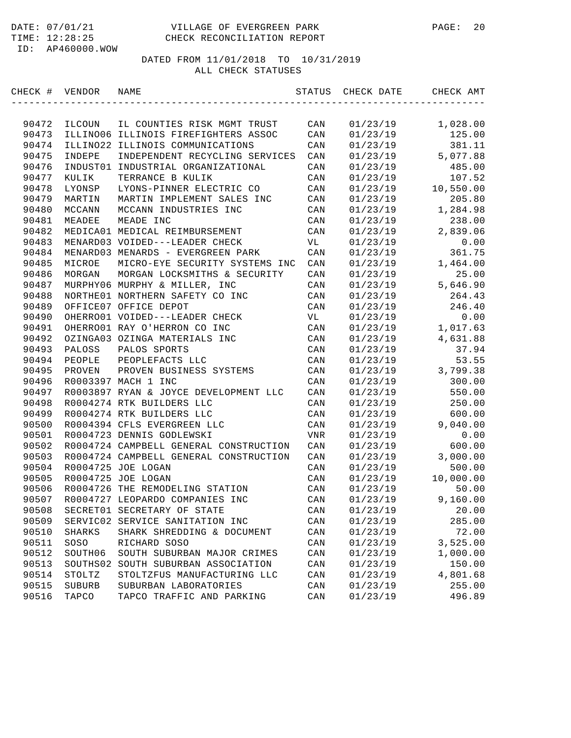VILLAGE OF EVERGREEN PARK
CHECK RECONCILIATION REPORT

DATE: 07/01/21
TIME: 12:28:25
ID: AP460000.WOW

DATED FROM 11/01/2018 TO 10/31/2019
ALL CHECK STATUSES

| CHECK # | VENDOR | NAME | STATUS | CHECK DATE | CHECK AMT |
|---|---|---|---|---|---|
| 90472 | ILCOUN | IL COUNTIES RISK MGMT TRUST | CAN | 01/23/19 | 1,028.00 |
| 90473 | ILLINO06 | ILLINOIS FIREFIGHTERS ASSOC | CAN | 01/23/19 | 125.00 |
| 90474 | ILLINO22 | ILLINOIS COMMUNICATIONS | CAN | 01/23/19 | 381.11 |
| 90475 | INDEPE | INDEPENDENT RECYCLING SERVICES | CAN | 01/23/19 | 5,077.88 |
| 90476 | INDUST01 | INDUSTRIAL ORGANIZATIONAL | CAN | 01/23/19 | 485.00 |
| 90477 | KULIK | TERRANCE B KULIK | CAN | 01/23/19 | 107.52 |
| 90478 | LYONSP | LYONS-PINNER ELECTRIC CO | CAN | 01/23/19 | 10,550.00 |
| 90479 | MARTIN | MARTIN IMPLEMENT SALES INC | CAN | 01/23/19 | 205.80 |
| 90480 | MCCANN | MCCANN INDUSTRIES INC | CAN | 01/23/19 | 1,284.98 |
| 90481 | MEADEE | MEADE INC | CAN | 01/23/19 | 238.00 |
| 90482 | MEDICA01 | MEDICAL REIMBURSEMENT | CAN | 01/23/19 | 2,839.06 |
| 90483 | MENARD03 | VOIDED---LEADER CHECK | VL | 01/23/19 | 0.00 |
| 90484 | MENARD03 | MENARDS - EVERGREEN PARK | CAN | 01/23/19 | 361.75 |
| 90485 | MICROE | MICRO-EYE SECURITY SYSTEMS INC | CAN | 01/23/19 | 1,464.00 |
| 90486 | MORGAN | MORGAN LOCKSMITHS & SECURITY | CAN | 01/23/19 | 25.00 |
| 90487 | MURPHY06 | MURPHY & MILLER, INC | CAN | 01/23/19 | 5,646.90 |
| 90488 | NORTHE01 | NORTHERN SAFETY CO INC | CAN | 01/23/19 | 264.43 |
| 90489 | OFFICE07 | OFFICE DEPOT | CAN | 01/23/19 | 246.40 |
| 90490 | OHERRO01 | VOIDED---LEADER CHECK | VL | 01/23/19 | 0.00 |
| 90491 | OHERRO01 | RAY O'HERRON CO INC | CAN | 01/23/19 | 1,017.63 |
| 90492 | OZINGA03 | OZINGA MATERIALS INC | CAN | 01/23/19 | 4,631.88 |
| 90493 | PALOSS | PALOS SPORTS | CAN | 01/23/19 | 37.94 |
| 90494 | PEOPLE | PEOPLEFACTS LLC | CAN | 01/23/19 | 53.55 |
| 90495 | PROVEN | PROVEN BUSINESS SYSTEMS | CAN | 01/23/19 | 3,799.38 |
| 90496 | R0003397 | MACH 1 INC | CAN | 01/23/19 | 300.00 |
| 90497 | R0003897 | RYAN & JOYCE DEVELOPMENT LLC | CAN | 01/23/19 | 550.00 |
| 90498 | R0004274 | RTK BUILDERS LLC | CAN | 01/23/19 | 250.00 |
| 90499 | R0004274 | RTK BUILDERS LLC | CAN | 01/23/19 | 600.00 |
| 90500 | R0004394 | CFLS EVERGREEN LLC | CAN | 01/23/19 | 9,040.00 |
| 90501 | R0004723 | DENNIS GODLEWSKI | VNR | 01/23/19 | 0.00 |
| 90502 | R0004724 | CAMPBELL GENERAL CONSTRUCTION | CAN | 01/23/19 | 600.00 |
| 90503 | R0004724 | CAMPBELL GENERAL CONSTRUCTION | CAN | 01/23/19 | 3,000.00 |
| 90504 | R0004725 | JOE LOGAN | CAN | 01/23/19 | 500.00 |
| 90505 | R0004725 | JOE LOGAN | CAN | 01/23/19 | 10,000.00 |
| 90506 | R0004726 | THE REMODELING STATION | CAN | 01/23/19 | 50.00 |
| 90507 | R0004727 | LEOPARDO COMPANIES INC | CAN | 01/23/19 | 9,160.00 |
| 90508 | SECRET01 | SECRETARY OF STATE | CAN | 01/23/19 | 20.00 |
| 90509 | SERVIC02 | SERVICE SANITATION INC | CAN | 01/23/19 | 285.00 |
| 90510 | SHARKS | SHARK SHREDDING & DOCUMENT | CAN | 01/23/19 | 72.00 |
| 90511 | SOSO | RICHARD SOSO | CAN | 01/23/19 | 3,525.00 |
| 90512 | SOUTH06 | SOUTH SUBURBAN MAJOR CRIMES | CAN | 01/23/19 | 1,000.00 |
| 90513 | SOUTHS02 | SOUTH SUBURBAN ASSOCIATION | CAN | 01/23/19 | 150.00 |
| 90514 | STOLTZ | STOLTZFUS MANUFACTURING LLC | CAN | 01/23/19 | 4,801.68 |
| 90515 | SUBURB | SUBURBAN LABORATORIES | CAN | 01/23/19 | 255.00 |
| 90516 | TAPCO | TAPCO TRAFFIC AND PARKING | CAN | 01/23/19 | 496.89 |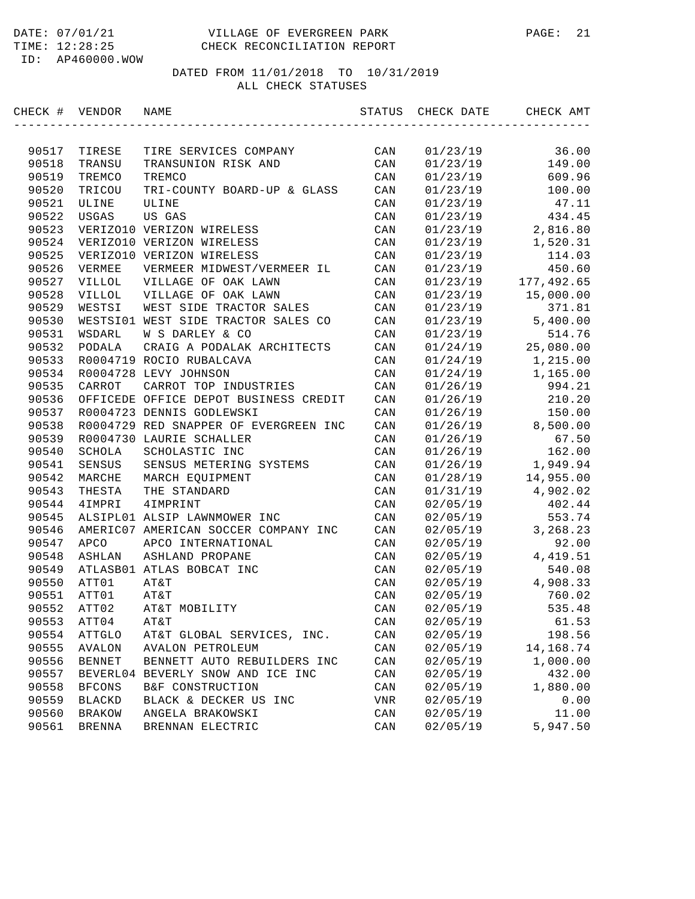DATE: 07/01/21 VILLAGE OF EVERGREEN PARK
TIME: 12:28:25 CHECK RECONCILIATION REPORT
ID: AP460000.WOW

DATED FROM 11/01/2018 TO 10/31/2019
ALL CHECK STATUSES

| CHECK # | VENDOR | NAME | STATUS | CHECK DATE | CHECK AMT |
|---|---|---|---|---|---|
| 90517 | TIRESE | TIRE SERVICES COMPANY | CAN | 01/23/19 | 36.00 |
| 90518 | TRANSU | TRANSUNION RISK AND | CAN | 01/23/19 | 149.00 |
| 90519 | TREMCO | TREMCO | CAN | 01/23/19 | 609.96 |
| 90520 | TRICOU | TRI-COUNTY BOARD-UP & GLASS | CAN | 01/23/19 | 100.00 |
| 90521 | ULINE | ULINE | CAN | 01/23/19 | 47.11 |
| 90522 | USGAS | US GAS | CAN | 01/23/19 | 434.45 |
| 90523 | VERIZO10 | VERIZON WIRELESS | CAN | 01/23/19 | 2,816.80 |
| 90524 | VERIZO10 | VERIZON WIRELESS | CAN | 01/23/19 | 1,520.31 |
| 90525 | VERIZO10 | VERIZON WIRELESS | CAN | 01/23/19 | 114.03 |
| 90526 | VERMEE | VERMEER MIDWEST/VERMEER IL | CAN | 01/23/19 | 450.60 |
| 90527 | VILLOL | VILLAGE OF OAK LAWN | CAN | 01/23/19 | 177,492.65 |
| 90528 | VILLOL | VILLAGE OF OAK LAWN | CAN | 01/23/19 | 15,000.00 |
| 90529 | WESTSI | WEST SIDE TRACTOR SALES | CAN | 01/23/19 | 371.81 |
| 90530 | WESTSI01 | WEST SIDE TRACTOR SALES CO | CAN | 01/23/19 | 5,400.00 |
| 90531 | WSDARL | W S DARLEY & CO | CAN | 01/23/19 | 514.76 |
| 90532 | PODALA | CRAIG A PODALAK ARCHITECTS | CAN | 01/24/19 | 25,080.00 |
| 90533 | R0004719 | ROCIO RUBALCAVA | CAN | 01/24/19 | 1,215.00 |
| 90534 | R0004728 | LEVY JOHNSON | CAN | 01/24/19 | 1,165.00 |
| 90535 | CARROT | CARROT TOP INDUSTRIES | CAN | 01/26/19 | 994.21 |
| 90536 | OFFICEDE | OFFICE DEPOT BUSINESS CREDIT | CAN | 01/26/19 | 210.20 |
| 90537 | R0004723 | DENNIS GODLEWSKI | CAN | 01/26/19 | 150.00 |
| 90538 | R0004729 | RED SNAPPER OF EVERGREEN INC | CAN | 01/26/19 | 8,500.00 |
| 90539 | R0004730 | LAURIE SCHALLER | CAN | 01/26/19 | 67.50 |
| 90540 | SCHOLA | SCHOLASTIC INC | CAN | 01/26/19 | 162.00 |
| 90541 | SENSUS | SENSUS METERING SYSTEMS | CAN | 01/26/19 | 1,949.94 |
| 90542 | MARCHE | MARCH EQUIPMENT | CAN | 01/28/19 | 14,955.00 |
| 90543 | THESTA | THE STANDARD | CAN | 01/31/19 | 4,902.02 |
| 90544 | 4IMPRI | 4IMPRINT | CAN | 02/05/19 | 402.44 |
| 90545 | ALSIPL01 | ALSIP LAWNMOWER INC | CAN | 02/05/19 | 553.74 |
| 90546 | AMERIC07 | AMERICAN SOCCER COMPANY INC | CAN | 02/05/19 | 3,268.23 |
| 90547 | APCO | APCO INTERNATIONAL | CAN | 02/05/19 | 92.00 |
| 90548 | ASHLAN | ASHLAND PROPANE | CAN | 02/05/19 | 4,419.51 |
| 90549 | ATLASB01 | ATLAS BOBCAT INC | CAN | 02/05/19 | 540.08 |
| 90550 | ATT01 | AT&T | CAN | 02/05/19 | 4,908.33 |
| 90551 | ATT01 | AT&T | CAN | 02/05/19 | 760.02 |
| 90552 | ATT02 | AT&T MOBILITY | CAN | 02/05/19 | 535.48 |
| 90553 | ATT04 | AT&T | CAN | 02/05/19 | 61.53 |
| 90554 | ATTGLO | AT&T GLOBAL SERVICES, INC. | CAN | 02/05/19 | 198.56 |
| 90555 | AVALON | AVALON PETROLEUM | CAN | 02/05/19 | 14,168.74 |
| 90556 | BENNET | BENNETT AUTO REBUILDERS INC | CAN | 02/05/19 | 1,000.00 |
| 90557 | BEVERL04 | BEVERLY SNOW AND ICE INC | CAN | 02/05/19 | 432.00 |
| 90558 | BFCONS | B&F CONSTRUCTION | CAN | 02/05/19 | 1,880.00 |
| 90559 | BLACKD | BLACK & DECKER US INC | VNR | 02/05/19 | 0.00 |
| 90560 | BRAKOW | ANGELA BRAKOWSKI | CAN | 02/05/19 | 11.00 |
| 90561 | BRENNA | BRENNAN ELECTRIC | CAN | 02/05/19 | 5,947.50 |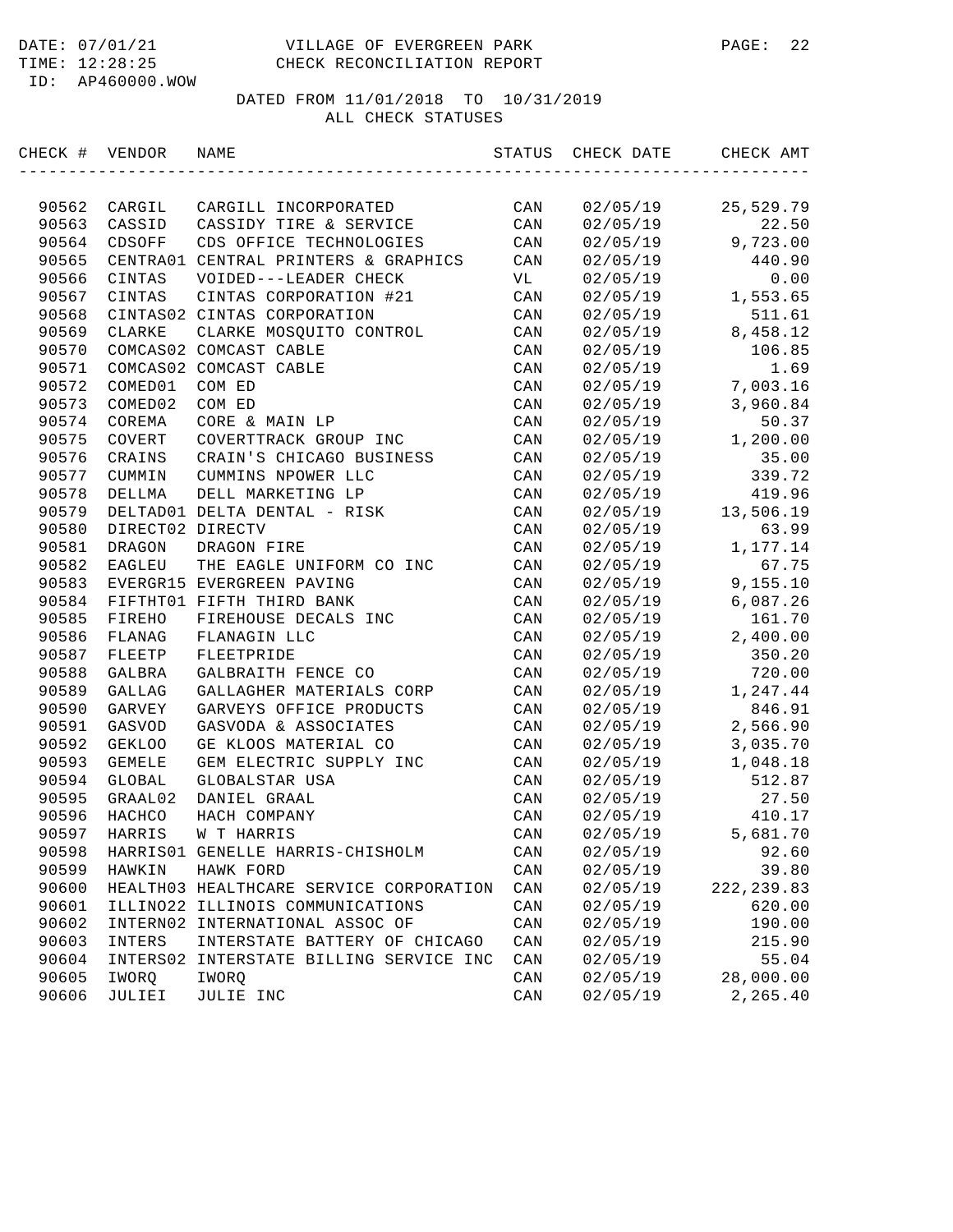# VILLAGE OF EVERGREEN PARK
## CHECK RECONCILIATION REPORT

DATE: 07/01/21
TIME: 12:28:25
ID: AP460000.WOW

DATED FROM 11/01/2018 TO 10/31/2019
ALL CHECK STATUSES

| CHECK # | VENDOR | NAME | STATUS | CHECK DATE | CHECK AMT |
|---|---|---|---|---|---|
| 90562 | CARGIL | CARGILL INCORPORATED | CAN | 02/05/19 | 25,529.79 |
| 90563 | CASSID | CASSIDY TIRE & SERVICE | CAN | 02/05/19 | 22.50 |
| 90564 | CDSOFF | CDS OFFICE TECHNOLOGIES | CAN | 02/05/19 | 9,723.00 |
| 90565 | CENTRA01 | CENTRAL PRINTERS & GRAPHICS | CAN | 02/05/19 | 440.90 |
| 90566 | CINTAS | VOIDED---LEADER CHECK | VL | 02/05/19 | 0.00 |
| 90567 | CINTAS | CINTAS CORPORATION #21 | CAN | 02/05/19 | 1,553.65 |
| 90568 | CINTAS02 | CINTAS CORPORATION | CAN | 02/05/19 | 511.61 |
| 90569 | CLARKE | CLARKE MOSQUITO CONTROL | CAN | 02/05/19 | 8,458.12 |
| 90570 | COMCAS02 | COMCAST CABLE | CAN | 02/05/19 | 106.85 |
| 90571 | COMCAS02 | COMCAST CABLE | CAN | 02/05/19 | 1.69 |
| 90572 | COMED01 | COM ED | CAN | 02/05/19 | 7,003.16 |
| 90573 | COMED02 | COM ED | CAN | 02/05/19 | 3,960.84 |
| 90574 | COREMA | CORE & MAIN LP | CAN | 02/05/19 | 50.37 |
| 90575 | COVERT | COVERTTRACK GROUP INC | CAN | 02/05/19 | 1,200.00 |
| 90576 | CRAINS | CRAIN'S CHICAGO BUSINESS | CAN | 02/05/19 | 35.00 |
| 90577 | CUMMIN | CUMMINS NPOWER LLC | CAN | 02/05/19 | 339.72 |
| 90578 | DELLMA | DELL MARKETING LP | CAN | 02/05/19 | 419.96 |
| 90579 | DELTAD01 | DELTA DENTAL - RISK | CAN | 02/05/19 | 13,506.19 |
| 90580 | DIRECT02 | DIRECTV | CAN | 02/05/19 | 63.99 |
| 90581 | DRAGON | DRAGON FIRE | CAN | 02/05/19 | 1,177.14 |
| 90582 | EAGLEU | THE EAGLE UNIFORM CO INC | CAN | 02/05/19 | 67.75 |
| 90583 | EVERGR15 | EVERGREEN PAVING | CAN | 02/05/19 | 9,155.10 |
| 90584 | FIFTHT01 | FIFTH THIRD BANK | CAN | 02/05/19 | 6,087.26 |
| 90585 | FIREHO | FIREHOUSE DECALS INC | CAN | 02/05/19 | 161.70 |
| 90586 | FLANAG | FLANAGIN LLC | CAN | 02/05/19 | 2,400.00 |
| 90587 | FLEETP | FLEETPRIDE | CAN | 02/05/19 | 350.20 |
| 90588 | GALBRA | GALBRAITH FENCE CO | CAN | 02/05/19 | 720.00 |
| 90589 | GALLAG | GALLAGHER MATERIALS CORP | CAN | 02/05/19 | 1,247.44 |
| 90590 | GARVEY | GARVEYS OFFICE PRODUCTS | CAN | 02/05/19 | 846.91 |
| 90591 | GASVOD | GASVODA & ASSOCIATES | CAN | 02/05/19 | 2,566.90 |
| 90592 | GEKLOO | GE KLOOS MATERIAL CO | CAN | 02/05/19 | 3,035.70 |
| 90593 | GEMELE | GEM ELECTRIC SUPPLY INC | CAN | 02/05/19 | 1,048.18 |
| 90594 | GLOBAL | GLOBALSTAR USA | CAN | 02/05/19 | 512.87 |
| 90595 | GRAAL02 | DANIEL GRAAL | CAN | 02/05/19 | 27.50 |
| 90596 | HACHCO | HACH COMPANY | CAN | 02/05/19 | 410.17 |
| 90597 | HARRIS | W T HARRIS | CAN | 02/05/19 | 5,681.70 |
| 90598 | HARRIS01 | GENELLE HARRIS-CHISHOLM | CAN | 02/05/19 | 92.60 |
| 90599 | HAWKIN | HAWK FORD | CAN | 02/05/19 | 39.80 |
| 90600 | HEALTH03 | HEALTHCARE SERVICE CORPORATION | CAN | 02/05/19 | 222,239.83 |
| 90601 | ILLINO22 | ILLINOIS COMMUNICATIONS | CAN | 02/05/19 | 620.00 |
| 90602 | INTERN02 | INTERNATIONAL ASSOC OF | CAN | 02/05/19 | 190.00 |
| 90603 | INTERS | INTERSTATE BATTERY OF CHICAGO | CAN | 02/05/19 | 215.90 |
| 90604 | INTERS02 | INTERSTATE BILLING SERVICE INC | CAN | 02/05/19 | 55.04 |
| 90605 | IWORQ | IWORQ | CAN | 02/05/19 | 28,000.00 |
| 90606 | JULIEI | JULIE INC | CAN | 02/05/19 | 2,265.40 |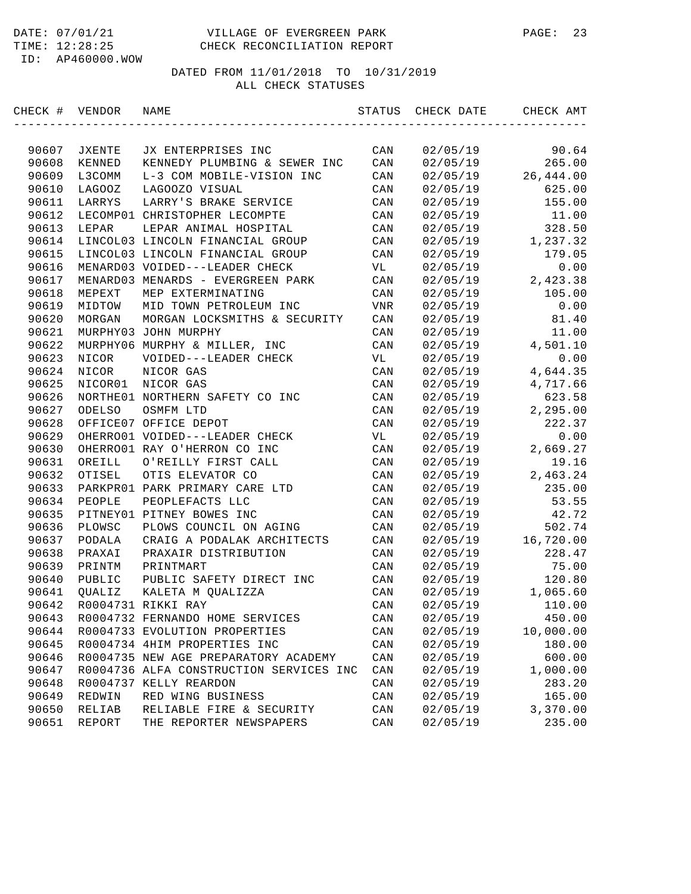DATE: 07/01/21 VILLAGE OF EVERGREEN PARK
TIME: 12:28:25 CHECK RECONCILIATION REPORT
ID: AP460000.WOW

DATED FROM 11/01/2018 TO 10/31/2019
ALL CHECK STATUSES

| CHECK # | VENDOR | NAME | STATUS | CHECK DATE | CHECK AMT |
|---|---|---|---|---|---|
| 90607 | JXENTE | JX ENTERPRISES INC | CAN | 02/05/19 | 90.64 |
| 90608 | KENNED | KENNEDY PLUMBING & SEWER INC | CAN | 02/05/19 | 265.00 |
| 90609 | L3COMM | L-3 COM MOBILE-VISION INC | CAN | 02/05/19 | 26,444.00 |
| 90610 | LAGOOZ | LAGOOZO VISUAL | CAN | 02/05/19 | 625.00 |
| 90611 | LARRYS | LARRY'S BRAKE SERVICE | CAN | 02/05/19 | 155.00 |
| 90612 | LECOMP01 | CHRISTOPHER LECOMPTE | CAN | 02/05/19 | 11.00 |
| 90613 | LEPAR | LEPAR ANIMAL HOSPITAL | CAN | 02/05/19 | 328.50 |
| 90614 | LINCOL03 | LINCOLN FINANCIAL GROUP | CAN | 02/05/19 | 1,237.32 |
| 90615 | LINCOL03 | LINCOLN FINANCIAL GROUP | CAN | 02/05/19 | 179.05 |
| 90616 | MENARD03 | VOIDED---LEADER CHECK | VL | 02/05/19 | 0.00 |
| 90617 | MENARD03 | MENARDS - EVERGREEN PARK | CAN | 02/05/19 | 2,423.38 |
| 90618 | MEPEXT | MEP EXTERMINATING | CAN | 02/05/19 | 105.00 |
| 90619 | MIDTOW | MID TOWN PETROLEUM INC | VNR | 02/05/19 | 0.00 |
| 90620 | MORGAN | MORGAN LOCKSMITHS & SECURITY | CAN | 02/05/19 | 81.40 |
| 90621 | MURPHY03 | JOHN MURPHY | CAN | 02/05/19 | 11.00 |
| 90622 | MURPHY06 | MURPHY & MILLER, INC | CAN | 02/05/19 | 4,501.10 |
| 90623 | NICOR | VOIDED---LEADER CHECK | VL | 02/05/19 | 0.00 |
| 90624 | NICOR | NICOR GAS | CAN | 02/05/19 | 4,644.35 |
| 90625 | NICOR01 | NICOR GAS | CAN | 02/05/19 | 4,717.66 |
| 90626 | NORTHE01 | NORTHERN SAFETY CO INC | CAN | 02/05/19 | 623.58 |
| 90627 | ODELSO | OSMFM LTD | CAN | 02/05/19 | 2,295.00 |
| 90628 | OFFICE07 | OFFICE DEPOT | CAN | 02/05/19 | 222.37 |
| 90629 | OHERRO01 | VOIDED---LEADER CHECK | VL | 02/05/19 | 0.00 |
| 90630 | OHERRO01 | RAY O'HERRON CO INC | CAN | 02/05/19 | 2,669.27 |
| 90631 | OREILL | O'REILLY FIRST CALL | CAN | 02/05/19 | 19.16 |
| 90632 | OTISEL | OTIS ELEVATOR CO | CAN | 02/05/19 | 2,463.24 |
| 90633 | PARKPR01 | PARK PRIMARY CARE LTD | CAN | 02/05/19 | 235.00 |
| 90634 | PEOPLE | PEOPLEFACTS LLC | CAN | 02/05/19 | 53.55 |
| 90635 | PITNEY01 | PITNEY BOWES INC | CAN | 02/05/19 | 42.72 |
| 90636 | PLOWSC | PLOWS COUNCIL ON AGING | CAN | 02/05/19 | 502.74 |
| 90637 | PODALA | CRAIG A PODALAK ARCHITECTS | CAN | 02/05/19 | 16,720.00 |
| 90638 | PRAXAI | PRAXAIR DISTRIBUTION | CAN | 02/05/19 | 228.47 |
| 90639 | PRINTM | PRINTMART | CAN | 02/05/19 | 75.00 |
| 90640 | PUBLIC | PUBLIC SAFETY DIRECT INC | CAN | 02/05/19 | 120.80 |
| 90641 | QUALIZ | KALETA M QUALIZZA | CAN | 02/05/19 | 1,065.60 |
| 90642 | R0004731 | RIKKI RAY | CAN | 02/05/19 | 110.00 |
| 90643 | R0004732 | FERNANDO HOME SERVICES | CAN | 02/05/19 | 450.00 |
| 90644 | R0004733 | EVOLUTION PROPERTIES | CAN | 02/05/19 | 10,000.00 |
| 90645 | R0004734 | 4HIM PROPERTIES INC | CAN | 02/05/19 | 180.00 |
| 90646 | R0004735 | NEW AGE PREPARATORY ACADEMY | CAN | 02/05/19 | 600.00 |
| 90647 | R0004736 | ALFA CONSTRUCTION SERVICES INC | CAN | 02/05/19 | 1,000.00 |
| 90648 | R0004737 | KELLY REARDON | CAN | 02/05/19 | 283.20 |
| 90649 | REDWIN | RED WING BUSINESS | CAN | 02/05/19 | 165.00 |
| 90650 | RELIAB | RELIABLE FIRE & SECURITY | CAN | 02/05/19 | 3,370.00 |
| 90651 | REPORT | THE REPORTER NEWSPAPERS | CAN | 02/05/19 | 235.00 |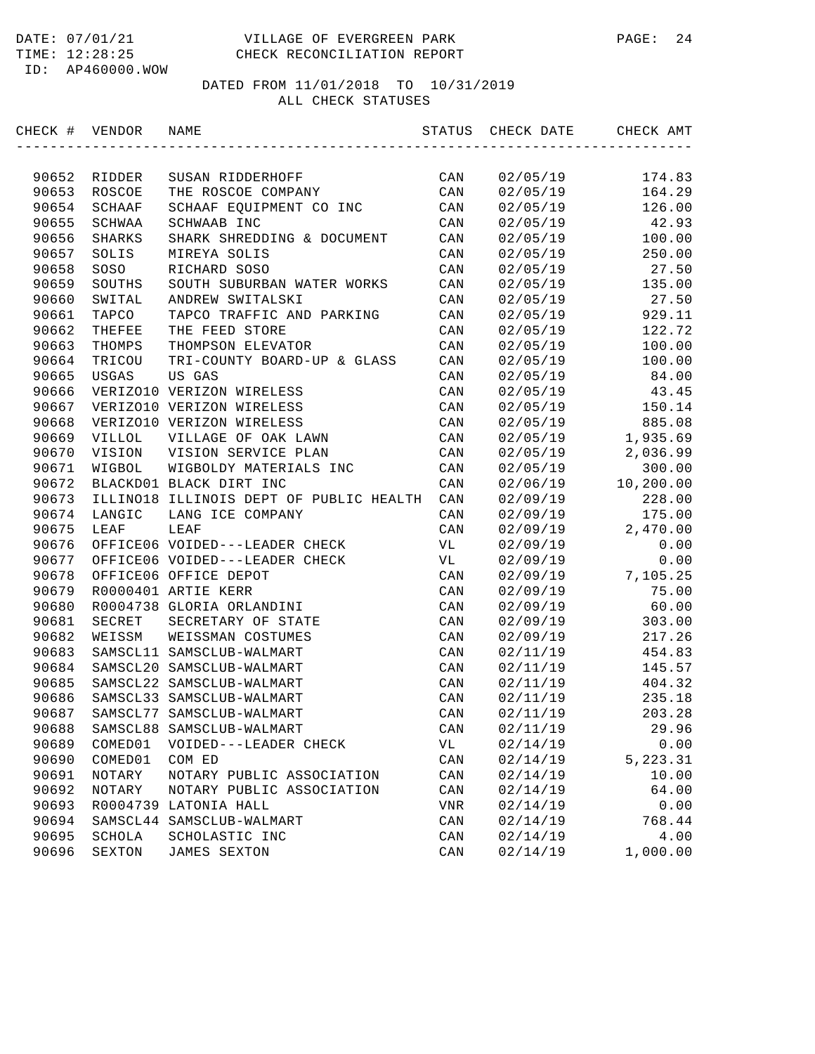DATE: 07/01/21 VILLAGE OF EVERGREEN PARK
TIME: 12:28:25 CHECK RECONCILIATION REPORT
ID: AP460000.WOW

DATED FROM 11/01/2018 TO 10/31/2019
ALL CHECK STATUSES

| CHECK # | VENDOR | NAME | STATUS | CHECK DATE | CHECK AMT |
|---|---|---|---|---|---|
| 90652 | RIDDER | SUSAN RIDDERHOFF | CAN | 02/05/19 | 174.83 |
| 90653 | ROSCOE | THE ROSCOE COMPANY | CAN | 02/05/19 | 164.29 |
| 90654 | SCHAAF | SCHAAF EQUIPMENT CO INC | CAN | 02/05/19 | 126.00 |
| 90655 | SCHWAA | SCHWAAB INC | CAN | 02/05/19 | 42.93 |
| 90656 | SHARKS | SHARK SHREDDING & DOCUMENT | CAN | 02/05/19 | 100.00 |
| 90657 | SOLIS | MIREYA SOLIS | CAN | 02/05/19 | 250.00 |
| 90658 | SOSO | RICHARD SOSO | CAN | 02/05/19 | 27.50 |
| 90659 | SOUTHS | SOUTH SUBURBAN WATER WORKS | CAN | 02/05/19 | 135.00 |
| 90660 | SWITAL | ANDREW SWITALSKI | CAN | 02/05/19 | 27.50 |
| 90661 | TAPCO | TAPCO TRAFFIC AND PARKING | CAN | 02/05/19 | 929.11 |
| 90662 | THEFEE | THE FEED STORE | CAN | 02/05/19 | 122.72 |
| 90663 | THOMPS | THOMPSON ELEVATOR | CAN | 02/05/19 | 100.00 |
| 90664 | TRICOU | TRI-COUNTY BOARD-UP & GLASS | CAN | 02/05/19 | 100.00 |
| 90665 | USGAS | US GAS | CAN | 02/05/19 | 84.00 |
| 90666 | VERIZO10 | VERIZON WIRELESS | CAN | 02/05/19 | 43.45 |
| 90667 | VERIZO10 | VERIZON WIRELESS | CAN | 02/05/19 | 150.14 |
| 90668 | VERIZO10 | VERIZON WIRELESS | CAN | 02/05/19 | 885.08 |
| 90669 | VILLOL | VILLAGE OF OAK LAWN | CAN | 02/05/19 | 1,935.69 |
| 90670 | VISION | VISION SERVICE PLAN | CAN | 02/05/19 | 2,036.99 |
| 90671 | WIGBOL | WIGBOLDY MATERIALS INC | CAN | 02/05/19 | 300.00 |
| 90672 | BLACKD01 | BLACK DIRT INC | CAN | 02/06/19 | 10,200.00 |
| 90673 | ILLINO18 | ILLINOIS DEPT OF PUBLIC HEALTH | CAN | 02/09/19 | 228.00 |
| 90674 | LANGIC | LANG ICE COMPANY | CAN | 02/09/19 | 175.00 |
| 90675 | LEAF | LEAF | CAN | 02/09/19 | 2,470.00 |
| 90676 | OFFICE06 | VOIDED---LEADER CHECK | VL | 02/09/19 | 0.00 |
| 90677 | OFFICE06 | VOIDED---LEADER CHECK | VL | 02/09/19 | 0.00 |
| 90678 | OFFICE06 | OFFICE DEPOT | CAN | 02/09/19 | 7,105.25 |
| 90679 | R0000401 | ARTIE KERR | CAN | 02/09/19 | 75.00 |
| 90680 | R0004738 | GLORIA ORLANDINI | CAN | 02/09/19 | 60.00 |
| 90681 | SECRET | SECRETARY OF STATE | CAN | 02/09/19 | 303.00 |
| 90682 | WEISSM | WEISSMAN COSTUMES | CAN | 02/09/19 | 217.26 |
| 90683 | SAMSCL11 | SAMSCLUB-WALMART | CAN | 02/11/19 | 454.83 |
| 90684 | SAMSCL20 | SAMSCLUB-WALMART | CAN | 02/11/19 | 145.57 |
| 90685 | SAMSCL22 | SAMSCLUB-WALMART | CAN | 02/11/19 | 404.32 |
| 90686 | SAMSCL33 | SAMSCLUB-WALMART | CAN | 02/11/19 | 235.18 |
| 90687 | SAMSCL77 | SAMSCLUB-WALMART | CAN | 02/11/19 | 203.28 |
| 90688 | SAMSCL88 | SAMSCLUB-WALMART | CAN | 02/11/19 | 29.96 |
| 90689 | COMED01 | VOIDED---LEADER CHECK | VL | 02/14/19 | 0.00 |
| 90690 | COMED01 | COM ED | CAN | 02/14/19 | 5,223.31 |
| 90691 | NOTARY | NOTARY PUBLIC ASSOCIATION | CAN | 02/14/19 | 10.00 |
| 90692 | NOTARY | NOTARY PUBLIC ASSOCIATION | CAN | 02/14/19 | 64.00 |
| 90693 | R0004739 | LATONIA HALL | VNR | 02/14/19 | 0.00 |
| 90694 | SAMSCL44 | SAMSCLUB-WALMART | CAN | 02/14/19 | 768.44 |
| 90695 | SCHOLA | SCHOLASTIC INC | CAN | 02/14/19 | 4.00 |
| 90696 | SEXTON | JAMES SEXTON | CAN | 02/14/19 | 1,000.00 |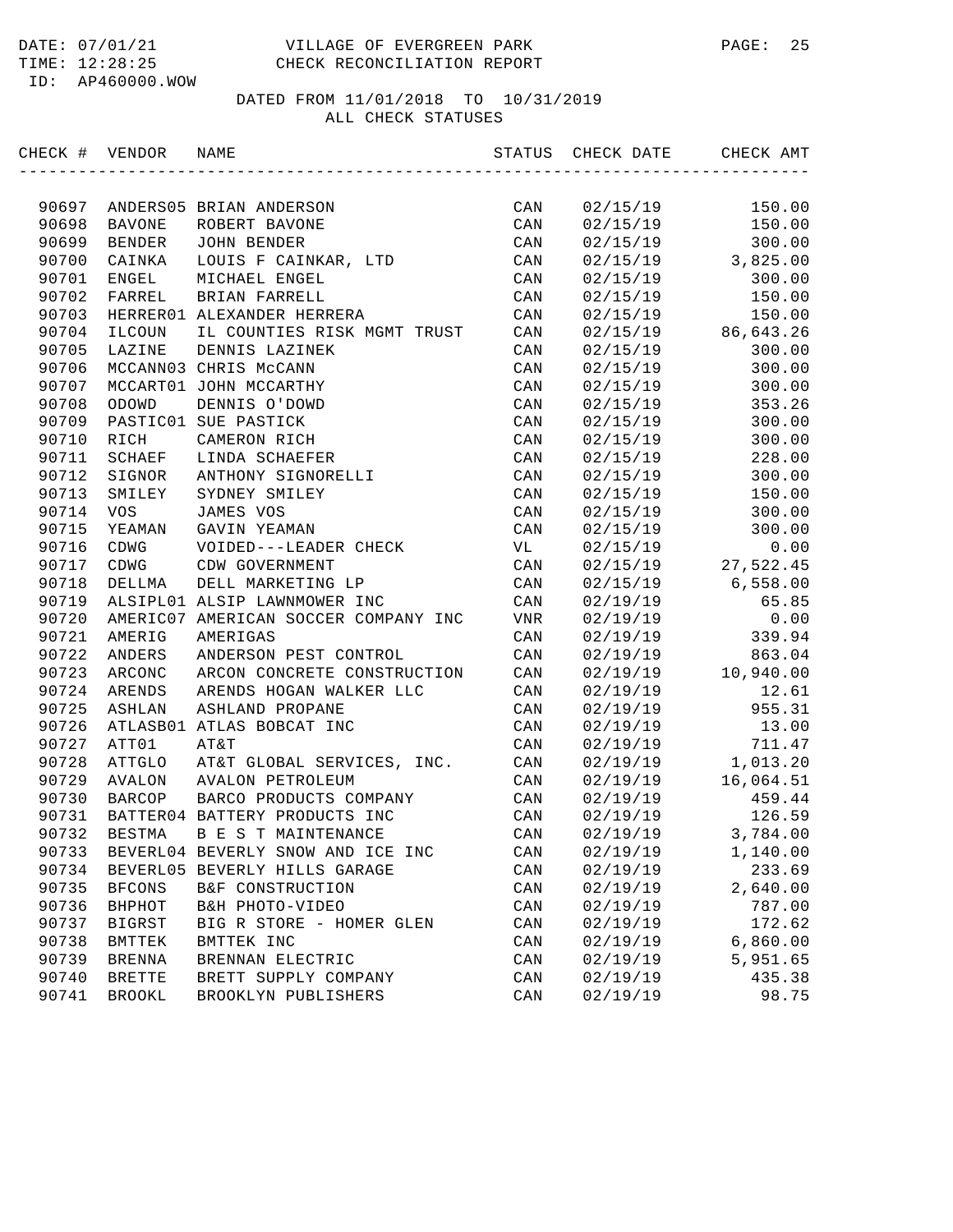DATE: 07/01/21 VILLAGE OF EVERGREEN PARK
TIME: 12:28:25 CHECK RECONCILIATION REPORT
ID: AP460000.WOW

DATED FROM 11/01/2018 TO 10/31/2019
ALL CHECK STATUSES

| CHECK # | VENDOR | NAME | STATUS | CHECK DATE | CHECK AMT |
|---|---|---|---|---|---|
| 90697 | ANDERS05 | BRIAN ANDERSON | CAN | 02/15/19 | 150.00 |
| 90698 | BAVONE | ROBERT BAVONE | CAN | 02/15/19 | 150.00 |
| 90699 | BENDER | JOHN BENDER | CAN | 02/15/19 | 300.00 |
| 90700 | CAINKA | LOUIS F CAINKAR, LTD | CAN | 02/15/19 | 3,825.00 |
| 90701 | ENGEL | MICHAEL ENGEL | CAN | 02/15/19 | 300.00 |
| 90702 | FARREL | BRIAN FARRELL | CAN | 02/15/19 | 150.00 |
| 90703 | HERRER01 | ALEXANDER HERRERA | CAN | 02/15/19 | 150.00 |
| 90704 | ILCOUN | IL COUNTIES RISK MGMT TRUST | CAN | 02/15/19 | 86,643.26 |
| 90705 | LAZINE | DENNIS LAZINEK | CAN | 02/15/19 | 300.00 |
| 90706 | MCCANN03 | CHRIS McCANN | CAN | 02/15/19 | 300.00 |
| 90707 | MCCART01 | JOHN MCCARTHY | CAN | 02/15/19 | 300.00 |
| 90708 | ODOWD | DENNIS O'DOWD | CAN | 02/15/19 | 353.26 |
| 90709 | PASTIC01 | SUE PASTICK | CAN | 02/15/19 | 300.00 |
| 90710 | RICH | CAMERON RICH | CAN | 02/15/19 | 300.00 |
| 90711 | SCHAEF | LINDA SCHAEFER | CAN | 02/15/19 | 228.00 |
| 90712 | SIGNOR | ANTHONY SIGNORELLI | CAN | 02/15/19 | 300.00 |
| 90713 | SMILEY | SYDNEY SMILEY | CAN | 02/15/19 | 150.00 |
| 90714 | VOS | JAMES VOS | CAN | 02/15/19 | 300.00 |
| 90715 | YEAMAN | GAVIN YEAMAN | CAN | 02/15/19 | 300.00 |
| 90716 | CDWG | VOIDED---LEADER CHECK | VL | 02/15/19 | 0.00 |
| 90717 | CDWG | CDW GOVERNMENT | CAN | 02/15/19 | 27,522.45 |
| 90718 | DELLMA | DELL MARKETING LP | CAN | 02/15/19 | 6,558.00 |
| 90719 | ALSIPL01 | ALSIP LAWNMOWER INC | CAN | 02/19/19 | 65.85 |
| 90720 | AMERIC07 | AMERICAN SOCCER COMPANY INC | VNR | 02/19/19 | 0.00 |
| 90721 | AMERIG | AMERIGAS | CAN | 02/19/19 | 339.94 |
| 90722 | ANDERS | ANDERSON PEST CONTROL | CAN | 02/19/19 | 863.04 |
| 90723 | ARCONC | ARCON CONCRETE CONSTRUCTION | CAN | 02/19/19 | 10,940.00 |
| 90724 | ARENDS | ARENDS HOGAN WALKER LLC | CAN | 02/19/19 | 12.61 |
| 90725 | ASHLAN | ASHLAND PROPANE | CAN | 02/19/19 | 955.31 |
| 90726 | ATLASB01 | ATLAS BOBCAT INC | CAN | 02/19/19 | 13.00 |
| 90727 | ATT01 | AT&T | CAN | 02/19/19 | 711.47 |
| 90728 | ATTGLO | AT&T GLOBAL SERVICES, INC. | CAN | 02/19/19 | 1,013.20 |
| 90729 | AVALON | AVALON PETROLEUM | CAN | 02/19/19 | 16,064.51 |
| 90730 | BARCOP | BARCO PRODUCTS COMPANY | CAN | 02/19/19 | 459.44 |
| 90731 | BATTER04 | BATTERY PRODUCTS INC | CAN | 02/19/19 | 126.59 |
| 90732 | BESTMA | B E S T MAINTENANCE | CAN | 02/19/19 | 3,784.00 |
| 90733 | BEVERL04 | BEVERLY SNOW AND ICE INC | CAN | 02/19/19 | 1,140.00 |
| 90734 | BEVERL05 | BEVERLY HILLS GARAGE | CAN | 02/19/19 | 233.69 |
| 90735 | BFCONS | B&F CONSTRUCTION | CAN | 02/19/19 | 2,640.00 |
| 90736 | BHPHOT | B&H PHOTO-VIDEO | CAN | 02/19/19 | 787.00 |
| 90737 | BIGRST | BIG R STORE - HOMER GLEN | CAN | 02/19/19 | 172.62 |
| 90738 | BMTTEK | BMTTEK INC | CAN | 02/19/19 | 6,860.00 |
| 90739 | BRENNA | BRENNAN ELECTRIC | CAN | 02/19/19 | 5,951.65 |
| 90740 | BRETTE | BRETT SUPPLY COMPANY | CAN | 02/19/19 | 435.38 |
| 90741 | BROOKL | BROOKLYN PUBLISHERS | CAN | 02/19/19 | 98.75 |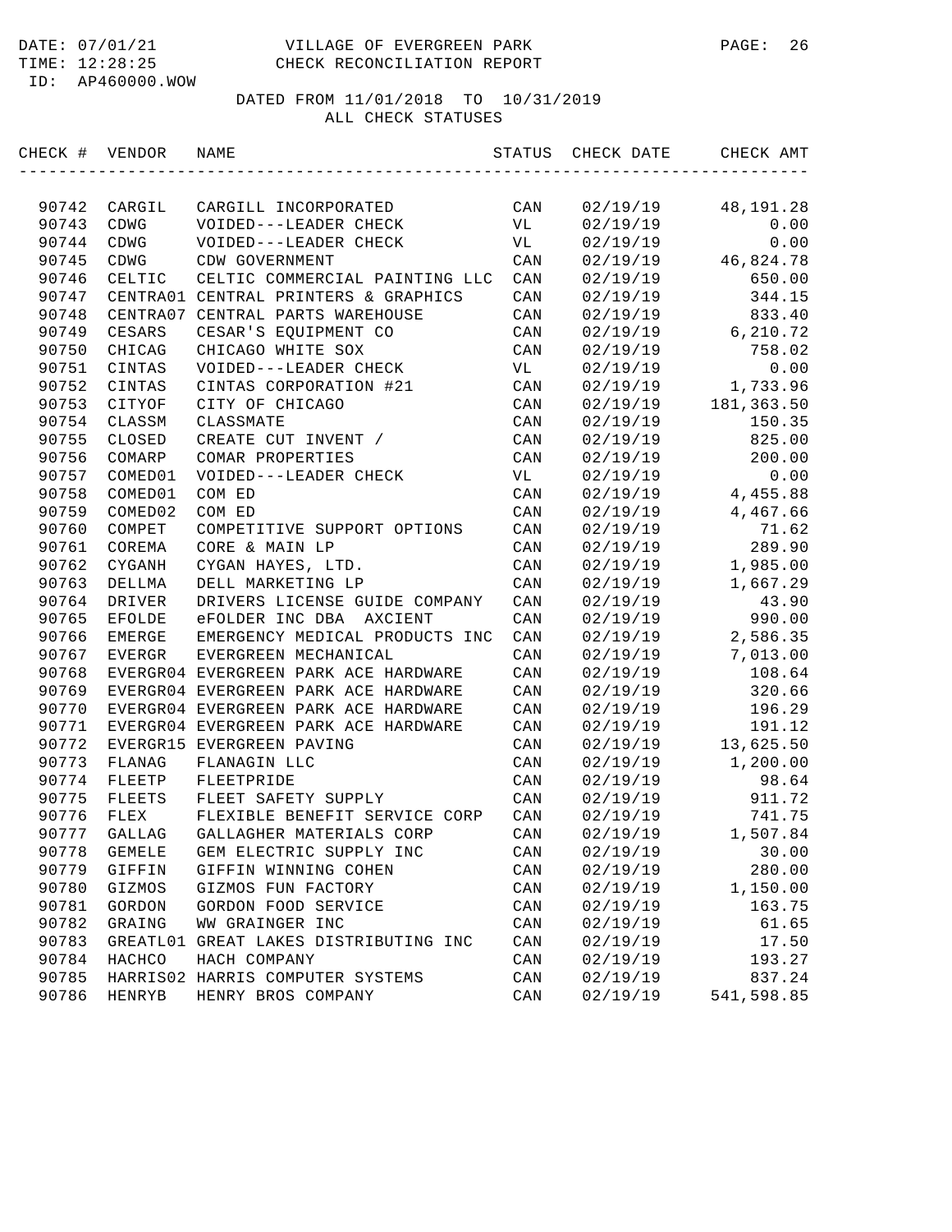DATE: 07/01/21 VILLAGE OF EVERGREEN PARK
TIME: 12:28:25 CHECK RECONCILIATION REPORT
ID: AP460000.WOW

DATED FROM 11/01/2018 TO 10/31/2019
ALL CHECK STATUSES

| CHECK # | VENDOR | NAME | STATUS | CHECK DATE | CHECK AMT |
|---|---|---|---|---|---|
| 90742 | CARGIL | CARGILL INCORPORATED | CAN | 02/19/19 | 48,191.28 |
| 90743 | CDWG | VOIDED---LEADER CHECK | VL | 02/19/19 | 0.00 |
| 90744 | CDWG | VOIDED---LEADER CHECK | VL | 02/19/19 | 0.00 |
| 90745 | CDWG | CDW GOVERNMENT | CAN | 02/19/19 | 46,824.78 |
| 90746 | CELTIC | CELTIC COMMERCIAL PAINTING LLC | CAN | 02/19/19 | 650.00 |
| 90747 | CENTRA01 | CENTRAL PRINTERS & GRAPHICS | CAN | 02/19/19 | 344.15 |
| 90748 | CENTRA07 | CENTRAL PARTS WAREHOUSE | CAN | 02/19/19 | 833.40 |
| 90749 | CESARS | CESAR'S EQUIPMENT CO | CAN | 02/19/19 | 6,210.72 |
| 90750 | CHICAG | CHICAGO WHITE SOX | CAN | 02/19/19 | 758.02 |
| 90751 | CINTAS | VOIDED---LEADER CHECK | VL | 02/19/19 | 0.00 |
| 90752 | CINTAS | CINTAS CORPORATION #21 | CAN | 02/19/19 | 1,733.96 |
| 90753 | CITYOF | CITY OF CHICAGO | CAN | 02/19/19 | 181,363.50 |
| 90754 | CLASSM | CLASSMATE | CAN | 02/19/19 | 150.35 |
| 90755 | CLOSED | CREATE CUT INVENT / | CAN | 02/19/19 | 825.00 |
| 90756 | COMARP | COMAR PROPERTIES | CAN | 02/19/19 | 200.00 |
| 90757 | COMED01 | VOIDED---LEADER CHECK | VL | 02/19/19 | 0.00 |
| 90758 | COMED01 | COM ED | CAN | 02/19/19 | 4,455.88 |
| 90759 | COMED02 | COM ED | CAN | 02/19/19 | 4,467.66 |
| 90760 | COMPET | COMPETITIVE SUPPORT OPTIONS | CAN | 02/19/19 | 71.62 |
| 90761 | COREMA | CORE & MAIN LP | CAN | 02/19/19 | 289.90 |
| 90762 | CYGANH | CYGAN HAYES, LTD. | CAN | 02/19/19 | 1,985.00 |
| 90763 | DELLMA | DELL MARKETING LP | CAN | 02/19/19 | 1,667.29 |
| 90764 | DRIVER | DRIVERS LICENSE GUIDE COMPANY | CAN | 02/19/19 | 43.90 |
| 90765 | EFOLDE | eFOLDER INC DBA AXCIENT | CAN | 02/19/19 | 990.00 |
| 90766 | EMERGE | EMERGENCY MEDICAL PRODUCTS INC | CAN | 02/19/19 | 2,586.35 |
| 90767 | EVERGR | EVERGREEN MECHANICAL | CAN | 02/19/19 | 7,013.00 |
| 90768 | EVERGR04 | EVERGREEN PARK ACE HARDWARE | CAN | 02/19/19 | 108.64 |
| 90769 | EVERGR04 | EVERGREEN PARK ACE HARDWARE | CAN | 02/19/19 | 320.66 |
| 90770 | EVERGR04 | EVERGREEN PARK ACE HARDWARE | CAN | 02/19/19 | 196.29 |
| 90771 | EVERGR04 | EVERGREEN PARK ACE HARDWARE | CAN | 02/19/19 | 191.12 |
| 90772 | EVERGR15 | EVERGREEN PAVING | CAN | 02/19/19 | 13,625.50 |
| 90773 | FLANAG | FLANAGIN LLC | CAN | 02/19/19 | 1,200.00 |
| 90774 | FLEETP | FLEETPRIDE | CAN | 02/19/19 | 98.64 |
| 90775 | FLEETS | FLEET SAFETY SUPPLY | CAN | 02/19/19 | 911.72 |
| 90776 | FLEX | FLEXIBLE BENEFIT SERVICE CORP | CAN | 02/19/19 | 741.75 |
| 90777 | GALLAG | GALLAGHER MATERIALS CORP | CAN | 02/19/19 | 1,507.84 |
| 90778 | GEMELE | GEM ELECTRIC SUPPLY INC | CAN | 02/19/19 | 30.00 |
| 90779 | GIFFIN | GIFFIN WINNING COHEN | CAN | 02/19/19 | 280.00 |
| 90780 | GIZMOS | GIZMOS FUN FACTORY | CAN | 02/19/19 | 1,150.00 |
| 90781 | GORDON | GORDON FOOD SERVICE | CAN | 02/19/19 | 163.75 |
| 90782 | GRAING | WW GRAINGER INC | CAN | 02/19/19 | 61.65 |
| 90783 | GREATL01 | GREAT LAKES DISTRIBUTING INC | CAN | 02/19/19 | 17.50 |
| 90784 | HACHCO | HACH COMPANY | CAN | 02/19/19 | 193.27 |
| 90785 | HARRIS02 | HARRIS COMPUTER SYSTEMS | CAN | 02/19/19 | 837.24 |
| 90786 | HENRYB | HENRY BROS COMPANY | CAN | 02/19/19 | 541,598.85 |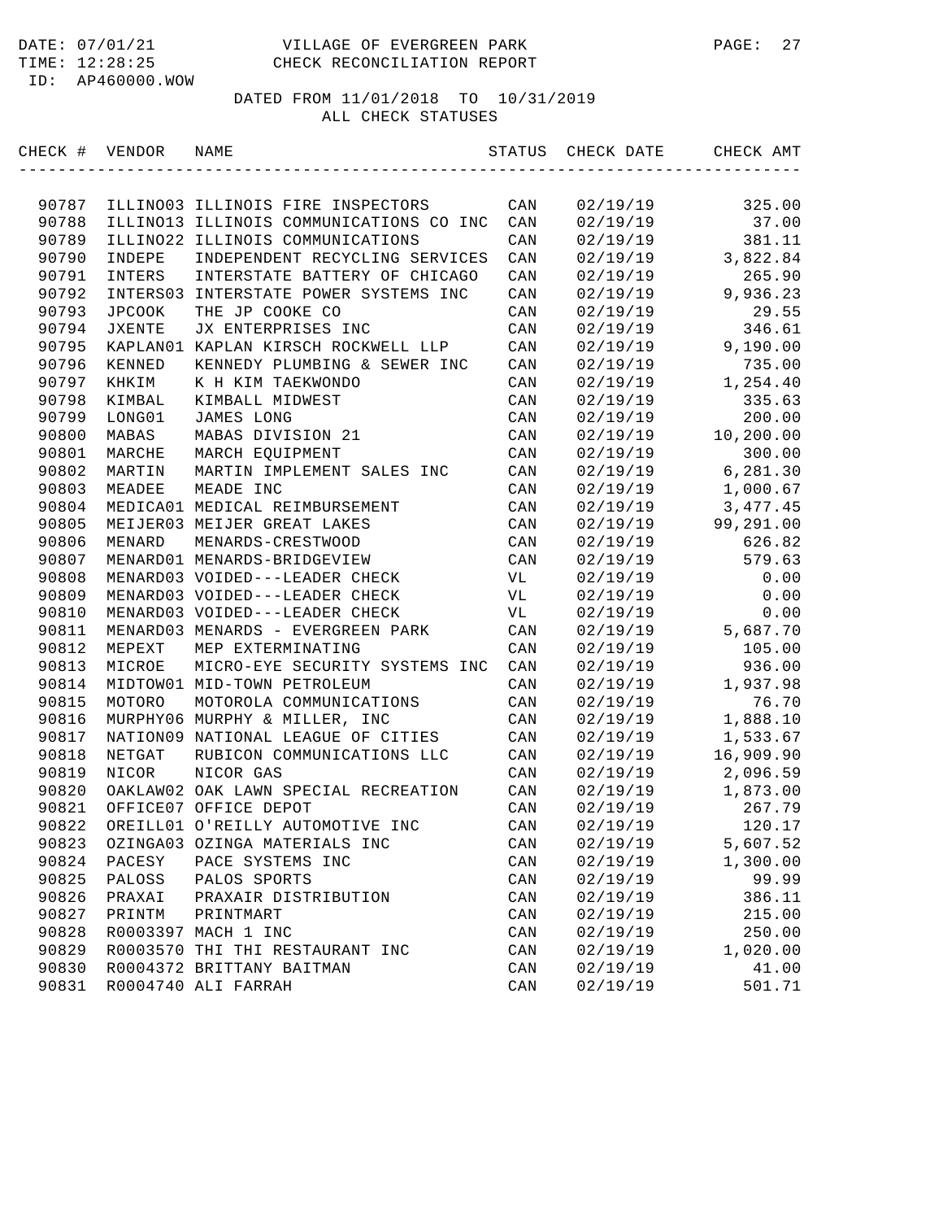DATE: 07/01/21 VILLAGE OF EVERGREEN PARK
TIME: 12:28:25 CHECK RECONCILIATION REPORT
ID: AP460000.WOW

DATED FROM 11/01/2018 TO 10/31/2019
ALL CHECK STATUSES

| CHECK # | VENDOR | NAME | STATUS | CHECK DATE | CHECK AMT |
|---|---|---|---|---|---|
| 90787 | ILLINO03 | ILLINOIS FIRE INSPECTORS | CAN | 02/19/19 | 325.00 |
| 90788 | ILLINO13 | ILLINOIS COMMUNICATIONS CO INC | CAN | 02/19/19 | 37.00 |
| 90789 | ILLINO22 | ILLINOIS COMMUNICATIONS | CAN | 02/19/19 | 381.11 |
| 90790 | INDEPE | INDEPENDENT RECYCLING SERVICES | CAN | 02/19/19 | 3,822.84 |
| 90791 | INTERS | INTERSTATE BATTERY OF CHICAGO | CAN | 02/19/19 | 265.90 |
| 90792 | INTERS03 | INTERSTATE POWER SYSTEMS INC | CAN | 02/19/19 | 9,936.23 |
| 90793 | JPCOOK | THE JP COOKE CO | CAN | 02/19/19 | 29.55 |
| 90794 | JXENTE | JX ENTERPRISES INC | CAN | 02/19/19 | 346.61 |
| 90795 | KAPLAN01 | KAPLAN KIRSCH ROCKWELL LLP | CAN | 02/19/19 | 9,190.00 |
| 90796 | KENNED | KENNEDY PLUMBING & SEWER INC | CAN | 02/19/19 | 735.00 |
| 90797 | KHKIM | K H KIM TAEKWONDO | CAN | 02/19/19 | 1,254.40 |
| 90798 | KIMBAL | KIMBALL MIDWEST | CAN | 02/19/19 | 335.63 |
| 90799 | LONG01 | JAMES LONG | CAN | 02/19/19 | 200.00 |
| 90800 | MABAS | MABAS DIVISION 21 | CAN | 02/19/19 | 10,200.00 |
| 90801 | MARCHE | MARCH EQUIPMENT | CAN | 02/19/19 | 300.00 |
| 90802 | MARTIN | MARTIN IMPLEMENT SALES INC | CAN | 02/19/19 | 6,281.30 |
| 90803 | MEADEE | MEADE INC | CAN | 02/19/19 | 1,000.67 |
| 90804 | MEDICA01 | MEDICAL REIMBURSEMENT | CAN | 02/19/19 | 3,477.45 |
| 90805 | MEIJER03 | MEIJER GREAT LAKES | CAN | 02/19/19 | 99,291.00 |
| 90806 | MENARD | MENARDS-CRESTWOOD | CAN | 02/19/19 | 626.82 |
| 90807 | MENARD01 | MENARDS-BRIDGEVIEW | CAN | 02/19/19 | 579.63 |
| 90808 | MENARD03 | VOIDED---LEADER CHECK | VL | 02/19/19 | 0.00 |
| 90809 | MENARD03 | VOIDED---LEADER CHECK | VL | 02/19/19 | 0.00 |
| 90810 | MENARD03 | VOIDED---LEADER CHECK | VL | 02/19/19 | 0.00 |
| 90811 | MENARD03 | MENARDS - EVERGREEN PARK | CAN | 02/19/19 | 5,687.70 |
| 90812 | MEPEXT | MEP EXTERMINATING | CAN | 02/19/19 | 105.00 |
| 90813 | MICROE | MICRO-EYE SECURITY SYSTEMS INC | CAN | 02/19/19 | 936.00 |
| 90814 | MIDTOW01 | MID-TOWN PETROLEUM | CAN | 02/19/19 | 1,937.98 |
| 90815 | MOTORO | MOTOROLA COMMUNICATIONS | CAN | 02/19/19 | 76.70 |
| 90816 | MURPHY06 | MURPHY & MILLER, INC | CAN | 02/19/19 | 1,888.10 |
| 90817 | NATION09 | NATIONAL LEAGUE OF CITIES | CAN | 02/19/19 | 1,533.67 |
| 90818 | NETGAT | RUBICON COMMUNICATIONS LLC | CAN | 02/19/19 | 16,909.90 |
| 90819 | NICOR | NICOR GAS | CAN | 02/19/19 | 2,096.59 |
| 90820 | OAKLAW02 | OAK LAWN SPECIAL RECREATION | CAN | 02/19/19 | 1,873.00 |
| 90821 | OFFICE07 | OFFICE DEPOT | CAN | 02/19/19 | 267.79 |
| 90822 | OREILL01 | O'REILLY AUTOMOTIVE INC | CAN | 02/19/19 | 120.17 |
| 90823 | OZINGA03 | OZINGA MATERIALS INC | CAN | 02/19/19 | 5,607.52 |
| 90824 | PACESY | PACE SYSTEMS INC | CAN | 02/19/19 | 1,300.00 |
| 90825 | PALOSS | PALOS SPORTS | CAN | 02/19/19 | 99.99 |
| 90826 | PRAXAI | PRAXAIR DISTRIBUTION | CAN | 02/19/19 | 386.11 |
| 90827 | PRINTM | PRINTMART | CAN | 02/19/19 | 215.00 |
| 90828 | R0003397 | MACH 1 INC | CAN | 02/19/19 | 250.00 |
| 90829 | R0003570 | THI THI RESTAURANT INC | CAN | 02/19/19 | 1,020.00 |
| 90830 | R0004372 | BRITTANY BAITMAN | CAN | 02/19/19 | 41.00 |
| 90831 | R0004740 | ALI FARRAH | CAN | 02/19/19 | 501.71 |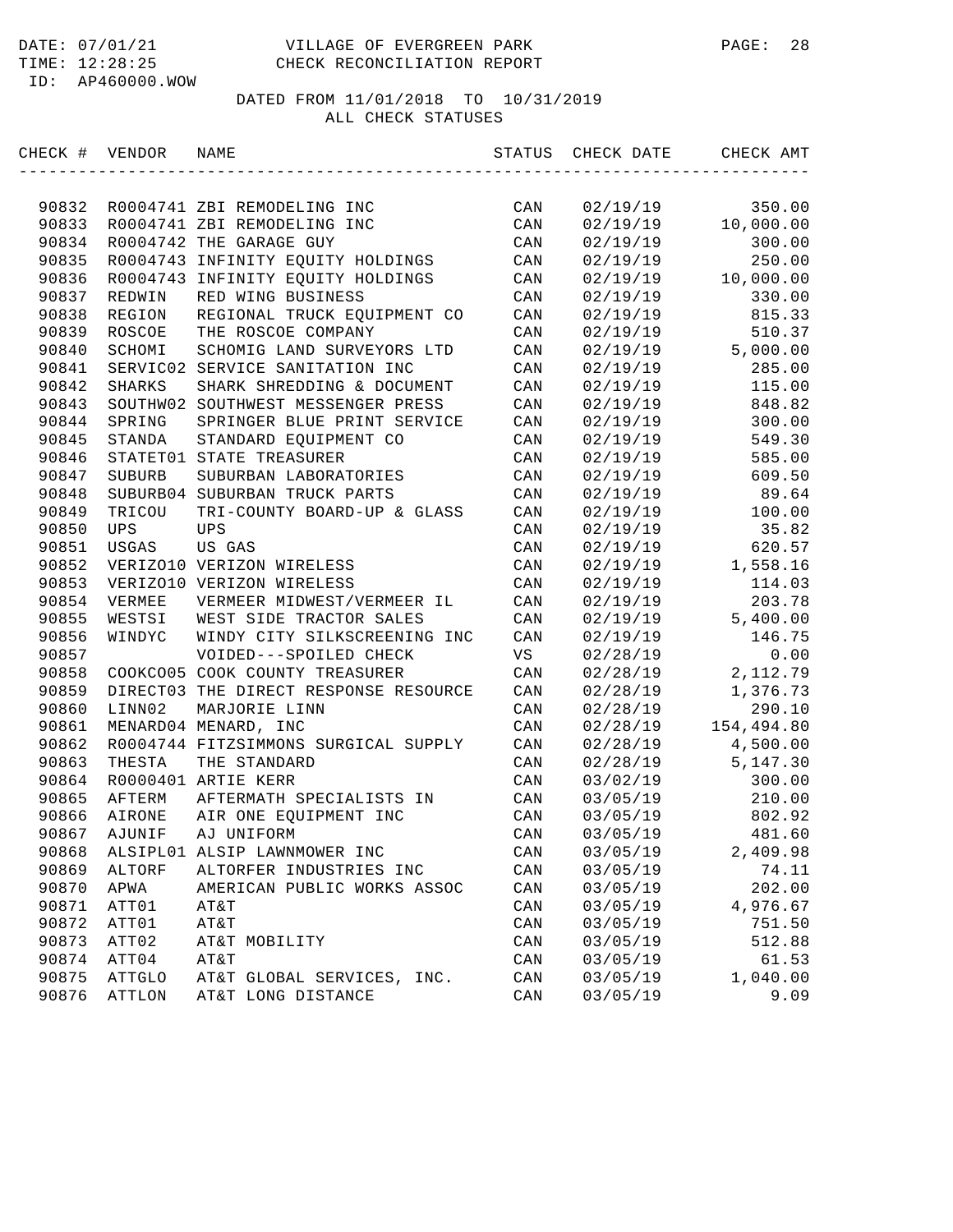VILLAGE OF EVERGREEN PARK
CHECK RECONCILIATION REPORT

DATE: 07/01/21
TIME: 12:28:25
ID: AP460000.WOW

DATED FROM 11/01/2018 TO 10/31/2019
ALL CHECK STATUSES

| CHECK # | VENDOR | NAME | STATUS | CHECK DATE | CHECK AMT |
|---|---|---|---|---|---|
| 90832 | R0004741 | ZBI REMODELING INC | CAN | 02/19/19 | 350.00 |
| 90833 | R0004741 | ZBI REMODELING INC | CAN | 02/19/19 | 10,000.00 |
| 90834 | R0004742 | THE GARAGE GUY | CAN | 02/19/19 | 300.00 |
| 90835 | R0004743 | INFINITY EQUITY HOLDINGS | CAN | 02/19/19 | 250.00 |
| 90836 | R0004743 | INFINITY EQUITY HOLDINGS | CAN | 02/19/19 | 10,000.00 |
| 90837 | REDWIN | RED WING BUSINESS | CAN | 02/19/19 | 330.00 |
| 90838 | REGION | REGIONAL TRUCK EQUIPMENT CO | CAN | 02/19/19 | 815.33 |
| 90839 | ROSCOE | THE ROSCOE COMPANY | CAN | 02/19/19 | 510.37 |
| 90840 | SCHOMI | SCHOMIG LAND SURVEYORS LTD | CAN | 02/19/19 | 5,000.00 |
| 90841 | SERVIC02 | SERVICE SANITATION INC | CAN | 02/19/19 | 285.00 |
| 90842 | SHARKS | SHARK SHREDDING & DOCUMENT | CAN | 02/19/19 | 115.00 |
| 90843 | SOUTHW02 | SOUTHWEST MESSENGER PRESS | CAN | 02/19/19 | 848.82 |
| 90844 | SPRING | SPRINGER BLUE PRINT SERVICE | CAN | 02/19/19 | 300.00 |
| 90845 | STANDA | STANDARD EQUIPMENT CO | CAN | 02/19/19 | 549.30 |
| 90846 | STATET01 | STATE TREASURER | CAN | 02/19/19 | 585.00 |
| 90847 | SUBURB | SUBURBAN LABORATORIES | CAN | 02/19/19 | 609.50 |
| 90848 | SUBURB04 | SUBURBAN TRUCK PARTS | CAN | 02/19/19 | 89.64 |
| 90849 | TRICOU | TRI-COUNTY BOARD-UP & GLASS | CAN | 02/19/19 | 100.00 |
| 90850 | UPS | UPS | CAN | 02/19/19 | 35.82 |
| 90851 | USGAS | US GAS | CAN | 02/19/19 | 620.57 |
| 90852 | VERIZO10 | VERIZON WIRELESS | CAN | 02/19/19 | 1,558.16 |
| 90853 | VERIZO10 | VERIZON WIRELESS | CAN | 02/19/19 | 114.03 |
| 90854 | VERMEE | VERMEER MIDWEST/VERMEER IL | CAN | 02/19/19 | 203.78 |
| 90855 | WESTSI | WEST SIDE TRACTOR SALES | CAN | 02/19/19 | 5,400.00 |
| 90856 | WINDYC | WINDY CITY SILKSCREENING INC | CAN | 02/19/19 | 146.75 |
| 90857 | | VOIDED---SPOILED CHECK | VS | 02/28/19 | 0.00 |
| 90858 | COOKCO05 | COOK COUNTY TREASURER | CAN | 02/28/19 | 2,112.79 |
| 90859 | DIRECT03 | THE DIRECT RESPONSE RESOURCE | CAN | 02/28/19 | 1,376.73 |
| 90860 | LINN02 | MARJORIE LINN | CAN | 02/28/19 | 290.10 |
| 90861 | MENARD04 | MENARD, INC | CAN | 02/28/19 | 154,494.80 |
| 90862 | R0004744 | FITZSIMMONS SURGICAL SUPPLY | CAN | 02/28/19 | 4,500.00 |
| 90863 | THESTA | THE STANDARD | CAN | 02/28/19 | 5,147.30 |
| 90864 | R0000401 | ARTIE KERR | CAN | 03/02/19 | 300.00 |
| 90865 | AFTERM | AFTERMATH SPECIALISTS IN | CAN | 03/05/19 | 210.00 |
| 90866 | AIRONE | AIR ONE EQUIPMENT INC | CAN | 03/05/19 | 802.92 |
| 90867 | AJUNIF | AJ UNIFORM | CAN | 03/05/19 | 481.60 |
| 90868 | ALSIPL01 | ALSIP LAWNMOWER INC | CAN | 03/05/19 | 2,409.98 |
| 90869 | ALTORF | ALTORFER INDUSTRIES INC | CAN | 03/05/19 | 74.11 |
| 90870 | APWA | AMERICAN PUBLIC WORKS ASSOC | CAN | 03/05/19 | 202.00 |
| 90871 | ATT01 | AT&T | CAN | 03/05/19 | 4,976.67 |
| 90872 | ATT01 | AT&T | CAN | 03/05/19 | 751.50 |
| 90873 | ATT02 | AT&T MOBILITY | CAN | 03/05/19 | 512.88 |
| 90874 | ATT04 | AT&T | CAN | 03/05/19 | 61.53 |
| 90875 | ATTGLO | AT&T GLOBAL SERVICES, INC. | CAN | 03/05/19 | 1,040.00 |
| 90876 | ATTLON | AT&T LONG DISTANCE | CAN | 03/05/19 | 9.09 |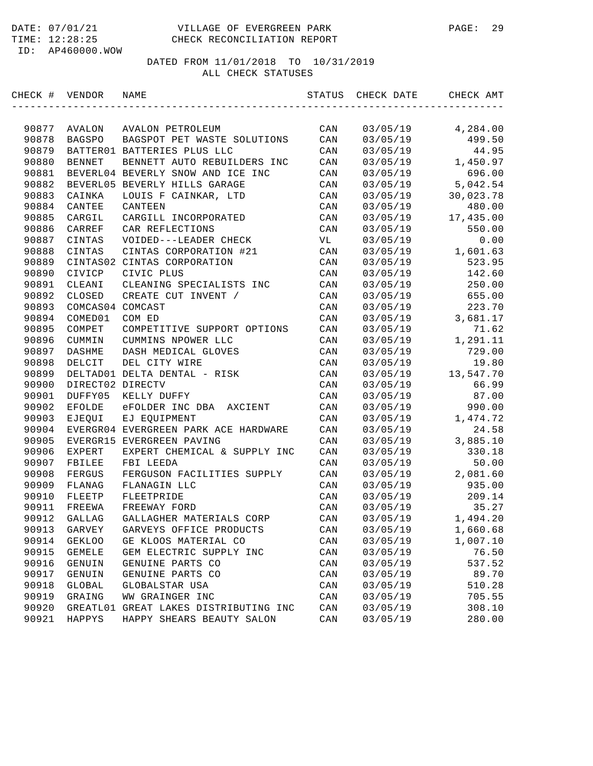DATE: 07/01/21 VILLAGE OF EVERGREEN PARK PAGE: 29
TIME: 12:28:25 CHECK RECONCILIATION REPORT
ID: AP460000.WOW

DATED FROM 11/01/2018 TO 10/31/2019
ALL CHECK STATUSES

| CHECK # | VENDOR | NAME | STATUS | CHECK DATE | CHECK AMT |
|---|---|---|---|---|---|
| 90877 | AVALON | AVALON PETROLEUM | CAN | 03/05/19 | 4,284.00 |
| 90878 | BAGSPO | BAGSPOT PET WASTE SOLUTIONS | CAN | 03/05/19 | 499.50 |
| 90879 | BATTER01 | BATTERIES PLUS LLC | CAN | 03/05/19 | 44.95 |
| 90880 | BENNET | BENNETT AUTO REBUILDERS INC | CAN | 03/05/19 | 1,450.97 |
| 90881 | BEVERL04 | BEVERLY SNOW AND ICE INC | CAN | 03/05/19 | 696.00 |
| 90882 | BEVERL05 | BEVERLY HILLS GARAGE | CAN | 03/05/19 | 5,042.54 |
| 90883 | CAINKA | LOUIS F CAINKAR, LTD | CAN | 03/05/19 | 30,023.78 |
| 90884 | CANTEE | CANTEEN | CAN | 03/05/19 | 480.00 |
| 90885 | CARGIL | CARGILL INCORPORATED | CAN | 03/05/19 | 17,435.00 |
| 90886 | CARREF | CAR REFLECTIONS | CAN | 03/05/19 | 550.00 |
| 90887 | CINTAS | VOIDED---LEADER CHECK | VL | 03/05/19 | 0.00 |
| 90888 | CINTAS | CINTAS CORPORATION #21 | CAN | 03/05/19 | 1,601.63 |
| 90889 | CINTAS02 | CINTAS CORPORATION | CAN | 03/05/19 | 523.95 |
| 90890 | CIVICP | CIVIC PLUS | CAN | 03/05/19 | 142.60 |
| 90891 | CLEANI | CLEANING SPECIALISTS INC | CAN | 03/05/19 | 250.00 |
| 90892 | CLOSED | CREATE CUT INVENT / | CAN | 03/05/19 | 655.00 |
| 90893 | COMCAS04 | COMCAST | CAN | 03/05/19 | 223.70 |
| 90894 | COMED01 | COM ED | CAN | 03/05/19 | 3,681.17 |
| 90895 | COMPET | COMPETITIVE SUPPORT OPTIONS | CAN | 03/05/19 | 71.62 |
| 90896 | CUMMIN | CUMMINS NPOWER LLC | CAN | 03/05/19 | 1,291.11 |
| 90897 | DASHME | DASH MEDICAL GLOVES | CAN | 03/05/19 | 729.00 |
| 90898 | DELCIT | DEL CITY WIRE | CAN | 03/05/19 | 19.80 |
| 90899 | DELTAD01 | DELTA DENTAL - RISK | CAN | 03/05/19 | 13,547.70 |
| 90900 | DIRECT02 | DIRECTV | CAN | 03/05/19 | 66.99 |
| 90901 | DUFFY05 | KELLY DUFFY | CAN | 03/05/19 | 87.00 |
| 90902 | EFOLDE | eFOLDER INC DBA AXCIENT | CAN | 03/05/19 | 990.00 |
| 90903 | EJEQUI | EJ EQUIPMENT | CAN | 03/05/19 | 1,474.72 |
| 90904 | EVERGR04 | EVERGREEN PARK ACE HARDWARE | CAN | 03/05/19 | 24.58 |
| 90905 | EVERGR15 | EVERGREEN PAVING | CAN | 03/05/19 | 3,885.10 |
| 90906 | EXPERT | EXPERT CHEMICAL & SUPPLY INC | CAN | 03/05/19 | 330.18 |
| 90907 | FBILEE | FBI LEEDA | CAN | 03/05/19 | 50.00 |
| 90908 | FERGUS | FERGUSON FACILITIES SUPPLY | CAN | 03/05/19 | 2,081.60 |
| 90909 | FLANAG | FLANAGIN LLC | CAN | 03/05/19 | 935.00 |
| 90910 | FLEETP | FLEETPRIDE | CAN | 03/05/19 | 209.14 |
| 90911 | FREEWA | FREEWAY FORD | CAN | 03/05/19 | 35.27 |
| 90912 | GALLAG | GALLAGHER MATERIALS CORP | CAN | 03/05/19 | 1,494.20 |
| 90913 | GARVEY | GARVEYS OFFICE PRODUCTS | CAN | 03/05/19 | 1,660.68 |
| 90914 | GEKLOO | GE KLOOS MATERIAL CO | CAN | 03/05/19 | 1,007.10 |
| 90915 | GEMELE | GEM ELECTRIC SUPPLY INC | CAN | 03/05/19 | 76.50 |
| 90916 | GENUIN | GENUINE PARTS CO | CAN | 03/05/19 | 537.52 |
| 90917 | GENUIN | GENUINE PARTS CO | CAN | 03/05/19 | 89.70 |
| 90918 | GLOBAL | GLOBALSTAR USA | CAN | 03/05/19 | 510.28 |
| 90919 | GRAING | WW GRAINGER INC | CAN | 03/05/19 | 705.55 |
| 90920 | GREATL01 | GREAT LAKES DISTRIBUTING INC | CAN | 03/05/19 | 308.10 |
| 90921 | HAPPYS | HAPPY SHEARS BEAUTY SALON | CAN | 03/05/19 | 280.00 |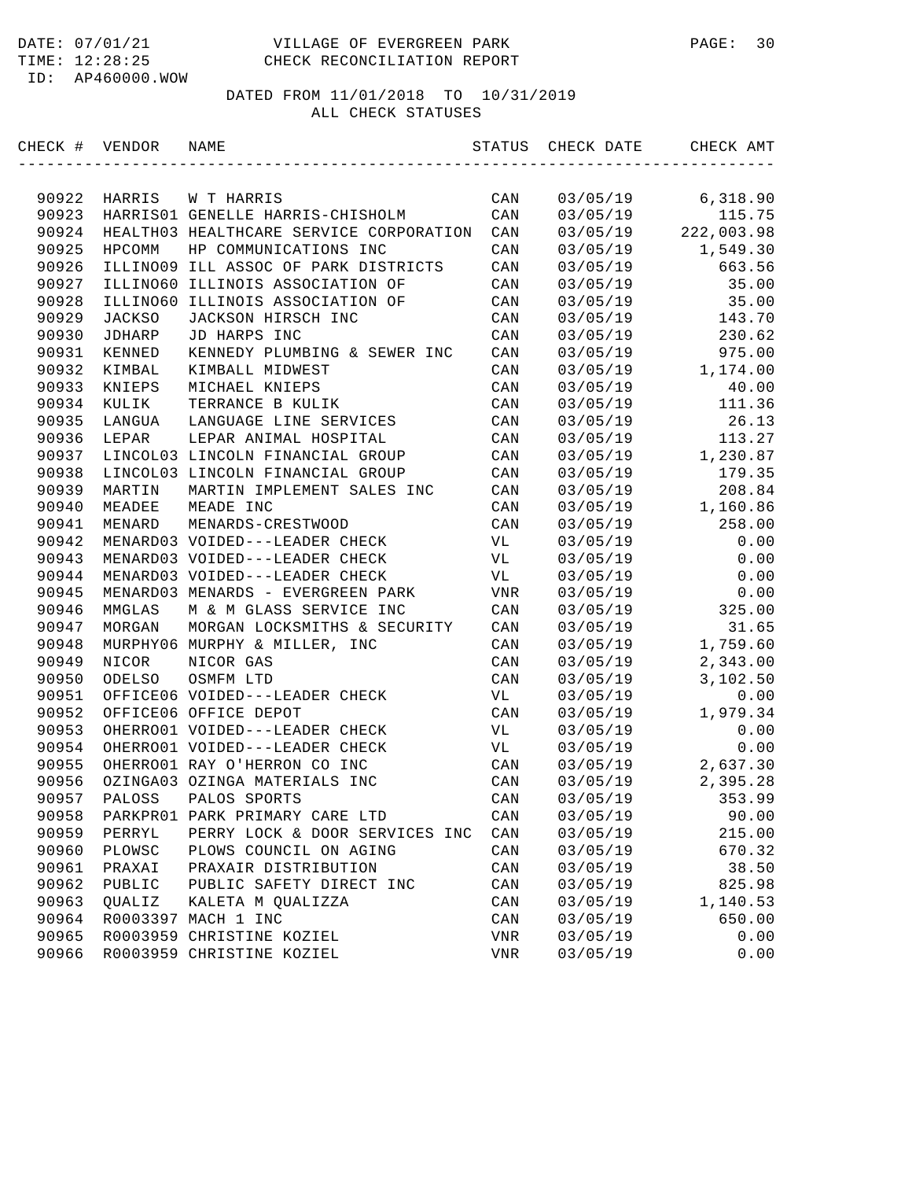DATE: 07/01/21 VILLAGE OF EVERGREEN PARK
TIME: 12:28:25 CHECK RECONCILIATION REPORT
ID: AP460000.WOW

DATED FROM 11/01/2018 TO 10/31/2019
ALL CHECK STATUSES

| CHECK # | VENDOR | NAME | STATUS | CHECK DATE | CHECK AMT |
|---|---|---|---|---|---|
| 90922 | HARRIS | W T HARRIS | CAN | 03/05/19 | 6,318.90 |
| 90923 | HARRIS01 | GENELLE HARRIS-CHISHOLM | CAN | 03/05/19 | 115.75 |
| 90924 | HEALTH03 | HEALTHCARE SERVICE CORPORATION | CAN | 03/05/19 | 222,003.98 |
| 90925 | HPCOMM | HP COMMUNICATIONS INC | CAN | 03/05/19 | 1,549.30 |
| 90926 | ILLINO09 | ILL ASSOC OF PARK DISTRICTS | CAN | 03/05/19 | 663.56 |
| 90927 | ILLINO60 | ILLINOIS ASSOCIATION OF | CAN | 03/05/19 | 35.00 |
| 90928 | ILLINO60 | ILLINOIS ASSOCIATION OF | CAN | 03/05/19 | 35.00 |
| 90929 | JACKSO | JACKSON HIRSCH INC | CAN | 03/05/19 | 143.70 |
| 90930 | JDHARP | JD HARPS INC | CAN | 03/05/19 | 230.62 |
| 90931 | KENNED | KENNEDY PLUMBING & SEWER INC | CAN | 03/05/19 | 975.00 |
| 90932 | KIMBAL | KIMBALL MIDWEST | CAN | 03/05/19 | 1,174.00 |
| 90933 | KNIEPS | MICHAEL KNIEPS | CAN | 03/05/19 | 40.00 |
| 90934 | KULIK | TERRANCE B KULIK | CAN | 03/05/19 | 111.36 |
| 90935 | LANGUA | LANGUAGE LINE SERVICES | CAN | 03/05/19 | 26.13 |
| 90936 | LEPAR | LEPAR ANIMAL HOSPITAL | CAN | 03/05/19 | 113.27 |
| 90937 | LINCOL03 | LINCOLN FINANCIAL GROUP | CAN | 03/05/19 | 1,230.87 |
| 90938 | LINCOL03 | LINCOLN FINANCIAL GROUP | CAN | 03/05/19 | 179.35 |
| 90939 | MARTIN | MARTIN IMPLEMENT SALES INC | CAN | 03/05/19 | 208.84 |
| 90940 | MEADEE | MEADE INC | CAN | 03/05/19 | 1,160.86 |
| 90941 | MENARD | MENARDS-CRESTWOOD | CAN | 03/05/19 | 258.00 |
| 90942 | MENARD03 | VOIDED---LEADER CHECK | VL | 03/05/19 | 0.00 |
| 90943 | MENARD03 | VOIDED---LEADER CHECK | VL | 03/05/19 | 0.00 |
| 90944 | MENARD03 | VOIDED---LEADER CHECK | VL | 03/05/19 | 0.00 |
| 90945 | MENARD03 | MENARDS - EVERGREEN PARK | VNR | 03/05/19 | 0.00 |
| 90946 | MMGLAS | M & M GLASS SERVICE INC | CAN | 03/05/19 | 325.00 |
| 90947 | MORGAN | MORGAN LOCKSMITHS & SECURITY | CAN | 03/05/19 | 31.65 |
| 90948 | MURPHY06 | MURPHY & MILLER, INC | CAN | 03/05/19 | 1,759.60 |
| 90949 | NICOR | NICOR GAS | CAN | 03/05/19 | 2,343.00 |
| 90950 | ODELSO | OSMFM LTD | CAN | 03/05/19 | 3,102.50 |
| 90951 | OFFICE06 | VOIDED---LEADER CHECK | VL | 03/05/19 | 0.00 |
| 90952 | OFFICE06 | OFFICE DEPOT | CAN | 03/05/19 | 1,979.34 |
| 90953 | OHERRO01 | VOIDED---LEADER CHECK | VL | 03/05/19 | 0.00 |
| 90954 | OHERRO01 | VOIDED---LEADER CHECK | VL | 03/05/19 | 0.00 |
| 90955 | OHERRO01 | RAY O'HERRON CO INC | CAN | 03/05/19 | 2,637.30 |
| 90956 | OZINGA03 | OZINGA MATERIALS INC | CAN | 03/05/19 | 2,395.28 |
| 90957 | PALOSS | PALOS SPORTS | CAN | 03/05/19 | 353.99 |
| 90958 | PARKPR01 | PARK PRIMARY CARE LTD | CAN | 03/05/19 | 90.00 |
| 90959 | PERRYL | PERRY LOCK & DOOR SERVICES INC | CAN | 03/05/19 | 215.00 |
| 90960 | PLOWSC | PLOWS COUNCIL ON AGING | CAN | 03/05/19 | 670.32 |
| 90961 | PRAXAI | PRAXAIR DISTRIBUTION | CAN | 03/05/19 | 38.50 |
| 90962 | PUBLIC | PUBLIC SAFETY DIRECT INC | CAN | 03/05/19 | 825.98 |
| 90963 | QUALIZ | KALETA M QUALIZZA | CAN | 03/05/19 | 1,140.53 |
| 90964 | R0003397 | MACH 1 INC | CAN | 03/05/19 | 650.00 |
| 90965 | R0003959 | CHRISTINE KOZIEL | VNR | 03/05/19 | 0.00 |
| 90966 | R0003959 | CHRISTINE KOZIEL | VNR | 03/05/19 | 0.00 |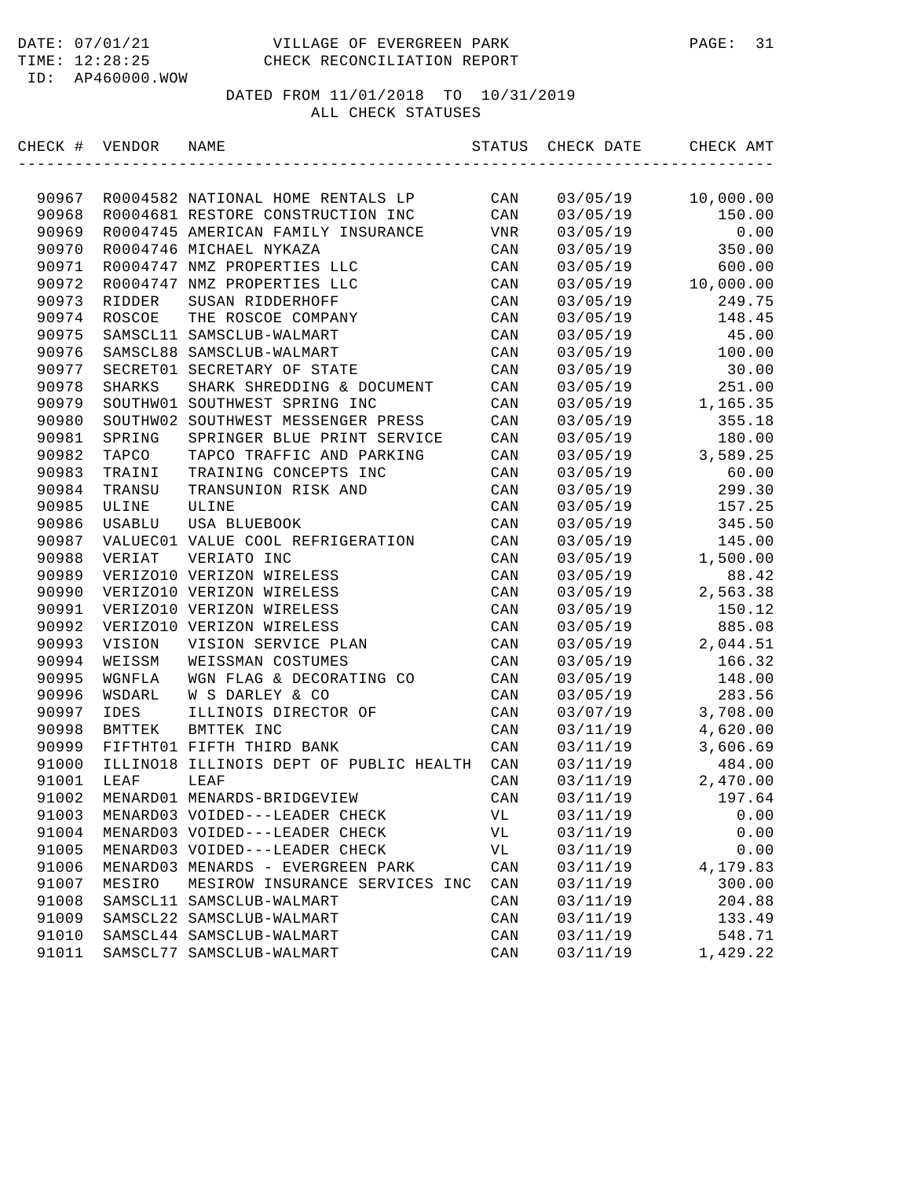DATE: 07/01/21 VILLAGE OF EVERGREEN PARK
TIME: 12:28:25 CHECK RECONCILIATION REPORT
ID: AP460000.WOW

DATED FROM 11/01/2018 TO 10/31/2019
ALL CHECK STATUSES

| CHECK # | VENDOR | NAME | STATUS | CHECK DATE | CHECK AMT |
|---|---|---|---|---|---|
| 90967 | R0004582 | NATIONAL HOME RENTALS LP | CAN | 03/05/19 | 10,000.00 |
| 90968 | R0004681 | RESTORE CONSTRUCTION INC | CAN | 03/05/19 | 150.00 |
| 90969 | R0004745 | AMERICAN FAMILY INSURANCE | VNR | 03/05/19 | 0.00 |
| 90970 | R0004746 | MICHAEL NYKAZA | CAN | 03/05/19 | 350.00 |
| 90971 | R0004747 | NMZ PROPERTIES LLC | CAN | 03/05/19 | 600.00 |
| 90972 | R0004747 | NMZ PROPERTIES LLC | CAN | 03/05/19 | 10,000.00 |
| 90973 | RIDDER | SUSAN RIDDERHOFF | CAN | 03/05/19 | 249.75 |
| 90974 | ROSCOE | THE ROSCOE COMPANY | CAN | 03/05/19 | 148.45 |
| 90975 | SAMSCL11 | SAMSCLUB-WALMART | CAN | 03/05/19 | 45.00 |
| 90976 | SAMSCL88 | SAMSCLUB-WALMART | CAN | 03/05/19 | 100.00 |
| 90977 | SECRET01 | SECRETARY OF STATE | CAN | 03/05/19 | 30.00 |
| 90978 | SHARKS | SHARK SHREDDING & DOCUMENT | CAN | 03/05/19 | 251.00 |
| 90979 | SOUTHW01 | SOUTHWEST SPRING INC | CAN | 03/05/19 | 1,165.35 |
| 90980 | SOUTHW02 | SOUTHWEST MESSENGER PRESS | CAN | 03/05/19 | 355.18 |
| 90981 | SPRING | SPRINGER BLUE PRINT SERVICE | CAN | 03/05/19 | 180.00 |
| 90982 | TAPCO | TAPCO TRAFFIC AND PARKING | CAN | 03/05/19 | 3,589.25 |
| 90983 | TRAINI | TRAINING CONCEPTS INC | CAN | 03/05/19 | 60.00 |
| 90984 | TRANSU | TRANSUNION RISK AND | CAN | 03/05/19 | 299.30 |
| 90985 | ULINE | ULINE | CAN | 03/05/19 | 157.25 |
| 90986 | USABLU | USA BLUEBOOK | CAN | 03/05/19 | 345.50 |
| 90987 | VALUEC01 | VALUE COOL REFRIGERATION | CAN | 03/05/19 | 145.00 |
| 90988 | VERIAT | VERIATO INC | CAN | 03/05/19 | 1,500.00 |
| 90989 | VERIZO10 | VERIZON WIRELESS | CAN | 03/05/19 | 88.42 |
| 90990 | VERIZO10 | VERIZON WIRELESS | CAN | 03/05/19 | 2,563.38 |
| 90991 | VERIZO10 | VERIZON WIRELESS | CAN | 03/05/19 | 150.12 |
| 90992 | VERIZO10 | VERIZON WIRELESS | CAN | 03/05/19 | 885.08 |
| 90993 | VISION | VISION SERVICE PLAN | CAN | 03/05/19 | 2,044.51 |
| 90994 | WEISSM | WEISSMAN COSTUMES | CAN | 03/05/19 | 166.32 |
| 90995 | WGNFLA | WGN FLAG & DECORATING CO | CAN | 03/05/19 | 148.00 |
| 90996 | WSDARL | W S DARLEY & CO | CAN | 03/05/19 | 283.56 |
| 90997 | IDES | ILLINOIS DIRECTOR OF | CAN | 03/07/19 | 3,708.00 |
| 90998 | BMTTEK | BMTTEK INC | CAN | 03/11/19 | 4,620.00 |
| 90999 | FIFTHT01 | FIFTH THIRD BANK | CAN | 03/11/19 | 3,606.69 |
| 91000 | ILLINO18 | ILLINOIS DEPT OF PUBLIC HEALTH | CAN | 03/11/19 | 484.00 |
| 91001 | LEAF | LEAF | CAN | 03/11/19 | 2,470.00 |
| 91002 | MENARD01 | MENARDS-BRIDGEVIEW | CAN | 03/11/19 | 197.64 |
| 91003 | MENARD03 | VOIDED---LEADER CHECK | VL | 03/11/19 | 0.00 |
| 91004 | MENARD03 | VOIDED---LEADER CHECK | VL | 03/11/19 | 0.00 |
| 91005 | MENARD03 | VOIDED---LEADER CHECK | VL | 03/11/19 | 0.00 |
| 91006 | MENARD03 | MENARDS - EVERGREEN PARK | CAN | 03/11/19 | 4,179.83 |
| 91007 | MESIRO | MESIROW INSURANCE SERVICES INC | CAN | 03/11/19 | 300.00 |
| 91008 | SAMSCL11 | SAMSCLUB-WALMART | CAN | 03/11/19 | 204.88 |
| 91009 | SAMSCL22 | SAMSCLUB-WALMART | CAN | 03/11/19 | 133.49 |
| 91010 | SAMSCL44 | SAMSCLUB-WALMART | CAN | 03/11/19 | 548.71 |
| 91011 | SAMSCL77 | SAMSCLUB-WALMART | CAN | 03/11/19 | 1,429.22 |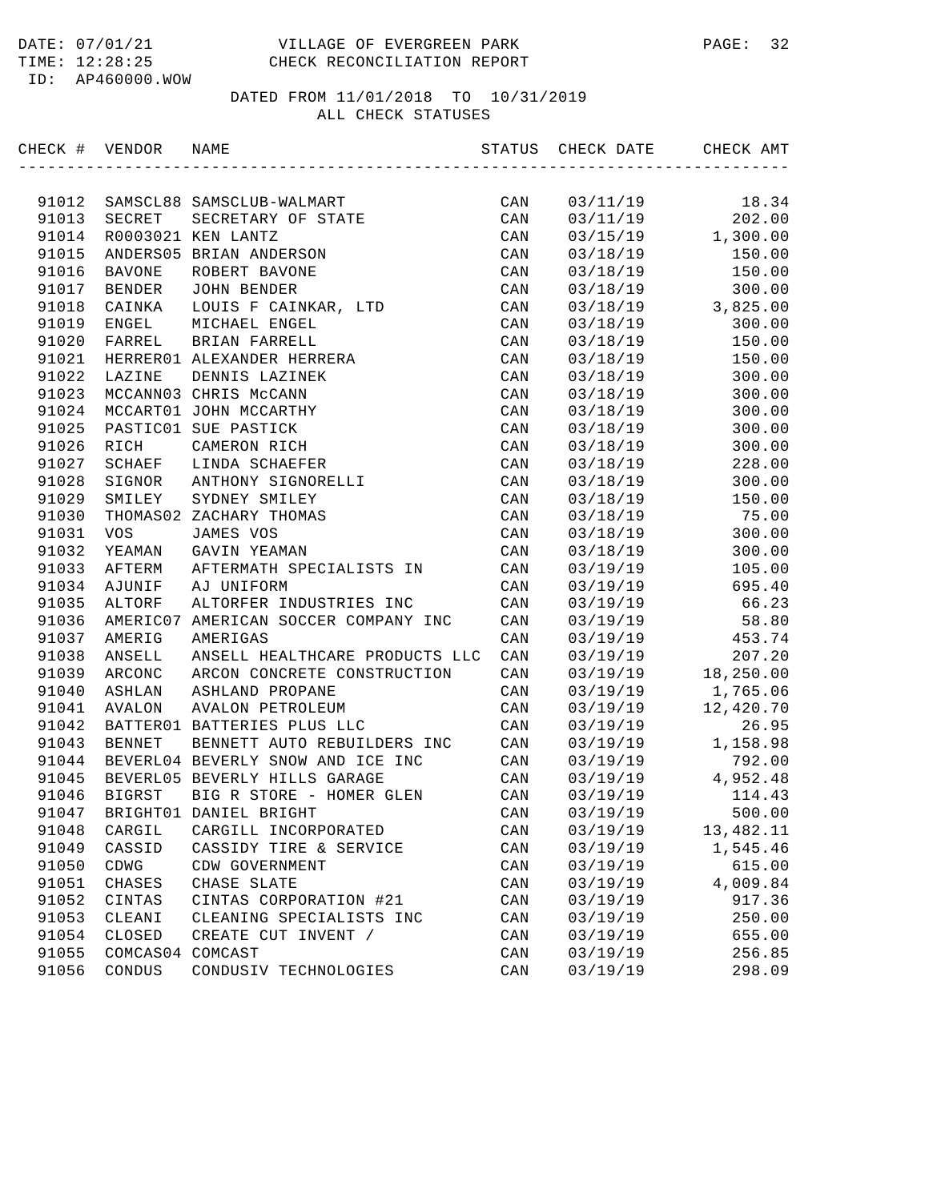VILLAGE OF EVERGREEN PARK
CHECK RECONCILIATION REPORT

DATE: 07/01/21
TIME: 12:28:25
ID: AP460000.WOW

DATED FROM 11/01/2018 TO 10/31/2019
ALL CHECK STATUSES

| CHECK # | VENDOR | NAME | STATUS | CHECK DATE | CHECK AMT |
|---|---|---|---|---|---|
| 91012 | SAMSCL88 | SAMSCLUB-WALMART | CAN | 03/11/19 | 18.34 |
| 91013 | SECRET | SECRETARY OF STATE | CAN | 03/11/19 | 202.00 |
| 91014 | R0003021 | KEN LANTZ | CAN | 03/15/19 | 1,300.00 |
| 91015 | ANDERS05 | BRIAN ANDERSON | CAN | 03/18/19 | 150.00 |
| 91016 | BAVONE | ROBERT BAVONE | CAN | 03/18/19 | 150.00 |
| 91017 | BENDER | JOHN BENDER | CAN | 03/18/19 | 300.00 |
| 91018 | CAINKA | LOUIS F CAINKAR, LTD | CAN | 03/18/19 | 3,825.00 |
| 91019 | ENGEL | MICHAEL ENGEL | CAN | 03/18/19 | 300.00 |
| 91020 | FARREL | BRIAN FARRELL | CAN | 03/18/19 | 150.00 |
| 91021 | HERRER01 | ALEXANDER HERRERA | CAN | 03/18/19 | 150.00 |
| 91022 | LAZINE | DENNIS LAZINEK | CAN | 03/18/19 | 300.00 |
| 91023 | MCCANN03 | CHRIS McCANN | CAN | 03/18/19 | 300.00 |
| 91024 | MCCART01 | JOHN MCCARTHY | CAN | 03/18/19 | 300.00 |
| 91025 | PASTIC01 | SUE PASTICK | CAN | 03/18/19 | 300.00 |
| 91026 | RICH | CAMERON RICH | CAN | 03/18/19 | 300.00 |
| 91027 | SCHAEF | LINDA SCHAEFER | CAN | 03/18/19 | 228.00 |
| 91028 | SIGNOR | ANTHONY SIGNORELLI | CAN | 03/18/19 | 300.00 |
| 91029 | SMILEY | SYDNEY SMILEY | CAN | 03/18/19 | 150.00 |
| 91030 | THOMAS02 | ZACHARY THOMAS | CAN | 03/18/19 | 75.00 |
| 91031 | VOS | JAMES VOS | CAN | 03/18/19 | 300.00 |
| 91032 | YEAMAN | GAVIN YEAMAN | CAN | 03/18/19 | 300.00 |
| 91033 | AFTERM | AFTERMATH SPECIALISTS IN | CAN | 03/19/19 | 105.00 |
| 91034 | AJUNIF | AJ UNIFORM | CAN | 03/19/19 | 695.40 |
| 91035 | ALTORF | ALTORFER INDUSTRIES INC | CAN | 03/19/19 | 66.23 |
| 91036 | AMERIC07 | AMERICAN SOCCER COMPANY INC | CAN | 03/19/19 | 58.80 |
| 91037 | AMERIG | AMERIGAS | CAN | 03/19/19 | 453.74 |
| 91038 | ANSELL | ANSELL HEALTHCARE PRODUCTS LLC | CAN | 03/19/19 | 207.20 |
| 91039 | ARCONC | ARCON CONCRETE CONSTRUCTION | CAN | 03/19/19 | 18,250.00 |
| 91040 | ASHLAN | ASHLAND PROPANE | CAN | 03/19/19 | 1,765.06 |
| 91041 | AVALON | AVALON PETROLEUM | CAN | 03/19/19 | 12,420.70 |
| 91042 | BATTER01 | BATTERIES PLUS LLC | CAN | 03/19/19 | 26.95 |
| 91043 | BENNET | BENNETT AUTO REBUILDERS INC | CAN | 03/19/19 | 1,158.98 |
| 91044 | BEVERL04 | BEVERLY SNOW AND ICE INC | CAN | 03/19/19 | 792.00 |
| 91045 | BEVERL05 | BEVERLY HILLS GARAGE | CAN | 03/19/19 | 4,952.48 |
| 91046 | BIGRST | BIG R STORE - HOMER GLEN | CAN | 03/19/19 | 114.43 |
| 91047 | BRIGHT01 | DANIEL BRIGHT | CAN | 03/19/19 | 500.00 |
| 91048 | CARGIL | CARGILL INCORPORATED | CAN | 03/19/19 | 13,482.11 |
| 91049 | CASSID | CASSIDY TIRE & SERVICE | CAN | 03/19/19 | 1,545.46 |
| 91050 | CDWG | CDW GOVERNMENT | CAN | 03/19/19 | 615.00 |
| 91051 | CHASES | CHASE SLATE | CAN | 03/19/19 | 4,009.84 |
| 91052 | CINTAS | CINTAS CORPORATION #21 | CAN | 03/19/19 | 917.36 |
| 91053 | CLEANI | CLEANING SPECIALISTS INC | CAN | 03/19/19 | 250.00 |
| 91054 | CLOSED | CREATE CUT INVENT / | CAN | 03/19/19 | 655.00 |
| 91055 | COMCAS04 | COMCAST | CAN | 03/19/19 | 256.85 |
| 91056 | CONDUS | CONDUSIV TECHNOLOGIES | CAN | 03/19/19 | 298.09 |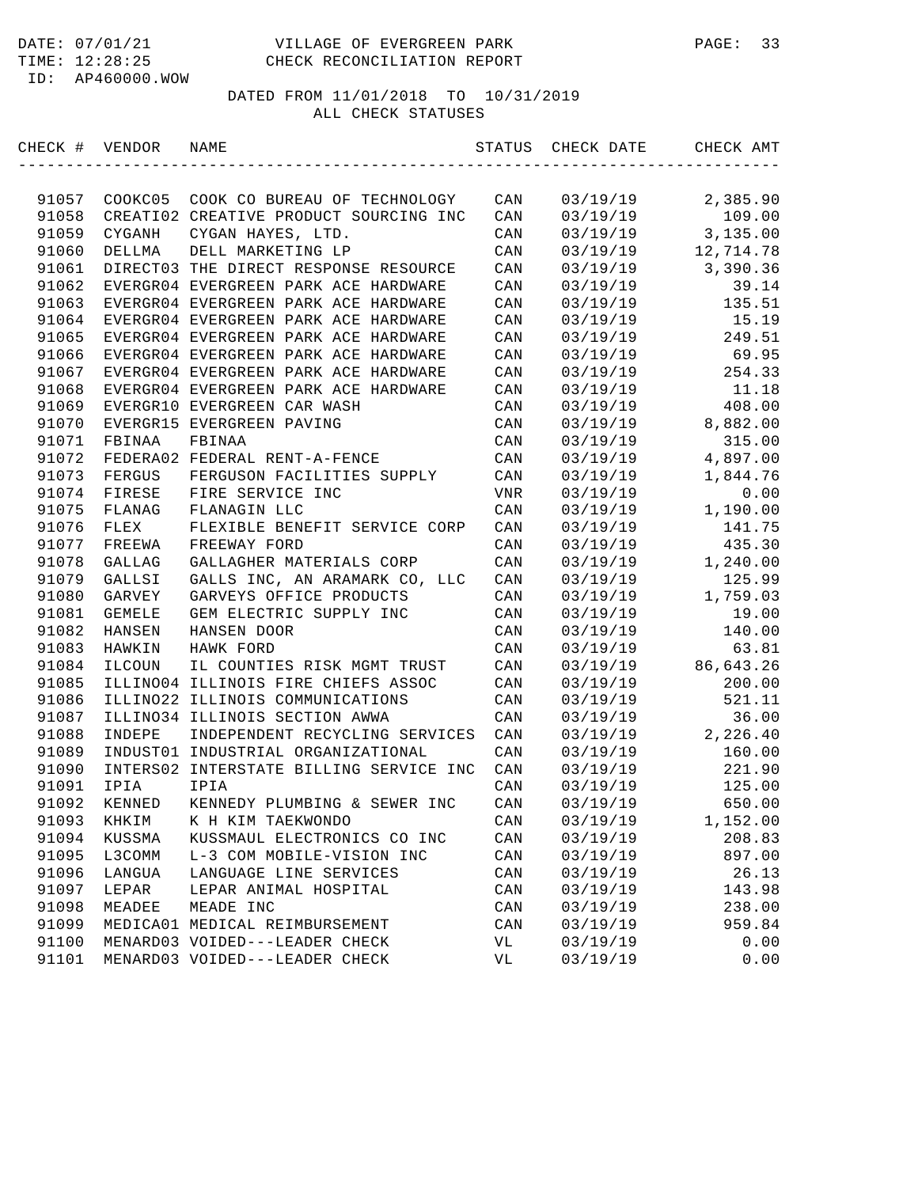DATE: 07/01/21 VILLAGE OF EVERGREEN PARK
TIME: 12:28:25 CHECK RECONCILIATION REPORT
ID: AP460000.WOW

DATED FROM 11/01/2018 TO 10/31/2019
ALL CHECK STATUSES

| CHECK # | VENDOR | NAME | STATUS | CHECK DATE | CHECK AMT |
|---|---|---|---|---|---|
| 91057 | COOKC05 | COOK CO BUREAU OF TECHNOLOGY | CAN | 03/19/19 | 2,385.90 |
| 91058 | CREATI02 | CREATIVE PRODUCT SOURCING INC | CAN | 03/19/19 | 109.00 |
| 91059 | CYGANH | CYGAN HAYES, LTD. | CAN | 03/19/19 | 3,135.00 |
| 91060 | DELLMA | DELL MARKETING LP | CAN | 03/19/19 | 12,714.78 |
| 91061 | DIRECT03 | THE DIRECT RESPONSE RESOURCE | CAN | 03/19/19 | 3,390.36 |
| 91062 | EVERGR04 | EVERGREEN PARK ACE HARDWARE | CAN | 03/19/19 | 39.14 |
| 91063 | EVERGR04 | EVERGREEN PARK ACE HARDWARE | CAN | 03/19/19 | 135.51 |
| 91064 | EVERGR04 | EVERGREEN PARK ACE HARDWARE | CAN | 03/19/19 | 15.19 |
| 91065 | EVERGR04 | EVERGREEN PARK ACE HARDWARE | CAN | 03/19/19 | 249.51 |
| 91066 | EVERGR04 | EVERGREEN PARK ACE HARDWARE | CAN | 03/19/19 | 69.95 |
| 91067 | EVERGR04 | EVERGREEN PARK ACE HARDWARE | CAN | 03/19/19 | 254.33 |
| 91068 | EVERGR04 | EVERGREEN PARK ACE HARDWARE | CAN | 03/19/19 | 11.18 |
| 91069 | EVERGR10 | EVERGREEN CAR WASH | CAN | 03/19/19 | 408.00 |
| 91070 | EVERGR15 | EVERGREEN PAVING | CAN | 03/19/19 | 8,882.00 |
| 91071 | FBINAA | FBINAA | CAN | 03/19/19 | 315.00 |
| 91072 | FEDERA02 | FEDERAL RENT-A-FENCE | CAN | 03/19/19 | 4,897.00 |
| 91073 | FERGUS | FERGUSON FACILITIES SUPPLY | CAN | 03/19/19 | 1,844.76 |
| 91074 | FIRESE | FIRE SERVICE INC | VNR | 03/19/19 | 0.00 |
| 91075 | FLANAG | FLANAGIN LLC | CAN | 03/19/19 | 1,190.00 |
| 91076 | FLEX | FLEXIBLE BENEFIT SERVICE CORP | CAN | 03/19/19 | 141.75 |
| 91077 | FREEWA | FREEWAY FORD | CAN | 03/19/19 | 435.30 |
| 91078 | GALLAG | GALLAGHER MATERIALS CORP | CAN | 03/19/19 | 1,240.00 |
| 91079 | GALLSI | GALLS INC, AN ARAMARK CO, LLC | CAN | 03/19/19 | 125.99 |
| 91080 | GARVEY | GARVEYS OFFICE PRODUCTS | CAN | 03/19/19 | 1,759.03 |
| 91081 | GEMELE | GEM ELECTRIC SUPPLY INC | CAN | 03/19/19 | 19.00 |
| 91082 | HANSEN | HANSEN DOOR | CAN | 03/19/19 | 140.00 |
| 91083 | HAWKIN | HAWK FORD | CAN | 03/19/19 | 63.81 |
| 91084 | ILCOUN | IL COUNTIES RISK MGMT TRUST | CAN | 03/19/19 | 86,643.26 |
| 91085 | ILLINO04 | ILLINOIS FIRE CHIEFS ASSOC | CAN | 03/19/19 | 200.00 |
| 91086 | ILLINO22 | ILLINOIS COMMUNICATIONS | CAN | 03/19/19 | 521.11 |
| 91087 | ILLINO34 | ILLINOIS SECTION AWWA | CAN | 03/19/19 | 36.00 |
| 91088 | INDEPE | INDEPENDENT RECYCLING SERVICES | CAN | 03/19/19 | 2,226.40 |
| 91089 | INDUST01 | INDUSTRIAL ORGANIZATIONAL | CAN | 03/19/19 | 160.00 |
| 91090 | INTERS02 | INTERSTATE BILLING SERVICE INC | CAN | 03/19/19 | 221.90 |
| 91091 | IPIA | IPIA | CAN | 03/19/19 | 125.00 |
| 91092 | KENNED | KENNEDY PLUMBING & SEWER INC | CAN | 03/19/19 | 650.00 |
| 91093 | KHKIM | K H KIM TAEKWONDO | CAN | 03/19/19 | 1,152.00 |
| 91094 | KUSSMA | KUSSMAUL ELECTRONICS CO INC | CAN | 03/19/19 | 208.83 |
| 91095 | L3COMM | L-3 COM MOBILE-VISION INC | CAN | 03/19/19 | 897.00 |
| 91096 | LANGUA | LANGUAGE LINE SERVICES | CAN | 03/19/19 | 26.13 |
| 91097 | LEPAR | LEPAR ANIMAL HOSPITAL | CAN | 03/19/19 | 143.98 |
| 91098 | MEADEE | MEADE INC | CAN | 03/19/19 | 238.00 |
| 91099 | MEDICA01 | MEDICAL REIMBURSEMENT | CAN | 03/19/19 | 959.84 |
| 91100 | MENARD03 | VOIDED---LEADER CHECK | VL | 03/19/19 | 0.00 |
| 91101 | MENARD03 | VOIDED---LEADER CHECK | VL | 03/19/19 | 0.00 |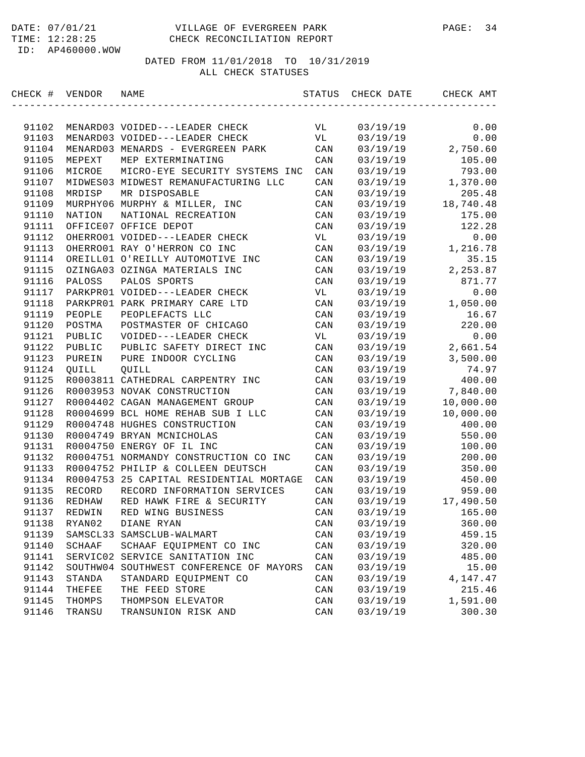DATE: 07/01/21 VILLAGE OF EVERGREEN PARK PAGE: 34
TIME: 12:28:25 CHECK RECONCILIATION REPORT
ID: AP460000.WOW

DATED FROM 11/01/2018 TO 10/31/2019
ALL CHECK STATUSES

| CHECK # | VENDOR | NAME | STATUS | CHECK DATE | CHECK AMT |
|---|---|---|---|---|---|
| 91102 | MENARD03 | VOIDED---LEADER CHECK | VL | 03/19/19 | 0.00 |
| 91103 | MENARD03 | VOIDED---LEADER CHECK | VL | 03/19/19 | 0.00 |
| 91104 | MENARD03 | MENARDS - EVERGREEN PARK | CAN | 03/19/19 | 2,750.60 |
| 91105 | MEPEXT | MEP EXTERMINATING | CAN | 03/19/19 | 105.00 |
| 91106 | MICROE | MICRO-EYE SECURITY SYSTEMS INC | CAN | 03/19/19 | 793.00 |
| 91107 | MIDWES03 | MIDWEST REMANUFACTURING LLC | CAN | 03/19/19 | 1,370.00 |
| 91108 | MRDISP | MR DISPOSABLE | CAN | 03/19/19 | 205.48 |
| 91109 | MURPHY06 | MURPHY & MILLER, INC | CAN | 03/19/19 | 18,740.48 |
| 91110 | NATION | NATIONAL RECREATION | CAN | 03/19/19 | 175.00 |
| 91111 | OFFICE07 | OFFICE DEPOT | CAN | 03/19/19 | 122.28 |
| 91112 | OHERRO01 | VOIDED---LEADER CHECK | VL | 03/19/19 | 0.00 |
| 91113 | OHERRO01 | RAY O'HERRON CO INC | CAN | 03/19/19 | 1,216.78 |
| 91114 | OREILL01 | O'REILLY AUTOMOTIVE INC | CAN | 03/19/19 | 35.15 |
| 91115 | OZINGA03 | OZINGA MATERIALS INC | CAN | 03/19/19 | 2,253.87 |
| 91116 | PALOSS | PALOS SPORTS | CAN | 03/19/19 | 871.77 |
| 91117 | PARKPR01 | VOIDED---LEADER CHECK | VL | 03/19/19 | 0.00 |
| 91118 | PARKPR01 | PARK PRIMARY CARE LTD | CAN | 03/19/19 | 1,050.00 |
| 91119 | PEOPLE | PEOPLEFACTS LLC | CAN | 03/19/19 | 16.67 |
| 91120 | POSTMA | POSTMASTER OF CHICAGO | CAN | 03/19/19 | 220.00 |
| 91121 | PUBLIC | VOIDED---LEADER CHECK | VL | 03/19/19 | 0.00 |
| 91122 | PUBLIC | PUBLIC SAFETY DIRECT INC | CAN | 03/19/19 | 2,661.54 |
| 91123 | PUREIN | PURE INDOOR CYCLING | CAN | 03/19/19 | 3,500.00 |
| 91124 | QUILL | QUILL | CAN | 03/19/19 | 74.97 |
| 91125 | R0003811 | CATHEDRAL CARPENTRY INC | CAN | 03/19/19 | 400.00 |
| 91126 | R0003953 | NOVAK CONSTRUCTION | CAN | 03/19/19 | 7,840.00 |
| 91127 | R0004402 | CAGAN MANAGEMENT GROUP | CAN | 03/19/19 | 10,000.00 |
| 91128 | R0004699 | BCL HOME REHAB SUB I LLC | CAN | 03/19/19 | 10,000.00 |
| 91129 | R0004748 | HUGHES CONSTRUCTION | CAN | 03/19/19 | 400.00 |
| 91130 | R0004749 | BRYAN MCNICHOLAS | CAN | 03/19/19 | 550.00 |
| 91131 | R0004750 | ENERGY OF IL INC | CAN | 03/19/19 | 100.00 |
| 91132 | R0004751 | NORMANDY CONSTRUCTION CO INC | CAN | 03/19/19 | 200.00 |
| 91133 | R0004752 | PHILIP & COLLEEN DEUTSCH | CAN | 03/19/19 | 350.00 |
| 91134 | R0004753 | 25 CAPITAL RESIDENTIAL MORTAGE | CAN | 03/19/19 | 450.00 |
| 91135 | RECORD | RECORD INFORMATION SERVICES | CAN | 03/19/19 | 959.00 |
| 91136 | REDHAW | RED HAWK FIRE & SECURITY | CAN | 03/19/19 | 17,490.50 |
| 91137 | REDWIN | RED WING BUSINESS | CAN | 03/19/19 | 165.00 |
| 91138 | RYAN02 | DIANE RYAN | CAN | 03/19/19 | 360.00 |
| 91139 | SAMSCL33 | SAMSCLUB-WALMART | CAN | 03/19/19 | 459.15 |
| 91140 | SCHAAF | SCHAAF EQUIPMENT CO INC | CAN | 03/19/19 | 320.00 |
| 91141 | SERVIC02 | SERVICE SANITATION INC | CAN | 03/19/19 | 485.00 |
| 91142 | SOUTHW04 | SOUTHWEST CONFERENCE OF MAYORS | CAN | 03/19/19 | 15.00 |
| 91143 | STANDA | STANDARD EQUIPMENT CO | CAN | 03/19/19 | 4,147.47 |
| 91144 | THEFEE | THE FEED STORE | CAN | 03/19/19 | 215.46 |
| 91145 | THOMPS | THOMPSON ELEVATOR | CAN | 03/19/19 | 1,591.00 |
| 91146 | TRANSU | TRANSUNION RISK AND | CAN | 03/19/19 | 300.30 |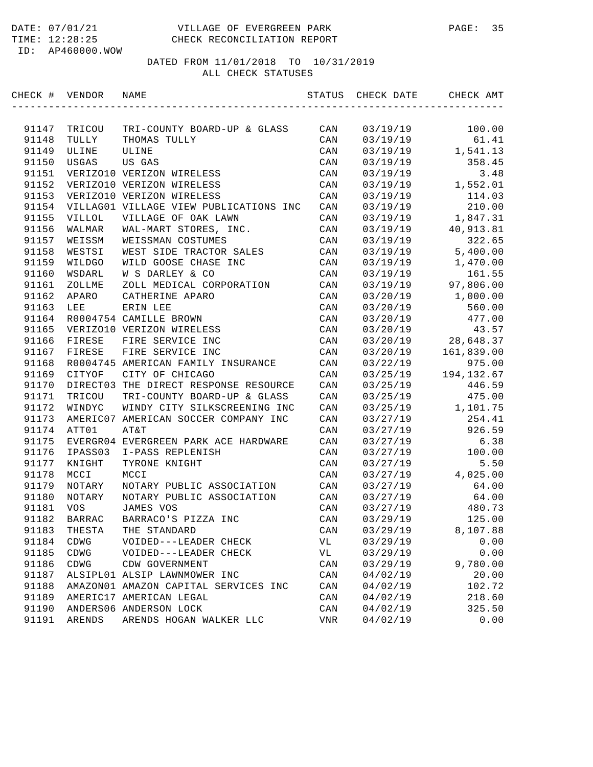DATE: 07/01/21 VILLAGE OF EVERGREEN PARK
TIME: 12:28:25 CHECK RECONCILIATION REPORT
ID: AP460000.WOW

DATED FROM 11/01/2018 TO 10/31/2019
ALL CHECK STATUSES

| CHECK # | VENDOR | NAME | STATUS | CHECK DATE | CHECK AMT |
|---|---|---|---|---|---|
| 91147 | TRICOU | TRI-COUNTY BOARD-UP & GLASS | CAN | 03/19/19 | 100.00 |
| 91148 | TULLY | THOMAS TULLY | CAN | 03/19/19 | 61.41 |
| 91149 | ULINE | ULINE | CAN | 03/19/19 | 1,541.13 |
| 91150 | USGAS | US GAS | CAN | 03/19/19 | 358.45 |
| 91151 | VERIZO10 | VERIZON WIRELESS | CAN | 03/19/19 | 3.48 |
| 91152 | VERIZO10 | VERIZON WIRELESS | CAN | 03/19/19 | 1,552.01 |
| 91153 | VERIZO10 | VERIZON WIRELESS | CAN | 03/19/19 | 114.03 |
| 91154 | VILLAG01 | VILLAGE VIEW PUBLICATIONS INC | CAN | 03/19/19 | 210.00 |
| 91155 | VILLOL | VILLAGE OF OAK LAWN | CAN | 03/19/19 | 1,847.31 |
| 91156 | WALMAR | WAL-MART STORES, INC. | CAN | 03/19/19 | 40,913.81 |
| 91157 | WEISSM | WEISSMAN COSTUMES | CAN | 03/19/19 | 322.65 |
| 91158 | WESTSI | WEST SIDE TRACTOR SALES | CAN | 03/19/19 | 5,400.00 |
| 91159 | WILDGO | WILD GOOSE CHASE INC | CAN | 03/19/19 | 1,470.00 |
| 91160 | WSDARL | W S DARLEY & CO | CAN | 03/19/19 | 161.55 |
| 91161 | ZOLLME | ZOLL MEDICAL CORPORATION | CAN | 03/19/19 | 97,806.00 |
| 91162 | APARO | CATHERINE APARO | CAN | 03/20/19 | 1,000.00 |
| 91163 | LEE | ERIN LEE | CAN | 03/20/19 | 560.00 |
| 91164 | R0004754 | CAMILLE BROWN | CAN | 03/20/19 | 477.00 |
| 91165 | VERIZO10 | VERIZON WIRELESS | CAN | 03/20/19 | 43.57 |
| 91166 | FIRESE | FIRE SERVICE INC | CAN | 03/20/19 | 28,648.37 |
| 91167 | FIRESE | FIRE SERVICE INC | CAN | 03/20/19 | 161,839.00 |
| 91168 | R0004745 | AMERICAN FAMILY INSURANCE | CAN | 03/22/19 | 975.00 |
| 91169 | CITYOF | CITY OF CHICAGO | CAN | 03/25/19 | 194,132.67 |
| 91170 | DIRECT03 | THE DIRECT RESPONSE RESOURCE | CAN | 03/25/19 | 446.59 |
| 91171 | TRICOU | TRI-COUNTY BOARD-UP & GLASS | CAN | 03/25/19 | 475.00 |
| 91172 | WINDYC | WINDY CITY SILKSCREENING INC | CAN | 03/25/19 | 1,101.75 |
| 91173 | AMERIC07 | AMERICAN SOCCER COMPANY INC | CAN | 03/27/19 | 254.41 |
| 91174 | ATT01 | AT&T | CAN | 03/27/19 | 926.59 |
| 91175 | EVERGR04 | EVERGREEN PARK ACE HARDWARE | CAN | 03/27/19 | 6.38 |
| 91176 | IPASS03 | I-PASS REPLENISH | CAN | 03/27/19 | 100.00 |
| 91177 | KNIGHT | TYRONE KNIGHT | CAN | 03/27/19 | 5.50 |
| 91178 | MCCI | MCCI | CAN | 03/27/19 | 4,025.00 |
| 91179 | NOTARY | NOTARY PUBLIC ASSOCIATION | CAN | 03/27/19 | 64.00 |
| 91180 | NOTARY | NOTARY PUBLIC ASSOCIATION | CAN | 03/27/19 | 64.00 |
| 91181 | VOS | JAMES VOS | CAN | 03/27/19 | 480.73 |
| 91182 | BARRAC | BARRACO'S PIZZA INC | CAN | 03/29/19 | 125.00 |
| 91183 | THESTA | THE STANDARD | CAN | 03/29/19 | 8,107.88 |
| 91184 | CDWG | VOIDED---LEADER CHECK | VL | 03/29/19 | 0.00 |
| 91185 | CDWG | VOIDED---LEADER CHECK | VL | 03/29/19 | 0.00 |
| 91186 | CDWG | CDW GOVERNMENT | CAN | 03/29/19 | 9,780.00 |
| 91187 | ALSIPL01 | ALSIP LAWNMOWER INC | CAN | 04/02/19 | 20.00 |
| 91188 | AMAZON01 | AMAZON CAPITAL SERVICES INC | CAN | 04/02/19 | 102.72 |
| 91189 | AMERIC17 | AMERICAN LEGAL | CAN | 04/02/19 | 218.60 |
| 91190 | ANDERS06 | ANDERSON LOCK | CAN | 04/02/19 | 325.50 |
| 91191 | ARENDS | ARENDS HOGAN WALKER LLC | VNR | 04/02/19 | 0.00 |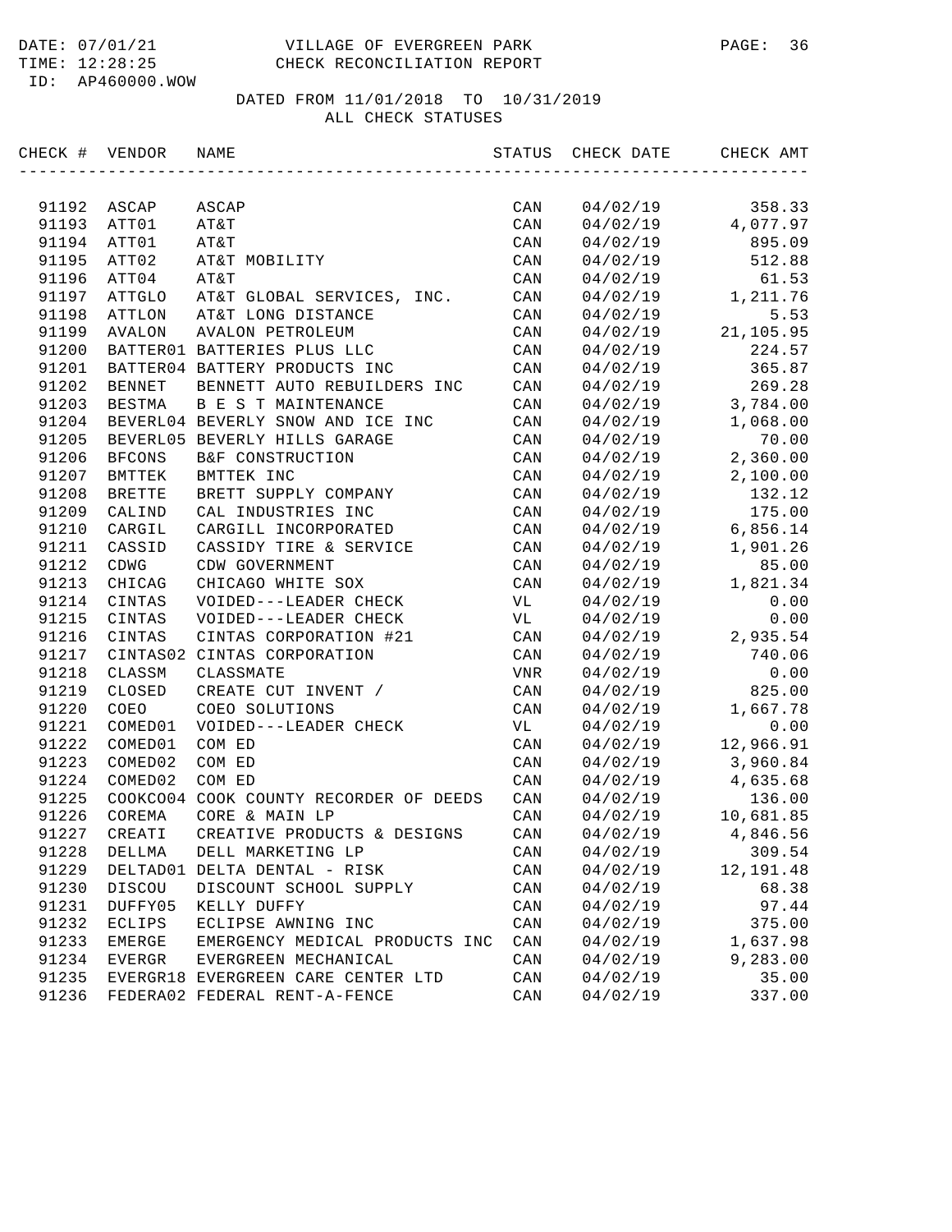DATE: 07/01/21 VILLAGE OF EVERGREEN PARK
TIME: 12:28:25 CHECK RECONCILIATION REPORT
ID: AP460000.WOW

DATED FROM 11/01/2018 TO 10/31/2019
ALL CHECK STATUSES

| CHECK # | VENDOR | NAME | STATUS | CHECK DATE | CHECK AMT |
|---|---|---|---|---|---|
| 91192 | ASCAP | ASCAP | CAN | 04/02/19 | 358.33 |
| 91193 | ATT01 | AT&T | CAN | 04/02/19 | 4,077.97 |
| 91194 | ATT01 | AT&T | CAN | 04/02/19 | 895.09 |
| 91195 | ATT02 | AT&T MOBILITY | CAN | 04/02/19 | 512.88 |
| 91196 | ATT04 | AT&T | CAN | 04/02/19 | 61.53 |
| 91197 | ATTGLO | AT&T GLOBAL SERVICES, INC. | CAN | 04/02/19 | 1,211.76 |
| 91198 | ATTLON | AT&T LONG DISTANCE | CAN | 04/02/19 | 5.53 |
| 91199 | AVALON | AVALON PETROLEUM | CAN | 04/02/19 | 21,105.95 |
| 91200 | BATTER01 | BATTERIES PLUS LLC | CAN | 04/02/19 | 224.57 |
| 91201 | BATTER04 | BATTERY PRODUCTS INC | CAN | 04/02/19 | 365.87 |
| 91202 | BENNET | BENNETT AUTO REBUILDERS INC | CAN | 04/02/19 | 269.28 |
| 91203 | BESTMA | B E S T MAINTENANCE | CAN | 04/02/19 | 3,784.00 |
| 91204 | BEVERL04 | BEVERLY SNOW AND ICE INC | CAN | 04/02/19 | 1,068.00 |
| 91205 | BEVERL05 | BEVERLY HILLS GARAGE | CAN | 04/02/19 | 70.00 |
| 91206 | BFCONS | B&F CONSTRUCTION | CAN | 04/02/19 | 2,360.00 |
| 91207 | BMTTEK | BMTTEK INC | CAN | 04/02/19 | 2,100.00 |
| 91208 | BRETTE | BRETT SUPPLY COMPANY | CAN | 04/02/19 | 132.12 |
| 91209 | CALIND | CAL INDUSTRIES INC | CAN | 04/02/19 | 175.00 |
| 91210 | CARGIL | CARGILL INCORPORATED | CAN | 04/02/19 | 6,856.14 |
| 91211 | CASSID | CASSIDY TIRE & SERVICE | CAN | 04/02/19 | 1,901.26 |
| 91212 | CDWG | CDW GOVERNMENT | CAN | 04/02/19 | 85.00 |
| 91213 | CHICAG | CHICAGO WHITE SOX | CAN | 04/02/19 | 1,821.34 |
| 91214 | CINTAS | VOIDED---LEADER CHECK | VL | 04/02/19 | 0.00 |
| 91215 | CINTAS | VOIDED---LEADER CHECK | VL | 04/02/19 | 0.00 |
| 91216 | CINTAS | CINTAS CORPORATION #21 | CAN | 04/02/19 | 2,935.54 |
| 91217 | CINTAS02 | CINTAS CORPORATION | CAN | 04/02/19 | 740.06 |
| 91218 | CLASSM | CLASSMATE | VNR | 04/02/19 | 0.00 |
| 91219 | CLOSED | CREATE CUT INVENT / | CAN | 04/02/19 | 825.00 |
| 91220 | COEO | COEO SOLUTIONS | CAN | 04/02/19 | 1,667.78 |
| 91221 | COMED01 | VOIDED---LEADER CHECK | VL | 04/02/19 | 0.00 |
| 91222 | COMED01 | COM ED | CAN | 04/02/19 | 12,966.91 |
| 91223 | COMED02 | COM ED | CAN | 04/02/19 | 3,960.84 |
| 91224 | COMED02 | COM ED | CAN | 04/02/19 | 4,635.68 |
| 91225 | COOKCO04 | COOK COUNTY RECORDER OF DEEDS | CAN | 04/02/19 | 136.00 |
| 91226 | COREMA | CORE & MAIN LP | CAN | 04/02/19 | 10,681.85 |
| 91227 | CREATI | CREATIVE PRODUCTS & DESIGNS | CAN | 04/02/19 | 4,846.56 |
| 91228 | DELLMA | DELL MARKETING LP | CAN | 04/02/19 | 309.54 |
| 91229 | DELTAD01 | DELTA DENTAL - RISK | CAN | 04/02/19 | 12,191.48 |
| 91230 | DISCOU | DISCOUNT SCHOOL SUPPLY | CAN | 04/02/19 | 68.38 |
| 91231 | DUFFY05 | KELLY DUFFY | CAN | 04/02/19 | 97.44 |
| 91232 | ECLIPS | ECLIPSE AWNING INC | CAN | 04/02/19 | 375.00 |
| 91233 | EMERGE | EMERGENCY MEDICAL PRODUCTS INC | CAN | 04/02/19 | 1,637.98 |
| 91234 | EVERGR | EVERGREEN MECHANICAL | CAN | 04/02/19 | 9,283.00 |
| 91235 | EVERGR18 | EVERGREEN CARE CENTER LTD | CAN | 04/02/19 | 35.00 |
| 91236 | FEDERA02 | FEDERAL RENT-A-FENCE | CAN | 04/02/19 | 337.00 |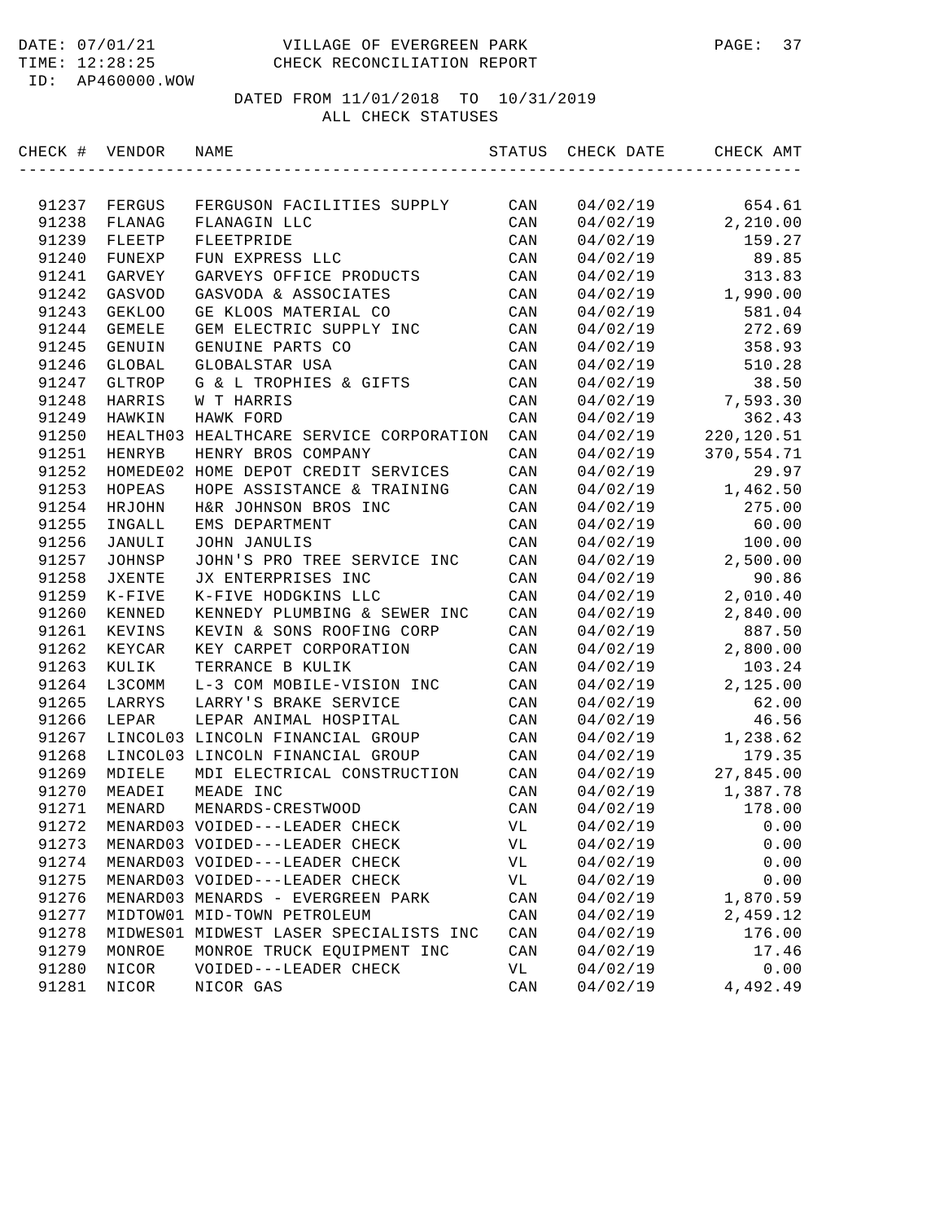DATE: 07/01/21 VILLAGE OF EVERGREEN PARK
TIME: 12:28:25 CHECK RECONCILIATION REPORT
ID: AP460000.WOW

DATED FROM 11/01/2018 TO 10/31/2019
ALL CHECK STATUSES

| CHECK # | VENDOR | NAME | STATUS | CHECK DATE | CHECK AMT |
|---|---|---|---|---|---|
| 91237 | FERGUS | FERGUSON FACILITIES SUPPLY | CAN | 04/02/19 | 654.61 |
| 91238 | FLANAG | FLANAGIN LLC | CAN | 04/02/19 | 2,210.00 |
| 91239 | FLEETP | FLEETPRIDE | CAN | 04/02/19 | 159.27 |
| 91240 | FUNEXP | FUN EXPRESS LLC | CAN | 04/02/19 | 89.85 |
| 91241 | GARVEY | GARVEYS OFFICE PRODUCTS | CAN | 04/02/19 | 313.83 |
| 91242 | GASVOD | GASVODA & ASSOCIATES | CAN | 04/02/19 | 1,990.00 |
| 91243 | GEKLOO | GE KLOOS MATERIAL CO | CAN | 04/02/19 | 581.04 |
| 91244 | GEMELE | GEM ELECTRIC SUPPLY INC | CAN | 04/02/19 | 272.69 |
| 91245 | GENUIN | GENUINE PARTS CO | CAN | 04/02/19 | 358.93 |
| 91246 | GLOBAL | GLOBALSTAR USA | CAN | 04/02/19 | 510.28 |
| 91247 | GLTROP | G & L TROPHIES & GIFTS | CAN | 04/02/19 | 38.50 |
| 91248 | HARRIS | W T HARRIS | CAN | 04/02/19 | 7,593.30 |
| 91249 | HAWKIN | HAWK FORD | CAN | 04/02/19 | 362.43 |
| 91250 | HEALTH03 | HEALTHCARE SERVICE CORPORATION | CAN | 04/02/19 | 220,120.51 |
| 91251 | HENRYB | HENRY BROS COMPANY | CAN | 04/02/19 | 370,554.71 |
| 91252 | HOMEDE02 | HOME DEPOT CREDIT SERVICES | CAN | 04/02/19 | 29.97 |
| 91253 | HOPEAS | HOPE ASSISTANCE & TRAINING | CAN | 04/02/19 | 1,462.50 |
| 91254 | HRJOHN | H&R JOHNSON BROS INC | CAN | 04/02/19 | 275.00 |
| 91255 | INGALL | EMS DEPARTMENT | CAN | 04/02/19 | 60.00 |
| 91256 | JANULI | JOHN JANULIS | CAN | 04/02/19 | 100.00 |
| 91257 | JOHNSP | JOHN'S PRO TREE SERVICE INC | CAN | 04/02/19 | 2,500.00 |
| 91258 | JXENTE | JX ENTERPRISES INC | CAN | 04/02/19 | 90.86 |
| 91259 | K-FIVE | K-FIVE HODGKINS LLC | CAN | 04/02/19 | 2,010.40 |
| 91260 | KENNED | KENNEDY PLUMBING & SEWER INC | CAN | 04/02/19 | 2,840.00 |
| 91261 | KEVINS | KEVIN & SONS ROOFING CORP | CAN | 04/02/19 | 887.50 |
| 91262 | KEYCAR | KEY CARPET CORPORATION | CAN | 04/02/19 | 2,800.00 |
| 91263 | KULIK | TERRANCE B KULIK | CAN | 04/02/19 | 103.24 |
| 91264 | L3COMM | L-3 COM MOBILE-VISION INC | CAN | 04/02/19 | 2,125.00 |
| 91265 | LARRYS | LARRY'S BRAKE SERVICE | CAN | 04/02/19 | 62.00 |
| 91266 | LEPAR | LEPAR ANIMAL HOSPITAL | CAN | 04/02/19 | 46.56 |
| 91267 | LINCOL03 | LINCOLN FINANCIAL GROUP | CAN | 04/02/19 | 1,238.62 |
| 91268 | LINCOL03 | LINCOLN FINANCIAL GROUP | CAN | 04/02/19 | 179.35 |
| 91269 | MDIELE | MDI ELECTRICAL CONSTRUCTION | CAN | 04/02/19 | 27,845.00 |
| 91270 | MEADEI | MEADE INC | CAN | 04/02/19 | 1,387.78 |
| 91271 | MENARD | MENARDS-CRESTWOOD | CAN | 04/02/19 | 178.00 |
| 91272 | MENARD03 | VOIDED---LEADER CHECK | VL | 04/02/19 | 0.00 |
| 91273 | MENARD03 | VOIDED---LEADER CHECK | VL | 04/02/19 | 0.00 |
| 91274 | MENARD03 | VOIDED---LEADER CHECK | VL | 04/02/19 | 0.00 |
| 91275 | MENARD03 | VOIDED---LEADER CHECK | VL | 04/02/19 | 0.00 |
| 91276 | MENARD03 | MENARDS - EVERGREEN PARK | CAN | 04/02/19 | 1,870.59 |
| 91277 | MIDTOW01 | MID-TOWN PETROLEUM | CAN | 04/02/19 | 2,459.12 |
| 91278 | MIDWES01 | MIDWEST LASER SPECIALISTS INC | CAN | 04/02/19 | 176.00 |
| 91279 | MONROE | MONROE TRUCK EQUIPMENT INC | CAN | 04/02/19 | 17.46 |
| 91280 | NICOR | VOIDED---LEADER CHECK | VL | 04/02/19 | 0.00 |
| 91281 | NICOR | NICOR GAS | CAN | 04/02/19 | 4,492.49 |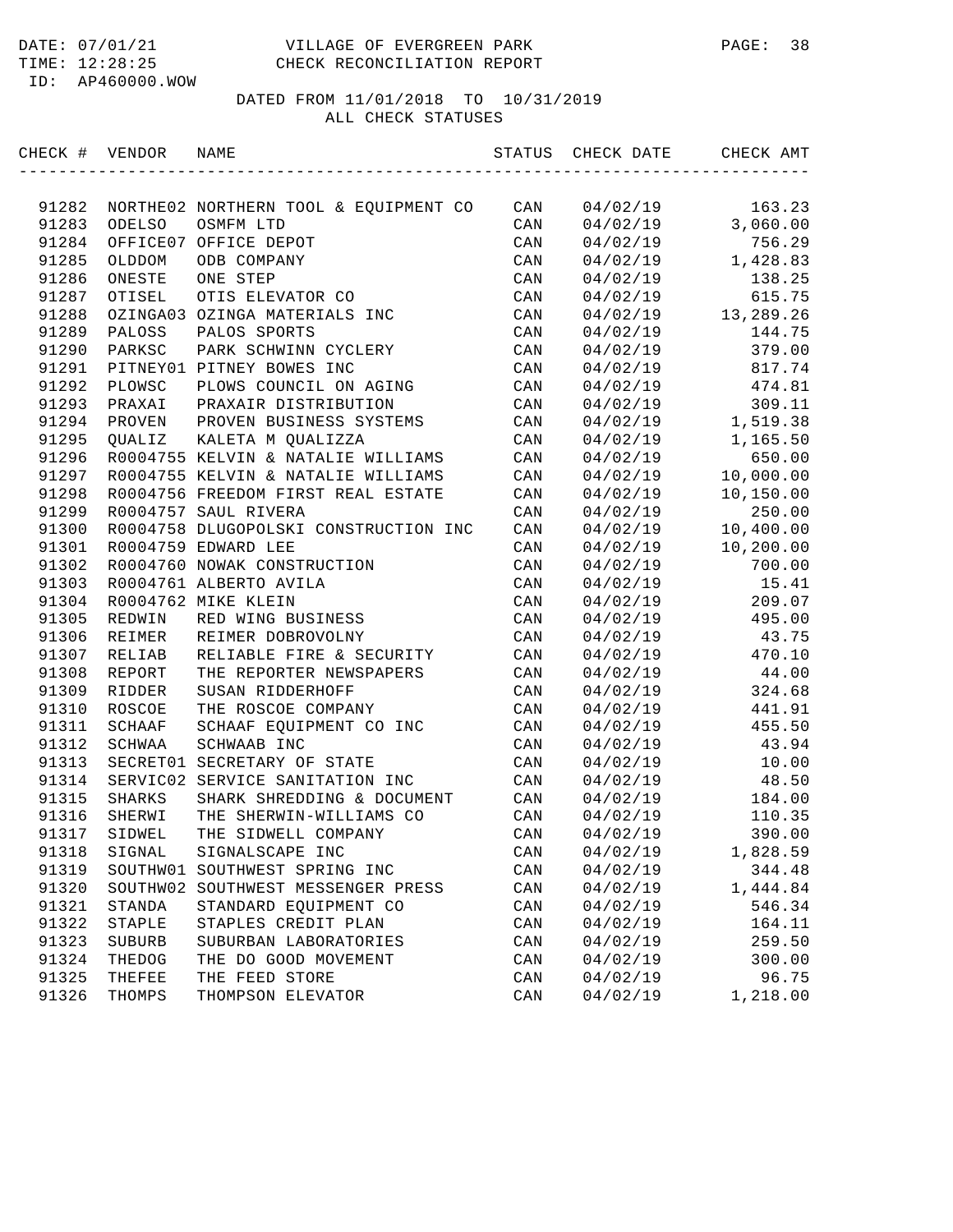DATE: 07/01/21 VILLAGE OF EVERGREEN PARK
TIME: 12:28:25 CHECK RECONCILIATION REPORT
ID: AP460000.WOW

DATED FROM 11/01/2018 TO 10/31/2019
ALL CHECK STATUSES

| CHECK # | VENDOR | NAME | STATUS | CHECK DATE | CHECK AMT |
|---|---|---|---|---|---|
| 91282 | NORTHE02 | NORTHERN TOOL & EQUIPMENT CO | CAN | 04/02/19 | 163.23 |
| 91283 | ODELSO | OSMFM LTD | CAN | 04/02/19 | 3,060.00 |
| 91284 | OFFICE07 | OFFICE DEPOT | CAN | 04/02/19 | 756.29 |
| 91285 | OLDDOM | ODB COMPANY | CAN | 04/02/19 | 1,428.83 |
| 91286 | ONESTE | ONE STEP | CAN | 04/02/19 | 138.25 |
| 91287 | OTISEL | OTIS ELEVATOR CO | CAN | 04/02/19 | 615.75 |
| 91288 | OZINGA03 | OZINGA MATERIALS INC | CAN | 04/02/19 | 13,289.26 |
| 91289 | PALOSS | PALOS SPORTS | CAN | 04/02/19 | 144.75 |
| 91290 | PARKSC | PARK SCHWINN CYCLERY | CAN | 04/02/19 | 379.00 |
| 91291 | PITNEY01 | PITNEY BOWES INC | CAN | 04/02/19 | 817.74 |
| 91292 | PLOWSC | PLOWS COUNCIL ON AGING | CAN | 04/02/19 | 474.81 |
| 91293 | PRAXAI | PRAXAIR DISTRIBUTION | CAN | 04/02/19 | 309.11 |
| 91294 | PROVEN | PROVEN BUSINESS SYSTEMS | CAN | 04/02/19 | 1,519.38 |
| 91295 | QUALIZ | KALETA M QUALIZZA | CAN | 04/02/19 | 1,165.50 |
| 91296 | R0004755 | KELVIN & NATALIE WILLIAMS | CAN | 04/02/19 | 650.00 |
| 91297 | R0004755 | KELVIN & NATALIE WILLIAMS | CAN | 04/02/19 | 10,000.00 |
| 91298 | R0004756 | FREEDOM FIRST REAL ESTATE | CAN | 04/02/19 | 10,150.00 |
| 91299 | R0004757 | SAUL RIVERA | CAN | 04/02/19 | 250.00 |
| 91300 | R0004758 | DLUGOPOLSKI CONSTRUCTION INC | CAN | 04/02/19 | 10,400.00 |
| 91301 | R0004759 | EDWARD LEE | CAN | 04/02/19 | 10,200.00 |
| 91302 | R0004760 | NOWAK CONSTRUCTION | CAN | 04/02/19 | 700.00 |
| 91303 | R0004761 | ALBERTO AVILA | CAN | 04/02/19 | 15.41 |
| 91304 | R0004762 | MIKE KLEIN | CAN | 04/02/19 | 209.07 |
| 91305 | REDWIN | RED WING BUSINESS | CAN | 04/02/19 | 495.00 |
| 91306 | REIMER | REIMER DOBROVOLNY | CAN | 04/02/19 | 43.75 |
| 91307 | RELIAB | RELIABLE FIRE & SECURITY | CAN | 04/02/19 | 470.10 |
| 91308 | REPORT | THE REPORTER NEWSPAPERS | CAN | 04/02/19 | 44.00 |
| 91309 | RIDDER | SUSAN RIDDERHOFF | CAN | 04/02/19 | 324.68 |
| 91310 | ROSCOE | THE ROSCOE COMPANY | CAN | 04/02/19 | 441.91 |
| 91311 | SCHAAF | SCHAAF EQUIPMENT CO INC | CAN | 04/02/19 | 455.50 |
| 91312 | SCHWAA | SCHWAAB INC | CAN | 04/02/19 | 43.94 |
| 91313 | SECRET01 | SECRETARY OF STATE | CAN | 04/02/19 | 10.00 |
| 91314 | SERVIC02 | SERVICE SANITATION INC | CAN | 04/02/19 | 48.50 |
| 91315 | SHARKS | SHARK SHREDDING & DOCUMENT | CAN | 04/02/19 | 184.00 |
| 91316 | SHERWI | THE SHERWIN-WILLIAMS CO | CAN | 04/02/19 | 110.35 |
| 91317 | SIDWEL | THE SIDWELL COMPANY | CAN | 04/02/19 | 390.00 |
| 91318 | SIGNAL | SIGNALSCAPE INC | CAN | 04/02/19 | 1,828.59 |
| 91319 | SOUTHW01 | SOUTHWEST SPRING INC | CAN | 04/02/19 | 344.48 |
| 91320 | SOUTHW02 | SOUTHWEST MESSENGER PRESS | CAN | 04/02/19 | 1,444.84 |
| 91321 | STANDA | STANDARD EQUIPMENT CO | CAN | 04/02/19 | 546.34 |
| 91322 | STAPLE | STAPLES CREDIT PLAN | CAN | 04/02/19 | 164.11 |
| 91323 | SUBURB | SUBURBAN LABORATORIES | CAN | 04/02/19 | 259.50 |
| 91324 | THEDOG | THE DO GOOD MOVEMENT | CAN | 04/02/19 | 300.00 |
| 91325 | THEFEE | THE FEED STORE | CAN | 04/02/19 | 96.75 |
| 91326 | THOMPS | THOMPSON ELEVATOR | CAN | 04/02/19 | 1,218.00 |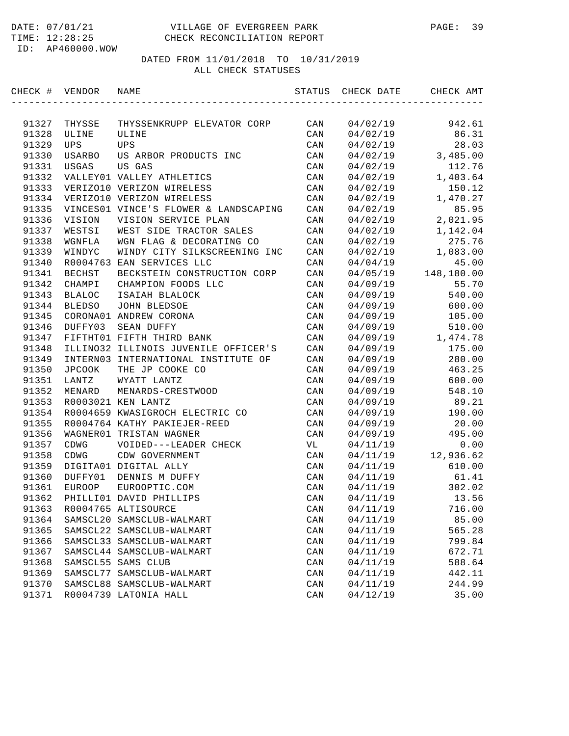DATE: 07/01/21 VILLAGE OF EVERGREEN PARK
TIME: 12:28:25 CHECK RECONCILIATION REPORT
ID: AP460000.WOW

DATED FROM 11/01/2018 TO 10/31/2019
ALL CHECK STATUSES

| CHECK # | VENDOR | NAME | STATUS | CHECK DATE | CHECK AMT |
|---|---|---|---|---|---|
| 91327 | THYSSE | THYSSENKRUPP ELEVATOR CORP | CAN | 04/02/19 | 942.61 |
| 91328 | ULINE | ULINE | CAN | 04/02/19 | 86.31 |
| 91329 | UPS | UPS | CAN | 04/02/19 | 28.03 |
| 91330 | USARBO | US ARBOR PRODUCTS INC | CAN | 04/02/19 | 3,485.00 |
| 91331 | USGAS | US GAS | CAN | 04/02/19 | 112.76 |
| 91332 | VALLEY01 | VALLEY ATHLETICS | CAN | 04/02/19 | 1,403.64 |
| 91333 | VERIZO10 | VERIZON WIRELESS | CAN | 04/02/19 | 150.12 |
| 91334 | VERIZO10 | VERIZON WIRELESS | CAN | 04/02/19 | 1,470.27 |
| 91335 | VINCES01 | VINCE'S FLOWER & LANDSCAPING | CAN | 04/02/19 | 85.95 |
| 91336 | VISION | VISION SERVICE PLAN | CAN | 04/02/19 | 2,021.95 |
| 91337 | WESTSI | WEST SIDE TRACTOR SALES | CAN | 04/02/19 | 1,142.04 |
| 91338 | WGNFLA | WGN FLAG & DECORATING CO | CAN | 04/02/19 | 275.76 |
| 91339 | WINDYC | WINDY CITY SILKSCREENING INC | CAN | 04/02/19 | 1,083.00 |
| 91340 | R0004763 | EAN SERVICES LLC | CAN | 04/04/19 | 45.00 |
| 91341 | BECHST | BECKSTEIN CONSTRUCTION CORP | CAN | 04/05/19 | 148,180.00 |
| 91342 | CHAMPI | CHAMPION FOODS LLC | CAN | 04/09/19 | 55.70 |
| 91343 | BLALOC | ISAIAH BLALOCK | CAN | 04/09/19 | 540.00 |
| 91344 | BLEDSO | JOHN BLEDSOE | CAN | 04/09/19 | 600.00 |
| 91345 | CORONA01 | ANDREW CORONA | CAN | 04/09/19 | 105.00 |
| 91346 | DUFFY03 | SEAN DUFFY | CAN | 04/09/19 | 510.00 |
| 91347 | FIFTHT01 | FIFTH THIRD BANK | CAN | 04/09/19 | 1,474.78 |
| 91348 | ILLINO32 | ILLINOIS JUVENILE OFFICER'S | CAN | 04/09/19 | 175.00 |
| 91349 | INTERN03 | INTERNATIONAL INSTITUTE OF | CAN | 04/09/19 | 280.00 |
| 91350 | JPCOOK | THE JP COOKE CO | CAN | 04/09/19 | 463.25 |
| 91351 | LANTZ | WYATT LANTZ | CAN | 04/09/19 | 600.00 |
| 91352 | MENARD | MENARDS-CRESTWOOD | CAN | 04/09/19 | 548.10 |
| 91353 | R0003021 | KEN LANTZ | CAN | 04/09/19 | 89.21 |
| 91354 | R0004659 | KWASIGROCH ELECTRIC CO | CAN | 04/09/19 | 190.00 |
| 91355 | R0004764 | KATHY PAKIEJER-REED | CAN | 04/09/19 | 20.00 |
| 91356 | WAGNER01 | TRISTAN WAGNER | CAN | 04/09/19 | 495.00 |
| 91357 | CDWG | VOIDED---LEADER CHECK | VL | 04/11/19 | 0.00 |
| 91358 | CDWG | CDW GOVERNMENT | CAN | 04/11/19 | 12,936.62 |
| 91359 | DIGITA01 | DIGITAL ALLY | CAN | 04/11/19 | 610.00 |
| 91360 | DUFFY01 | DENNIS M DUFFY | CAN | 04/11/19 | 61.41 |
| 91361 | EUROOP | EUROOPTIC.COM | CAN | 04/11/19 | 302.02 |
| 91362 | PHILLI01 | DAVID PHILLIPS | CAN | 04/11/19 | 13.56 |
| 91363 | R0004765 | ALTISOURCE | CAN | 04/11/19 | 716.00 |
| 91364 | SAMSCL20 | SAMSCLUB-WALMART | CAN | 04/11/19 | 85.00 |
| 91365 | SAMSCL22 | SAMSCLUB-WALMART | CAN | 04/11/19 | 565.28 |
| 91366 | SAMSCL33 | SAMSCLUB-WALMART | CAN | 04/11/19 | 799.84 |
| 91367 | SAMSCL44 | SAMSCLUB-WALMART | CAN | 04/11/19 | 672.71 |
| 91368 | SAMSCL55 | SAMS CLUB | CAN | 04/11/19 | 588.64 |
| 91369 | SAMSCL77 | SAMSCLUB-WALMART | CAN | 04/11/19 | 442.11 |
| 91370 | SAMSCL88 | SAMSCLUB-WALMART | CAN | 04/11/19 | 244.99 |
| 91371 | R0004739 | LATONIA HALL | CAN | 04/12/19 | 35.00 |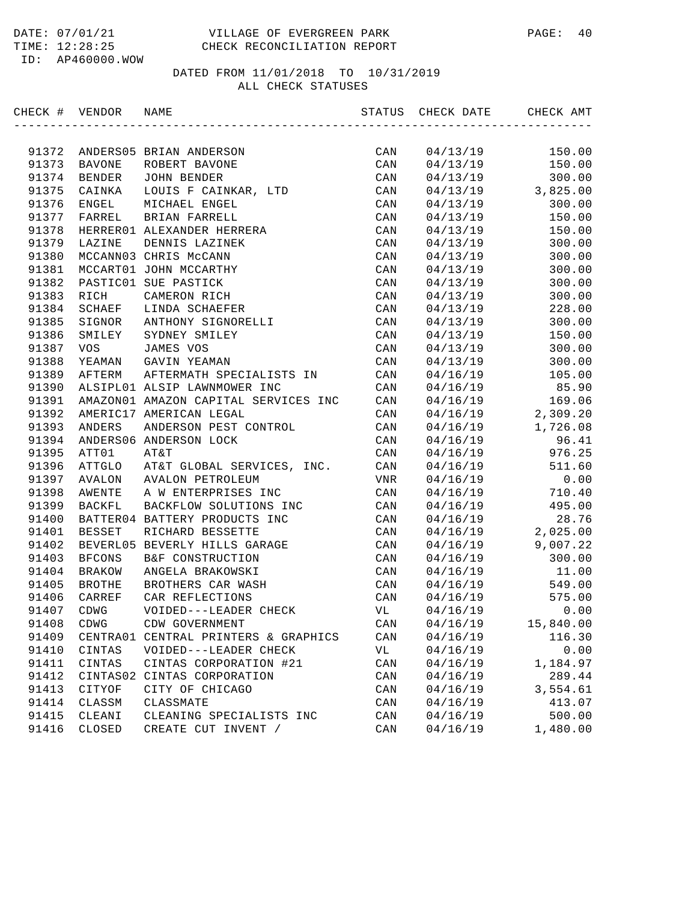VILLAGE OF EVERGREEN PARK

CHECK RECONCILIATION REPORT

DATE: 07/01/21
TIME: 12:28:25
ID: AP460000.WOW

DATED FROM 11/01/2018 TO 10/31/2019

ALL CHECK STATUSES

| CHECK # | VENDOR | NAME | STATUS | CHECK DATE | CHECK AMT |
|---|---|---|---|---|---|
| 91372 | ANDERS05 | BRIAN ANDERSON | CAN | 04/13/19 | 150.00 |
| 91373 | BAVONE | ROBERT BAVONE | CAN | 04/13/19 | 150.00 |
| 91374 | BENDER | JOHN BENDER | CAN | 04/13/19 | 300.00 |
| 91375 | CAINKA | LOUIS F CAINKAR, LTD | CAN | 04/13/19 | 3,825.00 |
| 91376 | ENGEL | MICHAEL ENGEL | CAN | 04/13/19 | 300.00 |
| 91377 | FARREL | BRIAN FARRELL | CAN | 04/13/19 | 150.00 |
| 91378 | HERRER01 | ALEXANDER HERRERA | CAN | 04/13/19 | 150.00 |
| 91379 | LAZINE | DENNIS LAZINEK | CAN | 04/13/19 | 300.00 |
| 91380 | MCCANN03 | CHRIS McCANN | CAN | 04/13/19 | 300.00 |
| 91381 | MCCART01 | JOHN MCCARTHY | CAN | 04/13/19 | 300.00 |
| 91382 | PASTIC01 | SUE PASTICK | CAN | 04/13/19 | 300.00 |
| 91383 | RICH | CAMERON RICH | CAN | 04/13/19 | 300.00 |
| 91384 | SCHAEF | LINDA SCHAEFER | CAN | 04/13/19 | 228.00 |
| 91385 | SIGNOR | ANTHONY SIGNORELLI | CAN | 04/13/19 | 300.00 |
| 91386 | SMILEY | SYDNEY SMILEY | CAN | 04/13/19 | 150.00 |
| 91387 | VOS | JAMES VOS | CAN | 04/13/19 | 300.00 |
| 91388 | YEAMAN | GAVIN YEAMAN | CAN | 04/13/19 | 300.00 |
| 91389 | AFTERM | AFTERMATH SPECIALISTS IN | CAN | 04/16/19 | 105.00 |
| 91390 | ALSIPL01 | ALSIP LAWNMOWER INC | CAN | 04/16/19 | 85.90 |
| 91391 | AMAZON01 | AMAZON CAPITAL SERVICES INC | CAN | 04/16/19 | 169.06 |
| 91392 | AMERIC17 | AMERICAN LEGAL | CAN | 04/16/19 | 2,309.20 |
| 91393 | ANDERS | ANDERSON PEST CONTROL | CAN | 04/16/19 | 1,726.08 |
| 91394 | ANDERS06 | ANDERSON LOCK | CAN | 04/16/19 | 96.41 |
| 91395 | ATT01 | AT&T | CAN | 04/16/19 | 976.25 |
| 91396 | ATTGLO | AT&T GLOBAL SERVICES, INC. | CAN | 04/16/19 | 511.60 |
| 91397 | AVALON | AVALON PETROLEUM | VNR | 04/16/19 | 0.00 |
| 91398 | AWENTE | A W ENTERPRISES INC | CAN | 04/16/19 | 710.40 |
| 91399 | BACKFL | BACKFLOW SOLUTIONS INC | CAN | 04/16/19 | 495.00 |
| 91400 | BATTER04 | BATTERY PRODUCTS INC | CAN | 04/16/19 | 28.76 |
| 91401 | BESSET | RICHARD BESSETTE | CAN | 04/16/19 | 2,025.00 |
| 91402 | BEVERL05 | BEVERLY HILLS GARAGE | CAN | 04/16/19 | 9,007.22 |
| 91403 | BFCONS | B&F CONSTRUCTION | CAN | 04/16/19 | 300.00 |
| 91404 | BRAKOW | ANGELA BRAKOWSKI | CAN | 04/16/19 | 11.00 |
| 91405 | BROTHE | BROTHERS CAR WASH | CAN | 04/16/19 | 549.00 |
| 91406 | CARREF | CAR REFLECTIONS | CAN | 04/16/19 | 575.00 |
| 91407 | CDWG | VOIDED---LEADER CHECK | VL | 04/16/19 | 0.00 |
| 91408 | CDWG | CDW GOVERNMENT | CAN | 04/16/19 | 15,840.00 |
| 91409 | CENTRA01 | CENTRAL PRINTERS & GRAPHICS | CAN | 04/16/19 | 116.30 |
| 91410 | CINTAS | VOIDED---LEADER CHECK | VL | 04/16/19 | 0.00 |
| 91411 | CINTAS | CINTAS CORPORATION #21 | CAN | 04/16/19 | 1,184.97 |
| 91412 | CINTAS02 | CINTAS CORPORATION | CAN | 04/16/19 | 289.44 |
| 91413 | CITYOF | CITY OF CHICAGO | CAN | 04/16/19 | 3,554.61 |
| 91414 | CLASSM | CLASSMATE | CAN | 04/16/19 | 413.07 |
| 91415 | CLEANI | CLEANING SPECIALISTS INC | CAN | 04/16/19 | 500.00 |
| 91416 | CLOSED | CREATE CUT INVENT / | CAN | 04/16/19 | 1,480.00 |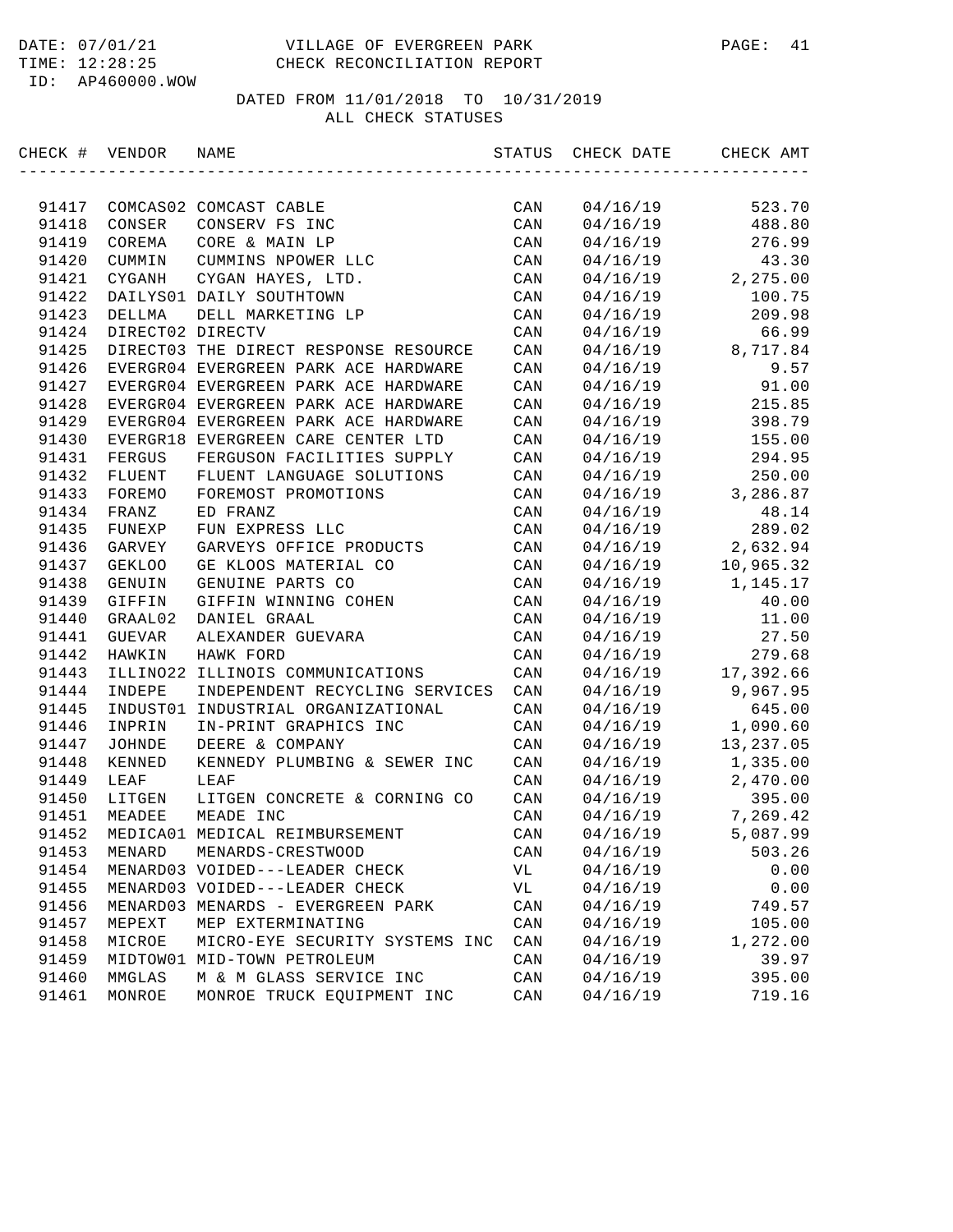DATE: 07/01/21 VILLAGE OF EVERGREEN PARK
TIME: 12:28:25 CHECK RECONCILIATION REPORT
ID: AP460000.WOW

DATED FROM 11/01/2018 TO 10/31/2019
ALL CHECK STATUSES

| CHECK # | VENDOR | NAME | STATUS | CHECK DATE | CHECK AMT |
|---|---|---|---|---|---|
| 91417 | COMCAS02 | COMCAST CABLE | CAN | 04/16/19 | 523.70 |
| 91418 | CONSER | CONSERV FS INC | CAN | 04/16/19 | 488.80 |
| 91419 | COREMA | CORE & MAIN LP | CAN | 04/16/19 | 276.99 |
| 91420 | CUMMIN | CUMMINS NPOWER LLC | CAN | 04/16/19 | 43.30 |
| 91421 | CYGANH | CYGAN HAYES, LTD. | CAN | 04/16/19 | 2,275.00 |
| 91422 | DAILYS01 | DAILY SOUTHTOWN | CAN | 04/16/19 | 100.75 |
| 91423 | DELLMA | DELL MARKETING LP | CAN | 04/16/19 | 209.98 |
| 91424 | DIRECT02 | DIRECTV | CAN | 04/16/19 | 66.99 |
| 91425 | DIRECT03 | THE DIRECT RESPONSE RESOURCE | CAN | 04/16/19 | 8,717.84 |
| 91426 | EVERGR04 | EVERGREEN PARK ACE HARDWARE | CAN | 04/16/19 | 9.57 |
| 91427 | EVERGR04 | EVERGREEN PARK ACE HARDWARE | CAN | 04/16/19 | 91.00 |
| 91428 | EVERGR04 | EVERGREEN PARK ACE HARDWARE | CAN | 04/16/19 | 215.85 |
| 91429 | EVERGR04 | EVERGREEN PARK ACE HARDWARE | CAN | 04/16/19 | 398.79 |
| 91430 | EVERGR18 | EVERGREEN CARE CENTER LTD | CAN | 04/16/19 | 155.00 |
| 91431 | FERGUS | FERGUSON FACILITIES SUPPLY | CAN | 04/16/19 | 294.95 |
| 91432 | FLUENT | FLUENT LANGUAGE SOLUTIONS | CAN | 04/16/19 | 250.00 |
| 91433 | FOREMO | FOREMOST PROMOTIONS | CAN | 04/16/19 | 3,286.87 |
| 91434 | FRANZ | ED FRANZ | CAN | 04/16/19 | 48.14 |
| 91435 | FUNEXP | FUN EXPRESS LLC | CAN | 04/16/19 | 289.02 |
| 91436 | GARVEY | GARVEYS OFFICE PRODUCTS | CAN | 04/16/19 | 2,632.94 |
| 91437 | GEKLOO | GE KLOOS MATERIAL CO | CAN | 04/16/19 | 10,965.32 |
| 91438 | GENUIN | GENUINE PARTS CO | CAN | 04/16/19 | 1,145.17 |
| 91439 | GIFFIN | GIFFIN WINNING COHEN | CAN | 04/16/19 | 40.00 |
| 91440 | GRAAL02 | DANIEL GRAAL | CAN | 04/16/19 | 11.00 |
| 91441 | GUEVAR | ALEXANDER GUEVARA | CAN | 04/16/19 | 27.50 |
| 91442 | HAWKIN | HAWK FORD | CAN | 04/16/19 | 279.68 |
| 91443 | ILLINO22 | ILLINOIS COMMUNICATIONS | CAN | 04/16/19 | 17,392.66 |
| 91444 | INDEPE | INDEPENDENT RECYCLING SERVICES | CAN | 04/16/19 | 9,967.95 |
| 91445 | INDUST01 | INDUSTRIAL ORGANIZATIONAL | CAN | 04/16/19 | 645.00 |
| 91446 | INPRIN | IN-PRINT GRAPHICS INC | CAN | 04/16/19 | 1,090.60 |
| 91447 | JOHNDE | DEERE & COMPANY | CAN | 04/16/19 | 13,237.05 |
| 91448 | KENNED | KENNEDY PLUMBING & SEWER INC | CAN | 04/16/19 | 1,335.00 |
| 91449 | LEAF | LEAF | CAN | 04/16/19 | 2,470.00 |
| 91450 | LITGEN | LITGEN CONCRETE & CORNING CO | CAN | 04/16/19 | 395.00 |
| 91451 | MEADEE | MEADE INC | CAN | 04/16/19 | 7,269.42 |
| 91452 | MEDICA01 | MEDICAL REIMBURSEMENT | CAN | 04/16/19 | 5,087.99 |
| 91453 | MENARD | MENARDS-CRESTWOOD | CAN | 04/16/19 | 503.26 |
| 91454 | MENARD03 | VOIDED---LEADER CHECK | VL | 04/16/19 | 0.00 |
| 91455 | MENARD03 | VOIDED---LEADER CHECK | VL | 04/16/19 | 0.00 |
| 91456 | MENARD03 | MENARDS - EVERGREEN PARK | CAN | 04/16/19 | 749.57 |
| 91457 | MEPEXT | MEP EXTERMINATING | CAN | 04/16/19 | 105.00 |
| 91458 | MICROE | MICRO-EYE SECURITY SYSTEMS INC | CAN | 04/16/19 | 1,272.00 |
| 91459 | MIDTOW01 | MID-TOWN PETROLEUM | CAN | 04/16/19 | 39.97 |
| 91460 | MMGLAS | M & M GLASS SERVICE INC | CAN | 04/16/19 | 395.00 |
| 91461 | MONROE | MONROE TRUCK EQUIPMENT INC | CAN | 04/16/19 | 719.16 |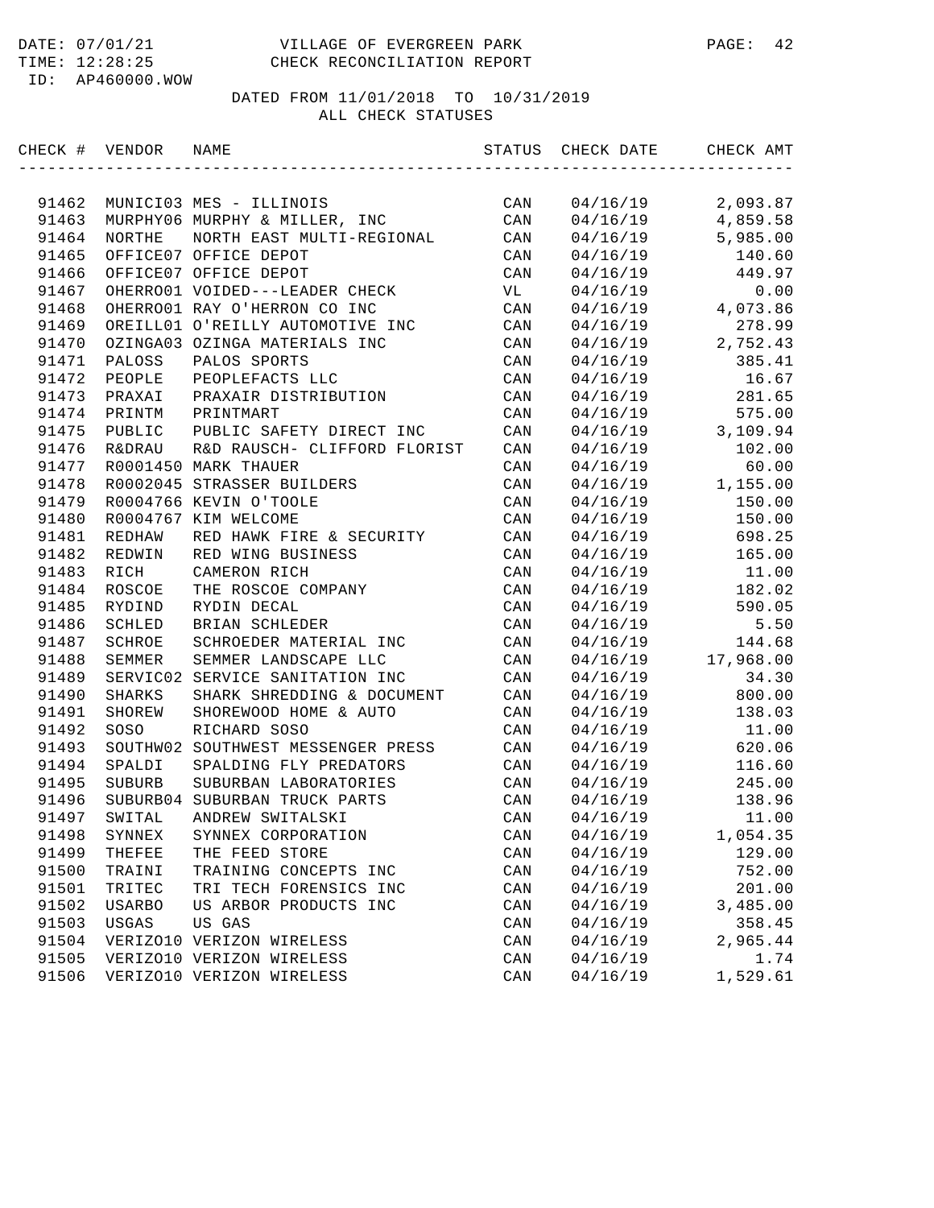DATE: 07/01/21 VILLAGE OF EVERGREEN PARK
TIME: 12:28:25 CHECK RECONCILIATION REPORT
ID: AP460000.WOW

DATED FROM 11/01/2018 TO 10/31/2019
ALL CHECK STATUSES

| CHECK # | VENDOR | NAME | STATUS | CHECK DATE | CHECK AMT |
|---|---|---|---|---|---|
| 91462 | MUNICI03 | MES - ILLINOIS | CAN | 04/16/19 | 2,093.87 |
| 91463 | MURPHY06 | MURPHY & MILLER, INC | CAN | 04/16/19 | 4,859.58 |
| 91464 | NORTHE | NORTH EAST MULTI-REGIONAL | CAN | 04/16/19 | 5,985.00 |
| 91465 | OFFICE07 | OFFICE DEPOT | CAN | 04/16/19 | 140.60 |
| 91466 | OFFICE07 | OFFICE DEPOT | CAN | 04/16/19 | 449.97 |
| 91467 | OHERRO01 | VOIDED---LEADER CHECK | VL | 04/16/19 | 0.00 |
| 91468 | OHERRO01 | RAY O'HERRON CO INC | CAN | 04/16/19 | 4,073.86 |
| 91469 | OREILL01 | O'REILLY AUTOMOTIVE INC | CAN | 04/16/19 | 278.99 |
| 91470 | OZINGA03 | OZINGA MATERIALS INC | CAN | 04/16/19 | 2,752.43 |
| 91471 | PALOSS | PALOS SPORTS | CAN | 04/16/19 | 385.41 |
| 91472 | PEOPLE | PEOPLEFACTS LLC | CAN | 04/16/19 | 16.67 |
| 91473 | PRAXAI | PRAXAIR DISTRIBUTION | CAN | 04/16/19 | 281.65 |
| 91474 | PRINTM | PRINTMART | CAN | 04/16/19 | 575.00 |
| 91475 | PUBLIC | PUBLIC SAFETY DIRECT INC | CAN | 04/16/19 | 3,109.94 |
| 91476 | R&DRAU | R&D RAUSCH- CLIFFORD FLORIST | CAN | 04/16/19 | 102.00 |
| 91477 | R0001450 | MARK THAUER | CAN | 04/16/19 | 60.00 |
| 91478 | R0002045 | STRASSER BUILDERS | CAN | 04/16/19 | 1,155.00 |
| 91479 | R0004766 | KEVIN O'TOOLE | CAN | 04/16/19 | 150.00 |
| 91480 | R0004767 | KIM WELCOME | CAN | 04/16/19 | 150.00 |
| 91481 | REDHAW | RED HAWK FIRE & SECURITY | CAN | 04/16/19 | 698.25 |
| 91482 | REDWIN | RED WING BUSINESS | CAN | 04/16/19 | 165.00 |
| 91483 | RICH | CAMERON RICH | CAN | 04/16/19 | 11.00 |
| 91484 | ROSCOE | THE ROSCOE COMPANY | CAN | 04/16/19 | 182.02 |
| 91485 | RYDIND | RYDIN DECAL | CAN | 04/16/19 | 590.05 |
| 91486 | SCHLED | BRIAN SCHLEDER | CAN | 04/16/19 | 5.50 |
| 91487 | SCHROE | SCHROEDER MATERIAL INC | CAN | 04/16/19 | 144.68 |
| 91488 | SEMMER | SEMMER LANDSCAPE LLC | CAN | 04/16/19 | 17,968.00 |
| 91489 | SERVIC02 | SERVICE SANITATION INC | CAN | 04/16/19 | 34.30 |
| 91490 | SHARKS | SHARK SHREDDING & DOCUMENT | CAN | 04/16/19 | 800.00 |
| 91491 | SHOREW | SHOREWOOD HOME & AUTO | CAN | 04/16/19 | 138.03 |
| 91492 | SOSO | RICHARD SOSO | CAN | 04/16/19 | 11.00 |
| 91493 | SOUTHW02 | SOUTHWEST MESSENGER PRESS | CAN | 04/16/19 | 620.06 |
| 91494 | SPALDI | SPALDING FLY PREDATORS | CAN | 04/16/19 | 116.60 |
| 91495 | SUBURB | SUBURBAN LABORATORIES | CAN | 04/16/19 | 245.00 |
| 91496 | SUBURB04 | SUBURBAN TRUCK PARTS | CAN | 04/16/19 | 138.96 |
| 91497 | SWITAL | ANDREW SWITALSKI | CAN | 04/16/19 | 11.00 |
| 91498 | SYNNEX | SYNNEX CORPORATION | CAN | 04/16/19 | 1,054.35 |
| 91499 | THEFEE | THE FEED STORE | CAN | 04/16/19 | 129.00 |
| 91500 | TRAINI | TRAINING CONCEPTS INC | CAN | 04/16/19 | 752.00 |
| 91501 | TRITEC | TRI TECH FORENSICS INC | CAN | 04/16/19 | 201.00 |
| 91502 | USARBO | US ARBOR PRODUCTS INC | CAN | 04/16/19 | 3,485.00 |
| 91503 | USGAS | US GAS | CAN | 04/16/19 | 358.45 |
| 91504 | VERIZO10 | VERIZON WIRELESS | CAN | 04/16/19 | 2,965.44 |
| 91505 | VERIZO10 | VERIZON WIRELESS | CAN | 04/16/19 | 1.74 |
| 91506 | VERIZO10 | VERIZON WIRELESS | CAN | 04/16/19 | 1,529.61 |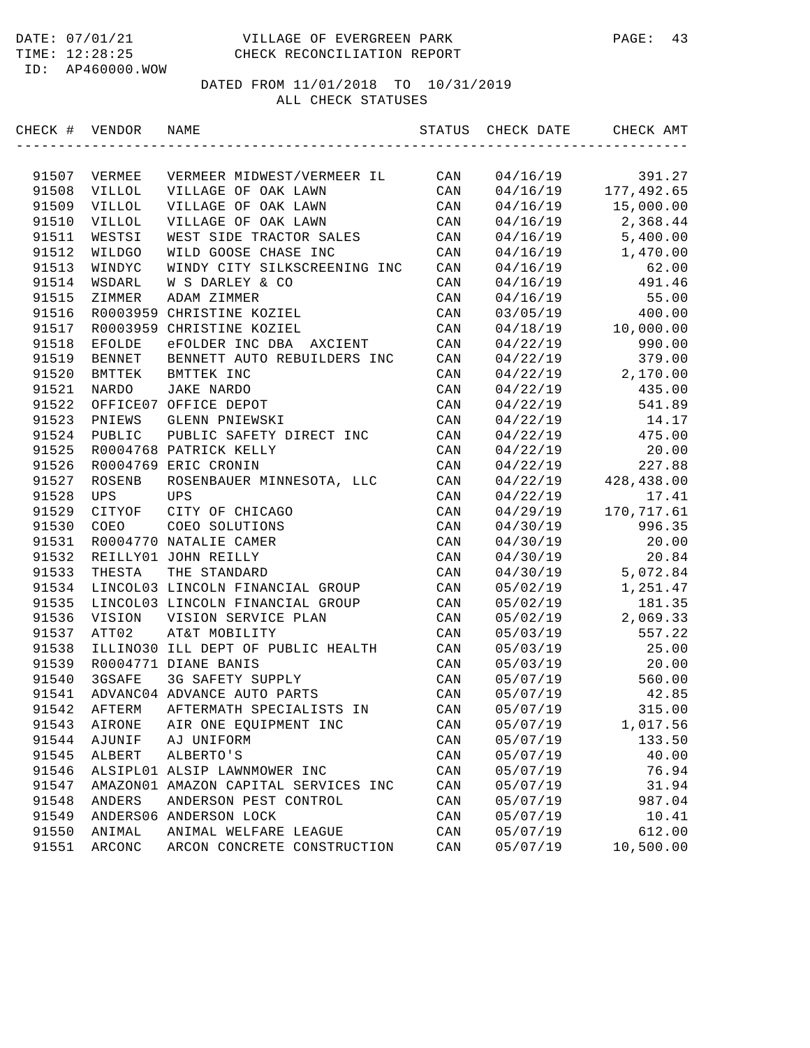DATE: 07/01/21 VILLAGE OF EVERGREEN PARK
TIME: 12:28:25 CHECK RECONCILIATION REPORT
ID: AP460000.WOW

DATED FROM 11/01/2018 TO 10/31/2019
ALL CHECK STATUSES

| CHECK # | VENDOR | NAME | STATUS | CHECK DATE | CHECK AMT |
|---|---|---|---|---|---|
| 91507 | VERMEE | VERMEER MIDWEST/VERMEER IL | CAN | 04/16/19 | 391.27 |
| 91508 | VILLOL | VILLAGE OF OAK LAWN | CAN | 04/16/19 | 177,492.65 |
| 91509 | VILLOL | VILLAGE OF OAK LAWN | CAN | 04/16/19 | 15,000.00 |
| 91510 | VILLOL | VILLAGE OF OAK LAWN | CAN | 04/16/19 | 2,368.44 |
| 91511 | WESTSI | WEST SIDE TRACTOR SALES | CAN | 04/16/19 | 5,400.00 |
| 91512 | WILDGO | WILD GOOSE CHASE INC | CAN | 04/16/19 | 1,470.00 |
| 91513 | WINDYC | WINDY CITY SILKSCREENING INC | CAN | 04/16/19 | 62.00 |
| 91514 | WSDARL | W S DARLEY & CO | CAN | 04/16/19 | 491.46 |
| 91515 | ZIMMER | ADAM ZIMMER | CAN | 04/16/19 | 55.00 |
| 91516 | R0003959 | CHRISTINE KOZIEL | CAN | 03/05/19 | 400.00 |
| 91517 | R0003959 | CHRISTINE KOZIEL | CAN | 04/18/19 | 10,000.00 |
| 91518 | EFOLDE | eFOLDER INC DBA AXCIENT | CAN | 04/22/19 | 990.00 |
| 91519 | BENNET | BENNETT AUTO REBUILDERS INC | CAN | 04/22/19 | 379.00 |
| 91520 | BMTTEK | BMTTEK INC | CAN | 04/22/19 | 2,170.00 |
| 91521 | NARDO | JAKE NARDO | CAN | 04/22/19 | 435.00 |
| 91522 | OFFICE07 | OFFICE DEPOT | CAN | 04/22/19 | 541.89 |
| 91523 | PNIEWS | GLENN PNIEWSKI | CAN | 04/22/19 | 14.17 |
| 91524 | PUBLIC | PUBLIC SAFETY DIRECT INC | CAN | 04/22/19 | 475.00 |
| 91525 | R0004768 | PATRICK KELLY | CAN | 04/22/19 | 20.00 |
| 91526 | R0004769 | ERIC CRONIN | CAN | 04/22/19 | 227.88 |
| 91527 | ROSENB | ROSENBAUER MINNESOTA, LLC | CAN | 04/22/19 | 428,438.00 |
| 91528 | UPS | UPS | CAN | 04/22/19 | 17.41 |
| 91529 | CITYOF | CITY OF CHICAGO | CAN | 04/29/19 | 170,717.61 |
| 91530 | COEO | COEO SOLUTIONS | CAN | 04/30/19 | 996.35 |
| 91531 | R0004770 | NATALIE CAMER | CAN | 04/30/19 | 20.00 |
| 91532 | REILLY01 | JOHN REILLY | CAN | 04/30/19 | 20.84 |
| 91533 | THESTA | THE STANDARD | CAN | 04/30/19 | 5,072.84 |
| 91534 | LINCOL03 | LINCOLN FINANCIAL GROUP | CAN | 05/02/19 | 1,251.47 |
| 91535 | LINCOL03 | LINCOLN FINANCIAL GROUP | CAN | 05/02/19 | 181.35 |
| 91536 | VISION | VISION SERVICE PLAN | CAN | 05/02/19 | 2,069.33 |
| 91537 | ATT02 | AT&T MOBILITY | CAN | 05/03/19 | 557.22 |
| 91538 | ILLINO30 | ILL DEPT OF PUBLIC HEALTH | CAN | 05/03/19 | 25.00 |
| 91539 | R0004771 | DIANE BANIS | CAN | 05/03/19 | 20.00 |
| 91540 | 3GSAFE | 3G SAFETY SUPPLY | CAN | 05/07/19 | 560.00 |
| 91541 | ADVANC04 | ADVANCE AUTO PARTS | CAN | 05/07/19 | 42.85 |
| 91542 | AFTERM | AFTERMATH SPECIALISTS IN | CAN | 05/07/19 | 315.00 |
| 91543 | AIRONE | AIR ONE EQUIPMENT INC | CAN | 05/07/19 | 1,017.56 |
| 91544 | AJUNIF | AJ UNIFORM | CAN | 05/07/19 | 133.50 |
| 91545 | ALBERT | ALBERTO'S | CAN | 05/07/19 | 40.00 |
| 91546 | ALSIPL01 | ALSIP LAWNMOWER INC | CAN | 05/07/19 | 76.94 |
| 91547 | AMAZON01 | AMAZON CAPITAL SERVICES INC | CAN | 05/07/19 | 31.94 |
| 91548 | ANDERS | ANDERSON PEST CONTROL | CAN | 05/07/19 | 987.04 |
| 91549 | ANDERS06 | ANDERSON LOCK | CAN | 05/07/19 | 10.41 |
| 91550 | ANIMAL | ANIMAL WELFARE LEAGUE | CAN | 05/07/19 | 612.00 |
| 91551 | ARCONC | ARCON CONCRETE CONSTRUCTION | CAN | 05/07/19 | 10,500.00 |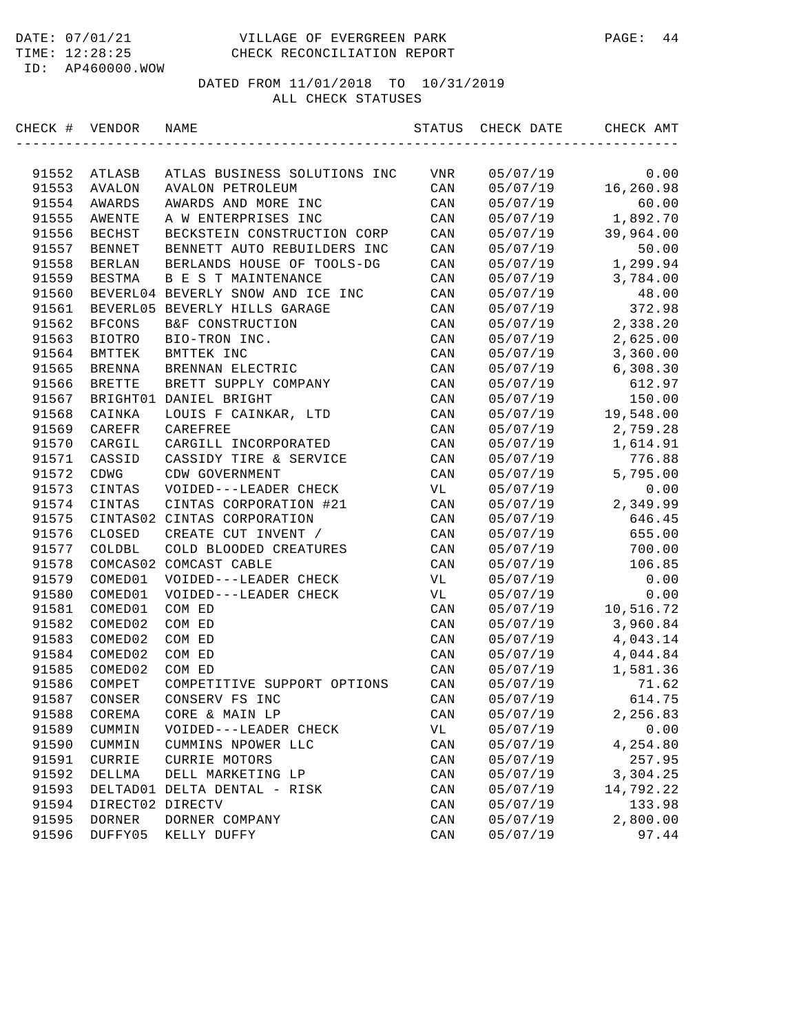DATE: 07/01/21 VILLAGE OF EVERGREEN PARK
TIME: 12:28:25 CHECK RECONCILIATION REPORT
ID: AP460000.WOW

DATED FROM 11/01/2018 TO 10/31/2019
ALL CHECK STATUSES

| CHECK # | VENDOR | NAME | STATUS | CHECK DATE | CHECK AMT |
|---|---|---|---|---|---|
| 91552 | ATLASB | ATLAS BUSINESS SOLUTIONS INC | VNR | 05/07/19 | 0.00 |
| 91553 | AVALON | AVALON PETROLEUM | CAN | 05/07/19 | 16,260.98 |
| 91554 | AWARDS | AWARDS AND MORE INC | CAN | 05/07/19 | 60.00 |
| 91555 | AWENTE | A W ENTERPRISES INC | CAN | 05/07/19 | 1,892.70 |
| 91556 | BECHST | BECKSTEIN CONSTRUCTION CORP | CAN | 05/07/19 | 39,964.00 |
| 91557 | BENNET | BENNETT AUTO REBUILDERS INC | CAN | 05/07/19 | 50.00 |
| 91558 | BERLAN | BERLANDS HOUSE OF TOOLS-DG | CAN | 05/07/19 | 1,299.94 |
| 91559 | BESTMA | B E S T MAINTENANCE | CAN | 05/07/19 | 3,784.00 |
| 91560 | BEVERL04 | BEVERLY SNOW AND ICE INC | CAN | 05/07/19 | 48.00 |
| 91561 | BEVERL05 | BEVERLY HILLS GARAGE | CAN | 05/07/19 | 372.98 |
| 91562 | BFCONS | B&F CONSTRUCTION | CAN | 05/07/19 | 2,338.20 |
| 91563 | BIOTRO | BIO-TRON INC. | CAN | 05/07/19 | 2,625.00 |
| 91564 | BMTTEK | BMTTEK INC | CAN | 05/07/19 | 3,360.00 |
| 91565 | BRENNA | BRENNAN ELECTRIC | CAN | 05/07/19 | 6,308.30 |
| 91566 | BRETTE | BRETT SUPPLY COMPANY | CAN | 05/07/19 | 612.97 |
| 91567 | BRIGHT01 | DANIEL BRIGHT | CAN | 05/07/19 | 150.00 |
| 91568 | CAINKA | LOUIS F CAINKAR, LTD | CAN | 05/07/19 | 19,548.00 |
| 91569 | CAREFR | CAREFREE | CAN | 05/07/19 | 2,759.28 |
| 91570 | CARGIL | CARGILL INCORPORATED | CAN | 05/07/19 | 1,614.91 |
| 91571 | CASSID | CASSIDY TIRE & SERVICE | CAN | 05/07/19 | 776.88 |
| 91572 | CDWG | CDW GOVERNMENT | CAN | 05/07/19 | 5,795.00 |
| 91573 | CINTAS | VOIDED---LEADER CHECK | VL | 05/07/19 | 0.00 |
| 91574 | CINTAS | CINTAS CORPORATION #21 | CAN | 05/07/19 | 2,349.99 |
| 91575 | CINTAS02 | CINTAS CORPORATION | CAN | 05/07/19 | 646.45 |
| 91576 | CLOSED | CREATE CUT INVENT / | CAN | 05/07/19 | 655.00 |
| 91577 | COLDBL | COLD BLOODED CREATURES | CAN | 05/07/19 | 700.00 |
| 91578 | COMCAS02 | COMCAST CABLE | CAN | 05/07/19 | 106.85 |
| 91579 | COMED01 | VOIDED---LEADER CHECK | VL | 05/07/19 | 0.00 |
| 91580 | COMED01 | VOIDED---LEADER CHECK | VL | 05/07/19 | 0.00 |
| 91581 | COMED01 | COM ED | CAN | 05/07/19 | 10,516.72 |
| 91582 | COMED02 | COM ED | CAN | 05/07/19 | 3,960.84 |
| 91583 | COMED02 | COM ED | CAN | 05/07/19 | 4,043.14 |
| 91584 | COMED02 | COM ED | CAN | 05/07/19 | 4,044.84 |
| 91585 | COMED02 | COM ED | CAN | 05/07/19 | 1,581.36 |
| 91586 | COMPET | COMPETITIVE SUPPORT OPTIONS | CAN | 05/07/19 | 71.62 |
| 91587 | CONSER | CONSERV FS INC | CAN | 05/07/19 | 614.75 |
| 91588 | COREMA | CORE & MAIN LP | CAN | 05/07/19 | 2,256.83 |
| 91589 | CUMMIN | VOIDED---LEADER CHECK | VL | 05/07/19 | 0.00 |
| 91590 | CUMMIN | CUMMINS NPOWER LLC | CAN | 05/07/19 | 4,254.80 |
| 91591 | CURRIE | CURRIE MOTORS | CAN | 05/07/19 | 257.95 |
| 91592 | DELLMA | DELL MARKETING LP | CAN | 05/07/19 | 3,304.25 |
| 91593 | DELTAD01 | DELTA DENTAL - RISK | CAN | 05/07/19 | 14,792.22 |
| 91594 | DIRECT02 | DIRECTV | CAN | 05/07/19 | 133.98 |
| 91595 | DORNER | DORNER COMPANY | CAN | 05/07/19 | 2,800.00 |
| 91596 | DUFFY05 | KELLY DUFFY | CAN | 05/07/19 | 97.44 |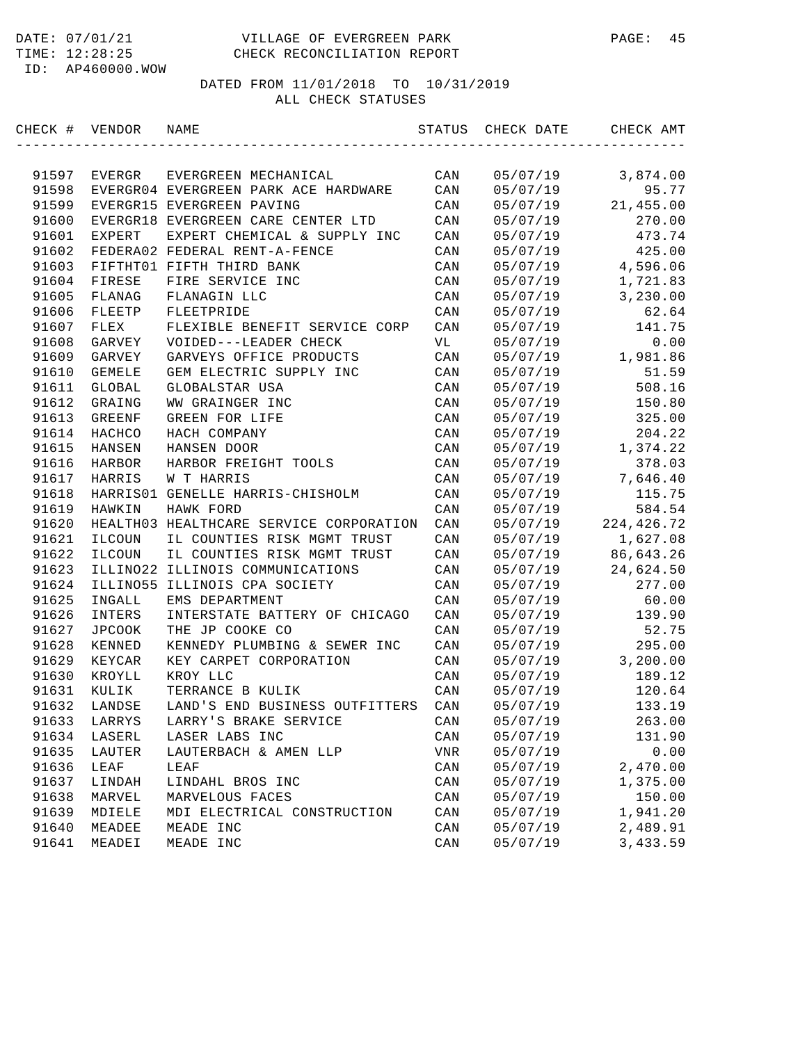DATE: 07/01/21 VILLAGE OF EVERGREEN PARK
TIME: 12:28:25 CHECK RECONCILIATION REPORT
ID: AP460000.WOW

DATED FROM 11/01/2018 TO 10/31/2019
ALL CHECK STATUSES

| CHECK # | VENDOR | NAME | STATUS | CHECK DATE | CHECK AMT |
|---|---|---|---|---|---|
| 91597 | EVERGR | EVERGREEN MECHANICAL | CAN | 05/07/19 | 3,874.00 |
| 91598 | EVERGR04 | EVERGREEN PARK ACE HARDWARE | CAN | 05/07/19 | 95.77 |
| 91599 | EVERGR15 | EVERGREEN PAVING | CAN | 05/07/19 | 21,455.00 |
| 91600 | EVERGR18 | EVERGREEN CARE CENTER LTD | CAN | 05/07/19 | 270.00 |
| 91601 | EXPERT | EXPERT CHEMICAL & SUPPLY INC | CAN | 05/07/19 | 473.74 |
| 91602 | FEDERA02 | FEDERAL RENT-A-FENCE | CAN | 05/07/19 | 425.00 |
| 91603 | FIFTHT01 | FIFTH THIRD BANK | CAN | 05/07/19 | 4,596.06 |
| 91604 | FIRESE | FIRE SERVICE INC | CAN | 05/07/19 | 1,721.83 |
| 91605 | FLANAG | FLANAGIN LLC | CAN | 05/07/19 | 3,230.00 |
| 91606 | FLEETP | FLEETPRIDE | CAN | 05/07/19 | 62.64 |
| 91607 | FLEX | FLEXIBLE BENEFIT SERVICE CORP | CAN | 05/07/19 | 141.75 |
| 91608 | GARVEY | VOIDED---LEADER CHECK | VL | 05/07/19 | 0.00 |
| 91609 | GARVEY | GARVEYS OFFICE PRODUCTS | CAN | 05/07/19 | 1,981.86 |
| 91610 | GEMELE | GEM ELECTRIC SUPPLY INC | CAN | 05/07/19 | 51.59 |
| 91611 | GLOBAL | GLOBALSTAR USA | CAN | 05/07/19 | 508.16 |
| 91612 | GRAING | WW GRAINGER INC | CAN | 05/07/19 | 150.80 |
| 91613 | GREENF | GREEN FOR LIFE | CAN | 05/07/19 | 325.00 |
| 91614 | HACHCO | HACH COMPANY | CAN | 05/07/19 | 204.22 |
| 91615 | HANSEN | HANSEN DOOR | CAN | 05/07/19 | 1,374.22 |
| 91616 | HARBOR | HARBOR FREIGHT TOOLS | CAN | 05/07/19 | 378.03 |
| 91617 | HARRIS | W T HARRIS | CAN | 05/07/19 | 7,646.40 |
| 91618 | HARRIS01 | GENELLE HARRIS-CHISHOLM | CAN | 05/07/19 | 115.75 |
| 91619 | HAWKIN | HAWK FORD | CAN | 05/07/19 | 584.54 |
| 91620 | HEALTH03 | HEALTHCARE SERVICE CORPORATION | CAN | 05/07/19 | 224,426.72 |
| 91621 | ILCOUN | IL COUNTIES RISK MGMT TRUST | CAN | 05/07/19 | 1,627.08 |
| 91622 | ILCOUN | IL COUNTIES RISK MGMT TRUST | CAN | 05/07/19 | 86,643.26 |
| 91623 | ILLINO22 | ILLINOIS COMMUNICATIONS | CAN | 05/07/19 | 24,624.50 |
| 91624 | ILLINO55 | ILLINOIS CPA SOCIETY | CAN | 05/07/19 | 277.00 |
| 91625 | INGALL | EMS DEPARTMENT | CAN | 05/07/19 | 60.00 |
| 91626 | INTERS | INTERSTATE BATTERY OF CHICAGO | CAN | 05/07/19 | 139.90 |
| 91627 | JPCOOK | THE JP COOKE CO | CAN | 05/07/19 | 52.75 |
| 91628 | KENNED | KENNEDY PLUMBING & SEWER INC | CAN | 05/07/19 | 295.00 |
| 91629 | KEYCAR | KEY CARPET CORPORATION | CAN | 05/07/19 | 3,200.00 |
| 91630 | KROYLL | KROY LLC | CAN | 05/07/19 | 189.12 |
| 91631 | KULIK | TERRANCE B KULIK | CAN | 05/07/19 | 120.64 |
| 91632 | LANDSE | LAND'S END BUSINESS OUTFITTERS | CAN | 05/07/19 | 133.19 |
| 91633 | LARRYS | LARRY'S BRAKE SERVICE | CAN | 05/07/19 | 263.00 |
| 91634 | LASERL | LASER LABS INC | CAN | 05/07/19 | 131.90 |
| 91635 | LAUTER | LAUTERBACH & AMEN LLP | VNR | 05/07/19 | 0.00 |
| 91636 | LEAF | LEAF | CAN | 05/07/19 | 2,470.00 |
| 91637 | LINDAH | LINDAHL BROS INC | CAN | 05/07/19 | 1,375.00 |
| 91638 | MARVEL | MARVELOUS FACES | CAN | 05/07/19 | 150.00 |
| 91639 | MDIELE | MDI ELECTRICAL CONSTRUCTION | CAN | 05/07/19 | 1,941.20 |
| 91640 | MEADEE | MEADE INC | CAN | 05/07/19 | 2,489.91 |
| 91641 | MEADEI | MEADE INC | CAN | 05/07/19 | 3,433.59 |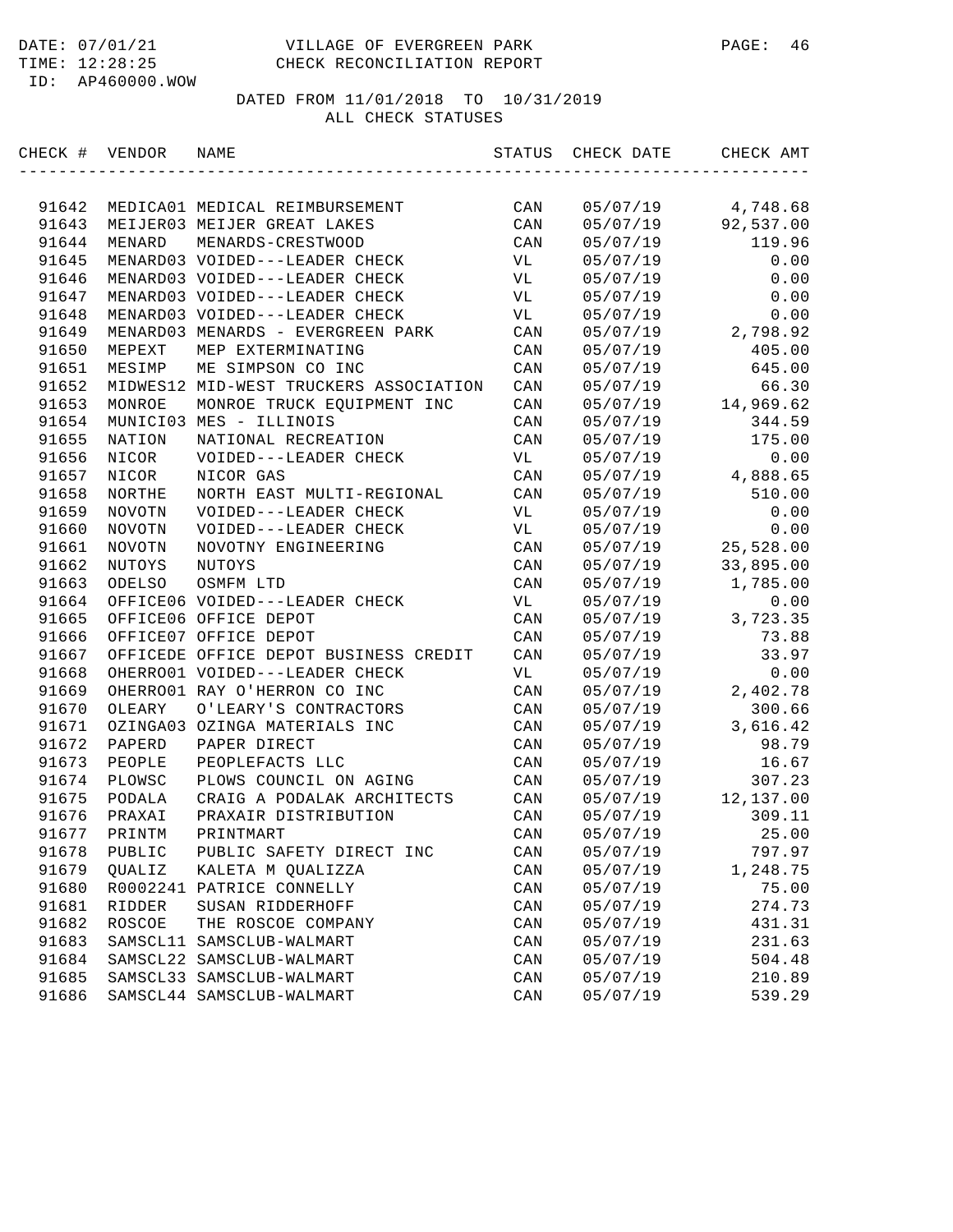DATE: 07/01/21 VILLAGE OF EVERGREEN PARK
TIME: 12:28:25 CHECK RECONCILIATION REPORT
ID: AP460000.WOW

DATED FROM 11/01/2018 TO 10/31/2019
ALL CHECK STATUSES

| CHECK # | VENDOR | NAME | STATUS | CHECK DATE | CHECK AMT |
|---|---|---|---|---|---|
| 91642 | MEDICA01 | MEDICAL REIMBURSEMENT | CAN | 05/07/19 | 4,748.68 |
| 91643 | MEIJER03 | MEIJER GREAT LAKES | CAN | 05/07/19 | 92,537.00 |
| 91644 | MENARD | MENARDS-CRESTWOOD | CAN | 05/07/19 | 119.96 |
| 91645 | MENARD03 | VOIDED---LEADER CHECK | VL | 05/07/19 | 0.00 |
| 91646 | MENARD03 | VOIDED---LEADER CHECK | VL | 05/07/19 | 0.00 |
| 91647 | MENARD03 | VOIDED---LEADER CHECK | VL | 05/07/19 | 0.00 |
| 91648 | MENARD03 | VOIDED---LEADER CHECK | VL | 05/07/19 | 0.00 |
| 91649 | MENARD03 | MENARDS - EVERGREEN PARK | CAN | 05/07/19 | 2,798.92 |
| 91650 | MEPEXT | MEP EXTERMINATING | CAN | 05/07/19 | 405.00 |
| 91651 | MESIMP | ME SIMPSON CO INC | CAN | 05/07/19 | 645.00 |
| 91652 | MIDWES12 | MID-WEST TRUCKERS ASSOCIATION | CAN | 05/07/19 | 66.30 |
| 91653 | MONROE | MONROE TRUCK EQUIPMENT INC | CAN | 05/07/19 | 14,969.62 |
| 91654 | MUNICI03 | MES - ILLINOIS | CAN | 05/07/19 | 344.59 |
| 91655 | NATION | NATIONAL RECREATION | CAN | 05/07/19 | 175.00 |
| 91656 | NICOR | VOIDED---LEADER CHECK | VL | 05/07/19 | 0.00 |
| 91657 | NICOR | NICOR GAS | CAN | 05/07/19 | 4,888.65 |
| 91658 | NORTHE | NORTH EAST MULTI-REGIONAL | CAN | 05/07/19 | 510.00 |
| 91659 | NOVOTN | VOIDED---LEADER CHECK | VL | 05/07/19 | 0.00 |
| 91660 | NOVOTN | VOIDED---LEADER CHECK | VL | 05/07/19 | 0.00 |
| 91661 | NOVOTN | NOVOTNY ENGINEERING | CAN | 05/07/19 | 25,528.00 |
| 91662 | NUTOYS | NUTOYS | CAN | 05/07/19 | 33,895.00 |
| 91663 | ODELSO | OSMFM LTD | CAN | 05/07/19 | 1,785.00 |
| 91664 | OFFICE06 | VOIDED---LEADER CHECK | VL | 05/07/19 | 0.00 |
| 91665 | OFFICE06 | OFFICE DEPOT | CAN | 05/07/19 | 3,723.35 |
| 91666 | OFFICE07 | OFFICE DEPOT | CAN | 05/07/19 | 73.88 |
| 91667 | OFFICEDE | OFFICE DEPOT BUSINESS CREDIT | CAN | 05/07/19 | 33.97 |
| 91668 | OHERRO01 | VOIDED---LEADER CHECK | VL | 05/07/19 | 0.00 |
| 91669 | OHERRO01 | RAY O'HERRON CO INC | CAN | 05/07/19 | 2,402.78 |
| 91670 | OLEARY | O'LEARY'S CONTRACTORS | CAN | 05/07/19 | 300.66 |
| 91671 | OZINGA03 | OZINGA MATERIALS INC | CAN | 05/07/19 | 3,616.42 |
| 91672 | PAPERD | PAPER DIRECT | CAN | 05/07/19 | 98.79 |
| 91673 | PEOPLE | PEOPLEFACTS LLC | CAN | 05/07/19 | 16.67 |
| 91674 | PLOWSC | PLOWS COUNCIL ON AGING | CAN | 05/07/19 | 307.23 |
| 91675 | PODALA | CRAIG A PODALAK ARCHITECTS | CAN | 05/07/19 | 12,137.00 |
| 91676 | PRAXAI | PRAXAIR DISTRIBUTION | CAN | 05/07/19 | 309.11 |
| 91677 | PRINTM | PRINTMART | CAN | 05/07/19 | 25.00 |
| 91678 | PUBLIC | PUBLIC SAFETY DIRECT INC | CAN | 05/07/19 | 797.97 |
| 91679 | QUALIZ | KALETA M QUALIZZA | CAN | 05/07/19 | 1,248.75 |
| 91680 | R0002241 | PATRICE CONNELLY | CAN | 05/07/19 | 75.00 |
| 91681 | RIDDER | SUSAN RIDDERHOFF | CAN | 05/07/19 | 274.73 |
| 91682 | ROSCOE | THE ROSCOE COMPANY | CAN | 05/07/19 | 431.31 |
| 91683 | SAMSCL11 | SAMSCLUB-WALMART | CAN | 05/07/19 | 231.63 |
| 91684 | SAMSCL22 | SAMSCLUB-WALMART | CAN | 05/07/19 | 504.48 |
| 91685 | SAMSCL33 | SAMSCLUB-WALMART | CAN | 05/07/19 | 210.89 |
| 91686 | SAMSCL44 | SAMSCLUB-WALMART | CAN | 05/07/19 | 539.29 |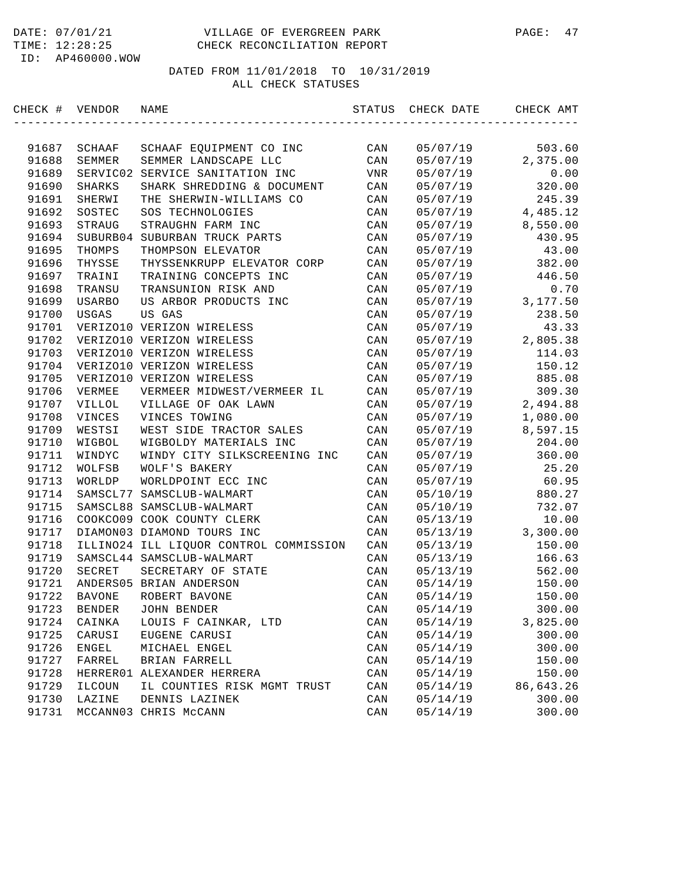DATE: 07/01/21 VILLAGE OF EVERGREEN PARK
TIME: 12:28:25 CHECK RECONCILIATION REPORT
ID: AP460000.WOW

DATED FROM 11/01/2018 TO 10/31/2019
ALL CHECK STATUSES

| CHECK # | VENDOR | NAME | STATUS | CHECK DATE | CHECK AMT |
|---|---|---|---|---|---|
| 91687 | SCHAAF | SCHAAF EQUIPMENT CO INC | CAN | 05/07/19 | 503.60 |
| 91688 | SEMMER | SEMMER LANDSCAPE LLC | CAN | 05/07/19 | 2,375.00 |
| 91689 | SERVIC02 | SERVICE SANITATION INC | VNR | 05/07/19 | 0.00 |
| 91690 | SHARKS | SHARK SHREDDING & DOCUMENT | CAN | 05/07/19 | 320.00 |
| 91691 | SHERWI | THE SHERWIN-WILLIAMS CO | CAN | 05/07/19 | 245.39 |
| 91692 | SOSTEC | SOS TECHNOLOGIES | CAN | 05/07/19 | 4,485.12 |
| 91693 | STRAUG | STRAUGHN FARM INC | CAN | 05/07/19 | 8,550.00 |
| 91694 | SUBURB04 | SUBURBAN TRUCK PARTS | CAN | 05/07/19 | 430.95 |
| 91695 | THOMPS | THOMPSON ELEVATOR | CAN | 05/07/19 | 43.00 |
| 91696 | THYSSE | THYSSENKRUPP ELEVATOR CORP | CAN | 05/07/19 | 382.00 |
| 91697 | TRAINI | TRAINING CONCEPTS INC | CAN | 05/07/19 | 446.50 |
| 91698 | TRANSU | TRANSUNION RISK AND | CAN | 05/07/19 | 0.70 |
| 91699 | USARBO | US ARBOR PRODUCTS INC | CAN | 05/07/19 | 3,177.50 |
| 91700 | USGAS | US GAS | CAN | 05/07/19 | 238.50 |
| 91701 | VERIZO10 | VERIZON WIRELESS | CAN | 05/07/19 | 43.33 |
| 91702 | VERIZO10 | VERIZON WIRELESS | CAN | 05/07/19 | 2,805.38 |
| 91703 | VERIZO10 | VERIZON WIRELESS | CAN | 05/07/19 | 114.03 |
| 91704 | VERIZO10 | VERIZON WIRELESS | CAN | 05/07/19 | 150.12 |
| 91705 | VERIZO10 | VERIZON WIRELESS | CAN | 05/07/19 | 885.08 |
| 91706 | VERMEE | VERMEER MIDWEST/VERMEER IL | CAN | 05/07/19 | 309.30 |
| 91707 | VILLOL | VILLAGE OF OAK LAWN | CAN | 05/07/19 | 2,494.88 |
| 91708 | VINCES | VINCES TOWING | CAN | 05/07/19 | 1,080.00 |
| 91709 | WESTSI | WEST SIDE TRACTOR SALES | CAN | 05/07/19 | 8,597.15 |
| 91710 | WIGBOL | WIGBOLDY MATERIALS INC | CAN | 05/07/19 | 204.00 |
| 91711 | WINDYC | WINDY CITY SILKSCREENING INC | CAN | 05/07/19 | 360.00 |
| 91712 | WOLFSB | WOLF'S BAKERY | CAN | 05/07/19 | 25.20 |
| 91713 | WORLDP | WORLDPOINT ECC INC | CAN | 05/07/19 | 60.95 |
| 91714 | SAMSCL77 | SAMSCLUB-WALMART | CAN | 05/10/19 | 880.27 |
| 91715 | SAMSCL88 | SAMSCLUB-WALMART | CAN | 05/10/19 | 732.07 |
| 91716 | COOKCO09 | COOK COUNTY CLERK | CAN | 05/13/19 | 10.00 |
| 91717 | DIAMON03 | DIAMOND TOURS INC | CAN | 05/13/19 | 3,300.00 |
| 91718 | ILLINO24 | ILL LIQUOR CONTROL COMMISSION | CAN | 05/13/19 | 150.00 |
| 91719 | SAMSCL44 | SAMSCLUB-WALMART | CAN | 05/13/19 | 166.63 |
| 91720 | SECRET | SECRETARY OF STATE | CAN | 05/13/19 | 562.00 |
| 91721 | ANDERS05 | BRIAN ANDERSON | CAN | 05/14/19 | 150.00 |
| 91722 | BAVONE | ROBERT BAVONE | CAN | 05/14/19 | 150.00 |
| 91723 | BENDER | JOHN BENDER | CAN | 05/14/19 | 300.00 |
| 91724 | CAINKA | LOUIS F CAINKAR, LTD | CAN | 05/14/19 | 3,825.00 |
| 91725 | CARUSI | EUGENE CARUSI | CAN | 05/14/19 | 300.00 |
| 91726 | ENGEL | MICHAEL ENGEL | CAN | 05/14/19 | 300.00 |
| 91727 | FARREL | BRIAN FARRELL | CAN | 05/14/19 | 150.00 |
| 91728 | HERRER01 | ALEXANDER HERRERA | CAN | 05/14/19 | 150.00 |
| 91729 | ILCOUN | IL COUNTIES RISK MGMT TRUST | CAN | 05/14/19 | 86,643.26 |
| 91730 | LAZINE | DENNIS LAZINEK | CAN | 05/14/19 | 300.00 |
| 91731 | MCCANN03 | CHRIS McCANN | CAN | 05/14/19 | 300.00 |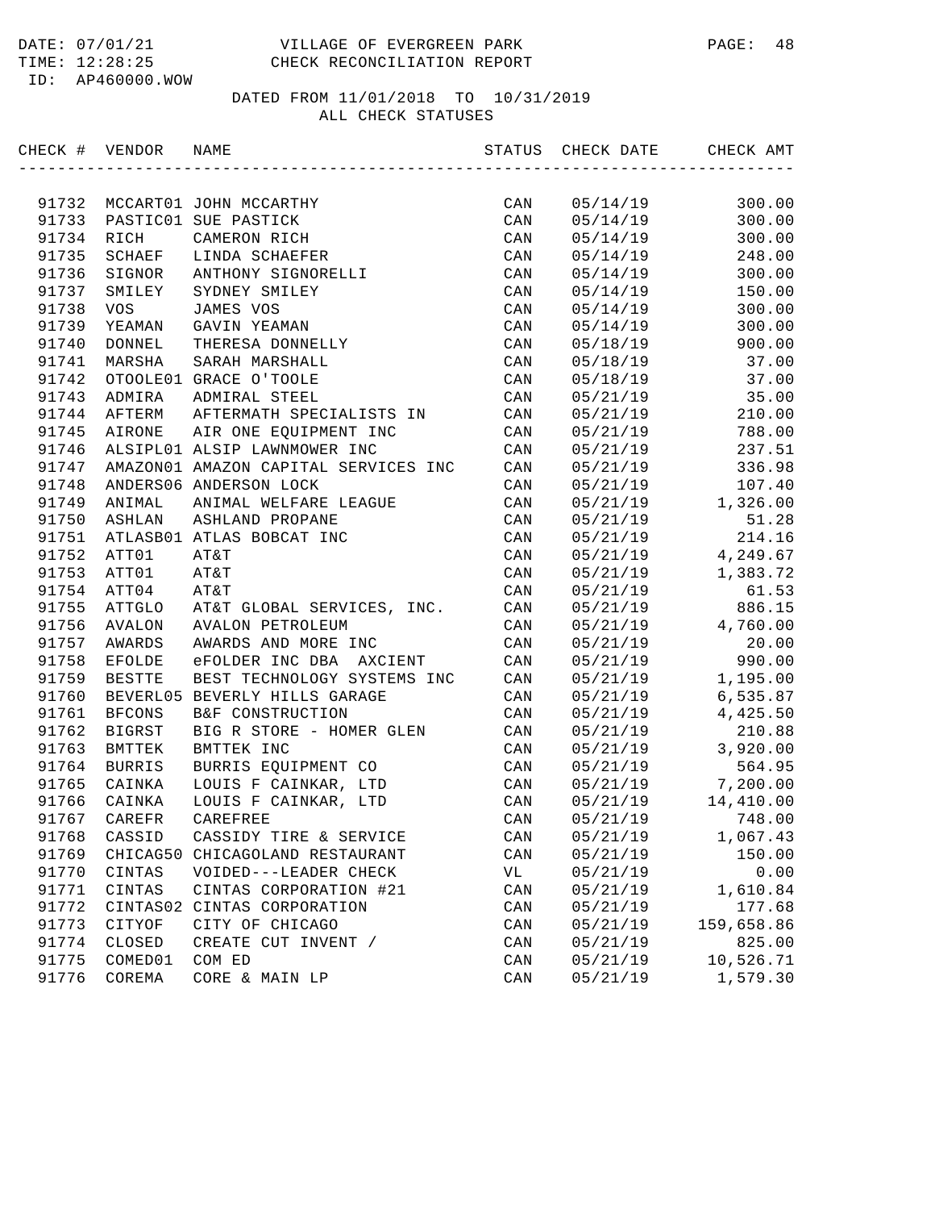DATE: 07/01/21 VILLAGE OF EVERGREEN PARK
TIME: 12:28:25 CHECK RECONCILIATION REPORT
ID: AP460000.WOW

DATED FROM 11/01/2018 TO 10/31/2019
ALL CHECK STATUSES

| CHECK # | VENDOR | NAME | STATUS | CHECK DATE | CHECK AMT |
|---|---|---|---|---|---|
| 91732 | MCCART01 | JOHN MCCARTHY | CAN | 05/14/19 | 300.00 |
| 91733 | PASTIC01 | SUE PASTICK | CAN | 05/14/19 | 300.00 |
| 91734 | RICH | CAMERON RICH | CAN | 05/14/19 | 300.00 |
| 91735 | SCHAEF | LINDA SCHAEFER | CAN | 05/14/19 | 248.00 |
| 91736 | SIGNOR | ANTHONY SIGNORELLI | CAN | 05/14/19 | 300.00 |
| 91737 | SMILEY | SYDNEY SMILEY | CAN | 05/14/19 | 150.00 |
| 91738 | VOS | JAMES VOS | CAN | 05/14/19 | 300.00 |
| 91739 | YEAMAN | GAVIN YEAMAN | CAN | 05/14/19 | 300.00 |
| 91740 | DONNEL | THERESA DONNELLY | CAN | 05/18/19 | 900.00 |
| 91741 | MARSHA | SARAH MARSHALL | CAN | 05/18/19 | 37.00 |
| 91742 | OTOOLE01 | GRACE O'TOOLE | CAN | 05/18/19 | 37.00 |
| 91743 | ADMIRA | ADMIRAL STEEL | CAN | 05/21/19 | 35.00 |
| 91744 | AFTERM | AFTERMATH SPECIALISTS IN | CAN | 05/21/19 | 210.00 |
| 91745 | AIRONE | AIR ONE EQUIPMENT INC | CAN | 05/21/19 | 788.00 |
| 91746 | ALSIPL01 | ALSIP LAWNMOWER INC | CAN | 05/21/19 | 237.51 |
| 91747 | AMAZON01 | AMAZON CAPITAL SERVICES INC | CAN | 05/21/19 | 336.98 |
| 91748 | ANDERS06 | ANDERSON LOCK | CAN | 05/21/19 | 107.40 |
| 91749 | ANIMAL | ANIMAL WELFARE LEAGUE | CAN | 05/21/19 | 1,326.00 |
| 91750 | ASHLAN | ASHLAND PROPANE | CAN | 05/21/19 | 51.28 |
| 91751 | ATLASB01 | ATLAS BOBCAT INC | CAN | 05/21/19 | 214.16 |
| 91752 | ATT01 | AT&T | CAN | 05/21/19 | 4,249.67 |
| 91753 | ATT01 | AT&T | CAN | 05/21/19 | 1,383.72 |
| 91754 | ATT04 | AT&T | CAN | 05/21/19 | 61.53 |
| 91755 | ATTGLO | AT&T GLOBAL SERVICES, INC. | CAN | 05/21/19 | 886.15 |
| 91756 | AVALON | AVALON PETROLEUM | CAN | 05/21/19 | 4,760.00 |
| 91757 | AWARDS | AWARDS AND MORE INC | CAN | 05/21/19 | 20.00 |
| 91758 | EFOLDE | eFOLDER INC DBA AXCIENT | CAN | 05/21/19 | 990.00 |
| 91759 | BESTTE | BEST TECHNOLOGY SYSTEMS INC | CAN | 05/21/19 | 1,195.00 |
| 91760 | BEVERL05 | BEVERLY HILLS GARAGE | CAN | 05/21/19 | 6,535.87 |
| 91761 | BFCONS | B&F CONSTRUCTION | CAN | 05/21/19 | 4,425.50 |
| 91762 | BIGRST | BIG R STORE - HOMER GLEN | CAN | 05/21/19 | 210.88 |
| 91763 | BMTTEK | BMTTEK INC | CAN | 05/21/19 | 3,920.00 |
| 91764 | BURRIS | BURRIS EQUIPMENT CO | CAN | 05/21/19 | 564.95 |
| 91765 | CAINKA | LOUIS F CAINKAR, LTD | CAN | 05/21/19 | 7,200.00 |
| 91766 | CAINKA | LOUIS F CAINKAR, LTD | CAN | 05/21/19 | 14,410.00 |
| 91767 | CAREFR | CAREFREE | CAN | 05/21/19 | 748.00 |
| 91768 | CASSID | CASSIDY TIRE & SERVICE | CAN | 05/21/19 | 1,067.43 |
| 91769 | CHICAG50 | CHICAGOLAND RESTAURANT | CAN | 05/21/19 | 150.00 |
| 91770 | CINTAS | VOIDED---LEADER CHECK | VL | 05/21/19 | 0.00 |
| 91771 | CINTAS | CINTAS CORPORATION #21 | CAN | 05/21/19 | 1,610.84 |
| 91772 | CINTAS02 | CINTAS CORPORATION | CAN | 05/21/19 | 177.68 |
| 91773 | CITYOF | CITY OF CHICAGO | CAN | 05/21/19 | 159,658.86 |
| 91774 | CLOSED | CREATE CUT INVENT / | CAN | 05/21/19 | 825.00 |
| 91775 | COMED01 | COM ED | CAN | 05/21/19 | 10,526.71 |
| 91776 | COREMA | CORE & MAIN LP | CAN | 05/21/19 | 1,579.30 |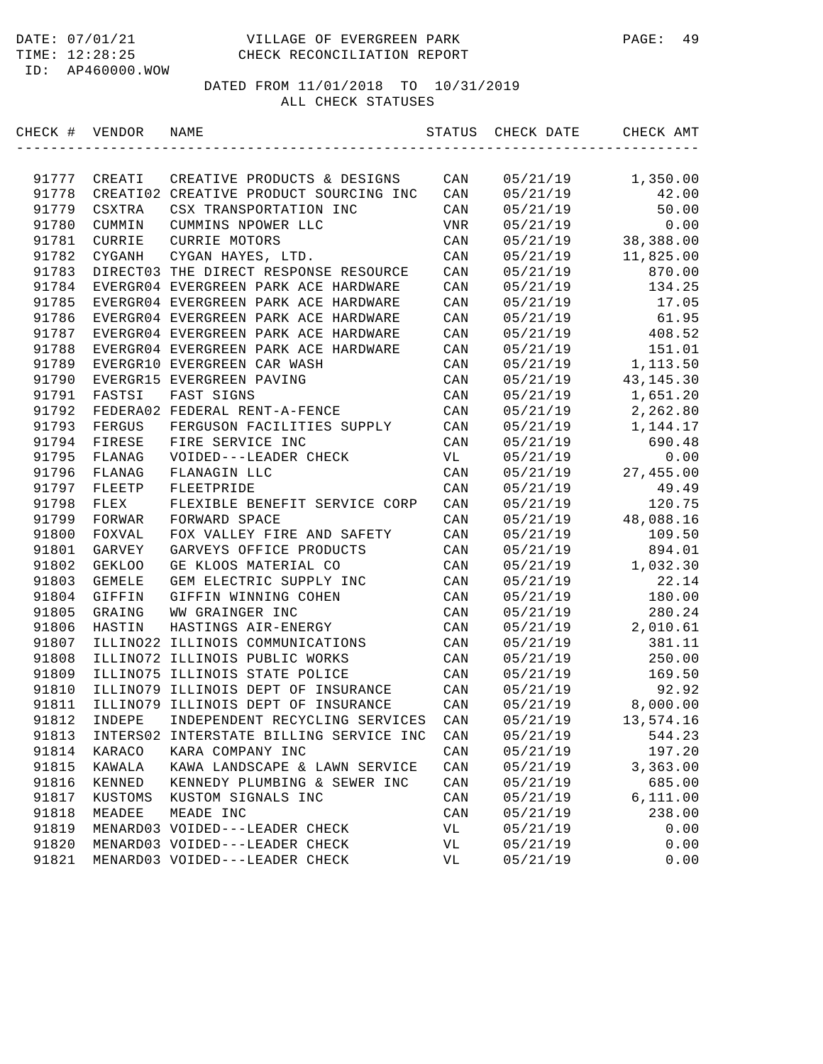DATE: 07/01/21 VILLAGE OF EVERGREEN PARK
TIME: 12:28:25 CHECK RECONCILIATION REPORT
ID: AP460000.WOW

DATED FROM 11/01/2018 TO 10/31/2019
ALL CHECK STATUSES

| CHECK # | VENDOR | NAME | STATUS | CHECK DATE | CHECK AMT |
|---|---|---|---|---|---|
| 91777 | CREATI | CREATIVE PRODUCTS & DESIGNS | CAN | 05/21/19 | 1,350.00 |
| 91778 | CREATI02 | CREATIVE PRODUCT SOURCING INC | CAN | 05/21/19 | 42.00 |
| 91779 | CSXTRA | CSX TRANSPORTATION INC | CAN | 05/21/19 | 50.00 |
| 91780 | CUMMIN | CUMMINS NPOWER LLC | VNR | 05/21/19 | 0.00 |
| 91781 | CURRIE | CURRIE MOTORS | CAN | 05/21/19 | 38,388.00 |
| 91782 | CYGANH | CYGAN HAYES, LTD. | CAN | 05/21/19 | 11,825.00 |
| 91783 | DIRECT03 | THE DIRECT RESPONSE RESOURCE | CAN | 05/21/19 | 870.00 |
| 91784 | EVERGR04 | EVERGREEN PARK ACE HARDWARE | CAN | 05/21/19 | 134.25 |
| 91785 | EVERGR04 | EVERGREEN PARK ACE HARDWARE | CAN | 05/21/19 | 17.05 |
| 91786 | EVERGR04 | EVERGREEN PARK ACE HARDWARE | CAN | 05/21/19 | 61.95 |
| 91787 | EVERGR04 | EVERGREEN PARK ACE HARDWARE | CAN | 05/21/19 | 408.52 |
| 91788 | EVERGR04 | EVERGREEN PARK ACE HARDWARE | CAN | 05/21/19 | 151.01 |
| 91789 | EVERGR10 | EVERGREEN CAR WASH | CAN | 05/21/19 | 1,113.50 |
| 91790 | EVERGR15 | EVERGREEN PAVING | CAN | 05/21/19 | 43,145.30 |
| 91791 | FASTSI | FAST SIGNS | CAN | 05/21/19 | 1,651.20 |
| 91792 | FEDERA02 | FEDERAL RENT-A-FENCE | CAN | 05/21/19 | 2,262.80 |
| 91793 | FERGUS | FERGUSON FACILITIES SUPPLY | CAN | 05/21/19 | 1,144.17 |
| 91794 | FIRESE | FIRE SERVICE INC | CAN | 05/21/19 | 690.48 |
| 91795 | FLANAG | VOIDED---LEADER CHECK | VL | 05/21/19 | 0.00 |
| 91796 | FLANAG | FLANAGIN LLC | CAN | 05/21/19 | 27,455.00 |
| 91797 | FLEETP | FLEETPRIDE | CAN | 05/21/19 | 49.49 |
| 91798 | FLEX | FLEXIBLE BENEFIT SERVICE CORP | CAN | 05/21/19 | 120.75 |
| 91799 | FORWAR | FORWARD SPACE | CAN | 05/21/19 | 48,088.16 |
| 91800 | FOXVAL | FOX VALLEY FIRE AND SAFETY | CAN | 05/21/19 | 109.50 |
| 91801 | GARVEY | GARVEYS OFFICE PRODUCTS | CAN | 05/21/19 | 894.01 |
| 91802 | GEKLOO | GE KLOOS MATERIAL CO | CAN | 05/21/19 | 1,032.30 |
| 91803 | GEMELE | GEM ELECTRIC SUPPLY INC | CAN | 05/21/19 | 22.14 |
| 91804 | GIFFIN | GIFFIN WINNING COHEN | CAN | 05/21/19 | 180.00 |
| 91805 | GRAING | WW GRAINGER INC | CAN | 05/21/19 | 280.24 |
| 91806 | HASTIN | HASTINGS AIR-ENERGY | CAN | 05/21/19 | 2,010.61 |
| 91807 | ILLINO22 | ILLINOIS COMMUNICATIONS | CAN | 05/21/19 | 381.11 |
| 91808 | ILLINO72 | ILLINOIS PUBLIC WORKS | CAN | 05/21/19 | 250.00 |
| 91809 | ILLINO75 | ILLINOIS STATE POLICE | CAN | 05/21/19 | 169.50 |
| 91810 | ILLINO79 | ILLINOIS DEPT OF INSURANCE | CAN | 05/21/19 | 92.92 |
| 91811 | ILLINO79 | ILLINOIS DEPT OF INSURANCE | CAN | 05/21/19 | 8,000.00 |
| 91812 | INDEPE | INDEPENDENT RECYCLING SERVICES | CAN | 05/21/19 | 13,574.16 |
| 91813 | INTERS02 | INTERSTATE BILLING SERVICE INC | CAN | 05/21/19 | 544.23 |
| 91814 | KARACO | KARA COMPANY INC | CAN | 05/21/19 | 197.20 |
| 91815 | KAWALA | KAWA LANDSCAPE & LAWN SERVICE | CAN | 05/21/19 | 3,363.00 |
| 91816 | KENNED | KENNEDY PLUMBING & SEWER INC | CAN | 05/21/19 | 685.00 |
| 91817 | KUSTOMS | KUSTOM SIGNALS INC | CAN | 05/21/19 | 6,111.00 |
| 91818 | MEADEE | MEADE INC | CAN | 05/21/19 | 238.00 |
| 91819 | MENARD03 | VOIDED---LEADER CHECK | VL | 05/21/19 | 0.00 |
| 91820 | MENARD03 | VOIDED---LEADER CHECK | VL | 05/21/19 | 0.00 |
| 91821 | MENARD03 | VOIDED---LEADER CHECK | VL | 05/21/19 | 0.00 |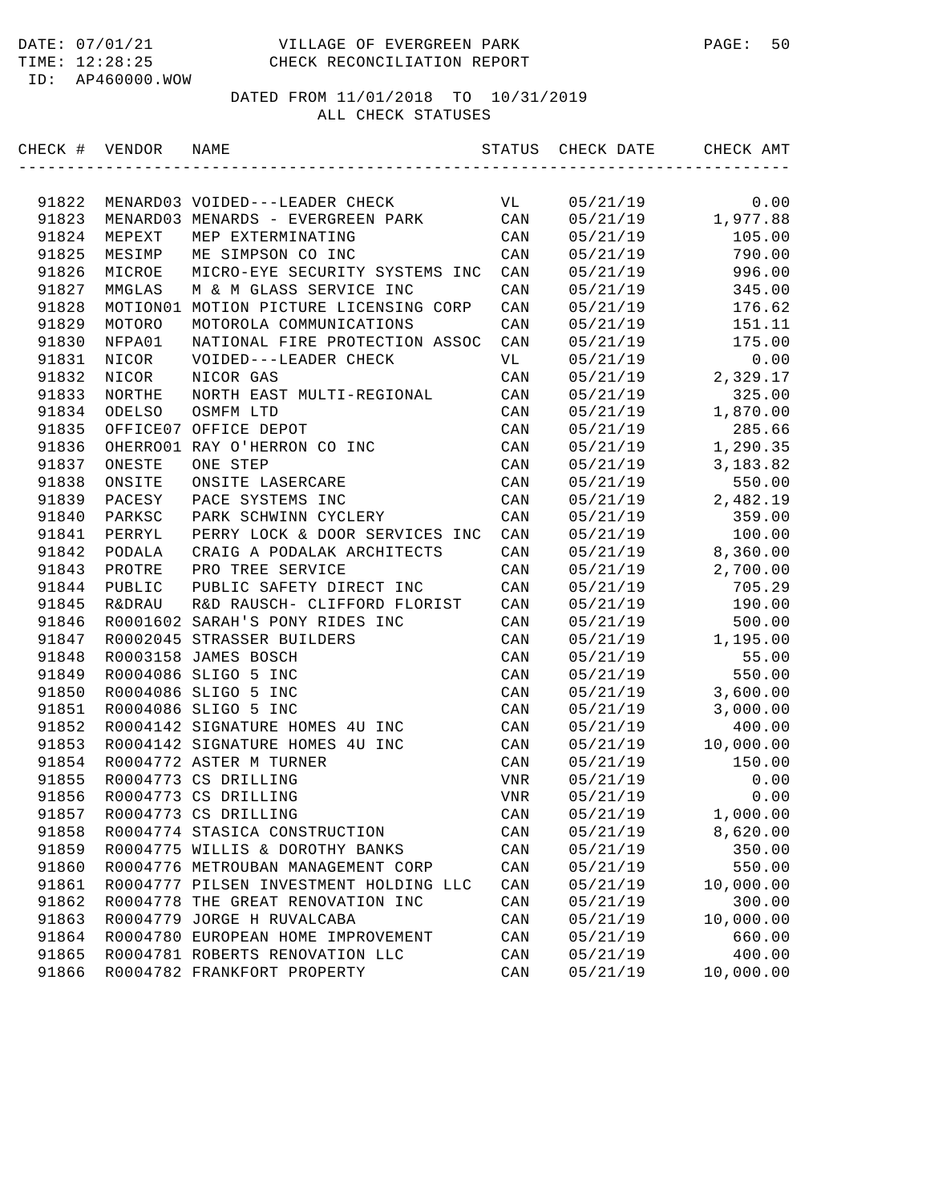VILLAGE OF EVERGREEN PARK
CHECK RECONCILIATION REPORT

DATED FROM 11/01/2018 TO 10/31/2019
ALL CHECK STATUSES

| CHECK # | VENDOR | NAME | STATUS | CHECK DATE | CHECK AMT |
|---|---|---|---|---|---|
| 91822 | MENARD03 | VOIDED---LEADER CHECK | VL | 05/21/19 | 0.00 |
| 91823 | MENARD03 | MENARDS - EVERGREEN PARK | CAN | 05/21/19 | 1,977.88 |
| 91824 | MEPEXT | MEP EXTERMINATING | CAN | 05/21/19 | 105.00 |
| 91825 | MESIMP | ME SIMPSON CO INC | CAN | 05/21/19 | 790.00 |
| 91826 | MICROE | MICRO-EYE SECURITY SYSTEMS INC | CAN | 05/21/19 | 996.00 |
| 91827 | MMGLAS | M & M GLASS SERVICE INC | CAN | 05/21/19 | 345.00 |
| 91828 | MOTION01 | MOTION PICTURE LICENSING CORP | CAN | 05/21/19 | 176.62 |
| 91829 | MOTORO | MOTOROLA COMMUNICATIONS | CAN | 05/21/19 | 151.11 |
| 91830 | NFPA01 | NATIONAL FIRE PROTECTION ASSOC | CAN | 05/21/19 | 175.00 |
| 91831 | NICOR | VOIDED---LEADER CHECK | VL | 05/21/19 | 0.00 |
| 91832 | NICOR | NICOR GAS | CAN | 05/21/19 | 2,329.17 |
| 91833 | NORTHE | NORTH EAST MULTI-REGIONAL | CAN | 05/21/19 | 325.00 |
| 91834 | ODELSO | OSMFM LTD | CAN | 05/21/19 | 1,870.00 |
| 91835 | OFFICE07 | OFFICE DEPOT | CAN | 05/21/19 | 285.66 |
| 91836 | OHERRO01 | RAY O'HERRON CO INC | CAN | 05/21/19 | 1,290.35 |
| 91837 | ONESTE | ONE STEP | CAN | 05/21/19 | 3,183.82 |
| 91838 | ONSITE | ONSITE LASERCARE | CAN | 05/21/19 | 550.00 |
| 91839 | PACESY | PACE SYSTEMS INC | CAN | 05/21/19 | 2,482.19 |
| 91840 | PARKSC | PARK SCHWINN CYCLERY | CAN | 05/21/19 | 359.00 |
| 91841 | PERRYL | PERRY LOCK & DOOR SERVICES INC | CAN | 05/21/19 | 100.00 |
| 91842 | PODALA | CRAIG A PODALAK ARCHITECTS | CAN | 05/21/19 | 8,360.00 |
| 91843 | PROTRE | PRO TREE SERVICE | CAN | 05/21/19 | 2,700.00 |
| 91844 | PUBLIC | PUBLIC SAFETY DIRECT INC | CAN | 05/21/19 | 705.29 |
| 91845 | R&DRAU | R&D RAUSCH- CLIFFORD FLORIST | CAN | 05/21/19 | 190.00 |
| 91846 | R0001602 | SARAH'S PONY RIDES INC | CAN | 05/21/19 | 500.00 |
| 91847 | R0002045 | STRASSER BUILDERS | CAN | 05/21/19 | 1,195.00 |
| 91848 | R0003158 | JAMES BOSCH | CAN | 05/21/19 | 55.00 |
| 91849 | R0004086 | SLIGO 5 INC | CAN | 05/21/19 | 550.00 |
| 91850 | R0004086 | SLIGO 5 INC | CAN | 05/21/19 | 3,600.00 |
| 91851 | R0004086 | SLIGO 5 INC | CAN | 05/21/19 | 3,000.00 |
| 91852 | R0004142 | SIGNATURE HOMES 4U INC | CAN | 05/21/19 | 400.00 |
| 91853 | R0004142 | SIGNATURE HOMES 4U INC | CAN | 05/21/19 | 10,000.00 |
| 91854 | R0004772 | ASTER M TURNER | CAN | 05/21/19 | 150.00 |
| 91855 | R0004773 | CS DRILLING | VNR | 05/21/19 | 0.00 |
| 91856 | R0004773 | CS DRILLING | VNR | 05/21/19 | 0.00 |
| 91857 | R0004773 | CS DRILLING | CAN | 05/21/19 | 1,000.00 |
| 91858 | R0004774 | STASICA CONSTRUCTION | CAN | 05/21/19 | 8,620.00 |
| 91859 | R0004775 | WILLIS & DOROTHY BANKS | CAN | 05/21/19 | 350.00 |
| 91860 | R0004776 | METROUBAN MANAGEMENT CORP | CAN | 05/21/19 | 550.00 |
| 91861 | R0004777 | PILSEN INVESTMENT HOLDING LLC | CAN | 05/21/19 | 10,000.00 |
| 91862 | R0004778 | THE GREAT RENOVATION INC | CAN | 05/21/19 | 300.00 |
| 91863 | R0004779 | JORGE H RUVALCABA | CAN | 05/21/19 | 10,000.00 |
| 91864 | R0004780 | EUROPEAN HOME IMPROVEMENT | CAN | 05/21/19 | 660.00 |
| 91865 | R0004781 | ROBERTS RENOVATION LLC | CAN | 05/21/19 | 400.00 |
| 91866 | R0004782 | FRANKFORT PROPERTY | CAN | 05/21/19 | 10,000.00 |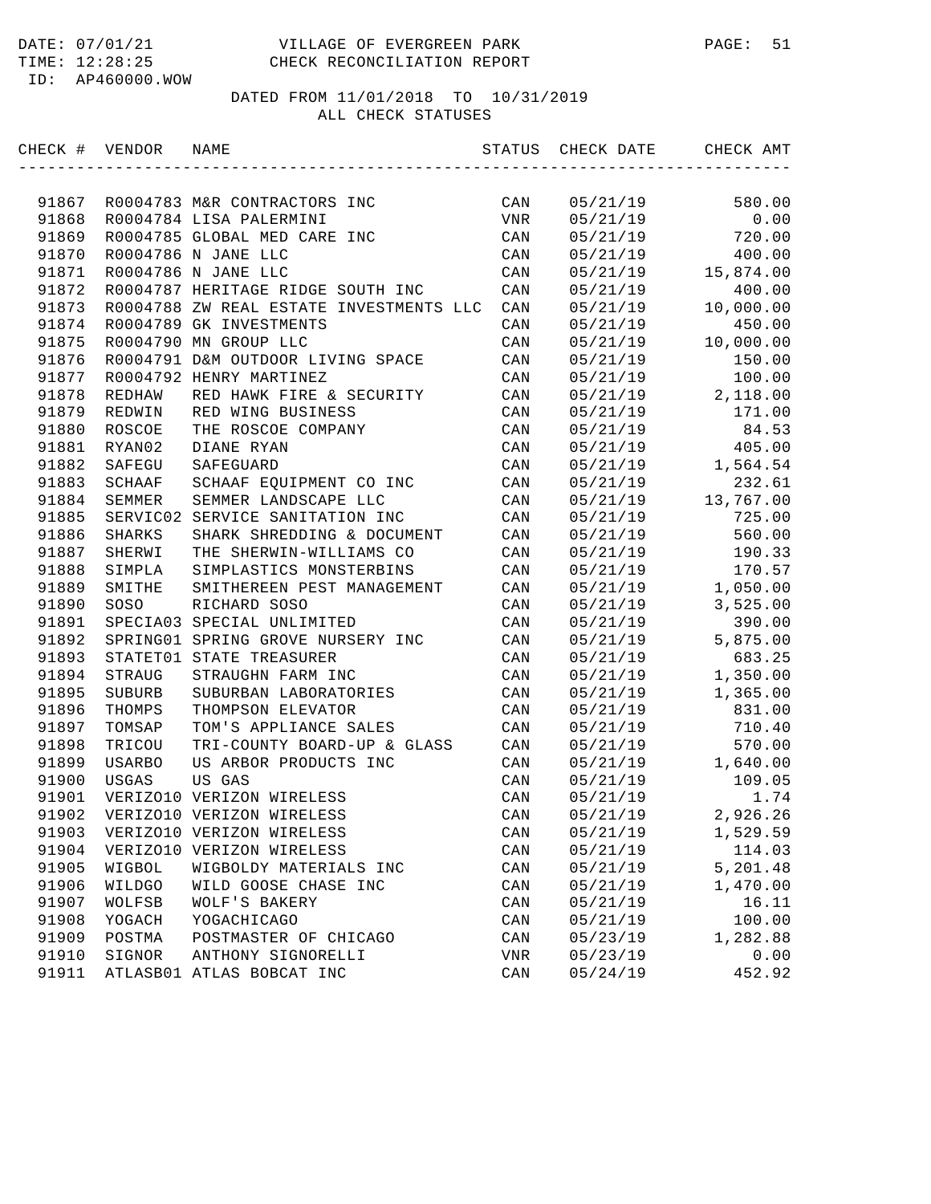DATE: 07/01/21 VILLAGE OF EVERGREEN PARK
TIME: 12:28:25 CHECK RECONCILIATION REPORT
ID: AP460000.WOW

DATED FROM 11/01/2018 TO 10/31/2019
ALL CHECK STATUSES

| CHECK # | VENDOR | NAME | STATUS | CHECK DATE | CHECK AMT |
|---|---|---|---|---|---|
| 91867 | R0004783 | M&R CONTRACTORS INC | CAN | 05/21/19 | 580.00 |
| 91868 | R0004784 | LISA PALERMINI | VNR | 05/21/19 | 0.00 |
| 91869 | R0004785 | GLOBAL MED CARE INC | CAN | 05/21/19 | 720.00 |
| 91870 | R0004786 | N JANE LLC | CAN | 05/21/19 | 400.00 |
| 91871 | R0004786 | N JANE LLC | CAN | 05/21/19 | 15,874.00 |
| 91872 | R0004787 | HERITAGE RIDGE SOUTH INC | CAN | 05/21/19 | 400.00 |
| 91873 | R0004788 | ZW REAL ESTATE INVESTMENTS LLC | CAN | 05/21/19 | 10,000.00 |
| 91874 | R0004789 | GK INVESTMENTS | CAN | 05/21/19 | 450.00 |
| 91875 | R0004790 | MN GROUP LLC | CAN | 05/21/19 | 10,000.00 |
| 91876 | R0004791 | D&M OUTDOOR LIVING SPACE | CAN | 05/21/19 | 150.00 |
| 91877 | R0004792 | HENRY MARTINEZ | CAN | 05/21/19 | 100.00 |
| 91878 | REDHAW | RED HAWK FIRE & SECURITY | CAN | 05/21/19 | 2,118.00 |
| 91879 | REDWIN | RED WING BUSINESS | CAN | 05/21/19 | 171.00 |
| 91880 | ROSCOE | THE ROSCOE COMPANY | CAN | 05/21/19 | 84.53 |
| 91881 | RYAN02 | DIANE RYAN | CAN | 05/21/19 | 405.00 |
| 91882 | SAFEGU | SAFEGUARD | CAN | 05/21/19 | 1,564.54 |
| 91883 | SCHAAF | SCHAAF EQUIPMENT CO INC | CAN | 05/21/19 | 232.61 |
| 91884 | SEMMER | SEMMER LANDSCAPE LLC | CAN | 05/21/19 | 13,767.00 |
| 91885 | SERVIC02 | SERVICE SANITATION INC | CAN | 05/21/19 | 725.00 |
| 91886 | SHARKS | SHARK SHREDDING & DOCUMENT | CAN | 05/21/19 | 560.00 |
| 91887 | SHERWI | THE SHERWIN-WILLIAMS CO | CAN | 05/21/19 | 190.33 |
| 91888 | SIMPLA | SIMPLASTICS MONSTERBINS | CAN | 05/21/19 | 170.57 |
| 91889 | SMITHE | SMITHEREEN PEST MANAGEMENT | CAN | 05/21/19 | 1,050.00 |
| 91890 | SOSO | RICHARD SOSO | CAN | 05/21/19 | 3,525.00 |
| 91891 | SPECIA03 | SPECIAL UNLIMITED | CAN | 05/21/19 | 390.00 |
| 91892 | SPRING01 | SPRING GROVE NURSERY INC | CAN | 05/21/19 | 5,875.00 |
| 91893 | STATET01 | STATE TREASURER | CAN | 05/21/19 | 683.25 |
| 91894 | STRAUG | STRAUGHN FARM INC | CAN | 05/21/19 | 1,350.00 |
| 91895 | SUBURB | SUBURBAN LABORATORIES | CAN | 05/21/19 | 1,365.00 |
| 91896 | THOMPS | THOMPSON ELEVATOR | CAN | 05/21/19 | 831.00 |
| 91897 | TOMSAP | TOM'S APPLIANCE SALES | CAN | 05/21/19 | 710.40 |
| 91898 | TRICOU | TRI-COUNTY BOARD-UP & GLASS | CAN | 05/21/19 | 570.00 |
| 91899 | USARBO | US ARBOR PRODUCTS INC | CAN | 05/21/19 | 1,640.00 |
| 91900 | USGAS | US GAS | CAN | 05/21/19 | 109.05 |
| 91901 | VERIZO10 | VERIZON WIRELESS | CAN | 05/21/19 | 1.74 |
| 91902 | VERIZO10 | VERIZON WIRELESS | CAN | 05/21/19 | 2,926.26 |
| 91903 | VERIZO10 | VERIZON WIRELESS | CAN | 05/21/19 | 1,529.59 |
| 91904 | VERIZO10 | VERIZON WIRELESS | CAN | 05/21/19 | 114.03 |
| 91905 | WIGBOL | WIGBOLDY MATERIALS INC | CAN | 05/21/19 | 5,201.48 |
| 91906 | WILDGO | WILD GOOSE CHASE INC | CAN | 05/21/19 | 1,470.00 |
| 91907 | WOLFSB | WOLF'S BAKERY | CAN | 05/21/19 | 16.11 |
| 91908 | YOGACH | YOGACHICAGO | CAN | 05/21/19 | 100.00 |
| 91909 | POSTMA | POSTMASTER OF CHICAGO | CAN | 05/23/19 | 1,282.88 |
| 91910 | SIGNOR | ANTHONY SIGNORELLI | VNR | 05/23/19 | 0.00 |
| 91911 | ATLASB01 | ATLAS BOBCAT INC | CAN | 05/24/19 | 452.92 |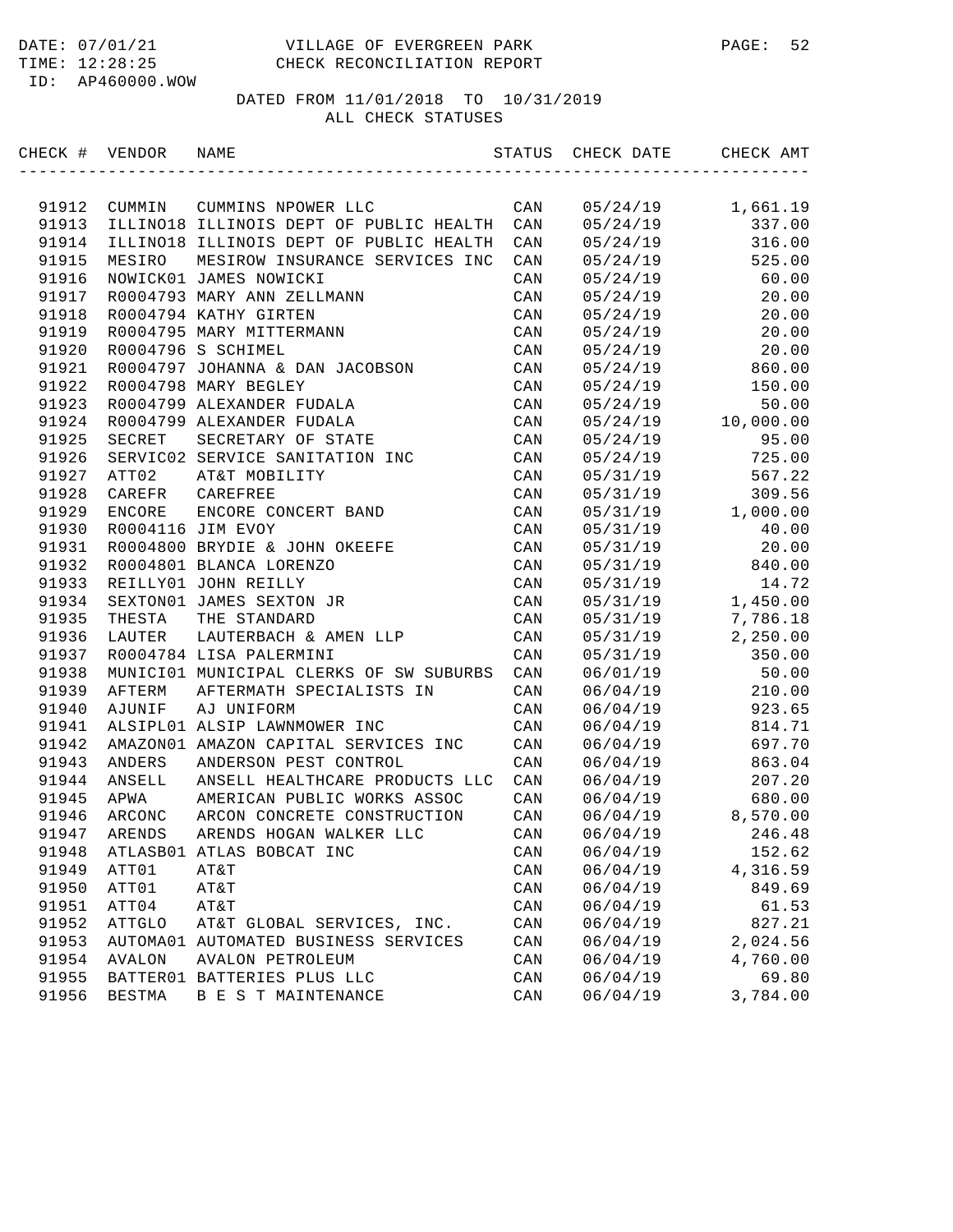DATE: 07/01/21 VILLAGE OF EVERGREEN PARK
TIME: 12:28:25 CHECK RECONCILIATION REPORT
ID: AP460000.WOW

DATED FROM 11/01/2018 TO 10/31/2019
ALL CHECK STATUSES

| CHECK # | VENDOR | NAME | STATUS | CHECK DATE | CHECK AMT |
|---|---|---|---|---|---|
| 91912 | CUMMIN | CUMMINS NPOWER LLC | CAN | 05/24/19 | 1,661.19 |
| 91913 | ILLINO18 | ILLINOIS DEPT OF PUBLIC HEALTH | CAN | 05/24/19 | 337.00 |
| 91914 | ILLINO18 | ILLINOIS DEPT OF PUBLIC HEALTH | CAN | 05/24/19 | 316.00 |
| 91915 | MESIRO | MESIROW INSURANCE SERVICES INC | CAN | 05/24/19 | 525.00 |
| 91916 | NOWICK01 | JAMES NOWICKI | CAN | 05/24/19 | 60.00 |
| 91917 | R0004793 | MARY ANN ZELLMANN | CAN | 05/24/19 | 20.00 |
| 91918 | R0004794 | KATHY GIRTEN | CAN | 05/24/19 | 20.00 |
| 91919 | R0004795 | MARY MITTERMANN | CAN | 05/24/19 | 20.00 |
| 91920 | R0004796 | S SCHIMEL | CAN | 05/24/19 | 20.00 |
| 91921 | R0004797 | JOHANNA & DAN JACOBSON | CAN | 05/24/19 | 860.00 |
| 91922 | R0004798 | MARY BEGLEY | CAN | 05/24/19 | 150.00 |
| 91923 | R0004799 | ALEXANDER FUDALA | CAN | 05/24/19 | 50.00 |
| 91924 | R0004799 | ALEXANDER FUDALA | CAN | 05/24/19 | 10,000.00 |
| 91925 | SECRET | SECRETARY OF STATE | CAN | 05/24/19 | 95.00 |
| 91926 | SERVIC02 | SERVICE SANITATION INC | CAN | 05/24/19 | 725.00 |
| 91927 | ATT02 | AT&T MOBILITY | CAN | 05/31/19 | 567.22 |
| 91928 | CAREFR | CAREFREE | CAN | 05/31/19 | 309.56 |
| 91929 | ENCORE | ENCORE CONCERT BAND | CAN | 05/31/19 | 1,000.00 |
| 91930 | R0004116 | JIM EVOY | CAN | 05/31/19 | 40.00 |
| 91931 | R0004800 | BRYDIE & JOHN OKEEFE | CAN | 05/31/19 | 20.00 |
| 91932 | R0004801 | BLANCA LORENZO | CAN | 05/31/19 | 840.00 |
| 91933 | REILLY01 | JOHN REILLY | CAN | 05/31/19 | 14.72 |
| 91934 | SEXTON01 | JAMES SEXTON JR | CAN | 05/31/19 | 1,450.00 |
| 91935 | THESTA | THE STANDARD | CAN | 05/31/19 | 7,786.18 |
| 91936 | LAUTER | LAUTERBACH & AMEN LLP | CAN | 05/31/19 | 2,250.00 |
| 91937 | R0004784 | LISA PALERMINI | CAN | 05/31/19 | 350.00 |
| 91938 | MUNICI01 | MUNICIPAL CLERKS OF SW SUBURBS | CAN | 06/01/19 | 50.00 |
| 91939 | AFTERM | AFTERMATH SPECIALISTS IN | CAN | 06/04/19 | 210.00 |
| 91940 | AJUNIF | AJ UNIFORM | CAN | 06/04/19 | 923.65 |
| 91941 | ALSIPL01 | ALSIP LAWNMOWER INC | CAN | 06/04/19 | 814.71 |
| 91942 | AMAZON01 | AMAZON CAPITAL SERVICES INC | CAN | 06/04/19 | 697.70 |
| 91943 | ANDERS | ANDERSON PEST CONTROL | CAN | 06/04/19 | 863.04 |
| 91944 | ANSELL | ANSELL HEALTHCARE PRODUCTS LLC | CAN | 06/04/19 | 207.20 |
| 91945 | APWA | AMERICAN PUBLIC WORKS ASSOC | CAN | 06/04/19 | 680.00 |
| 91946 | ARCONC | ARCON CONCRETE CONSTRUCTION | CAN | 06/04/19 | 8,570.00 |
| 91947 | ARENDS | ARENDS HOGAN WALKER LLC | CAN | 06/04/19 | 246.48 |
| 91948 | ATLASB01 | ATLAS BOBCAT INC | CAN | 06/04/19 | 152.62 |
| 91949 | ATT01 | AT&T | CAN | 06/04/19 | 4,316.59 |
| 91950 | ATT01 | AT&T | CAN | 06/04/19 | 849.69 |
| 91951 | ATT04 | AT&T | CAN | 06/04/19 | 61.53 |
| 91952 | ATTGLO | AT&T GLOBAL SERVICES, INC. | CAN | 06/04/19 | 827.21 |
| 91953 | AUTOMA01 | AUTOMATED BUSINESS SERVICES | CAN | 06/04/19 | 2,024.56 |
| 91954 | AVALON | AVALON PETROLEUM | CAN | 06/04/19 | 4,760.00 |
| 91955 | BATTER01 | BATTERIES PLUS LLC | CAN | 06/04/19 | 69.80 |
| 91956 | BESTMA | B E S T MAINTENANCE | CAN | 06/04/19 | 3,784.00 |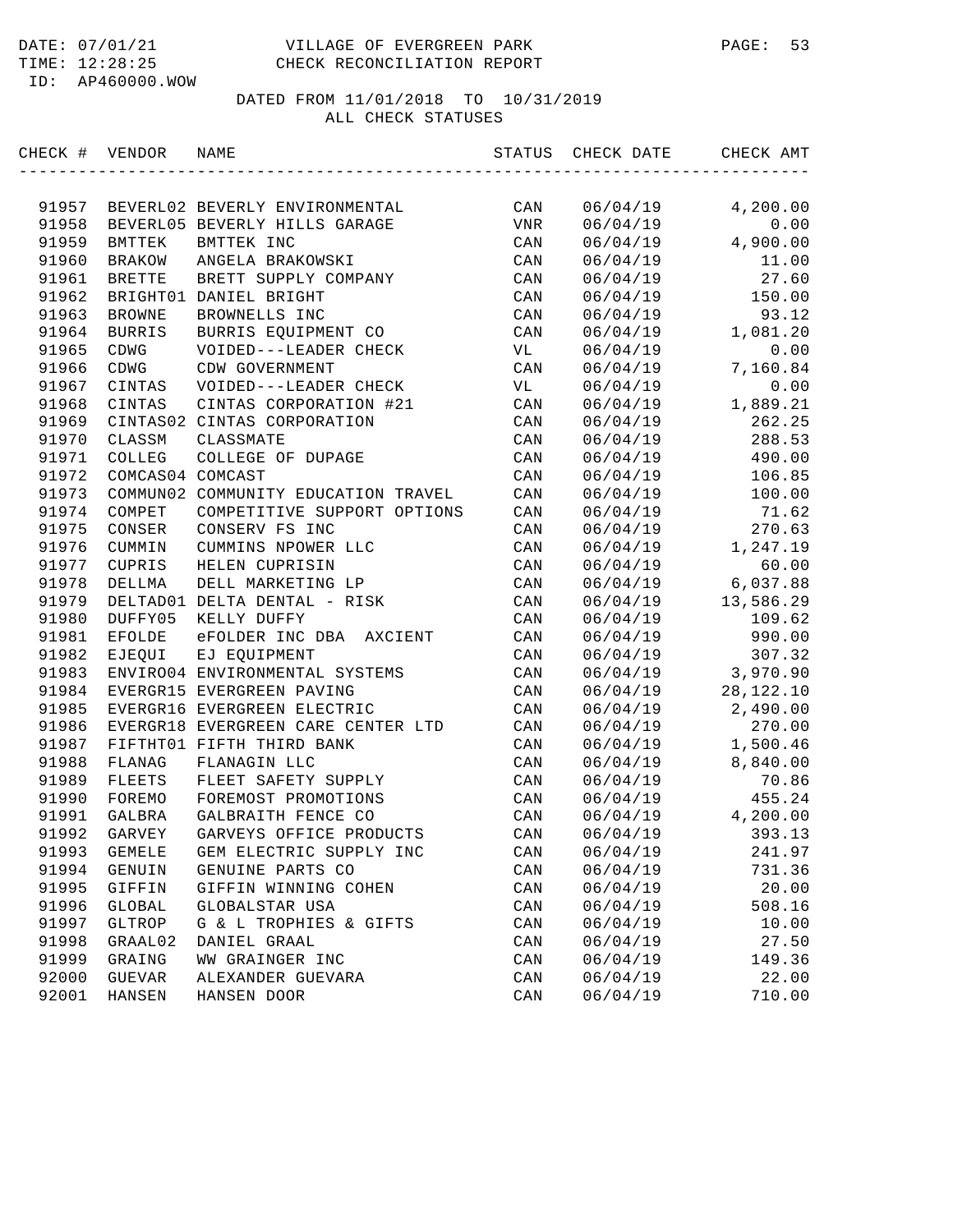DATE: 07/01/21 VILLAGE OF EVERGREEN PARK
TIME: 12:28:25 CHECK RECONCILIATION REPORT
ID: AP460000.WOW

DATED FROM 11/01/2018 TO 10/31/2019
ALL CHECK STATUSES

| CHECK # | VENDOR | NAME | STATUS | CHECK DATE | CHECK AMT |
|---|---|---|---|---|---|
| 91957 | BEVERL02 | BEVERLY ENVIRONMENTAL | CAN | 06/04/19 | 4,200.00 |
| 91958 | BEVERL05 | BEVERLY HILLS GARAGE | VNR | 06/04/19 | 0.00 |
| 91959 | BMTTEK | BMTTEK INC | CAN | 06/04/19 | 4,900.00 |
| 91960 | BRAKOW | ANGELA BRAKOWSKI | CAN | 06/04/19 | 11.00 |
| 91961 | BRETTE | BRETT SUPPLY COMPANY | CAN | 06/04/19 | 27.60 |
| 91962 | BRIGHT01 | DANIEL BRIGHT | CAN | 06/04/19 | 150.00 |
| 91963 | BROWNE | BROWNELLS INC | CAN | 06/04/19 | 93.12 |
| 91964 | BURRIS | BURRIS EQUIPMENT CO | CAN | 06/04/19 | 1,081.20 |
| 91965 | CDWG | VOIDED---LEADER CHECK | VL | 06/04/19 | 0.00 |
| 91966 | CDWG | CDW GOVERNMENT | CAN | 06/04/19 | 7,160.84 |
| 91967 | CINTAS | VOIDED---LEADER CHECK | VL | 06/04/19 | 0.00 |
| 91968 | CINTAS | CINTAS CORPORATION #21 | CAN | 06/04/19 | 1,889.21 |
| 91969 | CINTAS02 | CINTAS CORPORATION | CAN | 06/04/19 | 262.25 |
| 91970 | CLASSM | CLASSMATE | CAN | 06/04/19 | 288.53 |
| 91971 | COLLEG | COLLEGE OF DUPAGE | CAN | 06/04/19 | 490.00 |
| 91972 | COMCAS04 | COMCAST | CAN | 06/04/19 | 106.85 |
| 91973 | COMMUN02 | COMMUNITY EDUCATION TRAVEL | CAN | 06/04/19 | 100.00 |
| 91974 | COMPET | COMPETITIVE SUPPORT OPTIONS | CAN | 06/04/19 | 71.62 |
| 91975 | CONSER | CONSERV FS INC | CAN | 06/04/19 | 270.63 |
| 91976 | CUMMIN | CUMMINS NPOWER LLC | CAN | 06/04/19 | 1,247.19 |
| 91977 | CUPRIS | HELEN CUPRISIN | CAN | 06/04/19 | 60.00 |
| 91978 | DELLMA | DELL MARKETING LP | CAN | 06/04/19 | 6,037.88 |
| 91979 | DELTAD01 | DELTA DENTAL - RISK | CAN | 06/04/19 | 13,586.29 |
| 91980 | DUFFY05 | KELLY DUFFY | CAN | 06/04/19 | 109.62 |
| 91981 | EFOLDE | eFOLDER INC DBA AXCIENT | CAN | 06/04/19 | 990.00 |
| 91982 | EJEQUI | EJ EQUIPMENT | CAN | 06/04/19 | 307.32 |
| 91983 | ENVIRO04 | ENVIRONMENTAL SYSTEMS | CAN | 06/04/19 | 3,970.90 |
| 91984 | EVERGR15 | EVERGREEN PAVING | CAN | 06/04/19 | 28,122.10 |
| 91985 | EVERGR16 | EVERGREEN ELECTRIC | CAN | 06/04/19 | 2,490.00 |
| 91986 | EVERGR18 | EVERGREEN CARE CENTER LTD | CAN | 06/04/19 | 270.00 |
| 91987 | FIFTHT01 | FIFTH THIRD BANK | CAN | 06/04/19 | 1,500.46 |
| 91988 | FLANAG | FLANAGIN LLC | CAN | 06/04/19 | 8,840.00 |
| 91989 | FLEETS | FLEET SAFETY SUPPLY | CAN | 06/04/19 | 70.86 |
| 91990 | FOREMO | FOREMOST PROMOTIONS | CAN | 06/04/19 | 455.24 |
| 91991 | GALBRA | GALBRAITH FENCE CO | CAN | 06/04/19 | 4,200.00 |
| 91992 | GARVEY | GARVEYS OFFICE PRODUCTS | CAN | 06/04/19 | 393.13 |
| 91993 | GEMELE | GEM ELECTRIC SUPPLY INC | CAN | 06/04/19 | 241.97 |
| 91994 | GENUIN | GENUINE PARTS CO | CAN | 06/04/19 | 731.36 |
| 91995 | GIFFIN | GIFFIN WINNING COHEN | CAN | 06/04/19 | 20.00 |
| 91996 | GLOBAL | GLOBALSTAR USA | CAN | 06/04/19 | 508.16 |
| 91997 | GLTROP | G & L TROPHIES & GIFTS | CAN | 06/04/19 | 10.00 |
| 91998 | GRAAL02 | DANIEL GRAAL | CAN | 06/04/19 | 27.50 |
| 91999 | GRAING | WW GRAINGER INC | CAN | 06/04/19 | 149.36 |
| 92000 | GUEVAR | ALEXANDER GUEVARA | CAN | 06/04/19 | 22.00 |
| 92001 | HANSEN | HANSEN DOOR | CAN | 06/04/19 | 710.00 |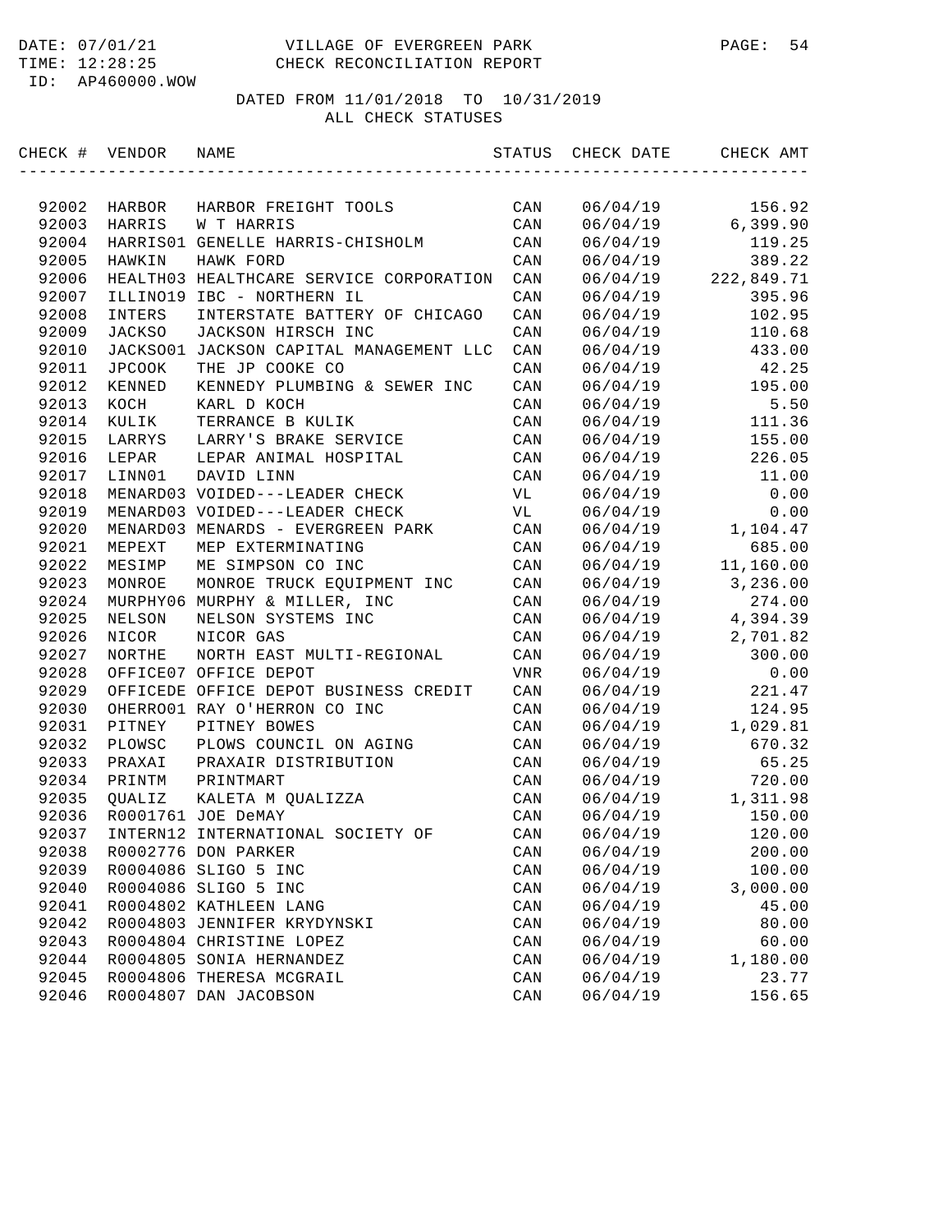DATE: 07/01/21 VILLAGE OF EVERGREEN PARK
TIME: 12:28:25 CHECK RECONCILIATION REPORT
ID: AP460000.WOW

DATED FROM 11/01/2018 TO 10/31/2019
ALL CHECK STATUSES

| CHECK # | VENDOR | NAME | STATUS | CHECK DATE | CHECK AMT |
|---|---|---|---|---|---|
| 92002 | HARBOR | HARBOR FREIGHT TOOLS | CAN | 06/04/19 | 156.92 |
| 92003 | HARRIS | W T HARRIS | CAN | 06/04/19 | 6,399.90 |
| 92004 | HARRIS01 | GENELLE HARRIS-CHISHOLM | CAN | 06/04/19 | 119.25 |
| 92005 | HAWKIN | HAWK FORD | CAN | 06/04/19 | 389.22 |
| 92006 | HEALTH03 | HEALTHCARE SERVICE CORPORATION | CAN | 06/04/19 | 222,849.71 |
| 92007 | ILLINO19 | IBC - NORTHERN IL | CAN | 06/04/19 | 395.96 |
| 92008 | INTERS | INTERSTATE BATTERY OF CHICAGO | CAN | 06/04/19 | 102.95 |
| 92009 | JACKSO | JACKSON HIRSCH INC | CAN | 06/04/19 | 110.68 |
| 92010 | JACKSO01 | JACKSON CAPITAL MANAGEMENT LLC | CAN | 06/04/19 | 433.00 |
| 92011 | JPCOOK | THE JP COOKE CO | CAN | 06/04/19 | 42.25 |
| 92012 | KENNED | KENNEDY PLUMBING & SEWER INC | CAN | 06/04/19 | 195.00 |
| 92013 | KOCH | KARL D KOCH | CAN | 06/04/19 | 5.50 |
| 92014 | KULIK | TERRANCE B KULIK | CAN | 06/04/19 | 111.36 |
| 92015 | LARRYS | LARRY'S BRAKE SERVICE | CAN | 06/04/19 | 155.00 |
| 92016 | LEPAR | LEPAR ANIMAL HOSPITAL | CAN | 06/04/19 | 226.05 |
| 92017 | LINN01 | DAVID LINN | CAN | 06/04/19 | 11.00 |
| 92018 | MENARD03 | VOIDED---LEADER CHECK | VL | 06/04/19 | 0.00 |
| 92019 | MENARD03 | VOIDED---LEADER CHECK | VL | 06/04/19 | 0.00 |
| 92020 | MENARD03 | MENARDS - EVERGREEN PARK | CAN | 06/04/19 | 1,104.47 |
| 92021 | MEPEXT | MEP EXTERMINATING | CAN | 06/04/19 | 685.00 |
| 92022 | MESIMP | ME SIMPSON CO INC | CAN | 06/04/19 | 11,160.00 |
| 92023 | MONROE | MONROE TRUCK EQUIPMENT INC | CAN | 06/04/19 | 3,236.00 |
| 92024 | MURPHY06 | MURPHY & MILLER, INC | CAN | 06/04/19 | 274.00 |
| 92025 | NELSON | NELSON SYSTEMS INC | CAN | 06/04/19 | 4,394.39 |
| 92026 | NICOR | NICOR GAS | CAN | 06/04/19 | 2,701.82 |
| 92027 | NORTHE | NORTH EAST MULTI-REGIONAL | CAN | 06/04/19 | 300.00 |
| 92028 | OFFICE07 | OFFICE DEPOT | VNR | 06/04/19 | 0.00 |
| 92029 | OFFICEDE | OFFICE DEPOT BUSINESS CREDIT | CAN | 06/04/19 | 221.47 |
| 92030 | OHERRO01 | RAY O'HERRON CO INC | CAN | 06/04/19 | 124.95 |
| 92031 | PITNEY | PITNEY BOWES | CAN | 06/04/19 | 1,029.81 |
| 92032 | PLOWSC | PLOWS COUNCIL ON AGING | CAN | 06/04/19 | 670.32 |
| 92033 | PRAXAI | PRAXAIR DISTRIBUTION | CAN | 06/04/19 | 65.25 |
| 92034 | PRINTM | PRINTMART | CAN | 06/04/19 | 720.00 |
| 92035 | QUALIZ | KALETA M QUALIZZA | CAN | 06/04/19 | 1,311.98 |
| 92036 | R0001761 | JOE DeMAY | CAN | 06/04/19 | 150.00 |
| 92037 | INTERN12 | INTERNATIONAL SOCIETY OF | CAN | 06/04/19 | 120.00 |
| 92038 | R0002776 | DON PARKER | CAN | 06/04/19 | 200.00 |
| 92039 | R0004086 | SLIGO 5 INC | CAN | 06/04/19 | 100.00 |
| 92040 | R0004086 | SLIGO 5 INC | CAN | 06/04/19 | 3,000.00 |
| 92041 | R0004802 | KATHLEEN LANG | CAN | 06/04/19 | 45.00 |
| 92042 | R0004803 | JENNIFER KRYDYNSKI | CAN | 06/04/19 | 80.00 |
| 92043 | R0004804 | CHRISTINE LOPEZ | CAN | 06/04/19 | 60.00 |
| 92044 | R0004805 | SONIA HERNANDEZ | CAN | 06/04/19 | 1,180.00 |
| 92045 | R0004806 | THERESA MCGRAIL | CAN | 06/04/19 | 23.77 |
| 92046 | R0004807 | DAN JACOBSON | CAN | 06/04/19 | 156.65 |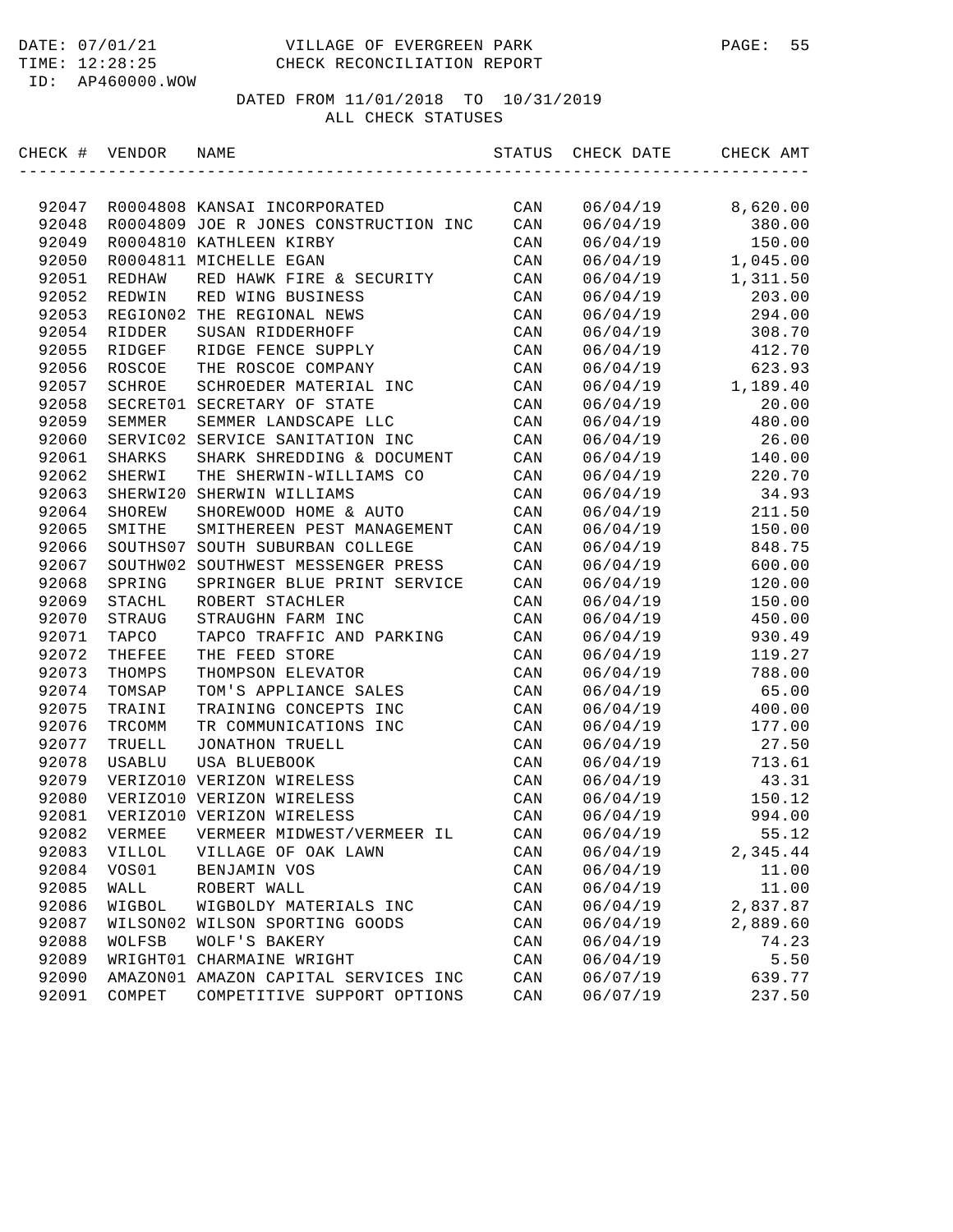DATE: 07/01/21 VILLAGE OF EVERGREEN PARK
TIME: 12:28:25 CHECK RECONCILIATION REPORT
ID: AP460000.WOW

DATED FROM 11/01/2018 TO 10/31/2019
ALL CHECK STATUSES

| CHECK # | VENDOR | NAME | STATUS | CHECK DATE | CHECK AMT |
|---|---|---|---|---|---|
| 92047 | R0004808 | KANSAI INCORPORATED | CAN | 06/04/19 | 8,620.00 |
| 92048 | R0004809 | JOE R JONES CONSTRUCTION INC | CAN | 06/04/19 | 380.00 |
| 92049 | R0004810 | KATHLEEN KIRBY | CAN | 06/04/19 | 150.00 |
| 92050 | R0004811 | MICHELLE EGAN | CAN | 06/04/19 | 1,045.00 |
| 92051 | REDHAW | RED HAWK FIRE & SECURITY | CAN | 06/04/19 | 1,311.50 |
| 92052 | REDWIN | RED WING BUSINESS | CAN | 06/04/19 | 203.00 |
| 92053 | REGION02 | THE REGIONAL NEWS | CAN | 06/04/19 | 294.00 |
| 92054 | RIDDER | SUSAN RIDDERHOFF | CAN | 06/04/19 | 308.70 |
| 92055 | RIDGEF | RIDGE FENCE SUPPLY | CAN | 06/04/19 | 412.70 |
| 92056 | ROSCOE | THE ROSCOE COMPANY | CAN | 06/04/19 | 623.93 |
| 92057 | SCHROE | SCHROEDER MATERIAL INC | CAN | 06/04/19 | 1,189.40 |
| 92058 | SECRET01 | SECRETARY OF STATE | CAN | 06/04/19 | 20.00 |
| 92059 | SEMMER | SEMMER LANDSCAPE LLC | CAN | 06/04/19 | 480.00 |
| 92060 | SERVIC02 | SERVICE SANITATION INC | CAN | 06/04/19 | 26.00 |
| 92061 | SHARKS | SHARK SHREDDING & DOCUMENT | CAN | 06/04/19 | 140.00 |
| 92062 | SHERWI | THE SHERWIN-WILLIAMS CO | CAN | 06/04/19 | 220.70 |
| 92063 | SHERWI20 | SHERWIN WILLIAMS | CAN | 06/04/19 | 34.93 |
| 92064 | SHOREW | SHOREWOOD HOME & AUTO | CAN | 06/04/19 | 211.50 |
| 92065 | SMITHE | SMITHEREEN PEST MANAGEMENT | CAN | 06/04/19 | 150.00 |
| 92066 | SOUTHS07 | SOUTH SUBURBAN COLLEGE | CAN | 06/04/19 | 848.75 |
| 92067 | SOUTHW02 | SOUTHWEST MESSENGER PRESS | CAN | 06/04/19 | 600.00 |
| 92068 | SPRING | SPRINGER BLUE PRINT SERVICE | CAN | 06/04/19 | 120.00 |
| 92069 | STACHL | ROBERT STACHLER | CAN | 06/04/19 | 150.00 |
| 92070 | STRAUG | STRAUGHN FARM INC | CAN | 06/04/19 | 450.00 |
| 92071 | TAPCO | TAPCO TRAFFIC AND PARKING | CAN | 06/04/19 | 930.49 |
| 92072 | THEFEE | THE FEED STORE | CAN | 06/04/19 | 119.27 |
| 92073 | THOMPS | THOMPSON ELEVATOR | CAN | 06/04/19 | 788.00 |
| 92074 | TOMSAP | TOM'S APPLIANCE SALES | CAN | 06/04/19 | 65.00 |
| 92075 | TRAINI | TRAINING CONCEPTS INC | CAN | 06/04/19 | 400.00 |
| 92076 | TRCOMM | TR COMMUNICATIONS INC | CAN | 06/04/19 | 177.00 |
| 92077 | TRUELL | JONATHON TRUELL | CAN | 06/04/19 | 27.50 |
| 92078 | USABLU | USA BLUEBOOK | CAN | 06/04/19 | 713.61 |
| 92079 | VERIZO10 | VERIZON WIRELESS | CAN | 06/04/19 | 43.31 |
| 92080 | VERIZO10 | VERIZON WIRELESS | CAN | 06/04/19 | 150.12 |
| 92081 | VERIZO10 | VERIZON WIRELESS | CAN | 06/04/19 | 994.00 |
| 92082 | VERMEE | VERMEER MIDWEST/VERMEER IL | CAN | 06/04/19 | 55.12 |
| 92083 | VILLOL | VILLAGE OF OAK LAWN | CAN | 06/04/19 | 2,345.44 |
| 92084 | VOS01 | BENJAMIN VOS | CAN | 06/04/19 | 11.00 |
| 92085 | WALL | ROBERT WALL | CAN | 06/04/19 | 11.00 |
| 92086 | WIGBOL | WIGBOLDY MATERIALS INC | CAN | 06/04/19 | 2,837.87 |
| 92087 | WILSON02 | WILSON SPORTING GOODS | CAN | 06/04/19 | 2,889.60 |
| 92088 | WOLFSB | WOLF'S BAKERY | CAN | 06/04/19 | 74.23 |
| 92089 | WRIGHT01 | CHARMAINE WRIGHT | CAN | 06/04/19 | 5.50 |
| 92090 | AMAZON01 | AMAZON CAPITAL SERVICES INC | CAN | 06/07/19 | 639.77 |
| 92091 | COMPET | COMPETITIVE SUPPORT OPTIONS | CAN | 06/07/19 | 237.50 |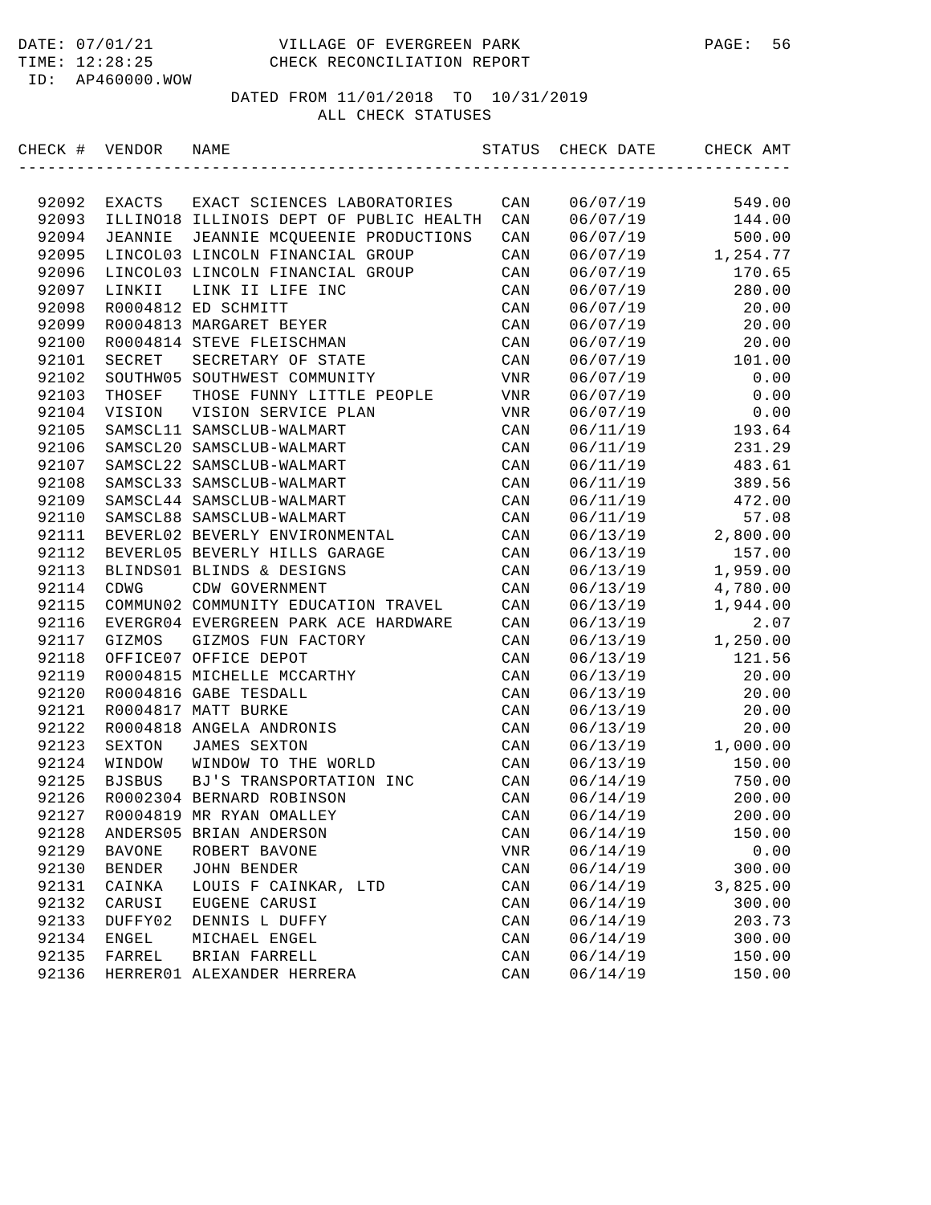VILLAGE OF EVERGREEN PARK
CHECK RECONCILIATION REPORT

DATE: 07/01/21
TIME: 12:28:25
ID: AP460000.WOW

DATED FROM 11/01/2018 TO 10/31/2019
ALL CHECK STATUSES

| CHECK # | VENDOR | NAME | STATUS | CHECK DATE | CHECK AMT |
|---|---|---|---|---|---|
| 92092 | EXACTS | EXACT SCIENCES LABORATORIES | CAN | 06/07/19 | 549.00 |
| 92093 | ILLINO18 | ILLINOIS DEPT OF PUBLIC HEALTH | CAN | 06/07/19 | 144.00 |
| 92094 | JEANNIE | JEANNIE MCQUEENIE PRODUCTIONS | CAN | 06/07/19 | 500.00 |
| 92095 | LINCOL03 | LINCOLN FINANCIAL GROUP | CAN | 06/07/19 | 1,254.77 |
| 92096 | LINCOL03 | LINCOLN FINANCIAL GROUP | CAN | 06/07/19 | 170.65 |
| 92097 | LINKII | LINK II LIFE INC | CAN | 06/07/19 | 280.00 |
| 92098 | R0004812 | ED SCHMITT | CAN | 06/07/19 | 20.00 |
| 92099 | R0004813 | MARGARET BEYER | CAN | 06/07/19 | 20.00 |
| 92100 | R0004814 | STEVE FLEISCHMAN | CAN | 06/07/19 | 20.00 |
| 92101 | SECRET | SECRETARY OF STATE | CAN | 06/07/19 | 101.00 |
| 92102 | SOUTHW05 | SOUTHWEST COMMUNITY | VNR | 06/07/19 | 0.00 |
| 92103 | THOSEF | THOSE FUNNY LITTLE PEOPLE | VNR | 06/07/19 | 0.00 |
| 92104 | VISION | VISION SERVICE PLAN | VNR | 06/07/19 | 0.00 |
| 92105 | SAMSCL11 | SAMSCLUB-WALMART | CAN | 06/11/19 | 193.64 |
| 92106 | SAMSCL20 | SAMSCLUB-WALMART | CAN | 06/11/19 | 231.29 |
| 92107 | SAMSCL22 | SAMSCLUB-WALMART | CAN | 06/11/19 | 483.61 |
| 92108 | SAMSCL33 | SAMSCLUB-WALMART | CAN | 06/11/19 | 389.56 |
| 92109 | SAMSCL44 | SAMSCLUB-WALMART | CAN | 06/11/19 | 472.00 |
| 92110 | SAMSCL88 | SAMSCLUB-WALMART | CAN | 06/11/19 | 57.08 |
| 92111 | BEVERL02 | BEVERLY ENVIRONMENTAL | CAN | 06/13/19 | 2,800.00 |
| 92112 | BEVERL05 | BEVERLY HILLS GARAGE | CAN | 06/13/19 | 157.00 |
| 92113 | BLINDS01 | BLINDS & DESIGNS | CAN | 06/13/19 | 1,959.00 |
| 92114 | CDWG | CDW GOVERNMENT | CAN | 06/13/19 | 4,780.00 |
| 92115 | COMMUN02 | COMMUNITY EDUCATION TRAVEL | CAN | 06/13/19 | 1,944.00 |
| 92116 | EVERGR04 | EVERGREEN PARK ACE HARDWARE | CAN | 06/13/19 | 2.07 |
| 92117 | GIZMOS | GIZMOS FUN FACTORY | CAN | 06/13/19 | 1,250.00 |
| 92118 | OFFICE07 | OFFICE DEPOT | CAN | 06/13/19 | 121.56 |
| 92119 | R0004815 | MICHELLE MCCARTHY | CAN | 06/13/19 | 20.00 |
| 92120 | R0004816 | GABE TESDALL | CAN | 06/13/19 | 20.00 |
| 92121 | R0004817 | MATT BURKE | CAN | 06/13/19 | 20.00 |
| 92122 | R0004818 | ANGELA ANDRONIS | CAN | 06/13/19 | 20.00 |
| 92123 | SEXTON | JAMES SEXTON | CAN | 06/13/19 | 1,000.00 |
| 92124 | WINDOW | WINDOW TO THE WORLD | CAN | 06/13/19 | 150.00 |
| 92125 | BJSBUS | BJ'S TRANSPORTATION INC | CAN | 06/14/19 | 750.00 |
| 92126 | R0002304 | BERNARD ROBINSON | CAN | 06/14/19 | 200.00 |
| 92127 | R0004819 | MR RYAN OMALLEY | CAN | 06/14/19 | 200.00 |
| 92128 | ANDERS05 | BRIAN ANDERSON | CAN | 06/14/19 | 150.00 |
| 92129 | BAVONE | ROBERT BAVONE | VNR | 06/14/19 | 0.00 |
| 92130 | BENDER | JOHN BENDER | CAN | 06/14/19 | 300.00 |
| 92131 | CAINKA | LOUIS F CAINKAR, LTD | CAN | 06/14/19 | 3,825.00 |
| 92132 | CARUSI | EUGENE CARUSI | CAN | 06/14/19 | 300.00 |
| 92133 | DUFFY02 | DENNIS L DUFFY | CAN | 06/14/19 | 203.73 |
| 92134 | ENGEL | MICHAEL ENGEL | CAN | 06/14/19 | 300.00 |
| 92135 | FARREL | BRIAN FARRELL | CAN | 06/14/19 | 150.00 |
| 92136 | HERRER01 | ALEXANDER HERRERA | CAN | 06/14/19 | 150.00 |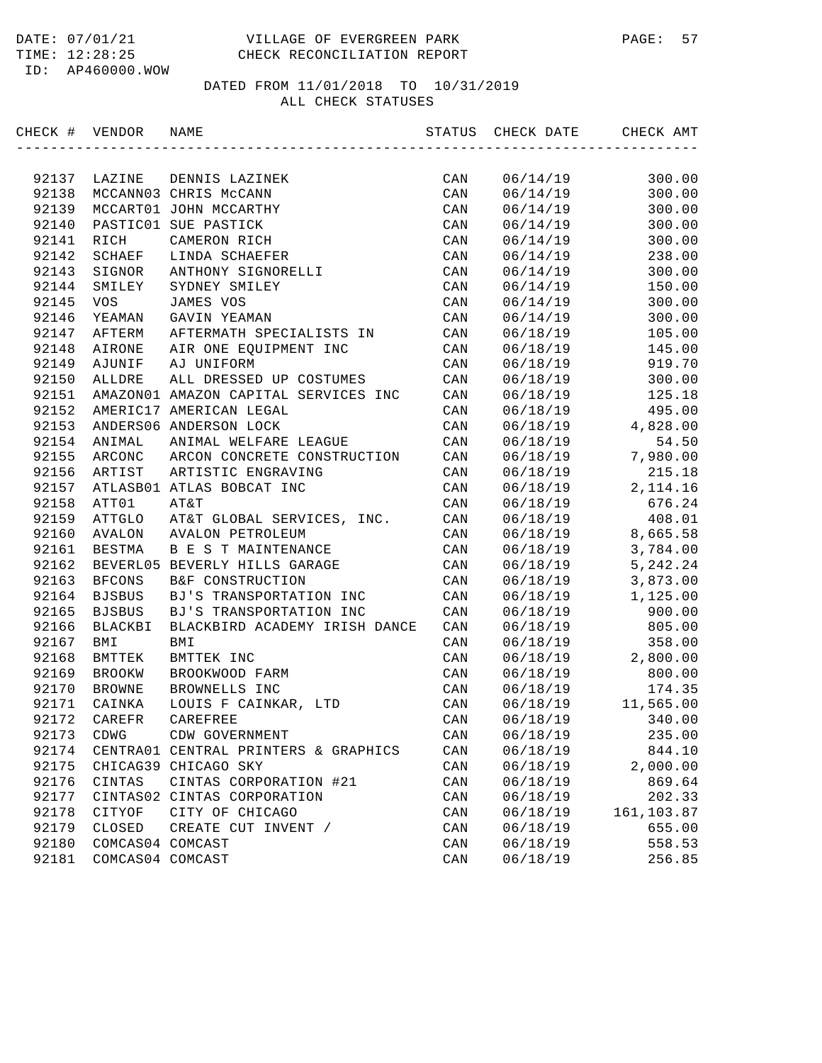DATE: 07/01/21 VILLAGE OF EVERGREEN PARK PAGE: 57
TIME: 12:28:25 CHECK RECONCILIATION REPORT
ID: AP460000.WOW

DATED FROM 11/01/2018 TO 10/31/2019
ALL CHECK STATUSES

| CHECK # | VENDOR | NAME | STATUS | CHECK DATE | CHECK AMT |
|---|---|---|---|---|---|
| 92137 | LAZINE | DENNIS LAZINEK | CAN | 06/14/19 | 300.00 |
| 92138 | MCCANN03 | CHRIS McCANN | CAN | 06/14/19 | 300.00 |
| 92139 | MCCART01 | JOHN MCCARTHY | CAN | 06/14/19 | 300.00 |
| 92140 | PASTIC01 | SUE PASTICK | CAN | 06/14/19 | 300.00 |
| 92141 | RICH | CAMERON RICH | CAN | 06/14/19 | 300.00 |
| 92142 | SCHAEF | LINDA SCHAEFER | CAN | 06/14/19 | 238.00 |
| 92143 | SIGNOR | ANTHONY SIGNORELLI | CAN | 06/14/19 | 300.00 |
| 92144 | SMILEY | SYDNEY SMILEY | CAN | 06/14/19 | 150.00 |
| 92145 | VOS | JAMES VOS | CAN | 06/14/19 | 300.00 |
| 92146 | YEAMAN | GAVIN YEAMAN | CAN | 06/14/19 | 300.00 |
| 92147 | AFTERM | AFTERMATH SPECIALISTS IN | CAN | 06/18/19 | 105.00 |
| 92148 | AIRONE | AIR ONE EQUIPMENT INC | CAN | 06/18/19 | 145.00 |
| 92149 | AJUNIF | AJ UNIFORM | CAN | 06/18/19 | 919.70 |
| 92150 | ALLDRE | ALL DRESSED UP COSTUMES | CAN | 06/18/19 | 300.00 |
| 92151 | AMAZON01 | AMAZON CAPITAL SERVICES INC | CAN | 06/18/19 | 125.18 |
| 92152 | AMERIC17 | AMERICAN LEGAL | CAN | 06/18/19 | 495.00 |
| 92153 | ANDERS06 | ANDERSON LOCK | CAN | 06/18/19 | 4,828.00 |
| 92154 | ANIMAL | ANIMAL WELFARE LEAGUE | CAN | 06/18/19 | 54.50 |
| 92155 | ARCONC | ARCON CONCRETE CONSTRUCTION | CAN | 06/18/19 | 7,980.00 |
| 92156 | ARTIST | ARTISTIC ENGRAVING | CAN | 06/18/19 | 215.18 |
| 92157 | ATLASB01 | ATLAS BOBCAT INC | CAN | 06/18/19 | 2,114.16 |
| 92158 | ATT01 | AT&T | CAN | 06/18/19 | 676.24 |
| 92159 | ATTGLO | AT&T GLOBAL SERVICES, INC. | CAN | 06/18/19 | 408.01 |
| 92160 | AVALON | AVALON PETROLEUM | CAN | 06/18/19 | 8,665.58 |
| 92161 | BESTMA | B E S T MAINTENANCE | CAN | 06/18/19 | 3,784.00 |
| 92162 | BEVERL05 | BEVERLY HILLS GARAGE | CAN | 06/18/19 | 5,242.24 |
| 92163 | BFCONS | B&F CONSTRUCTION | CAN | 06/18/19 | 3,873.00 |
| 92164 | BJSBUS | BJ'S TRANSPORTATION INC | CAN | 06/18/19 | 1,125.00 |
| 92165 | BJSBUS | BJ'S TRANSPORTATION INC | CAN | 06/18/19 | 900.00 |
| 92166 | BLACKBI | BLACKBIRD ACADEMY IRISH DANCE | CAN | 06/18/19 | 805.00 |
| 92167 | BMI | BMI | CAN | 06/18/19 | 358.00 |
| 92168 | BMTTEK | BMTTEK INC | CAN | 06/18/19 | 2,800.00 |
| 92169 | BROOKW | BROOKWOOD FARM | CAN | 06/18/19 | 800.00 |
| 92170 | BROWNE | BROWNELLS INC | CAN | 06/18/19 | 174.35 |
| 92171 | CAINKA | LOUIS F CAINKAR, LTD | CAN | 06/18/19 | 11,565.00 |
| 92172 | CAREFR | CAREFREE | CAN | 06/18/19 | 340.00 |
| 92173 | CDWG | CDW GOVERNMENT | CAN | 06/18/19 | 235.00 |
| 92174 | CENTRA01 | CENTRAL PRINTERS & GRAPHICS | CAN | 06/18/19 | 844.10 |
| 92175 | CHICAG39 | CHICAGO SKY | CAN | 06/18/19 | 2,000.00 |
| 92176 | CINTAS | CINTAS CORPORATION #21 | CAN | 06/18/19 | 869.64 |
| 92177 | CINTAS02 | CINTAS CORPORATION | CAN | 06/18/19 | 202.33 |
| 92178 | CITYOF | CITY OF CHICAGO | CAN | 06/18/19 | 161,103.87 |
| 92179 | CLOSED | CREATE CUT INVENT / | CAN | 06/18/19 | 655.00 |
| 92180 | COMCAS04 | COMCAST | CAN | 06/18/19 | 558.53 |
| 92181 | COMCAS04 | COMCAST | CAN | 06/18/19 | 256.85 |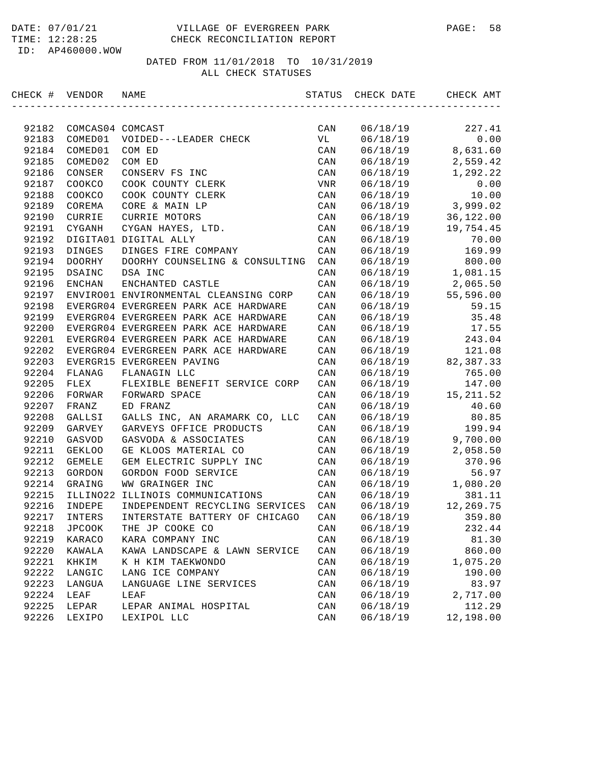VILLAGE OF EVERGREEN PARK
CHECK RECONCILIATION REPORT

DATE: 07/01/21
TIME: 12:28:25
ID: AP460000.WOW

DATED FROM 11/01/2018 TO 10/31/2019
ALL CHECK STATUSES

| CHECK # | VENDOR | NAME | STATUS | CHECK DATE | CHECK AMT |
|---|---|---|---|---|---|
| 92182 | COMCAS04 | COMCAST | CAN | 06/18/19 | 227.41 |
| 92183 | COMED01 | VOIDED---LEADER CHECK | VL | 06/18/19 | 0.00 |
| 92184 | COMED01 | COM ED | CAN | 06/18/19 | 8,631.60 |
| 92185 | COMED02 | COM ED | CAN | 06/18/19 | 2,559.42 |
| 92186 | CONSER | CONSERV FS INC | CAN | 06/18/19 | 1,292.22 |
| 92187 | COOKCO | COOK COUNTY CLERK | VNR | 06/18/19 | 0.00 |
| 92188 | COOKCO | COOK COUNTY CLERK | CAN | 06/18/19 | 10.00 |
| 92189 | COREMA | CORE & MAIN LP | CAN | 06/18/19 | 3,999.02 |
| 92190 | CURRIE | CURRIE MOTORS | CAN | 06/18/19 | 36,122.00 |
| 92191 | CYGANH | CYGAN HAYES, LTD. | CAN | 06/18/19 | 19,754.45 |
| 92192 | DIGITA01 | DIGITAL ALLY | CAN | 06/18/19 | 70.00 |
| 92193 | DINGES | DINGES FIRE COMPANY | CAN | 06/18/19 | 169.99 |
| 92194 | DOORHY | DOORHY COUNSELING & CONSULTING | CAN | 06/18/19 | 800.00 |
| 92195 | DSAINC | DSA INC | CAN | 06/18/19 | 1,081.15 |
| 92196 | ENCHAN | ENCHANTED CASTLE | CAN | 06/18/19 | 2,065.50 |
| 92197 | ENVIRO01 | ENVIRONMENTAL CLEANSING CORP | CAN | 06/18/19 | 55,596.00 |
| 92198 | EVERGR04 | EVERGREEN PARK ACE HARDWARE | CAN | 06/18/19 | 59.15 |
| 92199 | EVERGR04 | EVERGREEN PARK ACE HARDWARE | CAN | 06/18/19 | 35.48 |
| 92200 | EVERGR04 | EVERGREEN PARK ACE HARDWARE | CAN | 06/18/19 | 17.55 |
| 92201 | EVERGR04 | EVERGREEN PARK ACE HARDWARE | CAN | 06/18/19 | 243.04 |
| 92202 | EVERGR04 | EVERGREEN PARK ACE HARDWARE | CAN | 06/18/19 | 121.08 |
| 92203 | EVERGR15 | EVERGREEN PAVING | CAN | 06/18/19 | 82,387.33 |
| 92204 | FLANAG | FLANAGIN LLC | CAN | 06/18/19 | 765.00 |
| 92205 | FLEX | FLEXIBLE BENEFIT SERVICE CORP | CAN | 06/18/19 | 147.00 |
| 92206 | FORWAR | FORWARD SPACE | CAN | 06/18/19 | 15,211.52 |
| 92207 | FRANZ | ED FRANZ | CAN | 06/18/19 | 40.60 |
| 92208 | GALLSI | GALLS INC, AN ARAMARK CO, LLC | CAN | 06/18/19 | 80.85 |
| 92209 | GARVEY | GARVEYS OFFICE PRODUCTS | CAN | 06/18/19 | 199.94 |
| 92210 | GASVOD | GASVODA & ASSOCIATES | CAN | 06/18/19 | 9,700.00 |
| 92211 | GEKLOO | GE KLOOS MATERIAL CO | CAN | 06/18/19 | 2,058.50 |
| 92212 | GEMELE | GEM ELECTRIC SUPPLY INC | CAN | 06/18/19 | 370.96 |
| 92213 | GORDON | GORDON FOOD SERVICE | CAN | 06/18/19 | 56.97 |
| 92214 | GRAING | WW GRAINGER INC | CAN | 06/18/19 | 1,080.20 |
| 92215 | ILLINO22 | ILLINOIS COMMUNICATIONS | CAN | 06/18/19 | 381.11 |
| 92216 | INDEPE | INDEPENDENT RECYCLING SERVICES | CAN | 06/18/19 | 12,269.75 |
| 92217 | INTERS | INTERSTATE BATTERY OF CHICAGO | CAN | 06/18/19 | 359.80 |
| 92218 | JPCOOK | THE JP COOKE CO | CAN | 06/18/19 | 232.44 |
| 92219 | KARACO | KARA COMPANY INC | CAN | 06/18/19 | 81.30 |
| 92220 | KAWALA | KAWA LANDSCAPE & LAWN SERVICE | CAN | 06/18/19 | 860.00 |
| 92221 | KHKIM | K H KIM TAEKWONDO | CAN | 06/18/19 | 1,075.20 |
| 92222 | LANGIC | LANG ICE COMPANY | CAN | 06/18/19 | 190.00 |
| 92223 | LANGUA | LANGUAGE LINE SERVICES | CAN | 06/18/19 | 83.97 |
| 92224 | LEAF | LEAF | CAN | 06/18/19 | 2,717.00 |
| 92225 | LEPAR | LEPAR ANIMAL HOSPITAL | CAN | 06/18/19 | 112.29 |
| 92226 | LEXIPO | LEXIPOL LLC | CAN | 06/18/19 | 12,198.00 |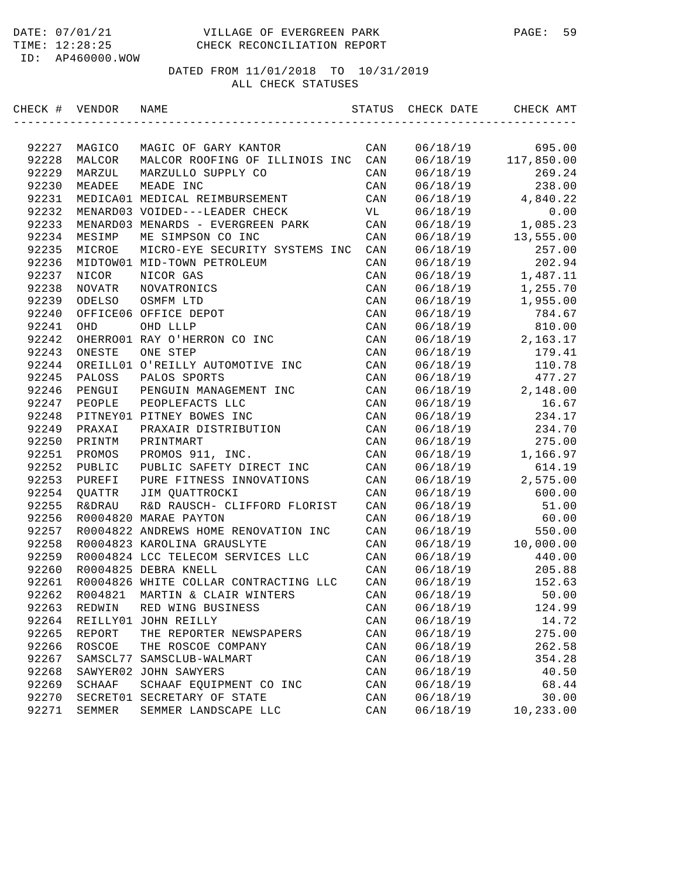DATE: 07/01/21 VILLAGE OF EVERGREEN PARK
TIME: 12:28:25 CHECK RECONCILIATION REPORT
ID: AP460000.WOW

DATED FROM 11/01/2018 TO 10/31/2019
ALL CHECK STATUSES

| CHECK # | VENDOR | NAME | STATUS | CHECK DATE | CHECK AMT |
|---|---|---|---|---|---|
| 92227 | MAGICO | MAGIC OF GARY KANTOR | CAN | 06/18/19 | 695.00 |
| 92228 | MALCOR | MALCOR ROOFING OF ILLINOIS INC | CAN | 06/18/19 | 117,850.00 |
| 92229 | MARZUL | MARZULLO SUPPLY CO | CAN | 06/18/19 | 269.24 |
| 92230 | MEADEE | MEADE INC | CAN | 06/18/19 | 238.00 |
| 92231 | MEDICA01 | MEDICAL REIMBURSEMENT | CAN | 06/18/19 | 4,840.22 |
| 92232 | MENARD03 | VOIDED---LEADER CHECK | VL | 06/18/19 | 0.00 |
| 92233 | MENARD03 | MENARDS - EVERGREEN PARK | CAN | 06/18/19 | 1,085.23 |
| 92234 | MESIMP | ME SIMPSON CO INC | CAN | 06/18/19 | 13,555.00 |
| 92235 | MICROE | MICRO-EYE SECURITY SYSTEMS INC | CAN | 06/18/19 | 257.00 |
| 92236 | MIDTOW01 | MID-TOWN PETROLEUM | CAN | 06/18/19 | 202.94 |
| 92237 | NICOR | NICOR GAS | CAN | 06/18/19 | 1,487.11 |
| 92238 | NOVATR | NOVATRONICS | CAN | 06/18/19 | 1,255.70 |
| 92239 | ODELSO | OSMFM LTD | CAN | 06/18/19 | 1,955.00 |
| 92240 | OFFICE06 | OFFICE DEPOT | CAN | 06/18/19 | 784.67 |
| 92241 | OHD | OHD LLLP | CAN | 06/18/19 | 810.00 |
| 92242 | OHERRO01 | RAY O'HERRON CO INC | CAN | 06/18/19 | 2,163.17 |
| 92243 | ONESTE | ONE STEP | CAN | 06/18/19 | 179.41 |
| 92244 | OREILL01 | O'REILLY AUTOMOTIVE INC | CAN | 06/18/19 | 110.78 |
| 92245 | PALOSS | PALOS SPORTS | CAN | 06/18/19 | 477.27 |
| 92246 | PENGUI | PENGUIN MANAGEMENT INC | CAN | 06/18/19 | 2,148.00 |
| 92247 | PEOPLE | PEOPLEFACTS LLC | CAN | 06/18/19 | 16.67 |
| 92248 | PITNEY01 | PITNEY BOWES INC | CAN | 06/18/19 | 234.17 |
| 92249 | PRAXAI | PRAXAIR DISTRIBUTION | CAN | 06/18/19 | 234.70 |
| 92250 | PRINTM | PRINTMART | CAN | 06/18/19 | 275.00 |
| 92251 | PROMOS | PROMOS 911, INC. | CAN | 06/18/19 | 1,166.97 |
| 92252 | PUBLIC | PUBLIC SAFETY DIRECT INC | CAN | 06/18/19 | 614.19 |
| 92253 | PUREFI | PURE FITNESS INNOVATIONS | CAN | 06/18/19 | 2,575.00 |
| 92254 | QUATTR | JIM QUATTROCKI | CAN | 06/18/19 | 600.00 |
| 92255 | R&DRAU | R&D RAUSCH- CLIFFORD FLORIST | CAN | 06/18/19 | 51.00 |
| 92256 | R0004820 | MARAE PAYTON | CAN | 06/18/19 | 60.00 |
| 92257 | R0004822 | ANDREWS HOME RENOVATION INC | CAN | 06/18/19 | 550.00 |
| 92258 | R0004823 | KAROLINA GRAUSLYTE | CAN | 06/18/19 | 10,000.00 |
| 92259 | R0004824 | LCC TELECOM SERVICES LLC | CAN | 06/18/19 | 440.00 |
| 92260 | R0004825 | DEBRA KNELL | CAN | 06/18/19 | 205.88 |
| 92261 | R0004826 | WHITE COLLAR CONTRACTING LLC | CAN | 06/18/19 | 152.63 |
| 92262 | R004821 | MARTIN & CLAIR WINTERS | CAN | 06/18/19 | 50.00 |
| 92263 | REDWIN | RED WING BUSINESS | CAN | 06/18/19 | 124.99 |
| 92264 | REILLY01 | JOHN REILLY | CAN | 06/18/19 | 14.72 |
| 92265 | REPORT | THE REPORTER NEWSPAPERS | CAN | 06/18/19 | 275.00 |
| 92266 | ROSCOE | THE ROSCOE COMPANY | CAN | 06/18/19 | 262.58 |
| 92267 | SAMSCL77 | SAMSCLUB-WALMART | CAN | 06/18/19 | 354.28 |
| 92268 | SAWYER02 | JOHN SAWYERS | CAN | 06/18/19 | 40.50 |
| 92269 | SCHAAF | SCHAAF EQUIPMENT CO INC | CAN | 06/18/19 | 68.44 |
| 92270 | SECRET01 | SECRETARY OF STATE | CAN | 06/18/19 | 30.00 |
| 92271 | SEMMER | SEMMER LANDSCAPE LLC | CAN | 06/18/19 | 10,233.00 |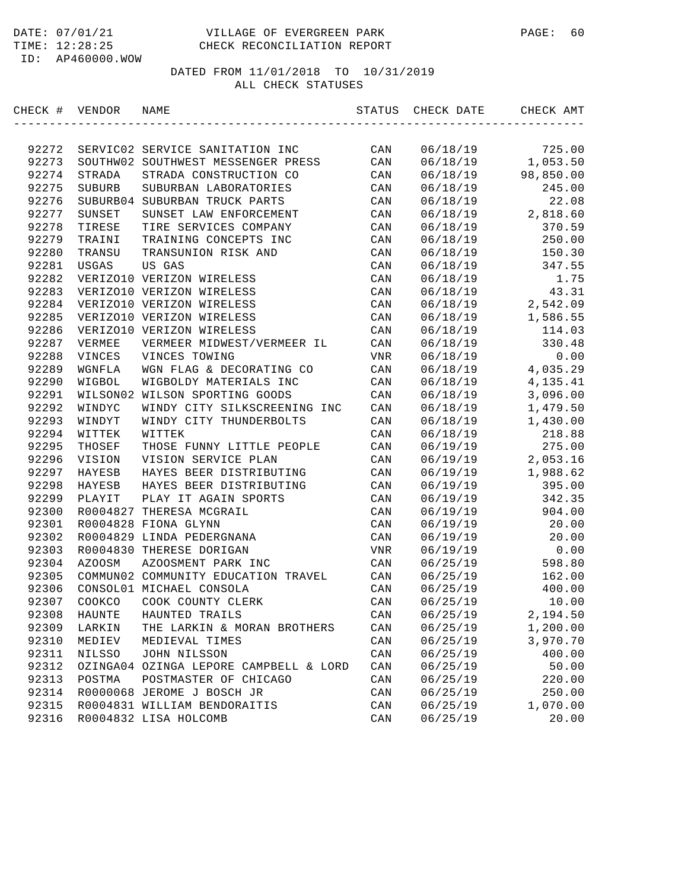DATE: 07/01/21 VILLAGE OF EVERGREEN PARK
TIME: 12:28:25 CHECK RECONCILIATION REPORT
ID: AP460000.WOW

DATED FROM 11/01/2018 TO 10/31/2019
ALL CHECK STATUSES

| CHECK # | VENDOR | NAME | STATUS | CHECK DATE | CHECK AMT |
|---|---|---|---|---|---|
| 92272 | SERVIC02 | SERVICE SANITATION INC | CAN | 06/18/19 | 725.00 |
| 92273 | SOUTHW02 | SOUTHWEST MESSENGER PRESS | CAN | 06/18/19 | 1,053.50 |
| 92274 | STRADA | STRADA CONSTRUCTION CO | CAN | 06/18/19 | 98,850.00 |
| 92275 | SUBURB | SUBURBAN LABORATORIES | CAN | 06/18/19 | 245.00 |
| 92276 | SUBURB04 | SUBURBAN TRUCK PARTS | CAN | 06/18/19 | 22.08 |
| 92277 | SUNSET | SUNSET LAW ENFORCEMENT | CAN | 06/18/19 | 2,818.60 |
| 92278 | TIRESE | TIRE SERVICES COMPANY | CAN | 06/18/19 | 370.59 |
| 92279 | TRAINI | TRAINING CONCEPTS INC | CAN | 06/18/19 | 250.00 |
| 92280 | TRANSU | TRANSUNION RISK AND | CAN | 06/18/19 | 150.30 |
| 92281 | USGAS | US GAS | CAN | 06/18/19 | 347.55 |
| 92282 | VERIZO10 | VERIZON WIRELESS | CAN | 06/18/19 | 1.75 |
| 92283 | VERIZO10 | VERIZON WIRELESS | CAN | 06/18/19 | 43.31 |
| 92284 | VERIZO10 | VERIZON WIRELESS | CAN | 06/18/19 | 2,542.09 |
| 92285 | VERIZO10 | VERIZON WIRELESS | CAN | 06/18/19 | 1,586.55 |
| 92286 | VERIZO10 | VERIZON WIRELESS | CAN | 06/18/19 | 114.03 |
| 92287 | VERMEE | VERMEER MIDWEST/VERMEER IL | CAN | 06/18/19 | 330.48 |
| 92288 | VINCES | VINCES TOWING | VNR | 06/18/19 | 0.00 |
| 92289 | WGNFLA | WGN FLAG & DECORATING CO | CAN | 06/18/19 | 4,035.29 |
| 92290 | WIGBOL | WIGBOLDY MATERIALS INC | CAN | 06/18/19 | 4,135.41 |
| 92291 | WILSON02 | WILSON SPORTING GOODS | CAN | 06/18/19 | 3,096.00 |
| 92292 | WINDYC | WINDY CITY SILKSCREENING INC | CAN | 06/18/19 | 1,479.50 |
| 92293 | WINDYT | WINDY CITY THUNDERBOLTS | CAN | 06/18/19 | 1,430.00 |
| 92294 | WITTEK | WITTEK | CAN | 06/18/19 | 218.88 |
| 92295 | THOSEF | THOSE FUNNY LITTLE PEOPLE | CAN | 06/19/19 | 275.00 |
| 92296 | VISION | VISION SERVICE PLAN | CAN | 06/19/19 | 2,053.16 |
| 92297 | HAYESB | HAYES BEER DISTRIBUTING | CAN | 06/19/19 | 1,988.62 |
| 92298 | HAYESB | HAYES BEER DISTRIBUTING | CAN | 06/19/19 | 395.00 |
| 92299 | PLAYIT | PLAY IT AGAIN SPORTS | CAN | 06/19/19 | 342.35 |
| 92300 | R0004827 | THERESA MCGRAIL | CAN | 06/19/19 | 904.00 |
| 92301 | R0004828 | FIONA GLYNN | CAN | 06/19/19 | 20.00 |
| 92302 | R0004829 | LINDA PEDERGNANA | CAN | 06/19/19 | 20.00 |
| 92303 | R0004830 | THERESE DORIGAN | VNR | 06/19/19 | 0.00 |
| 92304 | AZOOSM | AZOOSMENT PARK INC | CAN | 06/25/19 | 598.80 |
| 92305 | COMMUN02 | COMMUNITY EDUCATION TRAVEL | CAN | 06/25/19 | 162.00 |
| 92306 | CONSOL01 | MICHAEL CONSOLA | CAN | 06/25/19 | 400.00 |
| 92307 | COOKCO | COOK COUNTY CLERK | CAN | 06/25/19 | 10.00 |
| 92308 | HAUNTE | HAUNTED TRAILS | CAN | 06/25/19 | 2,194.50 |
| 92309 | LARKIN | THE LARKIN & MORAN BROTHERS | CAN | 06/25/19 | 1,200.00 |
| 92310 | MEDIEV | MEDIEVAL TIMES | CAN | 06/25/19 | 3,970.70 |
| 92311 | NILSSO | JOHN NILSSON | CAN | 06/25/19 | 400.00 |
| 92312 | OZINGA04 | OZINGA LEPORE CAMPBELL & LORD | CAN | 06/25/19 | 50.00 |
| 92313 | POSTMA | POSTMASTER OF CHICAGO | CAN | 06/25/19 | 220.00 |
| 92314 | R0000068 | JEROME J BOSCH JR | CAN | 06/25/19 | 250.00 |
| 92315 | R0004831 | WILLIAM BENDORAITIS | CAN | 06/25/19 | 1,070.00 |
| 92316 | R0004832 | LISA HOLCOMB | CAN | 06/25/19 | 20.00 |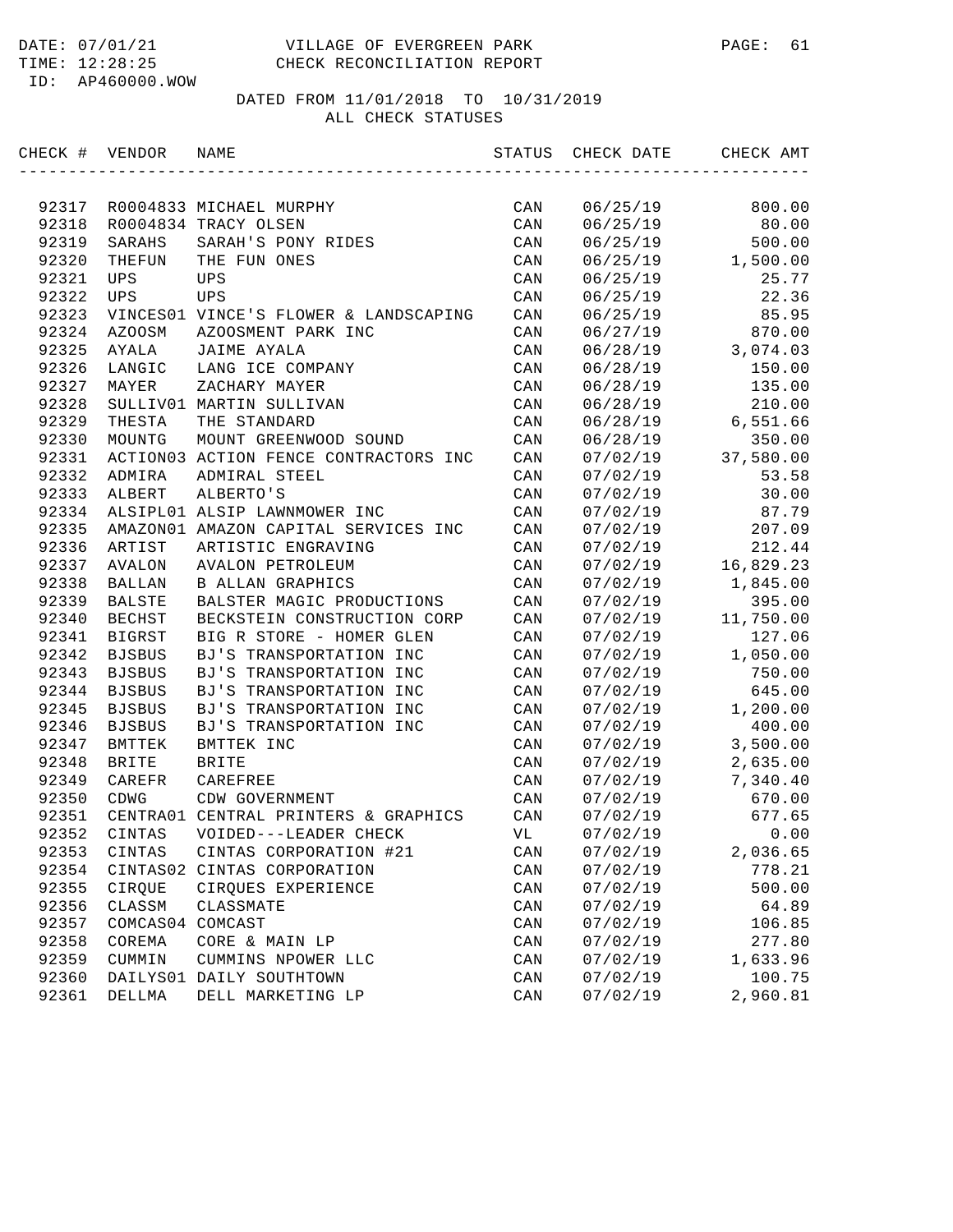DATE: 07/01/21 VILLAGE OF EVERGREEN PARK
TIME: 12:28:25 CHECK RECONCILIATION REPORT
ID: AP460000.WOW

DATED FROM 11/01/2018 TO 10/31/2019
ALL CHECK STATUSES

| CHECK # | VENDOR | NAME | STATUS | CHECK DATE | CHECK AMT |
|---|---|---|---|---|---|
| 92317 | R0004833 | MICHAEL MURPHY | CAN | 06/25/19 | 800.00 |
| 92318 | R0004834 | TRACY OLSEN | CAN | 06/25/19 | 80.00 |
| 92319 | SARAHS | SARAH'S PONY RIDES | CAN | 06/25/19 | 500.00 |
| 92320 | THEFUN | THE FUN ONES | CAN | 06/25/19 | 1,500.00 |
| 92321 | UPS | UPS | CAN | 06/25/19 | 25.77 |
| 92322 | UPS | UPS | CAN | 06/25/19 | 22.36 |
| 92323 | VINCES01 | VINCE'S FLOWER & LANDSCAPING | CAN | 06/25/19 | 85.95 |
| 92324 | AZOOSM | AZOOSMENT PARK INC | CAN | 06/27/19 | 870.00 |
| 92325 | AYALA | JAIME AYALA | CAN | 06/28/19 | 3,074.03 |
| 92326 | LANGIC | LANG ICE COMPANY | CAN | 06/28/19 | 150.00 |
| 92327 | MAYER | ZACHARY MAYER | CAN | 06/28/19 | 135.00 |
| 92328 | SULLIV01 | MARTIN SULLIVAN | CAN | 06/28/19 | 210.00 |
| 92329 | THESTA | THE STANDARD | CAN | 06/28/19 | 6,551.66 |
| 92330 | MOUNTG | MOUNT GREENWOOD SOUND | CAN | 06/28/19 | 350.00 |
| 92331 | ACTION03 | ACTION FENCE CONTRACTORS INC | CAN | 07/02/19 | 37,580.00 |
| 92332 | ADMIRA | ADMIRAL STEEL | CAN | 07/02/19 | 53.58 |
| 92333 | ALBERT | ALBERTO'S | CAN | 07/02/19 | 30.00 |
| 92334 | ALSIPL01 | ALSIP LAWNMOWER INC | CAN | 07/02/19 | 87.79 |
| 92335 | AMAZON01 | AMAZON CAPITAL SERVICES INC | CAN | 07/02/19 | 207.09 |
| 92336 | ARTIST | ARTISTIC ENGRAVING | CAN | 07/02/19 | 212.44 |
| 92337 | AVALON | AVALON PETROLEUM | CAN | 07/02/19 | 16,829.23 |
| 92338 | BALLAN | B ALLAN GRAPHICS | CAN | 07/02/19 | 1,845.00 |
| 92339 | BALSTE | BALSTER MAGIC PRODUCTIONS | CAN | 07/02/19 | 395.00 |
| 92340 | BECHST | BECKSTEIN CONSTRUCTION CORP | CAN | 07/02/19 | 11,750.00 |
| 92341 | BIGRST | BIG R STORE - HOMER GLEN | CAN | 07/02/19 | 127.06 |
| 92342 | BJSBUS | BJ'S TRANSPORTATION INC | CAN | 07/02/19 | 1,050.00 |
| 92343 | BJSBUS | BJ'S TRANSPORTATION INC | CAN | 07/02/19 | 750.00 |
| 92344 | BJSBUS | BJ'S TRANSPORTATION INC | CAN | 07/02/19 | 645.00 |
| 92345 | BJSBUS | BJ'S TRANSPORTATION INC | CAN | 07/02/19 | 1,200.00 |
| 92346 | BJSBUS | BJ'S TRANSPORTATION INC | CAN | 07/02/19 | 400.00 |
| 92347 | BMTTEK | BMTTEK INC | CAN | 07/02/19 | 3,500.00 |
| 92348 | BRITE | BRITE | CAN | 07/02/19 | 2,635.00 |
| 92349 | CAREFR | CAREFREE | CAN | 07/02/19 | 7,340.40 |
| 92350 | CDWG | CDW GOVERNMENT | CAN | 07/02/19 | 670.00 |
| 92351 | CENTRA01 | CENTRAL PRINTERS & GRAPHICS | CAN | 07/02/19 | 677.65 |
| 92352 | CINTAS | VOIDED---LEADER CHECK | VL | 07/02/19 | 0.00 |
| 92353 | CINTAS | CINTAS CORPORATION #21 | CAN | 07/02/19 | 2,036.65 |
| 92354 | CINTAS02 | CINTAS CORPORATION | CAN | 07/02/19 | 778.21 |
| 92355 | CIRQUE | CIRQUES EXPERIENCE | CAN | 07/02/19 | 500.00 |
| 92356 | CLASSM | CLASSMATE | CAN | 07/02/19 | 64.89 |
| 92357 | COMCAS04 | COMCAST | CAN | 07/02/19 | 106.85 |
| 92358 | COREMA | CORE & MAIN LP | CAN | 07/02/19 | 277.80 |
| 92359 | CUMMIN | CUMMINS NPOWER LLC | CAN | 07/02/19 | 1,633.96 |
| 92360 | DAILYS01 | DAILY SOUTHTOWN | CAN | 07/02/19 | 100.75 |
| 92361 | DELLMA | DELL MARKETING LP | CAN | 07/02/19 | 2,960.81 |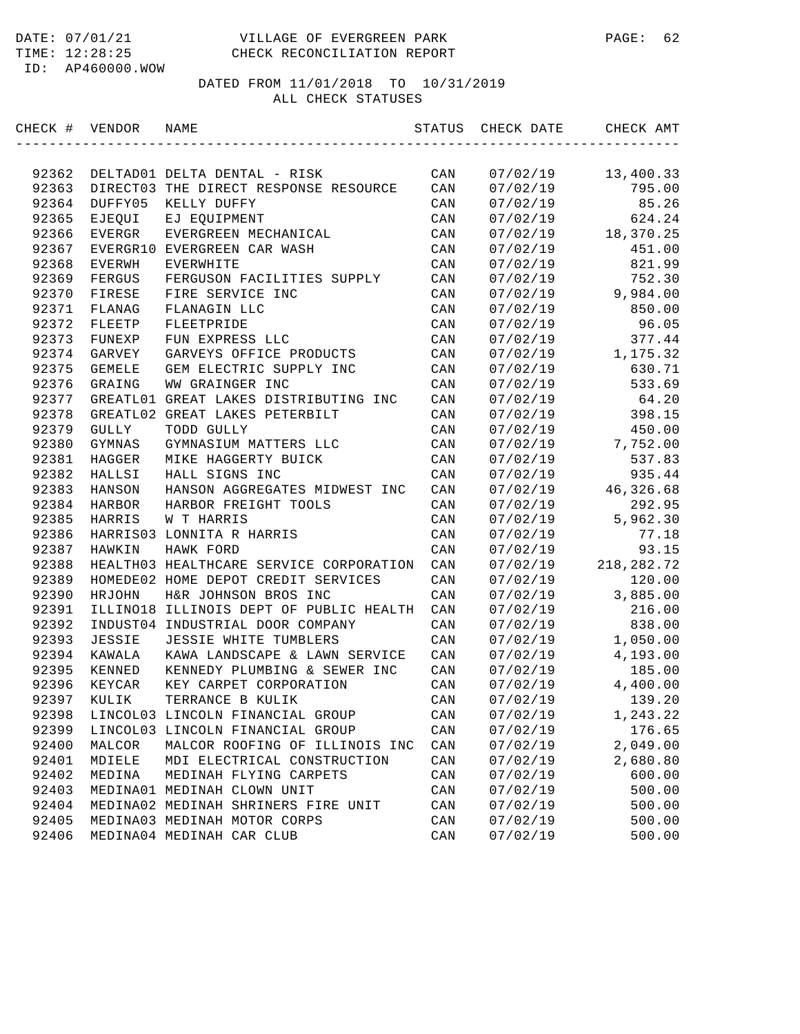DATE: 07/01/21 VILLAGE OF EVERGREEN PARK
TIME: 12:28:25 CHECK RECONCILIATION REPORT
ID: AP460000.WOW

DATED FROM 11/01/2018 TO 10/31/2019
ALL CHECK STATUSES

| CHECK # | VENDOR | NAME | STATUS | CHECK DATE | CHECK AMT |
|---|---|---|---|---|---|
| 92362 | DELTAD01 | DELTA DENTAL - RISK | CAN | 07/02/19 | 13,400.33 |
| 92363 | DIRECT03 | THE DIRECT RESPONSE RESOURCE | CAN | 07/02/19 | 795.00 |
| 92364 | DUFFY05 | KELLY DUFFY | CAN | 07/02/19 | 85.26 |
| 92365 | EJEQUI | EJ EQUIPMENT | CAN | 07/02/19 | 624.24 |
| 92366 | EVERGR | EVERGREEN MECHANICAL | CAN | 07/02/19 | 18,370.25 |
| 92367 | EVERGR10 | EVERGREEN CAR WASH | CAN | 07/02/19 | 451.00 |
| 92368 | EVERWH | EVERWHITE | CAN | 07/02/19 | 821.99 |
| 92369 | FERGUS | FERGUSON FACILITIES SUPPLY | CAN | 07/02/19 | 752.30 |
| 92370 | FIRESE | FIRE SERVICE INC | CAN | 07/02/19 | 9,984.00 |
| 92371 | FLANAG | FLANAGIN LLC | CAN | 07/02/19 | 850.00 |
| 92372 | FLEETP | FLEETPRIDE | CAN | 07/02/19 | 96.05 |
| 92373 | FUNEXP | FUN EXPRESS LLC | CAN | 07/02/19 | 377.44 |
| 92374 | GARVEY | GARVEYS OFFICE PRODUCTS | CAN | 07/02/19 | 1,175.32 |
| 92375 | GEMELE | GEM ELECTRIC SUPPLY INC | CAN | 07/02/19 | 630.71 |
| 92376 | GRAING | WW GRAINGER INC | CAN | 07/02/19 | 533.69 |
| 92377 | GREATL01 | GREAT LAKES DISTRIBUTING INC | CAN | 07/02/19 | 64.20 |
| 92378 | GREATL02 | GREAT LAKES PETERBILT | CAN | 07/02/19 | 398.15 |
| 92379 | GULLY | TODD GULLY | CAN | 07/02/19 | 450.00 |
| 92380 | GYMNAS | GYMNASIUM MATTERS LLC | CAN | 07/02/19 | 7,752.00 |
| 92381 | HAGGER | MIKE HAGGERTY BUICK | CAN | 07/02/19 | 537.83 |
| 92382 | HALLSI | HALL SIGNS INC | CAN | 07/02/19 | 935.44 |
| 92383 | HANSON | HANSON AGGREGATES MIDWEST INC | CAN | 07/02/19 | 46,326.68 |
| 92384 | HARBOR | HARBOR FREIGHT TOOLS | CAN | 07/02/19 | 292.95 |
| 92385 | HARRIS | W T HARRIS | CAN | 07/02/19 | 5,962.30 |
| 92386 | HARRIS03 | LONNITA R HARRIS | CAN | 07/02/19 | 77.18 |
| 92387 | HAWKIN | HAWK FORD | CAN | 07/02/19 | 93.15 |
| 92388 | HEALTH03 | HEALTHCARE SERVICE CORPORATION | CAN | 07/02/19 | 218,282.72 |
| 92389 | HOMEDE02 | HOME DEPOT CREDIT SERVICES | CAN | 07/02/19 | 120.00 |
| 92390 | HRJOHN | H&R JOHNSON BROS INC | CAN | 07/02/19 | 3,885.00 |
| 92391 | ILLINO18 | ILLINOIS DEPT OF PUBLIC HEALTH | CAN | 07/02/19 | 216.00 |
| 92392 | INDUST04 | INDUSTRIAL DOOR COMPANY | CAN | 07/02/19 | 838.00 |
| 92393 | JESSIE | JESSIE WHITE TUMBLERS | CAN | 07/02/19 | 1,050.00 |
| 92394 | KAWALA | KAWA LANDSCAPE & LAWN SERVICE | CAN | 07/02/19 | 4,193.00 |
| 92395 | KENNED | KENNEDY PLUMBING & SEWER INC | CAN | 07/02/19 | 185.00 |
| 92396 | KEYCAR | KEY CARPET CORPORATION | CAN | 07/02/19 | 4,400.00 |
| 92397 | KULIK | TERRANCE B KULIK | CAN | 07/02/19 | 139.20 |
| 92398 | LINCOL03 | LINCOLN FINANCIAL GROUP | CAN | 07/02/19 | 1,243.22 |
| 92399 | LINCOL03 | LINCOLN FINANCIAL GROUP | CAN | 07/02/19 | 176.65 |
| 92400 | MALCOR | MALCOR ROOFING OF ILLINOIS INC | CAN | 07/02/19 | 2,049.00 |
| 92401 | MDIELE | MDI ELECTRICAL CONSTRUCTION | CAN | 07/02/19 | 2,680.80 |
| 92402 | MEDINA | MEDINAH FLYING CARPETS | CAN | 07/02/19 | 600.00 |
| 92403 | MEDINA01 | MEDINAH CLOWN UNIT | CAN | 07/02/19 | 500.00 |
| 92404 | MEDINA02 | MEDINAH SHRINERS FIRE UNIT | CAN | 07/02/19 | 500.00 |
| 92405 | MEDINA03 | MEDINAH MOTOR CORPS | CAN | 07/02/19 | 500.00 |
| 92406 | MEDINA04 | MEDINAH CAR CLUB | CAN | 07/02/19 | 500.00 |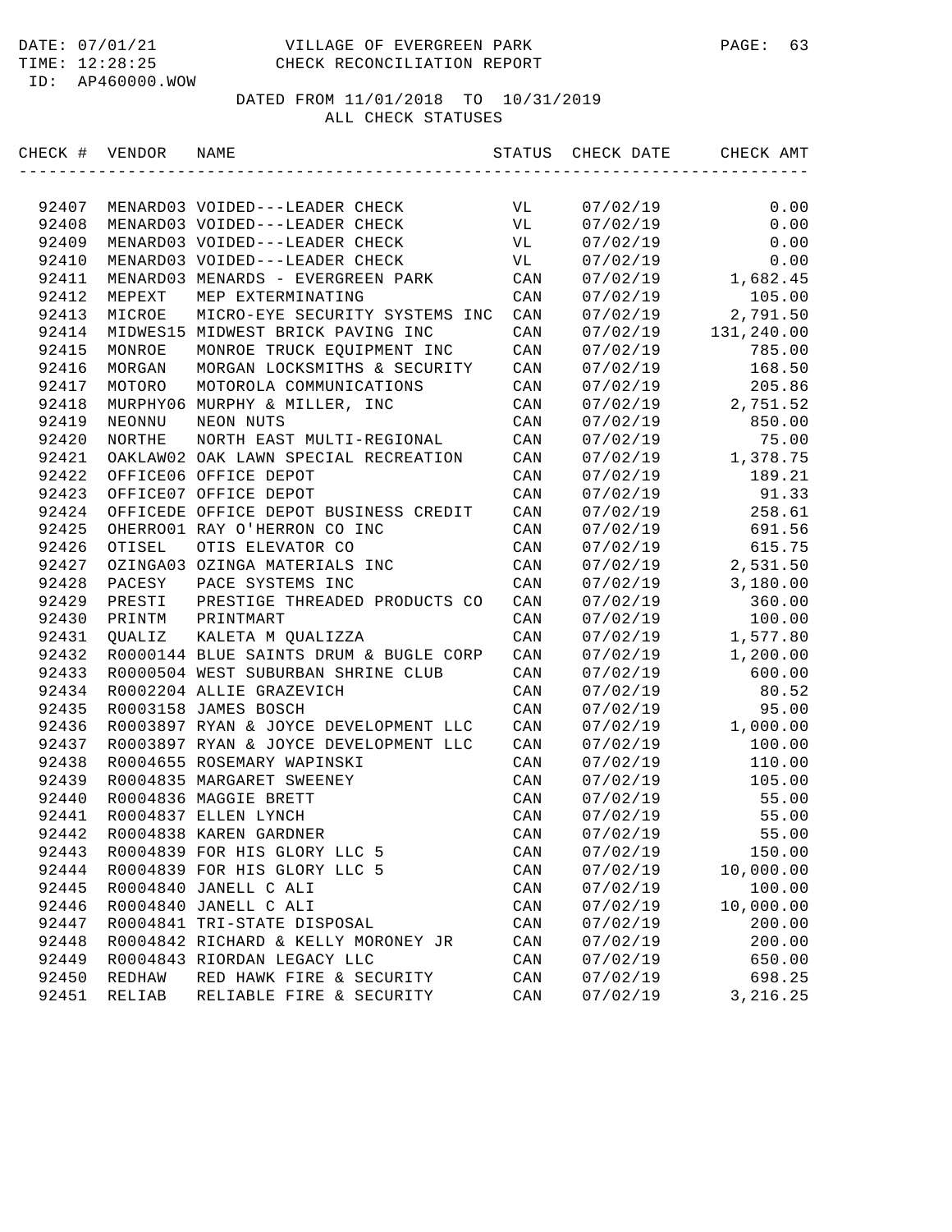DATE: 07/01/21 VILLAGE OF EVERGREEN PARK
TIME: 12:28:25 CHECK RECONCILIATION REPORT
ID: AP460000.WOW

DATED FROM 11/01/2018 TO 10/31/2019
ALL CHECK STATUSES

| CHECK # | VENDOR | NAME | STATUS | CHECK DATE | CHECK AMT |
|---|---|---|---|---|---|
| 92407 | MENARD03 | VOIDED---LEADER CHECK | VL | 07/02/19 | 0.00 |
| 92408 | MENARD03 | VOIDED---LEADER CHECK | VL | 07/02/19 | 0.00 |
| 92409 | MENARD03 | VOIDED---LEADER CHECK | VL | 07/02/19 | 0.00 |
| 92410 | MENARD03 | VOIDED---LEADER CHECK | VL | 07/02/19 | 0.00 |
| 92411 | MENARD03 | MENARDS - EVERGREEN PARK | CAN | 07/02/19 | 1,682.45 |
| 92412 | MEPEXT | MEP EXTERMINATING | CAN | 07/02/19 | 105.00 |
| 92413 | MICROE | MICRO-EYE SECURITY SYSTEMS INC | CAN | 07/02/19 | 2,791.50 |
| 92414 | MIDWES15 | MIDWEST BRICK PAVING INC | CAN | 07/02/19 | 131,240.00 |
| 92415 | MONROE | MONROE TRUCK EQUIPMENT INC | CAN | 07/02/19 | 785.00 |
| 92416 | MORGAN | MORGAN LOCKSMITHS & SECURITY | CAN | 07/02/19 | 168.50 |
| 92417 | MOTORO | MOTOROLA COMMUNICATIONS | CAN | 07/02/19 | 205.86 |
| 92418 | MURPHY06 | MURPHY & MILLER, INC | CAN | 07/02/19 | 2,751.52 |
| 92419 | NEONNU | NEON NUTS | CAN | 07/02/19 | 850.00 |
| 92420 | NORTHE | NORTH EAST MULTI-REGIONAL | CAN | 07/02/19 | 75.00 |
| 92421 | OAKLAW02 | OAK LAWN SPECIAL RECREATION | CAN | 07/02/19 | 1,378.75 |
| 92422 | OFFICE06 | OFFICE DEPOT | CAN | 07/02/19 | 189.21 |
| 92423 | OFFICE07 | OFFICE DEPOT | CAN | 07/02/19 | 91.33 |
| 92424 | OFFICEDE | OFFICE DEPOT BUSINESS CREDIT | CAN | 07/02/19 | 258.61 |
| 92425 | OHERRO01 | RAY O'HERRON CO INC | CAN | 07/02/19 | 691.56 |
| 92426 | OTISEL | OTIS ELEVATOR CO | CAN | 07/02/19 | 615.75 |
| 92427 | OZINGA03 | OZINGA MATERIALS INC | CAN | 07/02/19 | 2,531.50 |
| 92428 | PACESY | PACE SYSTEMS INC | CAN | 07/02/19 | 3,180.00 |
| 92429 | PRESTI | PRESTIGE THREADED PRODUCTS CO | CAN | 07/02/19 | 360.00 |
| 92430 | PRINTM | PRINTMART | CAN | 07/02/19 | 100.00 |
| 92431 | QUALIZ | KALETA M QUALIZZA | CAN | 07/02/19 | 1,577.80 |
| 92432 | R0000144 | BLUE SAINTS DRUM & BUGLE CORP | CAN | 07/02/19 | 1,200.00 |
| 92433 | R0000504 | WEST SUBURBAN SHRINE CLUB | CAN | 07/02/19 | 600.00 |
| 92434 | R0002204 | ALLIE GRAZEVICH | CAN | 07/02/19 | 80.52 |
| 92435 | R0003158 | JAMES BOSCH | CAN | 07/02/19 | 95.00 |
| 92436 | R0003897 | RYAN & JOYCE DEVELOPMENT LLC | CAN | 07/02/19 | 1,000.00 |
| 92437 | R0003897 | RYAN & JOYCE DEVELOPMENT LLC | CAN | 07/02/19 | 100.00 |
| 92438 | R0004655 | ROSEMARY WAPINSKI | CAN | 07/02/19 | 110.00 |
| 92439 | R0004835 | MARGARET SWEENEY | CAN | 07/02/19 | 105.00 |
| 92440 | R0004836 | MAGGIE BRETT | CAN | 07/02/19 | 55.00 |
| 92441 | R0004837 | ELLEN LYNCH | CAN | 07/02/19 | 55.00 |
| 92442 | R0004838 | KAREN GARDNER | CAN | 07/02/19 | 55.00 |
| 92443 | R0004839 | FOR HIS GLORY LLC 5 | CAN | 07/02/19 | 150.00 |
| 92444 | R0004839 | FOR HIS GLORY LLC 5 | CAN | 07/02/19 | 10,000.00 |
| 92445 | R0004840 | JANELL C ALI | CAN | 07/02/19 | 100.00 |
| 92446 | R0004840 | JANELL C ALI | CAN | 07/02/19 | 10,000.00 |
| 92447 | R0004841 | TRI-STATE DISPOSAL | CAN | 07/02/19 | 200.00 |
| 92448 | R0004842 | RICHARD & KELLY MORONEY JR | CAN | 07/02/19 | 200.00 |
| 92449 | R0004843 | RIORDAN LEGACY LLC | CAN | 07/02/19 | 650.00 |
| 92450 | REDHAW | RED HAWK FIRE & SECURITY | CAN | 07/02/19 | 698.25 |
| 92451 | RELIAB | RELIABLE FIRE & SECURITY | CAN | 07/02/19 | 3,216.25 |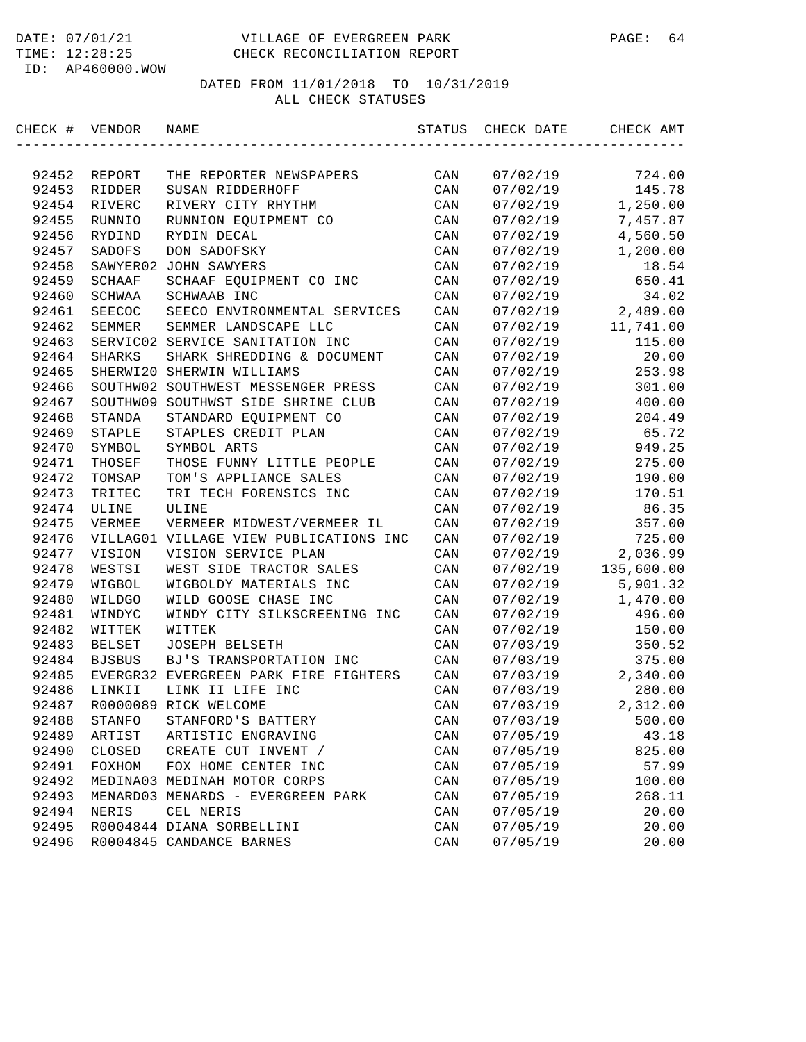DATE: 07/01/21 VILLAGE OF EVERGREEN PARK
TIME: 12:28:25 CHECK RECONCILIATION REPORT
ID: AP460000.WOW

DATED FROM 11/01/2018 TO 10/31/2019
ALL CHECK STATUSES

| CHECK # | VENDOR | NAME | STATUS | CHECK DATE | CHECK AMT |
|---|---|---|---|---|---|
| 92452 | REPORT | THE REPORTER NEWSPAPERS | CAN | 07/02/19 | 724.00 |
| 92453 | RIDDER | SUSAN RIDDERHOFF | CAN | 07/02/19 | 145.78 |
| 92454 | RIVERC | RIVERY CITY RHYTHM | CAN | 07/02/19 | 1,250.00 |
| 92455 | RUNNIO | RUNNION EQUIPMENT CO | CAN | 07/02/19 | 7,457.87 |
| 92456 | RYDIND | RYDIN DECAL | CAN | 07/02/19 | 4,560.50 |
| 92457 | SADOFS | DON SADOFSKY | CAN | 07/02/19 | 1,200.00 |
| 92458 | SAWYER02 | JOHN SAWYERS | CAN | 07/02/19 | 18.54 |
| 92459 | SCHAAF | SCHAAF EQUIPMENT CO INC | CAN | 07/02/19 | 650.41 |
| 92460 | SCHWAA | SCHWAAB INC | CAN | 07/02/19 | 34.02 |
| 92461 | SEECOC | SEECO ENVIRONMENTAL SERVICES | CAN | 07/02/19 | 2,489.00 |
| 92462 | SEMMER | SEMMER LANDSCAPE LLC | CAN | 07/02/19 | 11,741.00 |
| 92463 | SERVIC02 | SERVICE SANITATION INC | CAN | 07/02/19 | 115.00 |
| 92464 | SHARKS | SHARK SHREDDING & DOCUMENT | CAN | 07/02/19 | 20.00 |
| 92465 | SHERWI20 | SHERWIN WILLIAMS | CAN | 07/02/19 | 253.98 |
| 92466 | SOUTHW02 | SOUTHWEST MESSENGER PRESS | CAN | 07/02/19 | 301.00 |
| 92467 | SOUTHW09 | SOUTHWST SIDE SHRINE CLUB | CAN | 07/02/19 | 400.00 |
| 92468 | STANDA | STANDARD EQUIPMENT CO | CAN | 07/02/19 | 204.49 |
| 92469 | STAPLE | STAPLES CREDIT PLAN | CAN | 07/02/19 | 65.72 |
| 92470 | SYMBOL | SYMBOL ARTS | CAN | 07/02/19 | 949.25 |
| 92471 | THOSEF | THOSE FUNNY LITTLE PEOPLE | CAN | 07/02/19 | 275.00 |
| 92472 | TOMSAP | TOM'S APPLIANCE SALES | CAN | 07/02/19 | 190.00 |
| 92473 | TRITEC | TRI TECH FORENSICS INC | CAN | 07/02/19 | 170.51 |
| 92474 | ULINE | ULINE | CAN | 07/02/19 | 86.35 |
| 92475 | VERMEE | VERMEER MIDWEST/VERMEER IL | CAN | 07/02/19 | 357.00 |
| 92476 | VILLAG01 | VILLAGE VIEW PUBLICATIONS INC | CAN | 07/02/19 | 725.00 |
| 92477 | VISION | VISION SERVICE PLAN | CAN | 07/02/19 | 2,036.99 |
| 92478 | WESTSI | WEST SIDE TRACTOR SALES | CAN | 07/02/19 | 135,600.00 |
| 92479 | WIGBOL | WIGBOLDY MATERIALS INC | CAN | 07/02/19 | 5,901.32 |
| 92480 | WILDGO | WILD GOOSE CHASE INC | CAN | 07/02/19 | 1,470.00 |
| 92481 | WINDYC | WINDY CITY SILKSCREENING INC | CAN | 07/02/19 | 496.00 |
| 92482 | WITTEK | WITTEK | CAN | 07/02/19 | 150.00 |
| 92483 | BELSET | JOSEPH BELSETH | CAN | 07/03/19 | 350.52 |
| 92484 | BJSBUS | BJ'S TRANSPORTATION INC | CAN | 07/03/19 | 375.00 |
| 92485 | EVERGR32 | EVERGREEN PARK FIRE FIGHTERS | CAN | 07/03/19 | 2,340.00 |
| 92486 | LINKII | LINK II LIFE INC | CAN | 07/03/19 | 280.00 |
| 92487 | R0000089 | RICK WELCOME | CAN | 07/03/19 | 2,312.00 |
| 92488 | STANFO | STANFORD'S BATTERY | CAN | 07/03/19 | 500.00 |
| 92489 | ARTIST | ARTISTIC ENGRAVING | CAN | 07/05/19 | 43.18 |
| 92490 | CLOSED | CREATE CUT INVENT / | CAN | 07/05/19 | 825.00 |
| 92491 | FOXHOM | FOX HOME CENTER INC | CAN | 07/05/19 | 57.99 |
| 92492 | MEDINA03 | MEDINAH MOTOR CORPS | CAN | 07/05/19 | 100.00 |
| 92493 | MENARD03 | MENARDS - EVERGREEN PARK | CAN | 07/05/19 | 268.11 |
| 92494 | NERIS | CEL NERIS | CAN | 07/05/19 | 20.00 |
| 92495 | R0004844 | DIANA SORBELLINI | CAN | 07/05/19 | 20.00 |
| 92496 | R0004845 | CANDANCE BARNES | CAN | 07/05/19 | 20.00 |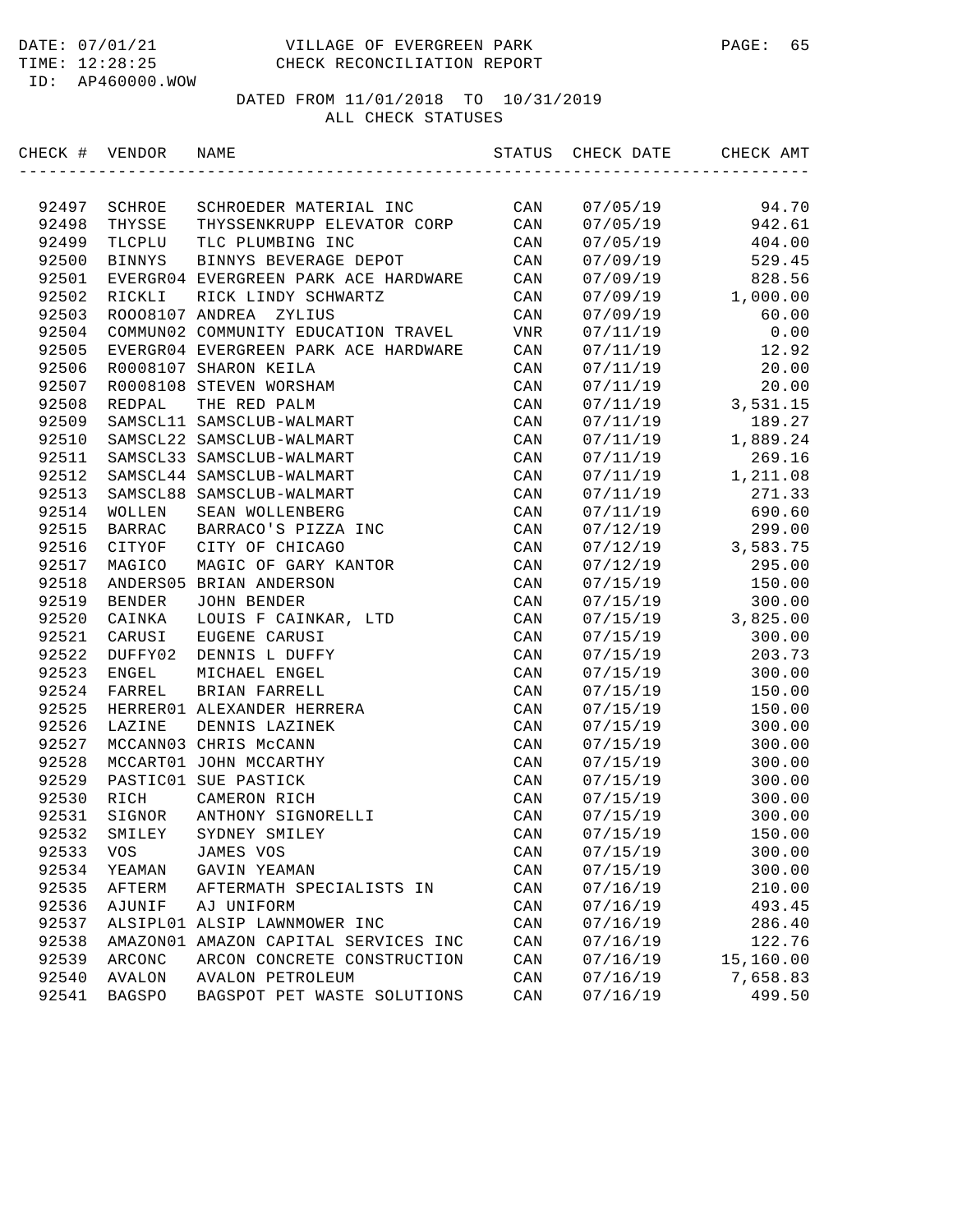DATE: 07/01/21 VILLAGE OF EVERGREEN PARK
TIME: 12:28:25 CHECK RECONCILIATION REPORT
ID: AP460000.WOW

DATED FROM 11/01/2018 TO 10/31/2019
ALL CHECK STATUSES

| CHECK # | VENDOR | NAME | STATUS | CHECK DATE | CHECK AMT |
|---|---|---|---|---|---|
| 92497 | SCHROE | SCHROEDER MATERIAL INC | CAN | 07/05/19 | 94.70 |
| 92498 | THYSSE | THYSSENKRUPP ELEVATOR CORP | CAN | 07/05/19 | 942.61 |
| 92499 | TLCPLU | TLC PLUMBING INC | CAN | 07/05/19 | 404.00 |
| 92500 | BINNYS | BINNYS BEVERAGE DEPOT | CAN | 07/09/19 | 529.45 |
| 92501 | EVERGR04 | EVERGREEN PARK ACE HARDWARE | CAN | 07/09/19 | 828.56 |
| 92502 | RICKLI | RICK LINDY SCHWARTZ | CAN | 07/09/19 | 1,000.00 |
| 92503 | ROOO8107 | ANDREA ZYLIUS | CAN | 07/09/19 | 60.00 |
| 92504 | COMMUN02 | COMMUNITY EDUCATION TRAVEL | VNR | 07/11/19 | 0.00 |
| 92505 | EVERGR04 | EVERGREEN PARK ACE HARDWARE | CAN | 07/11/19 | 12.92 |
| 92506 | R0008107 | SHARON KEILA | CAN | 07/11/19 | 20.00 |
| 92507 | R0008108 | STEVEN WORSHAM | CAN | 07/11/19 | 20.00 |
| 92508 | REDPAL | THE RED PALM | CAN | 07/11/19 | 3,531.15 |
| 92509 | SAMSCL11 | SAMSCLUB-WALMART | CAN | 07/11/19 | 189.27 |
| 92510 | SAMSCL22 | SAMSCLUB-WALMART | CAN | 07/11/19 | 1,889.24 |
| 92511 | SAMSCL33 | SAMSCLUB-WALMART | CAN | 07/11/19 | 269.16 |
| 92512 | SAMSCL44 | SAMSCLUB-WALMART | CAN | 07/11/19 | 1,211.08 |
| 92513 | SAMSCL88 | SAMSCLUB-WALMART | CAN | 07/11/19 | 271.33 |
| 92514 | WOLLEN | SEAN WOLLENBERG | CAN | 07/11/19 | 690.60 |
| 92515 | BARRAC | BARRACO'S PIZZA INC | CAN | 07/12/19 | 299.00 |
| 92516 | CITYOF | CITY OF CHICAGO | CAN | 07/12/19 | 3,583.75 |
| 92517 | MAGICO | MAGIC OF GARY KANTOR | CAN | 07/12/19 | 295.00 |
| 92518 | ANDERS05 | BRIAN ANDERSON | CAN | 07/15/19 | 150.00 |
| 92519 | BENDER | JOHN BENDER | CAN | 07/15/19 | 300.00 |
| 92520 | CAINKA | LOUIS F CAINKAR, LTD | CAN | 07/15/19 | 3,825.00 |
| 92521 | CARUSI | EUGENE CARUSI | CAN | 07/15/19 | 300.00 |
| 92522 | DUFFY02 | DENNIS L DUFFY | CAN | 07/15/19 | 203.73 |
| 92523 | ENGEL | MICHAEL ENGEL | CAN | 07/15/19 | 300.00 |
| 92524 | FARREL | BRIAN FARRELL | CAN | 07/15/19 | 150.00 |
| 92525 | HERRER01 | ALEXANDER HERRERA | CAN | 07/15/19 | 150.00 |
| 92526 | LAZINE | DENNIS LAZINEK | CAN | 07/15/19 | 300.00 |
| 92527 | MCCANN03 | CHRIS McCANN | CAN | 07/15/19 | 300.00 |
| 92528 | MCCART01 | JOHN MCCARTHY | CAN | 07/15/19 | 300.00 |
| 92529 | PASTIC01 | SUE PASTICK | CAN | 07/15/19 | 300.00 |
| 92530 | RICH | CAMERON RICH | CAN | 07/15/19 | 300.00 |
| 92531 | SIGNOR | ANTHONY SIGNORELLI | CAN | 07/15/19 | 300.00 |
| 92532 | SMILEY | SYDNEY SMILEY | CAN | 07/15/19 | 150.00 |
| 92533 | VOS | JAMES VOS | CAN | 07/15/19 | 300.00 |
| 92534 | YEAMAN | GAVIN YEAMAN | CAN | 07/15/19 | 300.00 |
| 92535 | AFTERM | AFTERMATH SPECIALISTS IN | CAN | 07/16/19 | 210.00 |
| 92536 | AJUNIF | AJ UNIFORM | CAN | 07/16/19 | 493.45 |
| 92537 | ALSIPL01 | ALSIP LAWNMOWER INC | CAN | 07/16/19 | 286.40 |
| 92538 | AMAZON01 | AMAZON CAPITAL SERVICES INC | CAN | 07/16/19 | 122.76 |
| 92539 | ARCONC | ARCON CONCRETE CONSTRUCTION | CAN | 07/16/19 | 15,160.00 |
| 92540 | AVALON | AVALON PETROLEUM | CAN | 07/16/19 | 7,658.83 |
| 92541 | BAGSPO | BAGSPOT PET WASTE SOLUTIONS | CAN | 07/16/19 | 499.50 |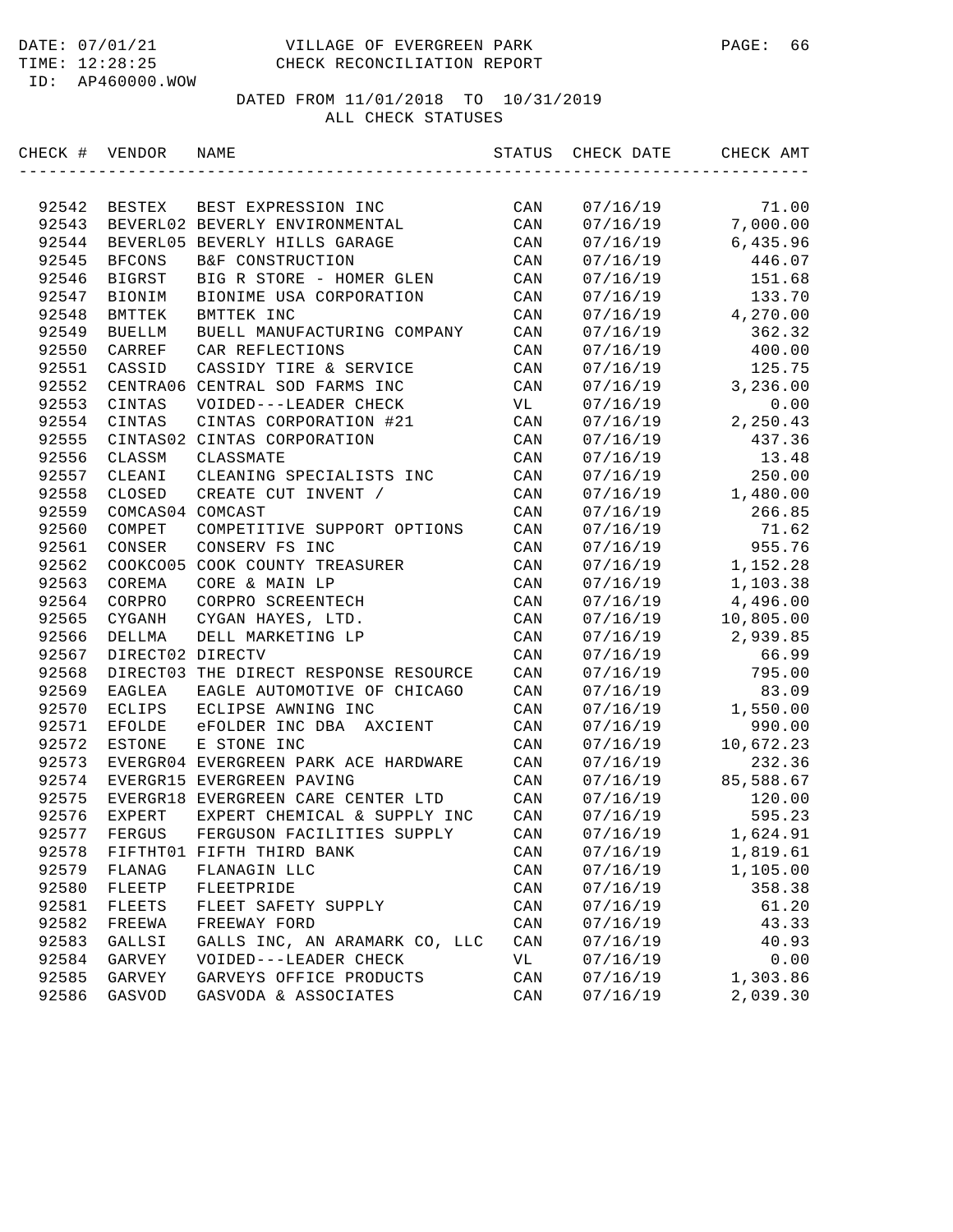VILLAGE OF EVERGREEN PARK
CHECK RECONCILIATION REPORT

DATE: 07/01/21
TIME: 12:28:25
ID: AP460000.WOW

DATED FROM 11/01/2018 TO 10/31/2019
ALL CHECK STATUSES

| CHECK # | VENDOR | NAME | STATUS | CHECK DATE | CHECK AMT |
|---|---|---|---|---|---|
| 92542 | BESTEX | BEST EXPRESSION INC | CAN | 07/16/19 | 71.00 |
| 92543 | BEVERL02 | BEVERLY ENVIRONMENTAL | CAN | 07/16/19 | 7,000.00 |
| 92544 | BEVERL05 | BEVERLY HILLS GARAGE | CAN | 07/16/19 | 6,435.96 |
| 92545 | BFCONS | B&F CONSTRUCTION | CAN | 07/16/19 | 446.07 |
| 92546 | BIGRST | BIG R STORE - HOMER GLEN | CAN | 07/16/19 | 151.68 |
| 92547 | BIONIM | BIONIME USA CORPORATION | CAN | 07/16/19 | 133.70 |
| 92548 | BMTTEK | BMTTEK INC | CAN | 07/16/19 | 4,270.00 |
| 92549 | BUELLM | BUELL MANUFACTURING COMPANY | CAN | 07/16/19 | 362.32 |
| 92550 | CARREF | CAR REFLECTIONS | CAN | 07/16/19 | 400.00 |
| 92551 | CASSID | CASSIDY TIRE & SERVICE | CAN | 07/16/19 | 125.75 |
| 92552 | CENTRA06 | CENTRAL SOD FARMS INC | CAN | 07/16/19 | 3,236.00 |
| 92553 | CINTAS | VOIDED---LEADER CHECK | VL | 07/16/19 | 0.00 |
| 92554 | CINTAS | CINTAS CORPORATION #21 | CAN | 07/16/19 | 2,250.43 |
| 92555 | CINTAS02 | CINTAS CORPORATION | CAN | 07/16/19 | 437.36 |
| 92556 | CLASSM | CLASSMATE | CAN | 07/16/19 | 13.48 |
| 92557 | CLEANI | CLEANING SPECIALISTS INC | CAN | 07/16/19 | 250.00 |
| 92558 | CLOSED | CREATE CUT INVENT / | CAN | 07/16/19 | 1,480.00 |
| 92559 | COMCAS04 | COMCAST | CAN | 07/16/19 | 266.85 |
| 92560 | COMPET | COMPETITIVE SUPPORT OPTIONS | CAN | 07/16/19 | 71.62 |
| 92561 | CONSER | CONSERV FS INC | CAN | 07/16/19 | 955.76 |
| 92562 | COOKCO05 | COOK COUNTY TREASURER | CAN | 07/16/19 | 1,152.28 |
| 92563 | COREMA | CORE & MAIN LP | CAN | 07/16/19 | 1,103.38 |
| 92564 | CORPRO | CORPRO SCREENTECH | CAN | 07/16/19 | 4,496.00 |
| 92565 | CYGANH | CYGAN HAYES, LTD. | CAN | 07/16/19 | 10,805.00 |
| 92566 | DELLMA | DELL MARKETING LP | CAN | 07/16/19 | 2,939.85 |
| 92567 | DIRECT02 | DIRECTV | CAN | 07/16/19 | 66.99 |
| 92568 | DIRECT03 | THE DIRECT RESPONSE RESOURCE | CAN | 07/16/19 | 795.00 |
| 92569 | EAGLEA | EAGLE AUTOMOTIVE OF CHICAGO | CAN | 07/16/19 | 83.09 |
| 92570 | ECLIPS | ECLIPSE AWNING INC | CAN | 07/16/19 | 1,550.00 |
| 92571 | EFOLDE | eFOLDER INC DBA AXCIENT | CAN | 07/16/19 | 990.00 |
| 92572 | ESTONE | E STONE INC | CAN | 07/16/19 | 10,672.23 |
| 92573 | EVERGR04 | EVERGREEN PARK ACE HARDWARE | CAN | 07/16/19 | 232.36 |
| 92574 | EVERGR15 | EVERGREEN PAVING | CAN | 07/16/19 | 85,588.67 |
| 92575 | EVERGR18 | EVERGREEN CARE CENTER LTD | CAN | 07/16/19 | 120.00 |
| 92576 | EXPERT | EXPERT CHEMICAL & SUPPLY INC | CAN | 07/16/19 | 595.23 |
| 92577 | FERGUS | FERGUSON FACILITIES SUPPLY | CAN | 07/16/19 | 1,624.91 |
| 92578 | FIFTHT01 | FIFTH THIRD BANK | CAN | 07/16/19 | 1,819.61 |
| 92579 | FLANAG | FLANAGIN LLC | CAN | 07/16/19 | 1,105.00 |
| 92580 | FLEETP | FLEETPRIDE | CAN | 07/16/19 | 358.38 |
| 92581 | FLEETS | FLEET SAFETY SUPPLY | CAN | 07/16/19 | 61.20 |
| 92582 | FREEWA | FREEWAY FORD | CAN | 07/16/19 | 43.33 |
| 92583 | GALLSI | GALLS INC, AN ARAMARK CO, LLC | CAN | 07/16/19 | 40.93 |
| 92584 | GARVEY | VOIDED---LEADER CHECK | VL | 07/16/19 | 0.00 |
| 92585 | GARVEY | GARVEYS OFFICE PRODUCTS | CAN | 07/16/19 | 1,303.86 |
| 92586 | GASVOD | GASVODA & ASSOCIATES | CAN | 07/16/19 | 2,039.30 |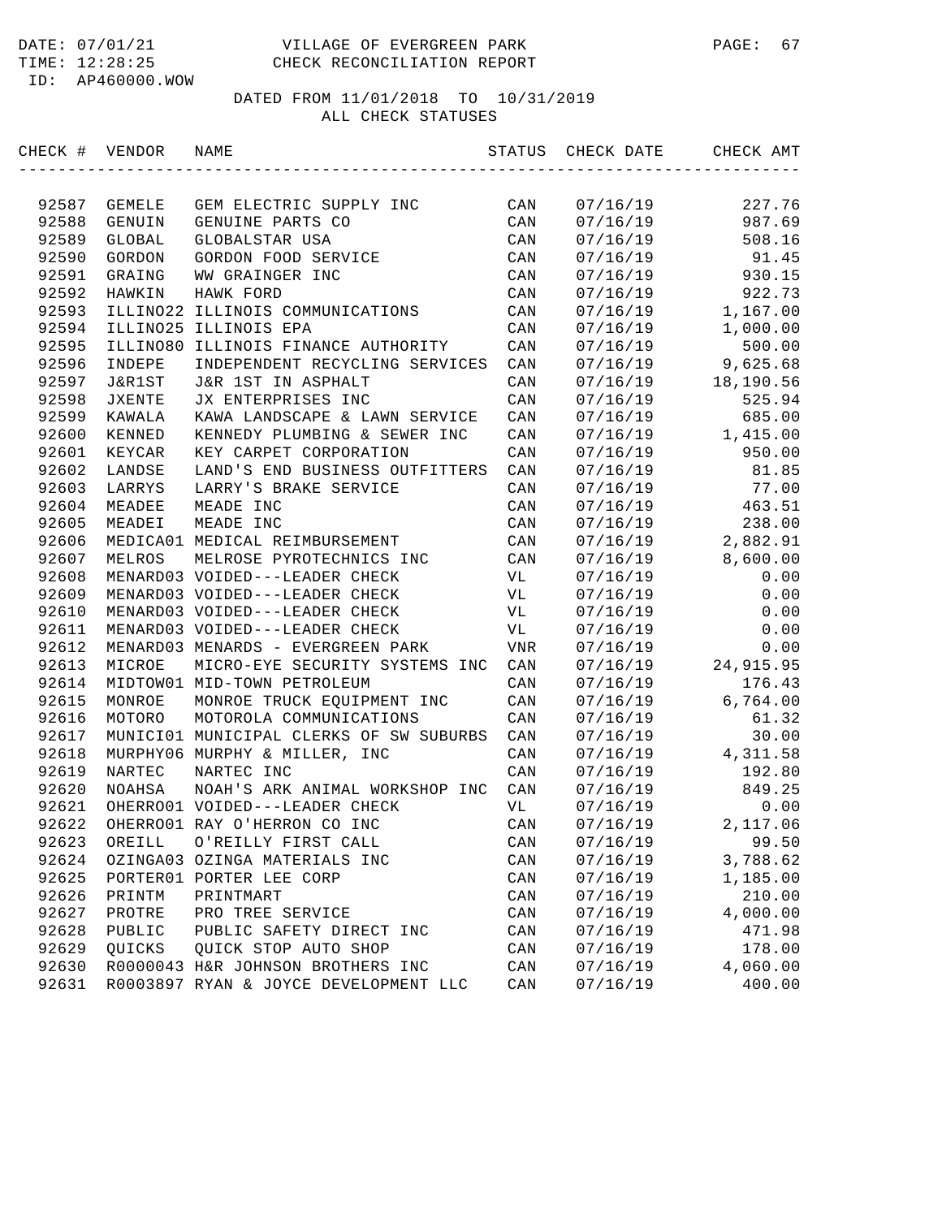DATE: 07/01/21 VILLAGE OF EVERGREEN PARK
TIME: 12:28:25 CHECK RECONCILIATION REPORT
ID: AP460000.WOW

DATED FROM 11/01/2018 TO 10/31/2019
ALL CHECK STATUSES

| CHECK # | VENDOR | NAME | STATUS | CHECK DATE | CHECK AMT |
|---|---|---|---|---|---|
| 92587 | GEMELE | GEM ELECTRIC SUPPLY INC | CAN | 07/16/19 | 227.76 |
| 92588 | GENUIN | GENUINE PARTS CO | CAN | 07/16/19 | 987.69 |
| 92589 | GLOBAL | GLOBALSTAR USA | CAN | 07/16/19 | 508.16 |
| 92590 | GORDON | GORDON FOOD SERVICE | CAN | 07/16/19 | 91.45 |
| 92591 | GRAING | WW GRAINGER INC | CAN | 07/16/19 | 930.15 |
| 92592 | HAWKIN | HAWK FORD | CAN | 07/16/19 | 922.73 |
| 92593 | ILLINO22 | ILLINOIS COMMUNICATIONS | CAN | 07/16/19 | 1,167.00 |
| 92594 | ILLINO25 | ILLINOIS EPA | CAN | 07/16/19 | 1,000.00 |
| 92595 | ILLINO80 | ILLINOIS FINANCE AUTHORITY | CAN | 07/16/19 | 500.00 |
| 92596 | INDEPE | INDEPENDENT RECYCLING SERVICES | CAN | 07/16/19 | 9,625.68 |
| 92597 | J&R1ST | J&R 1ST IN ASPHALT | CAN | 07/16/19 | 18,190.56 |
| 92598 | JXENTE | JX ENTERPRISES INC | CAN | 07/16/19 | 525.94 |
| 92599 | KAWALA | KAWA LANDSCAPE & LAWN SERVICE | CAN | 07/16/19 | 685.00 |
| 92600 | KENNED | KENNEDY PLUMBING & SEWER INC | CAN | 07/16/19 | 1,415.00 |
| 92601 | KEYCAR | KEY CARPET CORPORATION | CAN | 07/16/19 | 950.00 |
| 92602 | LANDSE | LAND'S END BUSINESS OUTFITTERS | CAN | 07/16/19 | 81.85 |
| 92603 | LARRYS | LARRY'S BRAKE SERVICE | CAN | 07/16/19 | 77.00 |
| 92604 | MEADEE | MEADE INC | CAN | 07/16/19 | 463.51 |
| 92605 | MEADEI | MEADE INC | CAN | 07/16/19 | 238.00 |
| 92606 | MEDICA01 | MEDICAL REIMBURSEMENT | CAN | 07/16/19 | 2,882.91 |
| 92607 | MELROS | MELROSE PYROTECHNICS INC | CAN | 07/16/19 | 8,600.00 |
| 92608 | MENARD03 | VOIDED---LEADER CHECK | VL | 07/16/19 | 0.00 |
| 92609 | MENARD03 | VOIDED---LEADER CHECK | VL | 07/16/19 | 0.00 |
| 92610 | MENARD03 | VOIDED---LEADER CHECK | VL | 07/16/19 | 0.00 |
| 92611 | MENARD03 | VOIDED---LEADER CHECK | VL | 07/16/19 | 0.00 |
| 92612 | MENARD03 | MENARDS - EVERGREEN PARK | VNR | 07/16/19 | 0.00 |
| 92613 | MICROE | MICRO-EYE SECURITY SYSTEMS INC | CAN | 07/16/19 | 24,915.95 |
| 92614 | MIDTOW01 | MID-TOWN PETROLEUM | CAN | 07/16/19 | 176.43 |
| 92615 | MONROE | MONROE TRUCK EQUIPMENT INC | CAN | 07/16/19 | 6,764.00 |
| 92616 | MOTORO | MOTOROLA COMMUNICATIONS | CAN | 07/16/19 | 61.32 |
| 92617 | MUNICI01 | MUNICIPAL CLERKS OF SW SUBURBS | CAN | 07/16/19 | 30.00 |
| 92618 | MURPHY06 | MURPHY & MILLER, INC | CAN | 07/16/19 | 4,311.58 |
| 92619 | NARTEC | NARTEC INC | CAN | 07/16/19 | 192.80 |
| 92620 | NOAHSA | NOAH'S ARK ANIMAL WORKSHOP INC | CAN | 07/16/19 | 849.25 |
| 92621 | OHERRO01 | VOIDED---LEADER CHECK | VL | 07/16/19 | 0.00 |
| 92622 | OHERRO01 | RAY O'HERRON CO INC | CAN | 07/16/19 | 2,117.06 |
| 92623 | OREILL | O'REILLY FIRST CALL | CAN | 07/16/19 | 99.50 |
| 92624 | OZINGA03 | OZINGA MATERIALS INC | CAN | 07/16/19 | 3,788.62 |
| 92625 | PORTER01 | PORTER LEE CORP | CAN | 07/16/19 | 1,185.00 |
| 92626 | PRINTM | PRINTMART | CAN | 07/16/19 | 210.00 |
| 92627 | PROTRE | PRO TREE SERVICE | CAN | 07/16/19 | 4,000.00 |
| 92628 | PUBLIC | PUBLIC SAFETY DIRECT INC | CAN | 07/16/19 | 471.98 |
| 92629 | QUICKS | QUICK STOP AUTO SHOP | CAN | 07/16/19 | 178.00 |
| 92630 | R0000043 | H&R JOHNSON BROTHERS INC | CAN | 07/16/19 | 4,060.00 |
| 92631 | R0003897 | RYAN & JOYCE DEVELOPMENT LLC | CAN | 07/16/19 | 400.00 |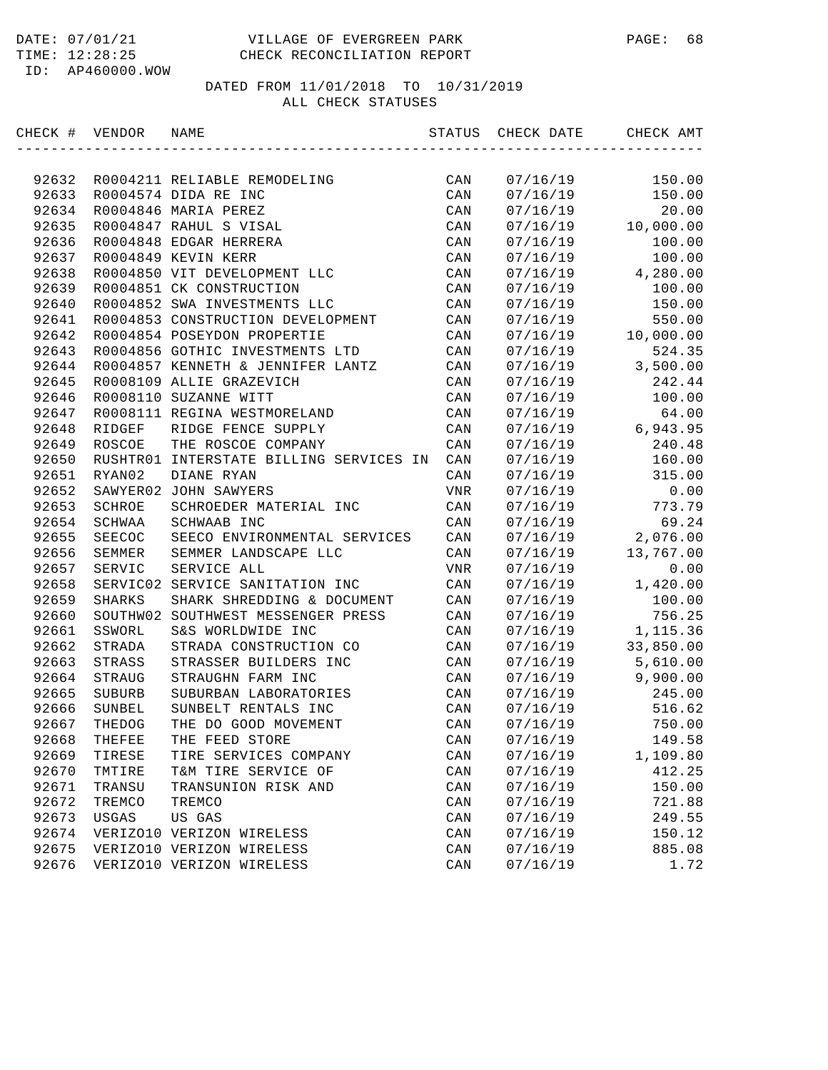VILLAGE OF EVERGREEN PARK
CHECK RECONCILIATION REPORT

DATE: 07/01/21
TIME: 12:28:25
ID: AP460000.WOW

DATED FROM 11/01/2018 TO 10/31/2019
ALL CHECK STATUSES

| CHECK # | VENDOR | NAME | STATUS | CHECK DATE | CHECK AMT |
|---|---|---|---|---|---|
| 92632 | R0004211 | RELIABLE REMODELING | CAN | 07/16/19 | 150.00 |
| 92633 | R0004574 | DIDA RE INC | CAN | 07/16/19 | 150.00 |
| 92634 | R0004846 | MARIA PEREZ | CAN | 07/16/19 | 20.00 |
| 92635 | R0004847 | RAHUL S VISAL | CAN | 07/16/19 | 10,000.00 |
| 92636 | R0004848 | EDGAR HERRERA | CAN | 07/16/19 | 100.00 |
| 92637 | R0004849 | KEVIN KERR | CAN | 07/16/19 | 100.00 |
| 92638 | R0004850 | VIT DEVELOPMENT LLC | CAN | 07/16/19 | 4,280.00 |
| 92639 | R0004851 | CK CONSTRUCTION | CAN | 07/16/19 | 100.00 |
| 92640 | R0004852 | SWA INVESTMENTS LLC | CAN | 07/16/19 | 150.00 |
| 92641 | R0004853 | CONSTRUCTION DEVELOPMENT | CAN | 07/16/19 | 550.00 |
| 92642 | R0004854 | POSEYDON PROPERTIE | CAN | 07/16/19 | 10,000.00 |
| 92643 | R0004856 | GOTHIC INVESTMENTS LTD | CAN | 07/16/19 | 524.35 |
| 92644 | R0004857 | KENNETH & JENNIFER LANTZ | CAN | 07/16/19 | 3,500.00 |
| 92645 | R0008109 | ALLIE GRAZEVICH | CAN | 07/16/19 | 242.44 |
| 92646 | R0008110 | SUZANNE WITT | CAN | 07/16/19 | 100.00 |
| 92647 | R0008111 | REGINA WESTMORELAND | CAN | 07/16/19 | 64.00 |
| 92648 | RIDGEF | RIDGE FENCE SUPPLY | CAN | 07/16/19 | 6,943.95 |
| 92649 | ROSCOE | THE ROSCOE COMPANY | CAN | 07/16/19 | 240.48 |
| 92650 | RUSHTR01 | INTERSTATE BILLING SERVICES IN | CAN | 07/16/19 | 160.00 |
| 92651 | RYAN02 | DIANE RYAN | CAN | 07/16/19 | 315.00 |
| 92652 | SAWYER02 | JOHN SAWYERS | VNR | 07/16/19 | 0.00 |
| 92653 | SCHROE | SCHROEDER MATERIAL INC | CAN | 07/16/19 | 773.79 |
| 92654 | SCHWAA | SCHWAAB INC | CAN | 07/16/19 | 69.24 |
| 92655 | SEECOC | SEECO ENVIRONMENTAL SERVICES | CAN | 07/16/19 | 2,076.00 |
| 92656 | SEMMER | SEMMER LANDSCAPE LLC | CAN | 07/16/19 | 13,767.00 |
| 92657 | SERVIC | SERVICE ALL | VNR | 07/16/19 | 0.00 |
| 92658 | SERVIC02 | SERVICE SANITATION INC | CAN | 07/16/19 | 1,420.00 |
| 92659 | SHARKS | SHARK SHREDDING & DOCUMENT | CAN | 07/16/19 | 100.00 |
| 92660 | SOUTHW02 | SOUTHWEST MESSENGER PRESS | CAN | 07/16/19 | 756.25 |
| 92661 | SSWORL | S&S WORLDWIDE INC | CAN | 07/16/19 | 1,115.36 |
| 92662 | STRADA | STRADA CONSTRUCTION CO | CAN | 07/16/19 | 33,850.00 |
| 92663 | STRASS | STRASSER BUILDERS INC | CAN | 07/16/19 | 5,610.00 |
| 92664 | STRAUG | STRAUGHN FARM INC | CAN | 07/16/19 | 9,900.00 |
| 92665 | SUBURB | SUBURBAN LABORATORIES | CAN | 07/16/19 | 245.00 |
| 92666 | SUNBEL | SUNBELT RENTALS INC | CAN | 07/16/19 | 516.62 |
| 92667 | THEDOG | THE DO GOOD MOVEMENT | CAN | 07/16/19 | 750.00 |
| 92668 | THEFEE | THE FEED STORE | CAN | 07/16/19 | 149.58 |
| 92669 | TIRESE | TIRE SERVICES COMPANY | CAN | 07/16/19 | 1,109.80 |
| 92670 | TMTIRE | T&M TIRE SERVICE OF | CAN | 07/16/19 | 412.25 |
| 92671 | TRANSU | TRANSUNION RISK AND | CAN | 07/16/19 | 150.00 |
| 92672 | TREMCO | TREMCO | CAN | 07/16/19 | 721.88 |
| 92673 | USGAS | US GAS | CAN | 07/16/19 | 249.55 |
| 92674 | VERIZO10 | VERIZON WIRELESS | CAN | 07/16/19 | 150.12 |
| 92675 | VERIZO10 | VERIZON WIRELESS | CAN | 07/16/19 | 885.08 |
| 92676 | VERIZO10 | VERIZON WIRELESS | CAN | 07/16/19 | 1.72 |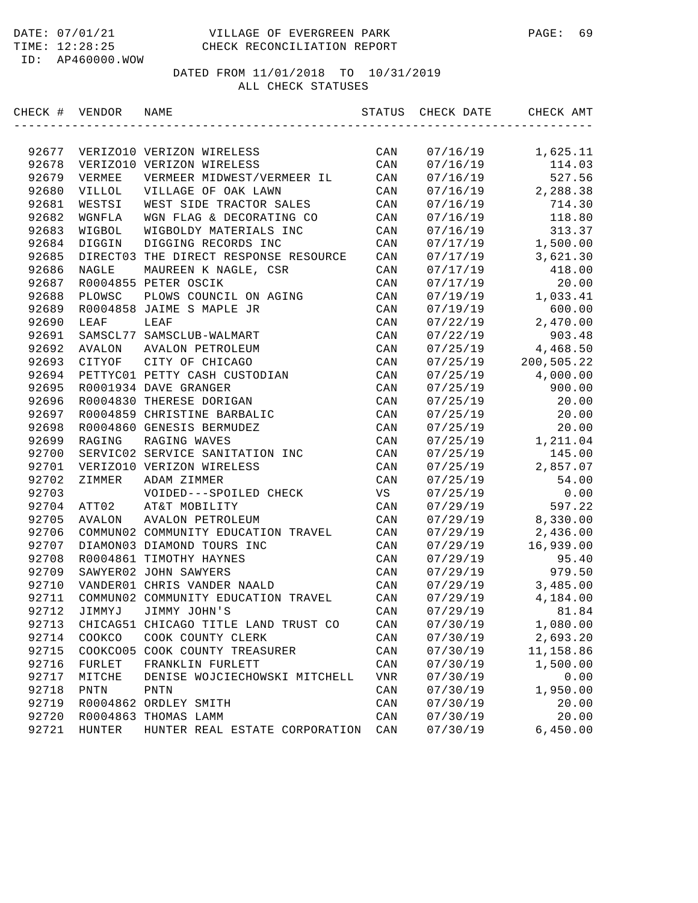DATE: 07/01/21 VILLAGE OF EVERGREEN PARK
TIME: 12:28:25 CHECK RECONCILIATION REPORT
ID: AP460000.WOW

DATED FROM 11/01/2018 TO 10/31/2019
ALL CHECK STATUSES

| CHECK # | VENDOR | NAME | STATUS | CHECK DATE | CHECK AMT |
|---|---|---|---|---|---|
| 92677 | VERIZO10 | VERIZON WIRELESS | CAN | 07/16/19 | 1,625.11 |
| 92678 | VERIZO10 | VERIZON WIRELESS | CAN | 07/16/19 | 114.03 |
| 92679 | VERMEE | VERMEER MIDWEST/VERMEER IL | CAN | 07/16/19 | 527.56 |
| 92680 | VILLOL | VILLAGE OF OAK LAWN | CAN | 07/16/19 | 2,288.38 |
| 92681 | WESTSI | WEST SIDE TRACTOR SALES | CAN | 07/16/19 | 714.30 |
| 92682 | WGNFLA | WGN FLAG & DECORATING CO | CAN | 07/16/19 | 118.80 |
| 92683 | WIGBOL | WIGBOLDY MATERIALS INC | CAN | 07/16/19 | 313.37 |
| 92684 | DIGGIN | DIGGING RECORDS INC | CAN | 07/17/19 | 1,500.00 |
| 92685 | DIRECT03 | THE DIRECT RESPONSE RESOURCE | CAN | 07/17/19 | 3,621.30 |
| 92686 | NAGLE | MAUREEN K NAGLE, CSR | CAN | 07/17/19 | 418.00 |
| 92687 | R0004855 | PETER OSCIK | CAN | 07/17/19 | 20.00 |
| 92688 | PLOWSC | PLOWS COUNCIL ON AGING | CAN | 07/19/19 | 1,033.41 |
| 92689 | R0004858 | JAIME S MAPLE JR | CAN | 07/19/19 | 600.00 |
| 92690 | LEAF | LEAF | CAN | 07/22/19 | 2,470.00 |
| 92691 | SAMSCL77 | SAMSCLUB-WALMART | CAN | 07/22/19 | 903.48 |
| 92692 | AVALON | AVALON PETROLEUM | CAN | 07/25/19 | 4,468.50 |
| 92693 | CITYOF | CITY OF CHICAGO | CAN | 07/25/19 | 200,505.22 |
| 92694 | PETTYC01 | PETTY CASH CUSTODIAN | CAN | 07/25/19 | 4,000.00 |
| 92695 | R0001934 | DAVE GRANGER | CAN | 07/25/19 | 900.00 |
| 92696 | R0004830 | THERESE DORIGAN | CAN | 07/25/19 | 20.00 |
| 92697 | R0004859 | CHRISTINE BARBALIC | CAN | 07/25/19 | 20.00 |
| 92698 | R0004860 | GENESIS BERMUDEZ | CAN | 07/25/19 | 20.00 |
| 92699 | RAGING | RAGING WAVES | CAN | 07/25/19 | 1,211.04 |
| 92700 | SERVIC02 | SERVICE SANITATION INC | CAN | 07/25/19 | 145.00 |
| 92701 | VERIZO10 | VERIZON WIRELESS | CAN | 07/25/19 | 2,857.07 |
| 92702 | ZIMMER | ADAM ZIMMER | CAN | 07/25/19 | 54.00 |
| 92703 | | VOIDED---SPOILED CHECK | VS | 07/25/19 | 0.00 |
| 92704 | ATT02 | AT&T MOBILITY | CAN | 07/29/19 | 597.22 |
| 92705 | AVALON | AVALON PETROLEUM | CAN | 07/29/19 | 8,330.00 |
| 92706 | COMMUN02 | COMMUNITY EDUCATION TRAVEL | CAN | 07/29/19 | 2,436.00 |
| 92707 | DIAMON03 | DIAMOND TOURS INC | CAN | 07/29/19 | 16,939.00 |
| 92708 | R0004861 | TIMOTHY HAYNES | CAN | 07/29/19 | 95.40 |
| 92709 | SAWYER02 | JOHN SAWYERS | CAN | 07/29/19 | 979.50 |
| 92710 | VANDER01 | CHRIS VANDER NAALD | CAN | 07/29/19 | 3,485.00 |
| 92711 | COMMUN02 | COMMUNITY EDUCATION TRAVEL | CAN | 07/29/19 | 4,184.00 |
| 92712 | JIMMYJ | JIMMY JOHN'S | CAN | 07/29/19 | 81.84 |
| 92713 | CHICAG51 | CHICAGO TITLE LAND TRUST CO | CAN | 07/30/19 | 1,080.00 |
| 92714 | COOKCO | COOK COUNTY CLERK | CAN | 07/30/19 | 2,693.20 |
| 92715 | COOKCO05 | COOK COUNTY TREASURER | CAN | 07/30/19 | 11,158.86 |
| 92716 | FURLET | FRANKLIN FURLETT | CAN | 07/30/19 | 1,500.00 |
| 92717 | MITCHE | DENISE WOJCIECHOWSKI MITCHELL | VNR | 07/30/19 | 0.00 |
| 92718 | PNTN | PNTN | CAN | 07/30/19 | 1,950.00 |
| 92719 | R0004862 | ORDLEY SMITH | CAN | 07/30/19 | 20.00 |
| 92720 | R0004863 | THOMAS LAMM | CAN | 07/30/19 | 20.00 |
| 92721 | HUNTER | HUNTER REAL ESTATE CORPORATION | CAN | 07/30/19 | 6,450.00 |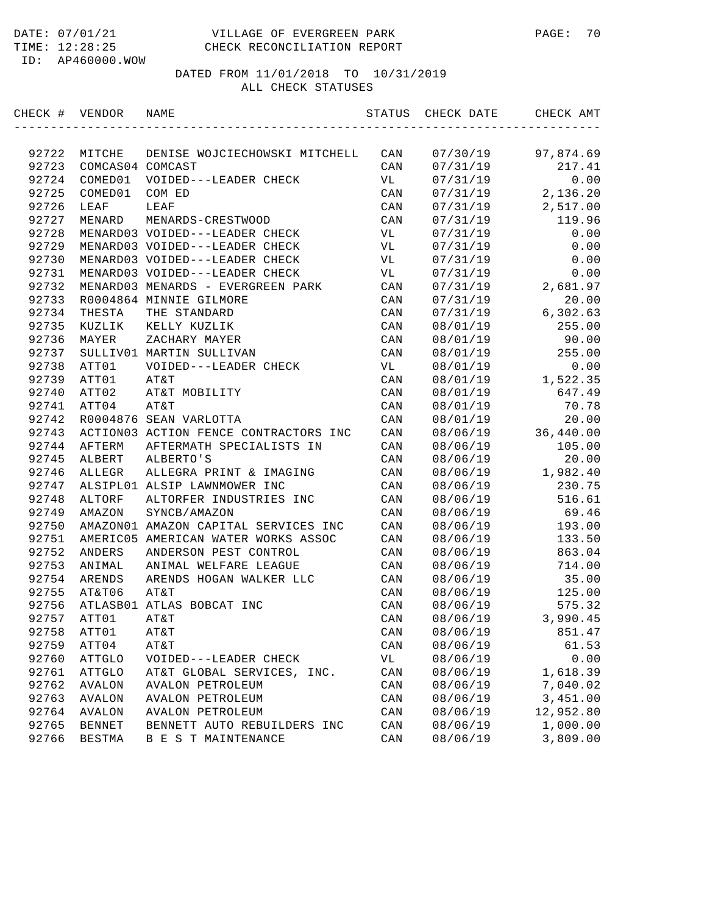DATE: 07/01/21 VILLAGE OF EVERGREEN PARK
TIME: 12:28:25 CHECK RECONCILIATION REPORT
ID: AP460000.WOW

DATED FROM 11/01/2018 TO 10/31/2019
ALL CHECK STATUSES

| CHECK # | VENDOR | NAME | STATUS | CHECK DATE | CHECK AMT |
|---|---|---|---|---|---|
| 92722 | MITCHE | DENISE WOJCIECHOWSKI MITCHELL | CAN | 07/30/19 | 97,874.69 |
| 92723 | COMCAS04 | COMCAST | CAN | 07/31/19 | 217.41 |
| 92724 | COMED01 | VOIDED---LEADER CHECK | VL | 07/31/19 | 0.00 |
| 92725 | COMED01 | COM ED | CAN | 07/31/19 | 2,136.20 |
| 92726 | LEAF | LEAF | CAN | 07/31/19 | 2,517.00 |
| 92727 | MENARD | MENARDS-CRESTWOOD | CAN | 07/31/19 | 119.96 |
| 92728 | MENARD03 | VOIDED---LEADER CHECK | VL | 07/31/19 | 0.00 |
| 92729 | MENARD03 | VOIDED---LEADER CHECK | VL | 07/31/19 | 0.00 |
| 92730 | MENARD03 | VOIDED---LEADER CHECK | VL | 07/31/19 | 0.00 |
| 92731 | MENARD03 | VOIDED---LEADER CHECK | VL | 07/31/19 | 0.00 |
| 92732 | MENARD03 | MENARDS - EVERGREEN PARK | CAN | 07/31/19 | 2,681.97 |
| 92733 | R0004864 | MINNIE GILMORE | CAN | 07/31/19 | 20.00 |
| 92734 | THESTA | THE STANDARD | CAN | 07/31/19 | 6,302.63 |
| 92735 | KUZLIK | KELLY KUZLIK | CAN | 08/01/19 | 255.00 |
| 92736 | MAYER | ZACHARY MAYER | CAN | 08/01/19 | 90.00 |
| 92737 | SULLIV01 | MARTIN SULLIVAN | CAN | 08/01/19 | 255.00 |
| 92738 | ATT01 | VOIDED---LEADER CHECK | VL | 08/01/19 | 0.00 |
| 92739 | ATT01 | AT&T | CAN | 08/01/19 | 1,522.35 |
| 92740 | ATT02 | AT&T MOBILITY | CAN | 08/01/19 | 647.49 |
| 92741 | ATT04 | AT&T | CAN | 08/01/19 | 70.78 |
| 92742 | R0004876 | SEAN VARLOTTA | CAN | 08/01/19 | 20.00 |
| 92743 | ACTION03 | ACTION FENCE CONTRACTORS INC | CAN | 08/06/19 | 36,440.00 |
| 92744 | AFTERM | AFTERMATH SPECIALISTS IN | CAN | 08/06/19 | 105.00 |
| 92745 | ALBERT | ALBERTO'S | CAN | 08/06/19 | 20.00 |
| 92746 | ALLEGR | ALLEGRA PRINT & IMAGING | CAN | 08/06/19 | 1,982.40 |
| 92747 | ALSIPL01 | ALSIP LAWNMOWER INC | CAN | 08/06/19 | 230.75 |
| 92748 | ALTORF | ALTORFER INDUSTRIES INC | CAN | 08/06/19 | 516.61 |
| 92749 | AMAZON | SYNCB/AMAZON | CAN | 08/06/19 | 69.46 |
| 92750 | AMAZON01 | AMAZON CAPITAL SERVICES INC | CAN | 08/06/19 | 193.00 |
| 92751 | AMERIC05 | AMERICAN WATER WORKS ASSOC | CAN | 08/06/19 | 133.50 |
| 92752 | ANDERS | ANDERSON PEST CONTROL | CAN | 08/06/19 | 863.04 |
| 92753 | ANIMAL | ANIMAL WELFARE LEAGUE | CAN | 08/06/19 | 714.00 |
| 92754 | ARENDS | ARENDS HOGAN WALKER LLC | CAN | 08/06/19 | 35.00 |
| 92755 | AT&T06 | AT&T | CAN | 08/06/19 | 125.00 |
| 92756 | ATLASB01 | ATLAS BOBCAT INC | CAN | 08/06/19 | 575.32 |
| 92757 | ATT01 | AT&T | CAN | 08/06/19 | 3,990.45 |
| 92758 | ATT01 | AT&T | CAN | 08/06/19 | 851.47 |
| 92759 | ATT04 | AT&T | CAN | 08/06/19 | 61.53 |
| 92760 | ATTGLO | VOIDED---LEADER CHECK | VL | 08/06/19 | 0.00 |
| 92761 | ATTGLO | AT&T GLOBAL SERVICES, INC. | CAN | 08/06/19 | 1,618.39 |
| 92762 | AVALON | AVALON PETROLEUM | CAN | 08/06/19 | 7,040.02 |
| 92763 | AVALON | AVALON PETROLEUM | CAN | 08/06/19 | 3,451.00 |
| 92764 | AVALON | AVALON PETROLEUM | CAN | 08/06/19 | 12,952.80 |
| 92765 | BENNET | BENNETT AUTO REBUILDERS INC | CAN | 08/06/19 | 1,000.00 |
| 92766 | BESTMA | B E S T MAINTENANCE | CAN | 08/06/19 | 3,809.00 |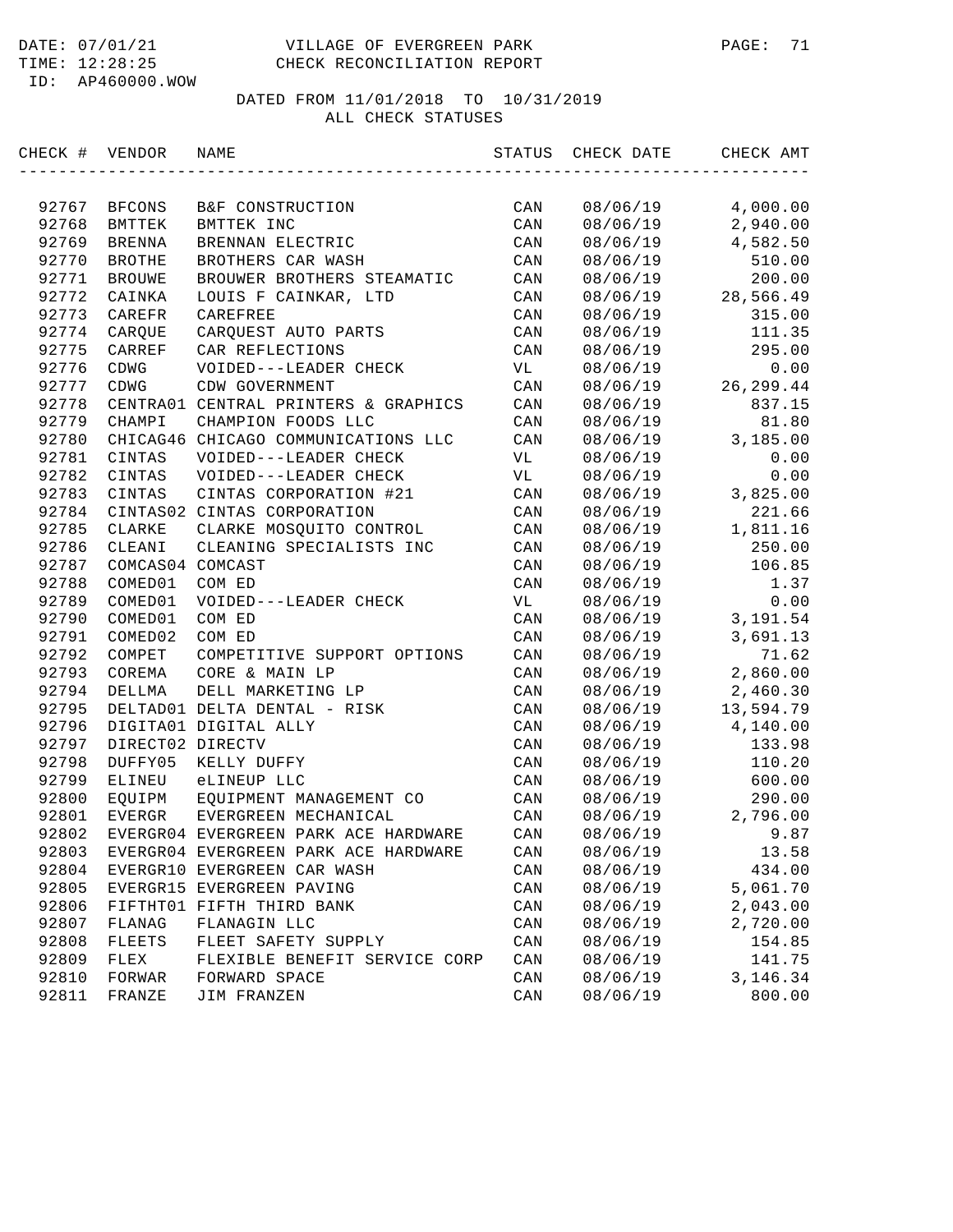DATE: 07/01/21 VILLAGE OF EVERGREEN PARK
TIME: 12:28:25 CHECK RECONCILIATION REPORT
ID: AP460000.WOW

DATED FROM 11/01/2018 TO 10/31/2019
ALL CHECK STATUSES

| CHECK # | VENDOR | NAME | STATUS | CHECK DATE | CHECK AMT |
|---|---|---|---|---|---|
| 92767 | BFCONS | B&F CONSTRUCTION | CAN | 08/06/19 | 4,000.00 |
| 92768 | BMTTEK | BMTTEK INC | CAN | 08/06/19 | 2,940.00 |
| 92769 | BRENNA | BRENNAN ELECTRIC | CAN | 08/06/19 | 4,582.50 |
| 92770 | BROTHE | BROTHERS CAR WASH | CAN | 08/06/19 | 510.00 |
| 92771 | BROUWE | BROUWER BROTHERS STEAMATIC | CAN | 08/06/19 | 200.00 |
| 92772 | CAINKA | LOUIS F CAINKAR, LTD | CAN | 08/06/19 | 28,566.49 |
| 92773 | CAREFR | CAREFREE | CAN | 08/06/19 | 315.00 |
| 92774 | CARQUE | CARQUEST AUTO PARTS | CAN | 08/06/19 | 111.35 |
| 92775 | CARREF | CAR REFLECTIONS | CAN | 08/06/19 | 295.00 |
| 92776 | CDWG | VOIDED---LEADER CHECK | VL | 08/06/19 | 0.00 |
| 92777 | CDWG | CDW GOVERNMENT | CAN | 08/06/19 | 26,299.44 |
| 92778 | CENTRA01 | CENTRAL PRINTERS & GRAPHICS | CAN | 08/06/19 | 837.15 |
| 92779 | CHAMPI | CHAMPION FOODS LLC | CAN | 08/06/19 | 81.80 |
| 92780 | CHICAG46 | CHICAGO COMMUNICATIONS LLC | CAN | 08/06/19 | 3,185.00 |
| 92781 | CINTAS | VOIDED---LEADER CHECK | VL | 08/06/19 | 0.00 |
| 92782 | CINTAS | VOIDED---LEADER CHECK | VL | 08/06/19 | 0.00 |
| 92783 | CINTAS | CINTAS CORPORATION #21 | CAN | 08/06/19 | 3,825.00 |
| 92784 | CINTAS02 | CINTAS CORPORATION | CAN | 08/06/19 | 221.66 |
| 92785 | CLARKE | CLARKE MOSQUITO CONTROL | CAN | 08/06/19 | 1,811.16 |
| 92786 | CLEANI | CLEANING SPECIALISTS INC | CAN | 08/06/19 | 250.00 |
| 92787 | COMCAS04 | COMCAST | CAN | 08/06/19 | 106.85 |
| 92788 | COMED01 | COM ED | CAN | 08/06/19 | 1.37 |
| 92789 | COMED01 | VOIDED---LEADER CHECK | VL | 08/06/19 | 0.00 |
| 92790 | COMED01 | COM ED | CAN | 08/06/19 | 3,191.54 |
| 92791 | COMED02 | COM ED | CAN | 08/06/19 | 3,691.13 |
| 92792 | COMPET | COMPETITIVE SUPPORT OPTIONS | CAN | 08/06/19 | 71.62 |
| 92793 | COREMA | CORE & MAIN LP | CAN | 08/06/19 | 2,860.00 |
| 92794 | DELLMA | DELL MARKETING LP | CAN | 08/06/19 | 2,460.30 |
| 92795 | DELTAD01 | DELTA DENTAL - RISK | CAN | 08/06/19 | 13,594.79 |
| 92796 | DIGITA01 | DIGITAL ALLY | CAN | 08/06/19 | 4,140.00 |
| 92797 | DIRECT02 | DIRECTV | CAN | 08/06/19 | 133.98 |
| 92798 | DUFFY05 | KELLY DUFFY | CAN | 08/06/19 | 110.20 |
| 92799 | ELINEU | eLINEUP LLC | CAN | 08/06/19 | 600.00 |
| 92800 | EQUIPM | EQUIPMENT MANAGEMENT CO | CAN | 08/06/19 | 290.00 |
| 92801 | EVERGR | EVERGREEN MECHANICAL | CAN | 08/06/19 | 2,796.00 |
| 92802 | EVERGR04 | EVERGREEN PARK ACE HARDWARE | CAN | 08/06/19 | 9.87 |
| 92803 | EVERGR04 | EVERGREEN PARK ACE HARDWARE | CAN | 08/06/19 | 13.58 |
| 92804 | EVERGR10 | EVERGREEN CAR WASH | CAN | 08/06/19 | 434.00 |
| 92805 | EVERGR15 | EVERGREEN PAVING | CAN | 08/06/19 | 5,061.70 |
| 92806 | FIFTHT01 | FIFTH THIRD BANK | CAN | 08/06/19 | 2,043.00 |
| 92807 | FLANAG | FLANAGIN LLC | CAN | 08/06/19 | 2,720.00 |
| 92808 | FLEETS | FLEET SAFETY SUPPLY | CAN | 08/06/19 | 154.85 |
| 92809 | FLEX | FLEXIBLE BENEFIT SERVICE CORP | CAN | 08/06/19 | 141.75 |
| 92810 | FORWAR | FORWARD SPACE | CAN | 08/06/19 | 3,146.34 |
| 92811 | FRANZE | JIM FRANZEN | CAN | 08/06/19 | 800.00 |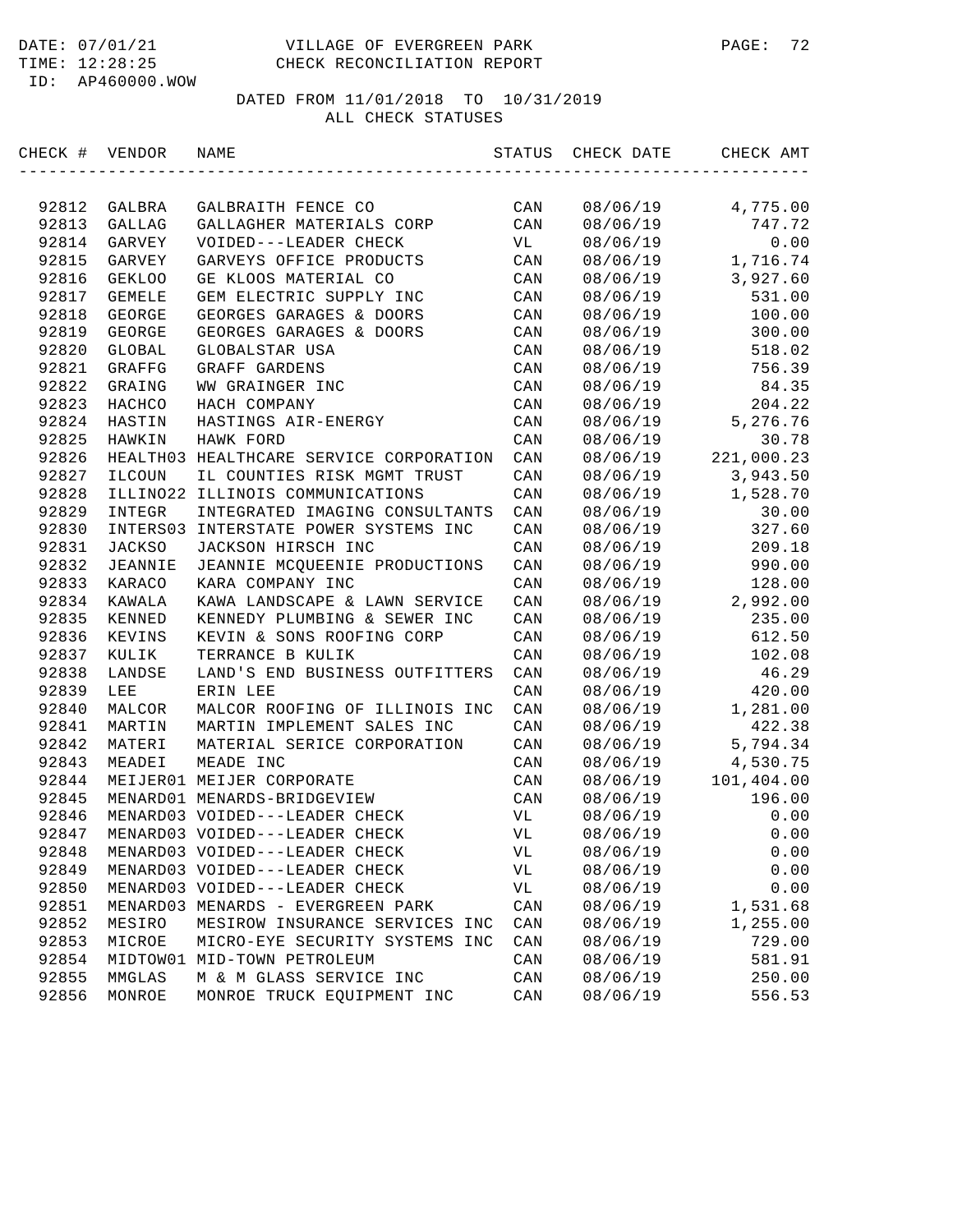DATE: 07/01/21 VILLAGE OF EVERGREEN PARK
TIME: 12:28:25 CHECK RECONCILIATION REPORT
ID: AP460000.WOW

DATED FROM 11/01/2018 TO 10/31/2019
ALL CHECK STATUSES

| CHECK # | VENDOR | NAME | STATUS | CHECK DATE | CHECK AMT |
|---|---|---|---|---|---|
| 92812 | GALBRA | GALBRAITH FENCE CO | CAN | 08/06/19 | 4,775.00 |
| 92813 | GALLAG | GALLAGHER MATERIALS CORP | CAN | 08/06/19 | 747.72 |
| 92814 | GARVEY | VOIDED---LEADER CHECK | VL | 08/06/19 | 0.00 |
| 92815 | GARVEY | GARVEYS OFFICE PRODUCTS | CAN | 08/06/19 | 1,716.74 |
| 92816 | GEKLOO | GE KLOOS MATERIAL CO | CAN | 08/06/19 | 3,927.60 |
| 92817 | GEMELE | GEM ELECTRIC SUPPLY INC | CAN | 08/06/19 | 531.00 |
| 92818 | GEORGE | GEORGES GARAGES & DOORS | CAN | 08/06/19 | 100.00 |
| 92819 | GEORGE | GEORGES GARAGES & DOORS | CAN | 08/06/19 | 300.00 |
| 92820 | GLOBAL | GLOBALSTAR USA | CAN | 08/06/19 | 518.02 |
| 92821 | GRAFFG | GRAFF GARDENS | CAN | 08/06/19 | 756.39 |
| 92822 | GRAING | WW GRAINGER INC | CAN | 08/06/19 | 84.35 |
| 92823 | HACHCO | HACH COMPANY | CAN | 08/06/19 | 204.22 |
| 92824 | HASTIN | HASTINGS AIR-ENERGY | CAN | 08/06/19 | 5,276.76 |
| 92825 | HAWKIN | HAWK FORD | CAN | 08/06/19 | 30.78 |
| 92826 | HEALTH03 | HEALTHCARE SERVICE CORPORATION | CAN | 08/06/19 | 221,000.23 |
| 92827 | ILCOUN | IL COUNTIES RISK MGMT TRUST | CAN | 08/06/19 | 3,943.50 |
| 92828 | ILLINO22 | ILLINOIS COMMUNICATIONS | CAN | 08/06/19 | 1,528.70 |
| 92829 | INTEGR | INTEGRATED IMAGING CONSULTANTS | CAN | 08/06/19 | 30.00 |
| 92830 | INTERS03 | INTERSTATE POWER SYSTEMS INC | CAN | 08/06/19 | 327.60 |
| 92831 | JACKSO | JACKSON HIRSCH INC | CAN | 08/06/19 | 209.18 |
| 92832 | JEANNIE | JEANNIE MCQUEENIE PRODUCTIONS | CAN | 08/06/19 | 990.00 |
| 92833 | KARACO | KARA COMPANY INC | CAN | 08/06/19 | 128.00 |
| 92834 | KAWALA | KAWA LANDSCAPE & LAWN SERVICE | CAN | 08/06/19 | 2,992.00 |
| 92835 | KENNED | KENNEDY PLUMBING & SEWER INC | CAN | 08/06/19 | 235.00 |
| 92836 | KEVINS | KEVIN & SONS ROOFING CORP | CAN | 08/06/19 | 612.50 |
| 92837 | KULIK | TERRANCE B KULIK | CAN | 08/06/19 | 102.08 |
| 92838 | LANDSE | LAND'S END BUSINESS OUTFITTERS | CAN | 08/06/19 | 46.29 |
| 92839 | LEE | ERIN LEE | CAN | 08/06/19 | 420.00 |
| 92840 | MALCOR | MALCOR ROOFING OF ILLINOIS INC | CAN | 08/06/19 | 1,281.00 |
| 92841 | MARTIN | MARTIN IMPLEMENT SALES INC | CAN | 08/06/19 | 422.38 |
| 92842 | MATERI | MATERIAL SERICE CORPORATION | CAN | 08/06/19 | 5,794.34 |
| 92843 | MEADEI | MEADE INC | CAN | 08/06/19 | 4,530.75 |
| 92844 | MEIJER01 | MEIJER CORPORATE | CAN | 08/06/19 | 101,404.00 |
| 92845 | MENARD01 | MENARDS-BRIDGEVIEW | CAN | 08/06/19 | 196.00 |
| 92846 | MENARD03 | VOIDED---LEADER CHECK | VL | 08/06/19 | 0.00 |
| 92847 | MENARD03 | VOIDED---LEADER CHECK | VL | 08/06/19 | 0.00 |
| 92848 | MENARD03 | VOIDED---LEADER CHECK | VL | 08/06/19 | 0.00 |
| 92849 | MENARD03 | VOIDED---LEADER CHECK | VL | 08/06/19 | 0.00 |
| 92850 | MENARD03 | VOIDED---LEADER CHECK | VL | 08/06/19 | 0.00 |
| 92851 | MENARD03 | MENARDS - EVERGREEN PARK | CAN | 08/06/19 | 1,531.68 |
| 92852 | MESIRO | MESIROW INSURANCE SERVICES INC | CAN | 08/06/19 | 1,255.00 |
| 92853 | MICROE | MICRO-EYE SECURITY SYSTEMS INC | CAN | 08/06/19 | 729.00 |
| 92854 | MIDTOW01 | MID-TOWN PETROLEUM | CAN | 08/06/19 | 581.91 |
| 92855 | MMGLAS | M & M GLASS SERVICE INC | CAN | 08/06/19 | 250.00 |
| 92856 | MONROE | MONROE TRUCK EQUIPMENT INC | CAN | 08/06/19 | 556.53 |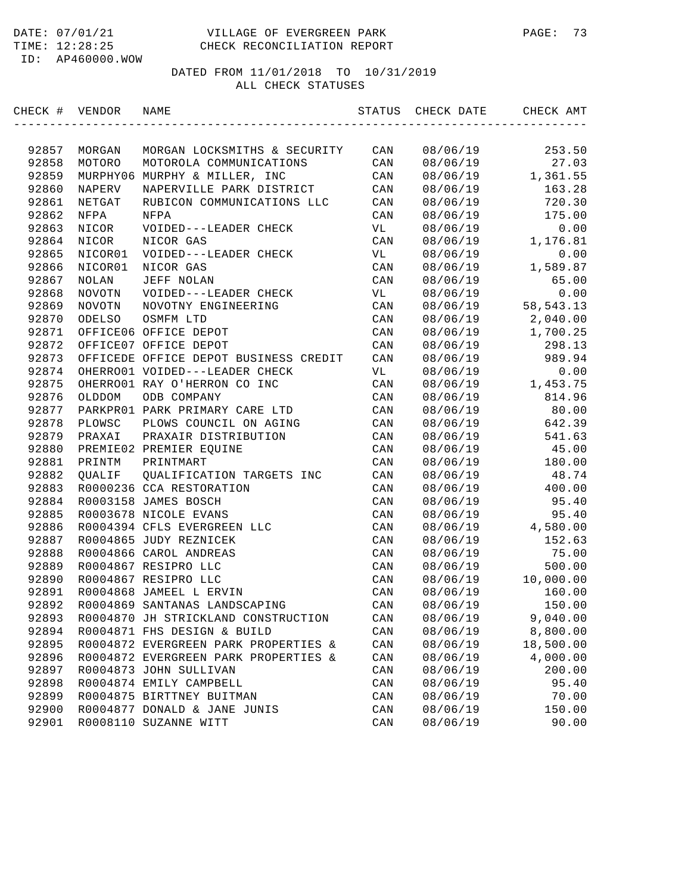DATE: 07/01/21 VILLAGE OF EVERGREEN PARK
TIME: 12:28:25 CHECK RECONCILIATION REPORT
ID: AP460000.WOW

DATED FROM 11/01/2018 TO 10/31/2019
ALL CHECK STATUSES

| CHECK # | VENDOR | NAME | STATUS | CHECK DATE | CHECK AMT |
|---|---|---|---|---|---|
| 92857 | MORGAN | MORGAN LOCKSMITHS & SECURITY | CAN | 08/06/19 | 253.50 |
| 92858 | MOTORO | MOTOROLA COMMUNICATIONS | CAN | 08/06/19 | 27.03 |
| 92859 | MURPHY06 | MURPHY & MILLER, INC | CAN | 08/06/19 | 1,361.55 |
| 92860 | NAPERV | NAPERVILLE PARK DISTRICT | CAN | 08/06/19 | 163.28 |
| 92861 | NETGAT | RUBICON COMMUNICATIONS LLC | CAN | 08/06/19 | 720.30 |
| 92862 | NFPA | NFPA | CAN | 08/06/19 | 175.00 |
| 92863 | NICOR | VOIDED---LEADER CHECK | VL | 08/06/19 | 0.00 |
| 92864 | NICOR | NICOR GAS | CAN | 08/06/19 | 1,176.81 |
| 92865 | NICOR01 | VOIDED---LEADER CHECK | VL | 08/06/19 | 0.00 |
| 92866 | NICOR01 | NICOR GAS | CAN | 08/06/19 | 1,589.87 |
| 92867 | NOLAN | JEFF NOLAN | CAN | 08/06/19 | 65.00 |
| 92868 | NOVOTN | VOIDED---LEADER CHECK | VL | 08/06/19 | 0.00 |
| 92869 | NOVOTN | NOVOTNY ENGINEERING | CAN | 08/06/19 | 58,543.13 |
| 92870 | ODELSO | OSMFM LTD | CAN | 08/06/19 | 2,040.00 |
| 92871 | OFFICE06 | OFFICE DEPOT | CAN | 08/06/19 | 1,700.25 |
| 92872 | OFFICE07 | OFFICE DEPOT | CAN | 08/06/19 | 298.13 |
| 92873 | OFFICEDE | OFFICE DEPOT BUSINESS CREDIT | CAN | 08/06/19 | 989.94 |
| 92874 | OHERRO01 | VOIDED---LEADER CHECK | VL | 08/06/19 | 0.00 |
| 92875 | OHERRO01 | RAY O'HERRON CO INC | CAN | 08/06/19 | 1,453.75 |
| 92876 | OLDDOM | ODB COMPANY | CAN | 08/06/19 | 814.96 |
| 92877 | PARKPR01 | PARK PRIMARY CARE LTD | CAN | 08/06/19 | 80.00 |
| 92878 | PLOWSC | PLOWS COUNCIL ON AGING | CAN | 08/06/19 | 642.39 |
| 92879 | PRAXAI | PRAXAIR DISTRIBUTION | CAN | 08/06/19 | 541.63 |
| 92880 | PREMIE02 | PREMIER EQUINE | CAN | 08/06/19 | 45.00 |
| 92881 | PRINTM | PRINTMART | CAN | 08/06/19 | 180.00 |
| 92882 | QUALIF | QUALIFICATION TARGETS INC | CAN | 08/06/19 | 48.74 |
| 92883 | R0000236 | CCA RESTORATION | CAN | 08/06/19 | 400.00 |
| 92884 | R0003158 | JAMES BOSCH | CAN | 08/06/19 | 95.40 |
| 92885 | R0003678 | NICOLE EVANS | CAN | 08/06/19 | 95.40 |
| 92886 | R0004394 | CFLS EVERGREEN LLC | CAN | 08/06/19 | 4,580.00 |
| 92887 | R0004865 | JUDY REZNICEK | CAN | 08/06/19 | 152.63 |
| 92888 | R0004866 | CAROL ANDREAS | CAN | 08/06/19 | 75.00 |
| 92889 | R0004867 | RESIPRO LLC | CAN | 08/06/19 | 500.00 |
| 92890 | R0004867 | RESIPRO LLC | CAN | 08/06/19 | 10,000.00 |
| 92891 | R0004868 | JAMEEL L ERVIN | CAN | 08/06/19 | 160.00 |
| 92892 | R0004869 | SANTANAS LANDSCAPING | CAN | 08/06/19 | 150.00 |
| 92893 | R0004870 | JH STRICKLAND CONSTRUCTION | CAN | 08/06/19 | 9,040.00 |
| 92894 | R0004871 | FHS DESIGN & BUILD | CAN | 08/06/19 | 8,800.00 |
| 92895 | R0004872 | EVERGREEN PARK PROPERTIES & | CAN | 08/06/19 | 18,500.00 |
| 92896 | R0004872 | EVERGREEN PARK PROPERTIES & | CAN | 08/06/19 | 4,000.00 |
| 92897 | R0004873 | JOHN SULLIVAN | CAN | 08/06/19 | 200.00 |
| 92898 | R0004874 | EMILY CAMPBELL | CAN | 08/06/19 | 95.40 |
| 92899 | R0004875 | BIRTTNEY BUITMAN | CAN | 08/06/19 | 70.00 |
| 92900 | R0004877 | DONALD & JANE JUNIS | CAN | 08/06/19 | 150.00 |
| 92901 | R0008110 | SUZANNE WITT | CAN | 08/06/19 | 90.00 |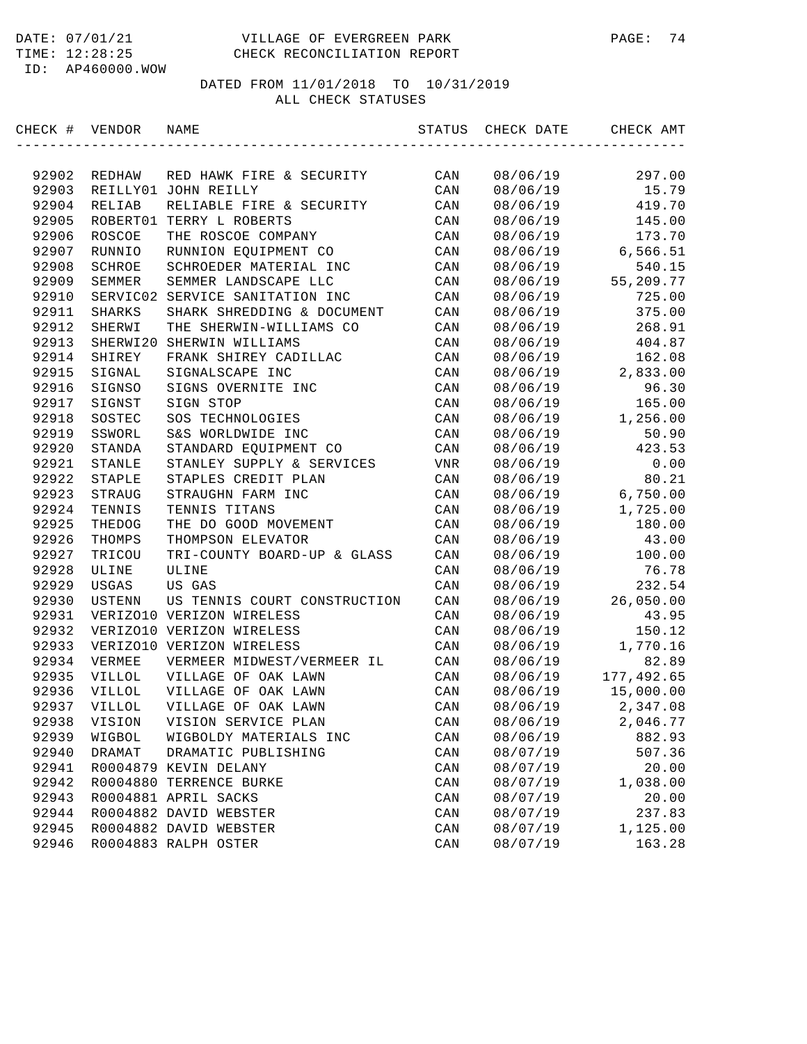DATE: 07/01/21 VILLAGE OF EVERGREEN PARK
TIME: 12:28:25 CHECK RECONCILIATION REPORT
ID: AP460000.WOW

DATED FROM 11/01/2018 TO 10/31/2019
ALL CHECK STATUSES

| CHECK # | VENDOR | NAME | STATUS | CHECK DATE | CHECK AMT |
|---|---|---|---|---|---|
| 92902 | REDHAW | RED HAWK FIRE & SECURITY | CAN | 08/06/19 | 297.00 |
| 92903 | REILLY01 | JOHN REILLY | CAN | 08/06/19 | 15.79 |
| 92904 | RELIAB | RELIABLE FIRE & SECURITY | CAN | 08/06/19 | 419.70 |
| 92905 | ROBERT01 | TERRY L ROBERTS | CAN | 08/06/19 | 145.00 |
| 92906 | ROSCOE | THE ROSCOE COMPANY | CAN | 08/06/19 | 173.70 |
| 92907 | RUNNIO | RUNNION EQUIPMENT CO | CAN | 08/06/19 | 6,566.51 |
| 92908 | SCHROE | SCHROEDER MATERIAL INC | CAN | 08/06/19 | 540.15 |
| 92909 | SEMMER | SEMMER LANDSCAPE LLC | CAN | 08/06/19 | 55,209.77 |
| 92910 | SERVIC02 | SERVICE SANITATION INC | CAN | 08/06/19 | 725.00 |
| 92911 | SHARKS | SHARK SHREDDING & DOCUMENT | CAN | 08/06/19 | 375.00 |
| 92912 | SHERWI | THE SHERWIN-WILLIAMS CO | CAN | 08/06/19 | 268.91 |
| 92913 | SHERWI20 | SHERWIN WILLIAMS | CAN | 08/06/19 | 404.87 |
| 92914 | SHIREY | FRANK SHIREY CADILLAC | CAN | 08/06/19 | 162.08 |
| 92915 | SIGNAL | SIGNALSCAPE INC | CAN | 08/06/19 | 2,833.00 |
| 92916 | SIGNSO | SIGNS OVERNITE INC | CAN | 08/06/19 | 96.30 |
| 92917 | SIGNST | SIGN STOP | CAN | 08/06/19 | 165.00 |
| 92918 | SOSTEC | SOS TECHNOLOGIES | CAN | 08/06/19 | 1,256.00 |
| 92919 | SSWORL | S&S WORLDWIDE INC | CAN | 08/06/19 | 50.90 |
| 92920 | STANDA | STANDARD EQUIPMENT CO | CAN | 08/06/19 | 423.53 |
| 92921 | STANLE | STANLEY SUPPLY & SERVICES | VNR | 08/06/19 | 0.00 |
| 92922 | STAPLE | STAPLES CREDIT PLAN | CAN | 08/06/19 | 80.21 |
| 92923 | STRAUG | STRAUGHN FARM INC | CAN | 08/06/19 | 6,750.00 |
| 92924 | TENNIS | TENNIS TITANS | CAN | 08/06/19 | 1,725.00 |
| 92925 | THEDOG | THE DO GOOD MOVEMENT | CAN | 08/06/19 | 180.00 |
| 92926 | THOMPS | THOMPSON ELEVATOR | CAN | 08/06/19 | 43.00 |
| 92927 | TRICOU | TRI-COUNTY BOARD-UP & GLASS | CAN | 08/06/19 | 100.00 |
| 92928 | ULINE | ULINE | CAN | 08/06/19 | 76.78 |
| 92929 | USGAS | US GAS | CAN | 08/06/19 | 232.54 |
| 92930 | USTENN | US TENNIS COURT CONSTRUCTION | CAN | 08/06/19 | 26,050.00 |
| 92931 | VERIZO10 | VERIZON WIRELESS | CAN | 08/06/19 | 43.95 |
| 92932 | VERIZO10 | VERIZON WIRELESS | CAN | 08/06/19 | 150.12 |
| 92933 | VERIZO10 | VERIZON WIRELESS | CAN | 08/06/19 | 1,770.16 |
| 92934 | VERMEE | VERMEER MIDWEST/VERMEER IL | CAN | 08/06/19 | 82.89 |
| 92935 | VILLOL | VILLAGE OF OAK LAWN | CAN | 08/06/19 | 177,492.65 |
| 92936 | VILLOL | VILLAGE OF OAK LAWN | CAN | 08/06/19 | 15,000.00 |
| 92937 | VILLOL | VILLAGE OF OAK LAWN | CAN | 08/06/19 | 2,347.08 |
| 92938 | VISION | VISION SERVICE PLAN | CAN | 08/06/19 | 2,046.77 |
| 92939 | WIGBOL | WIGBOLDY MATERIALS INC | CAN | 08/06/19 | 882.93 |
| 92940 | DRAMAT | DRAMATIC PUBLISHING | CAN | 08/07/19 | 507.36 |
| 92941 | R0004879 | KEVIN DELANY | CAN | 08/07/19 | 20.00 |
| 92942 | R0004880 | TERRENCE BURKE | CAN | 08/07/19 | 1,038.00 |
| 92943 | R0004881 | APRIL SACKS | CAN | 08/07/19 | 20.00 |
| 92944 | R0004882 | DAVID WEBSTER | CAN | 08/07/19 | 237.83 |
| 92945 | R0004882 | DAVID WEBSTER | CAN | 08/07/19 | 1,125.00 |
| 92946 | R0004883 | RALPH OSTER | CAN | 08/07/19 | 163.28 |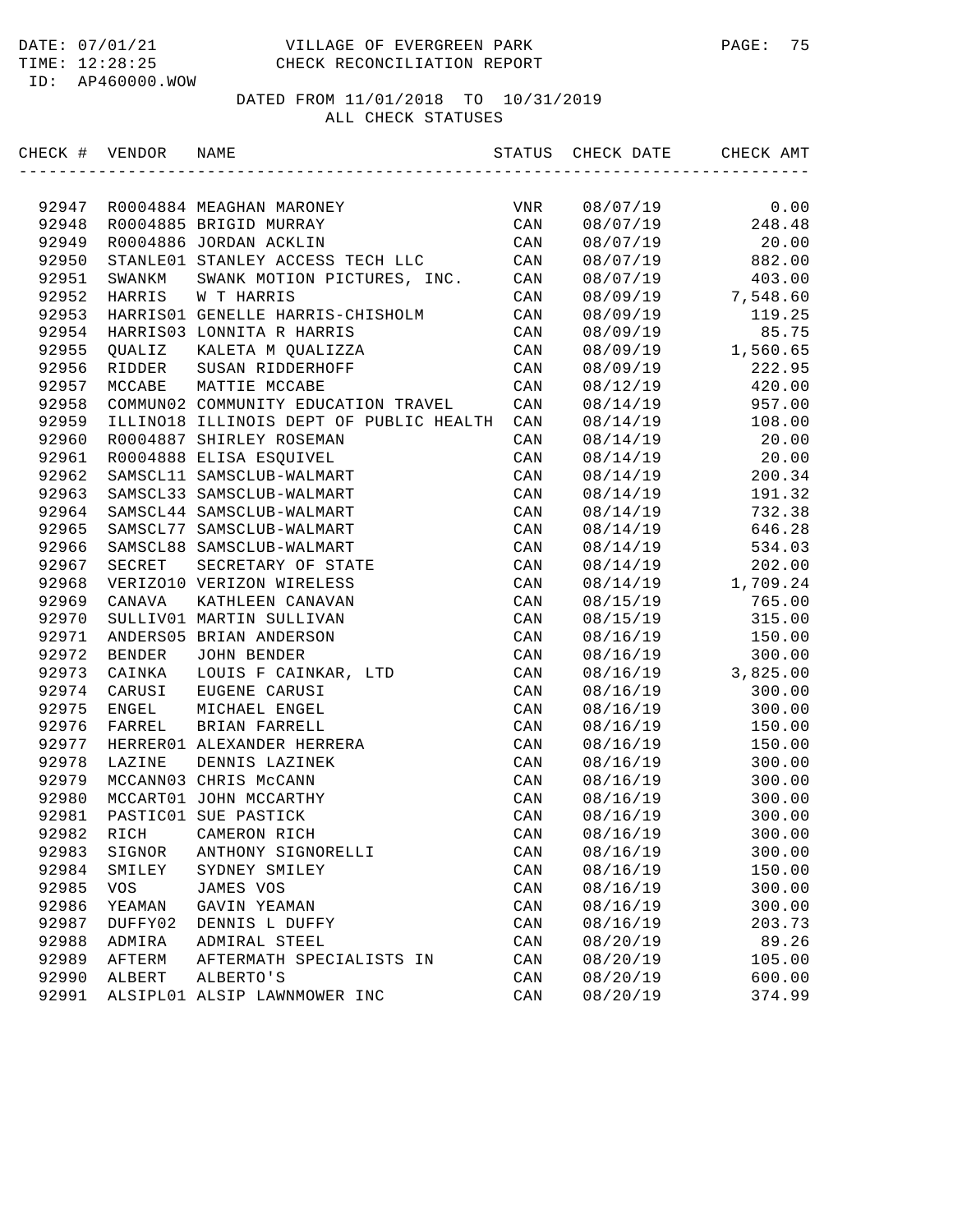VILLAGE OF EVERGREEN PARK
CHECK RECONCILIATION REPORT

DATE: 07/01/21
TIME: 12:28:25
ID: AP460000.WOW

DATED FROM 11/01/2018 TO 10/31/2019
ALL CHECK STATUSES

| CHECK # | VENDOR | NAME | STATUS | CHECK DATE | CHECK AMT |
|---|---|---|---|---|---|
| 92947 | R0004884 | MEAGHAN MARONEY | VNR | 08/07/19 | 0.00 |
| 92948 | R0004885 | BRIGID MURRAY | CAN | 08/07/19 | 248.48 |
| 92949 | R0004886 | JORDAN ACKLIN | CAN | 08/07/19 | 20.00 |
| 92950 | STANLE01 | STANLEY ACCESS TECH LLC | CAN | 08/07/19 | 882.00 |
| 92951 | SWANKM | SWANK MOTION PICTURES, INC. | CAN | 08/07/19 | 403.00 |
| 92952 | HARRIS | W T HARRIS | CAN | 08/09/19 | 7,548.60 |
| 92953 | HARRIS01 | GENELLE HARRIS-CHISHOLM | CAN | 08/09/19 | 119.25 |
| 92954 | HARRIS03 | LONNITA R HARRIS | CAN | 08/09/19 | 85.75 |
| 92955 | QUALIZ | KALETA M QUALIZZA | CAN | 08/09/19 | 1,560.65 |
| 92956 | RIDDER | SUSAN RIDDERHOFF | CAN | 08/09/19 | 222.95 |
| 92957 | MCCABE | MATTIE MCCABE | CAN | 08/12/19 | 420.00 |
| 92958 | COMMUN02 | COMMUNITY EDUCATION TRAVEL | CAN | 08/14/19 | 957.00 |
| 92959 | ILLINO18 | ILLINOIS DEPT OF PUBLIC HEALTH | CAN | 08/14/19 | 108.00 |
| 92960 | R0004887 | SHIRLEY ROSEMAN | CAN | 08/14/19 | 20.00 |
| 92961 | R0004888 | ELISA ESQUIVEL | CAN | 08/14/19 | 20.00 |
| 92962 | SAMSCL11 | SAMSCLUB-WALMART | CAN | 08/14/19 | 200.34 |
| 92963 | SAMSCL33 | SAMSCLUB-WALMART | CAN | 08/14/19 | 191.32 |
| 92964 | SAMSCL44 | SAMSCLUB-WALMART | CAN | 08/14/19 | 732.38 |
| 92965 | SAMSCL77 | SAMSCLUB-WALMART | CAN | 08/14/19 | 646.28 |
| 92966 | SAMSCL88 | SAMSCLUB-WALMART | CAN | 08/14/19 | 534.03 |
| 92967 | SECRET | SECRETARY OF STATE | CAN | 08/14/19 | 202.00 |
| 92968 | VERIZO10 | VERIZON WIRELESS | CAN | 08/14/19 | 1,709.24 |
| 92969 | CANAVA | KATHLEEN CANAVAN | CAN | 08/15/19 | 765.00 |
| 92970 | SULLIV01 | MARTIN SULLIVAN | CAN | 08/15/19 | 315.00 |
| 92971 | ANDERS05 | BRIAN ANDERSON | CAN | 08/16/19 | 150.00 |
| 92972 | BENDER | JOHN BENDER | CAN | 08/16/19 | 300.00 |
| 92973 | CAINKA | LOUIS F CAINKAR, LTD | CAN | 08/16/19 | 3,825.00 |
| 92974 | CARUSI | EUGENE CARUSI | CAN | 08/16/19 | 300.00 |
| 92975 | ENGEL | MICHAEL ENGEL | CAN | 08/16/19 | 300.00 |
| 92976 | FARREL | BRIAN FARRELL | CAN | 08/16/19 | 150.00 |
| 92977 | HERRER01 | ALEXANDER HERRERA | CAN | 08/16/19 | 150.00 |
| 92978 | LAZINE | DENNIS LAZINEK | CAN | 08/16/19 | 300.00 |
| 92979 | MCCANN03 | CHRIS McCANN | CAN | 08/16/19 | 300.00 |
| 92980 | MCCART01 | JOHN MCCARTHY | CAN | 08/16/19 | 300.00 |
| 92981 | PASTIC01 | SUE PASTICK | CAN | 08/16/19 | 300.00 |
| 92982 | RICH | CAMERON RICH | CAN | 08/16/19 | 300.00 |
| 92983 | SIGNOR | ANTHONY SIGNORELLI | CAN | 08/16/19 | 300.00 |
| 92984 | SMILEY | SYDNEY SMILEY | CAN | 08/16/19 | 150.00 |
| 92985 | VOS | JAMES VOS | CAN | 08/16/19 | 300.00 |
| 92986 | YEAMAN | GAVIN YEAMAN | CAN | 08/16/19 | 300.00 |
| 92987 | DUFFY02 | DENNIS L DUFFY | CAN | 08/16/19 | 203.73 |
| 92988 | ADMIRA | ADMIRAL STEEL | CAN | 08/20/19 | 89.26 |
| 92989 | AFTERM | AFTERMATH SPECIALISTS IN | CAN | 08/20/19 | 105.00 |
| 92990 | ALBERT | ALBERTO'S | CAN | 08/20/19 | 600.00 |
| 92991 | ALSIPL01 | ALSIP LAWNMOWER INC | CAN | 08/20/19 | 374.99 |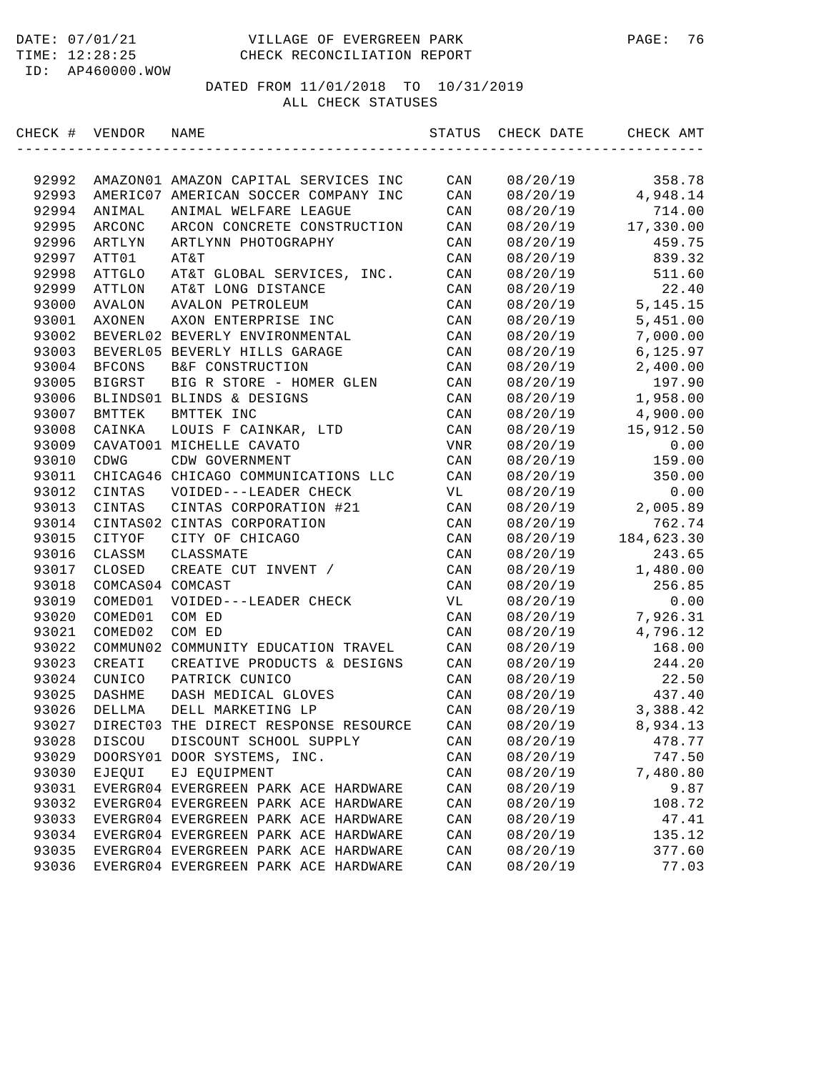# VILLAGE OF EVERGREEN PARK
## CHECK RECONCILIATION REPORT

DATE: 07/01/21
TIME: 12:28:25
ID: AP460000.WOW

DATED FROM 11/01/2018 TO 10/31/2019
ALL CHECK STATUSES

| CHECK # | VENDOR | NAME | STATUS | CHECK DATE | CHECK AMT |
|---|---|---|---|---|---|
| 92992 | AMAZON01 | AMAZON CAPITAL SERVICES INC | CAN | 08/20/19 | 358.78 |
| 92993 | AMERIC07 | AMERICAN SOCCER COMPANY INC | CAN | 08/20/19 | 4,948.14 |
| 92994 | ANIMAL | ANIMAL WELFARE LEAGUE | CAN | 08/20/19 | 714.00 |
| 92995 | ARCONC | ARCON CONCRETE CONSTRUCTION | CAN | 08/20/19 | 17,330.00 |
| 92996 | ARTLYN | ARTLYNN PHOTOGRAPHY | CAN | 08/20/19 | 459.75 |
| 92997 | ATT01 | AT&T | CAN | 08/20/19 | 839.32 |
| 92998 | ATTGLO | AT&T GLOBAL SERVICES, INC. | CAN | 08/20/19 | 511.60 |
| 92999 | ATTLON | AT&T LONG DISTANCE | CAN | 08/20/19 | 22.40 |
| 93000 | AVALON | AVALON PETROLEUM | CAN | 08/20/19 | 5,145.15 |
| 93001 | AXONEN | AXON ENTERPRISE INC | CAN | 08/20/19 | 5,451.00 |
| 93002 | BEVERL02 | BEVERLY ENVIRONMENTAL | CAN | 08/20/19 | 7,000.00 |
| 93003 | BEVERL05 | BEVERLY HILLS GARAGE | CAN | 08/20/19 | 6,125.97 |
| 93004 | BFCONS | B&F CONSTRUCTION | CAN | 08/20/19 | 2,400.00 |
| 93005 | BIGRST | BIG R STORE - HOMER GLEN | CAN | 08/20/19 | 197.90 |
| 93006 | BLINDS01 | BLINDS & DESIGNS | CAN | 08/20/19 | 1,958.00 |
| 93007 | BMTTEK | BMTTEK INC | CAN | 08/20/19 | 4,900.00 |
| 93008 | CAINKA | LOUIS F CAINKAR, LTD | CAN | 08/20/19 | 15,912.50 |
| 93009 | CAVATO01 | MICHELLE CAVATO | VNR | 08/20/19 | 0.00 |
| 93010 | CDWG | CDW GOVERNMENT | CAN | 08/20/19 | 159.00 |
| 93011 | CHICAG46 | CHICAGO COMMUNICATIONS LLC | CAN | 08/20/19 | 350.00 |
| 93012 | CINTAS | VOIDED---LEADER CHECK | VL | 08/20/19 | 0.00 |
| 93013 | CINTAS | CINTAS CORPORATION #21 | CAN | 08/20/19 | 2,005.89 |
| 93014 | CINTAS02 | CINTAS CORPORATION | CAN | 08/20/19 | 762.74 |
| 93015 | CITYOF | CITY OF CHICAGO | CAN | 08/20/19 | 184,623.30 |
| 93016 | CLASSM | CLASSMATE | CAN | 08/20/19 | 243.65 |
| 93017 | CLOSED | CREATE CUT INVENT / | CAN | 08/20/19 | 1,480.00 |
| 93018 | COMCAS04 | COMCAST | CAN | 08/20/19 | 256.85 |
| 93019 | COMED01 | VOIDED---LEADER CHECK | VL | 08/20/19 | 0.00 |
| 93020 | COMED01 | COM ED | CAN | 08/20/19 | 7,926.31 |
| 93021 | COMED02 | COM ED | CAN | 08/20/19 | 4,796.12 |
| 93022 | COMMUN02 | COMMUNITY EDUCATION TRAVEL | CAN | 08/20/19 | 168.00 |
| 93023 | CREATI | CREATIVE PRODUCTS & DESIGNS | CAN | 08/20/19 | 244.20 |
| 93024 | CUNICO | PATRICK CUNICO | CAN | 08/20/19 | 22.50 |
| 93025 | DASHME | DASH MEDICAL GLOVES | CAN | 08/20/19 | 437.40 |
| 93026 | DELLMA | DELL MARKETING LP | CAN | 08/20/19 | 3,388.42 |
| 93027 | DIRECT03 | THE DIRECT RESPONSE RESOURCE | CAN | 08/20/19 | 8,934.13 |
| 93028 | DISCOU | DISCOUNT SCHOOL SUPPLY | CAN | 08/20/19 | 478.77 |
| 93029 | DOORSY01 | DOOR SYSTEMS, INC. | CAN | 08/20/19 | 747.50 |
| 93030 | EJEQUI | EJ EQUIPMENT | CAN | 08/20/19 | 7,480.80 |
| 93031 | EVERGR04 | EVERGREEN PARK ACE HARDWARE | CAN | 08/20/19 | 9.87 |
| 93032 | EVERGR04 | EVERGREEN PARK ACE HARDWARE | CAN | 08/20/19 | 108.72 |
| 93033 | EVERGR04 | EVERGREEN PARK ACE HARDWARE | CAN | 08/20/19 | 47.41 |
| 93034 | EVERGR04 | EVERGREEN PARK ACE HARDWARE | CAN | 08/20/19 | 135.12 |
| 93035 | EVERGR04 | EVERGREEN PARK ACE HARDWARE | CAN | 08/20/19 | 377.60 |
| 93036 | EVERGR04 | EVERGREEN PARK ACE HARDWARE | CAN | 08/20/19 | 77.03 |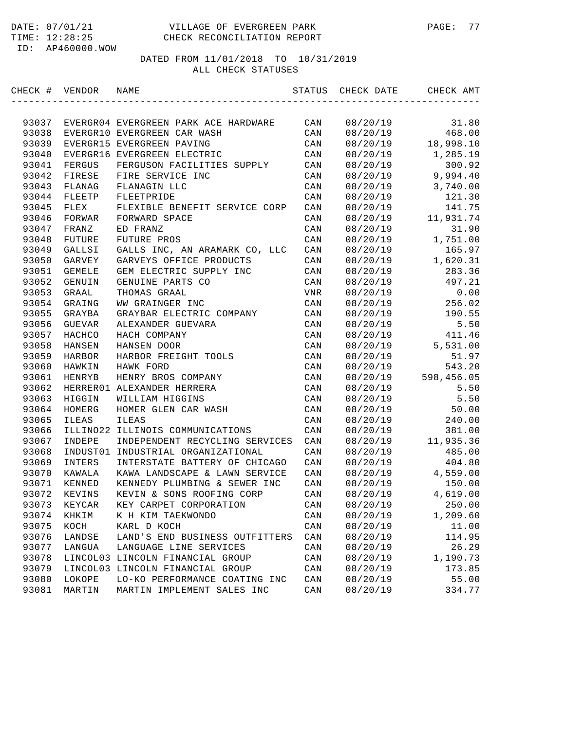DATE: 07/01/21 VILLAGE OF EVERGREEN PARK
TIME: 12:28:25 CHECK RECONCILIATION REPORT
ID: AP460000.WOW

DATED FROM 11/01/2018 TO 10/31/2019
ALL CHECK STATUSES

| CHECK # | VENDOR | NAME | STATUS | CHECK DATE | CHECK AMT |
|---|---|---|---|---|---|
| 93037 | EVERGR04 | EVERGREEN PARK ACE HARDWARE | CAN | 08/20/19 | 31.80 |
| 93038 | EVERGR10 | EVERGREEN CAR WASH | CAN | 08/20/19 | 468.00 |
| 93039 | EVERGR15 | EVERGREEN PAVING | CAN | 08/20/19 | 18,998.10 |
| 93040 | EVERGR16 | EVERGREEN ELECTRIC | CAN | 08/20/19 | 1,285.19 |
| 93041 | FERGUS | FERGUSON FACILITIES SUPPLY | CAN | 08/20/19 | 300.92 |
| 93042 | FIRESE | FIRE SERVICE INC | CAN | 08/20/19 | 9,994.40 |
| 93043 | FLANAG | FLANAGIN LLC | CAN | 08/20/19 | 3,740.00 |
| 93044 | FLEETP | FLEETPRIDE | CAN | 08/20/19 | 121.30 |
| 93045 | FLEX | FLEXIBLE BENEFIT SERVICE CORP | CAN | 08/20/19 | 141.75 |
| 93046 | FORWAR | FORWARD SPACE | CAN | 08/20/19 | 11,931.74 |
| 93047 | FRANZ | ED FRANZ | CAN | 08/20/19 | 31.90 |
| 93048 | FUTURE | FUTURE PROS | CAN | 08/20/19 | 1,751.00 |
| 93049 | GALLSI | GALLS INC, AN ARAMARK CO, LLC | CAN | 08/20/19 | 165.97 |
| 93050 | GARVEY | GARVEYS OFFICE PRODUCTS | CAN | 08/20/19 | 1,620.31 |
| 93051 | GEMELE | GEM ELECTRIC SUPPLY INC | CAN | 08/20/19 | 283.36 |
| 93052 | GENUIN | GENUINE PARTS CO | CAN | 08/20/19 | 497.21 |
| 93053 | GRAAL | THOMAS GRAAL | VNR | 08/20/19 | 0.00 |
| 93054 | GRAING | WW GRAINGER INC | CAN | 08/20/19 | 256.02 |
| 93055 | GRAYBA | GRAYBAR ELECTRIC COMPANY | CAN | 08/20/19 | 190.55 |
| 93056 | GUEVAR | ALEXANDER GUEVARA | CAN | 08/20/19 | 5.50 |
| 93057 | HACHCO | HACH COMPANY | CAN | 08/20/19 | 411.46 |
| 93058 | HANSEN | HANSEN DOOR | CAN | 08/20/19 | 5,531.00 |
| 93059 | HARBOR | HARBOR FREIGHT TOOLS | CAN | 08/20/19 | 51.97 |
| 93060 | HAWKIN | HAWK FORD | CAN | 08/20/19 | 543.20 |
| 93061 | HENRYB | HENRY BROS COMPANY | CAN | 08/20/19 | 598,456.05 |
| 93062 | HERRER01 | ALEXANDER HERRERA | CAN | 08/20/19 | 5.50 |
| 93063 | HIGGIN | WILLIAM HIGGINS | CAN | 08/20/19 | 5.50 |
| 93064 | HOMERG | HOMER GLEN CAR WASH | CAN | 08/20/19 | 50.00 |
| 93065 | ILEAS | ILEAS | CAN | 08/20/19 | 240.00 |
| 93066 | ILLINO22 | ILLINOIS COMMUNICATIONS | CAN | 08/20/19 | 381.00 |
| 93067 | INDEPE | INDEPENDENT RECYCLING SERVICES | CAN | 08/20/19 | 11,935.36 |
| 93068 | INDUST01 | INDUSTRIAL ORGANIZATIONAL | CAN | 08/20/19 | 485.00 |
| 93069 | INTERS | INTERSTATE BATTERY OF CHICAGO | CAN | 08/20/19 | 404.80 |
| 93070 | KAWALA | KAWA LANDSCAPE & LAWN SERVICE | CAN | 08/20/19 | 4,559.00 |
| 93071 | KENNED | KENNEDY PLUMBING & SEWER INC | CAN | 08/20/19 | 150.00 |
| 93072 | KEVINS | KEVIN & SONS ROOFING CORP | CAN | 08/20/19 | 4,619.00 |
| 93073 | KEYCAR | KEY CARPET CORPORATION | CAN | 08/20/19 | 250.00 |
| 93074 | KHKIM | K H KIM TAEKWONDO | CAN | 08/20/19 | 1,209.60 |
| 93075 | KOCH | KARL D KOCH | CAN | 08/20/19 | 11.00 |
| 93076 | LANDSE | LAND'S END BUSINESS OUTFITTERS | CAN | 08/20/19 | 114.95 |
| 93077 | LANGUA | LANGUAGE LINE SERVICES | CAN | 08/20/19 | 26.29 |
| 93078 | LINCOL03 | LINCOLN FINANCIAL GROUP | CAN | 08/20/19 | 1,190.73 |
| 93079 | LINCOL03 | LINCOLN FINANCIAL GROUP | CAN | 08/20/19 | 173.85 |
| 93080 | LOKOPE | LO-KO PERFORMANCE COATING INC | CAN | 08/20/19 | 55.00 |
| 93081 | MARTIN | MARTIN IMPLEMENT SALES INC | CAN | 08/20/19 | 334.77 |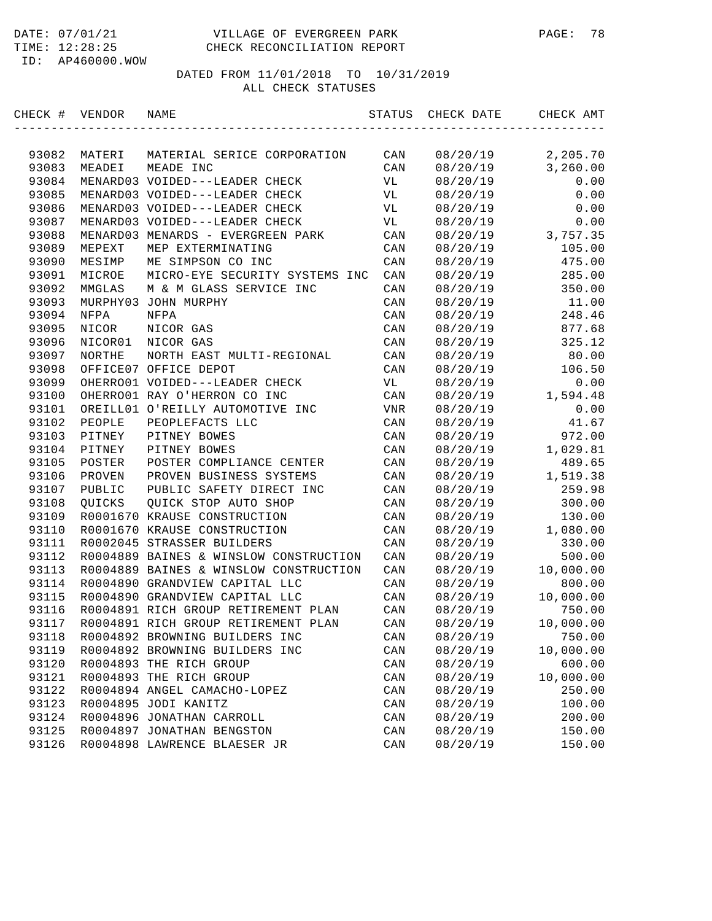VILLAGE OF EVERGREEN PARK
CHECK RECONCILIATION REPORT

DATE: 07/01/21
TIME: 12:28:25
ID: AP460000.WOW

DATED FROM 11/01/2018 TO 10/31/2019
ALL CHECK STATUSES

| CHECK # | VENDOR | NAME | STATUS | CHECK DATE | CHECK AMT |
|---|---|---|---|---|---|
| 93082 | MATERI | MATERIAL SERICE CORPORATION | CAN | 08/20/19 | 2,205.70 |
| 93083 | MEADEI | MEADE INC | CAN | 08/20/19 | 3,260.00 |
| 93084 | MENARD03 | VOIDED---LEADER CHECK | VL | 08/20/19 | 0.00 |
| 93085 | MENARD03 | VOIDED---LEADER CHECK | VL | 08/20/19 | 0.00 |
| 93086 | MENARD03 | VOIDED---LEADER CHECK | VL | 08/20/19 | 0.00 |
| 93087 | MENARD03 | VOIDED---LEADER CHECK | VL | 08/20/19 | 0.00 |
| 93088 | MENARD03 | MENARDS - EVERGREEN PARK | CAN | 08/20/19 | 3,757.35 |
| 93089 | MEPEXT | MEP EXTERMINATING | CAN | 08/20/19 | 105.00 |
| 93090 | MESIMP | ME SIMPSON CO INC | CAN | 08/20/19 | 475.00 |
| 93091 | MICROE | MICRO-EYE SECURITY SYSTEMS INC | CAN | 08/20/19 | 285.00 |
| 93092 | MMGLAS | M & M GLASS SERVICE INC | CAN | 08/20/19 | 350.00 |
| 93093 | MURPHY03 | JOHN MURPHY | CAN | 08/20/19 | 11.00 |
| 93094 | NFPA | NFPA | CAN | 08/20/19 | 248.46 |
| 93095 | NICOR | NICOR GAS | CAN | 08/20/19 | 877.68 |
| 93096 | NICOR01 | NICOR GAS | CAN | 08/20/19 | 325.12 |
| 93097 | NORTHE | NORTH EAST MULTI-REGIONAL | CAN | 08/20/19 | 80.00 |
| 93098 | OFFICE07 | OFFICE DEPOT | CAN | 08/20/19 | 106.50 |
| 93099 | OHERRO01 | VOIDED---LEADER CHECK | VL | 08/20/19 | 0.00 |
| 93100 | OHERRO01 | RAY O'HERRON CO INC | CAN | 08/20/19 | 1,594.48 |
| 93101 | OREILL01 | O'REILLY AUTOMOTIVE INC | VNR | 08/20/19 | 0.00 |
| 93102 | PEOPLE | PEOPLEFACTS LLC | CAN | 08/20/19 | 41.67 |
| 93103 | PITNEY | PITNEY BOWES | CAN | 08/20/19 | 972.00 |
| 93104 | PITNEY | PITNEY BOWES | CAN | 08/20/19 | 1,029.81 |
| 93105 | POSTER | POSTER COMPLIANCE CENTER | CAN | 08/20/19 | 489.65 |
| 93106 | PROVEN | PROVEN BUSINESS SYSTEMS | CAN | 08/20/19 | 1,519.38 |
| 93107 | PUBLIC | PUBLIC SAFETY DIRECT INC | CAN | 08/20/19 | 259.98 |
| 93108 | QUICKS | QUICK STOP AUTO SHOP | CAN | 08/20/19 | 300.00 |
| 93109 | R0001670 | KRAUSE CONSTRUCTION | CAN | 08/20/19 | 130.00 |
| 93110 | R0001670 | KRAUSE CONSTRUCTION | CAN | 08/20/19 | 1,080.00 |
| 93111 | R0002045 | STRASSER BUILDERS | CAN | 08/20/19 | 330.00 |
| 93112 | R0004889 | BAINES & WINSLOW CONSTRUCTION | CAN | 08/20/19 | 500.00 |
| 93113 | R0004889 | BAINES & WINSLOW CONSTRUCTION | CAN | 08/20/19 | 10,000.00 |
| 93114 | R0004890 | GRANDVIEW CAPITAL LLC | CAN | 08/20/19 | 800.00 |
| 93115 | R0004890 | GRANDVIEW CAPITAL LLC | CAN | 08/20/19 | 10,000.00 |
| 93116 | R0004891 | RICH GROUP RETIREMENT PLAN | CAN | 08/20/19 | 750.00 |
| 93117 | R0004891 | RICH GROUP RETIREMENT PLAN | CAN | 08/20/19 | 10,000.00 |
| 93118 | R0004892 | BROWNING BUILDERS INC | CAN | 08/20/19 | 750.00 |
| 93119 | R0004892 | BROWNING BUILDERS INC | CAN | 08/20/19 | 10,000.00 |
| 93120 | R0004893 | THE RICH GROUP | CAN | 08/20/19 | 600.00 |
| 93121 | R0004893 | THE RICH GROUP | CAN | 08/20/19 | 10,000.00 |
| 93122 | R0004894 | ANGEL CAMACHO-LOPEZ | CAN | 08/20/19 | 250.00 |
| 93123 | R0004895 | JODI KANITZ | CAN | 08/20/19 | 100.00 |
| 93124 | R0004896 | JONATHAN CARROLL | CAN | 08/20/19 | 200.00 |
| 93125 | R0004897 | JONATHAN BENGSTON | CAN | 08/20/19 | 150.00 |
| 93126 | R0004898 | LAWRENCE BLAESER JR | CAN | 08/20/19 | 150.00 |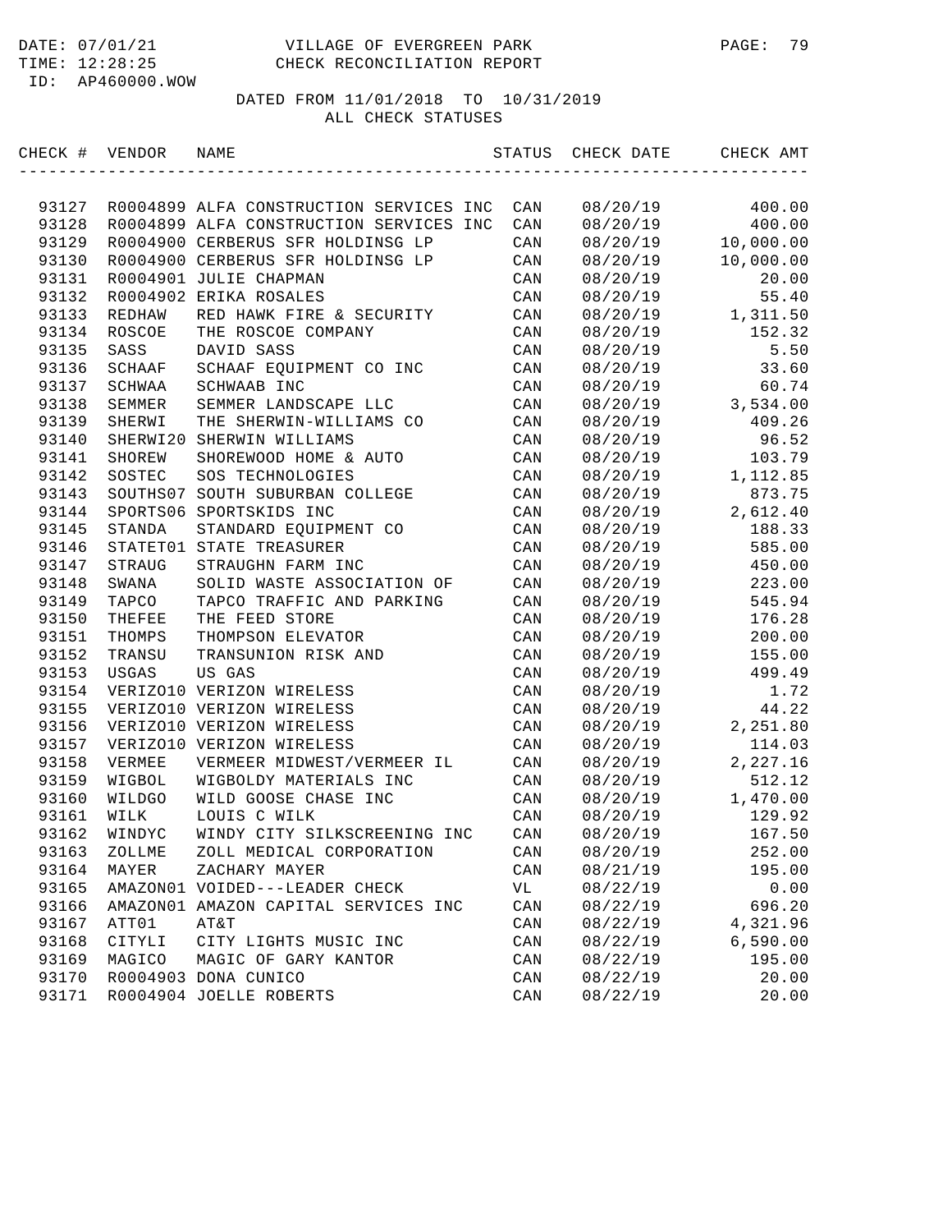VILLAGE OF EVERGREEN PARK
CHECK RECONCILIATION REPORT

DATE: 07/01/21
TIME: 12:28:25
ID: AP460000.WOW

DATED FROM 11/01/2018 TO 10/31/2019
ALL CHECK STATUSES

| CHECK # | VENDOR | NAME | STATUS | CHECK DATE | CHECK AMT |
|---|---|---|---|---|---|
| 93127 | R0004899 | ALFA CONSTRUCTION SERVICES INC | CAN | 08/20/19 | 400.00 |
| 93128 | R0004899 | ALFA CONSTRUCTION SERVICES INC | CAN | 08/20/19 | 400.00 |
| 93129 | R0004900 | CERBERUS SFR HOLDINSG LP | CAN | 08/20/19 | 10,000.00 |
| 93130 | R0004900 | CERBERUS SFR HOLDINSG LP | CAN | 08/20/19 | 10,000.00 |
| 93131 | R0004901 | JULIE CHAPMAN | CAN | 08/20/19 | 20.00 |
| 93132 | R0004902 | ERIKA ROSALES | CAN | 08/20/19 | 55.40 |
| 93133 | REDHAW | RED HAWK FIRE & SECURITY | CAN | 08/20/19 | 1,311.50 |
| 93134 | ROSCOE | THE ROSCOE COMPANY | CAN | 08/20/19 | 152.32 |
| 93135 | SASS | DAVID SASS | CAN | 08/20/19 | 5.50 |
| 93136 | SCHAAF | SCHAAF EQUIPMENT CO INC | CAN | 08/20/19 | 33.60 |
| 93137 | SCHWAA | SCHWAAB INC | CAN | 08/20/19 | 60.74 |
| 93138 | SEMMER | SEMMER LANDSCAPE LLC | CAN | 08/20/19 | 3,534.00 |
| 93139 | SHERWI | THE SHERWIN-WILLIAMS CO | CAN | 08/20/19 | 409.26 |
| 93140 | SHERWI20 | SHERWIN WILLIAMS | CAN | 08/20/19 | 96.52 |
| 93141 | SHOREW | SHOREWOOD HOME & AUTO | CAN | 08/20/19 | 103.79 |
| 93142 | SOSTEC | SOS TECHNOLOGIES | CAN | 08/20/19 | 1,112.85 |
| 93143 | SOUTHS07 | SOUTH SUBURBAN COLLEGE | CAN | 08/20/19 | 873.75 |
| 93144 | SPORTS06 | SPORTSKIDS INC | CAN | 08/20/19 | 2,612.40 |
| 93145 | STANDA | STANDARD EQUIPMENT CO | CAN | 08/20/19 | 188.33 |
| 93146 | STATET01 | STATE TREASURER | CAN | 08/20/19 | 585.00 |
| 93147 | STRAUG | STRAUGHN FARM INC | CAN | 08/20/19 | 450.00 |
| 93148 | SWANA | SOLID WASTE ASSOCIATION OF | CAN | 08/20/19 | 223.00 |
| 93149 | TAPCO | TAPCO TRAFFIC AND PARKING | CAN | 08/20/19 | 545.94 |
| 93150 | THEFEE | THE FEED STORE | CAN | 08/20/19 | 176.28 |
| 93151 | THOMPS | THOMPSON ELEVATOR | CAN | 08/20/19 | 200.00 |
| 93152 | TRANSU | TRANSUNION RISK AND | CAN | 08/20/19 | 155.00 |
| 93153 | USGAS | US GAS | CAN | 08/20/19 | 499.49 |
| 93154 | VERIZO10 | VERIZON WIRELESS | CAN | 08/20/19 | 1.72 |
| 93155 | VERIZO10 | VERIZON WIRELESS | CAN | 08/20/19 | 44.22 |
| 93156 | VERIZO10 | VERIZON WIRELESS | CAN | 08/20/19 | 2,251.80 |
| 93157 | VERIZO10 | VERIZON WIRELESS | CAN | 08/20/19 | 114.03 |
| 93158 | VERMEE | VERMEER MIDWEST/VERMEER IL | CAN | 08/20/19 | 2,227.16 |
| 93159 | WIGBOL | WIGBOLDY MATERIALS INC | CAN | 08/20/19 | 512.12 |
| 93160 | WILDGO | WILD GOOSE CHASE INC | CAN | 08/20/19 | 1,470.00 |
| 93161 | WILK | LOUIS C WILK | CAN | 08/20/19 | 129.92 |
| 93162 | WINDYC | WINDY CITY SILKSCREENING INC | CAN | 08/20/19 | 167.50 |
| 93163 | ZOLLME | ZOLL MEDICAL CORPORATION | CAN | 08/20/19 | 252.00 |
| 93164 | MAYER | ZACHARY MAYER | CAN | 08/21/19 | 195.00 |
| 93165 | AMAZON01 | VOIDED---LEADER CHECK | VL | 08/22/19 | 0.00 |
| 93166 | AMAZON01 | AMAZON CAPITAL SERVICES INC | CAN | 08/22/19 | 696.20 |
| 93167 | ATT01 | AT&T | CAN | 08/22/19 | 4,321.96 |
| 93168 | CITYLI | CITY LIGHTS MUSIC INC | CAN | 08/22/19 | 6,590.00 |
| 93169 | MAGICO | MAGIC OF GARY KANTOR | CAN | 08/22/19 | 195.00 |
| 93170 | R0004903 | DONA CUNICO | CAN | 08/22/19 | 20.00 |
| 93171 | R0004904 | JOELLE ROBERTS | CAN | 08/22/19 | 20.00 |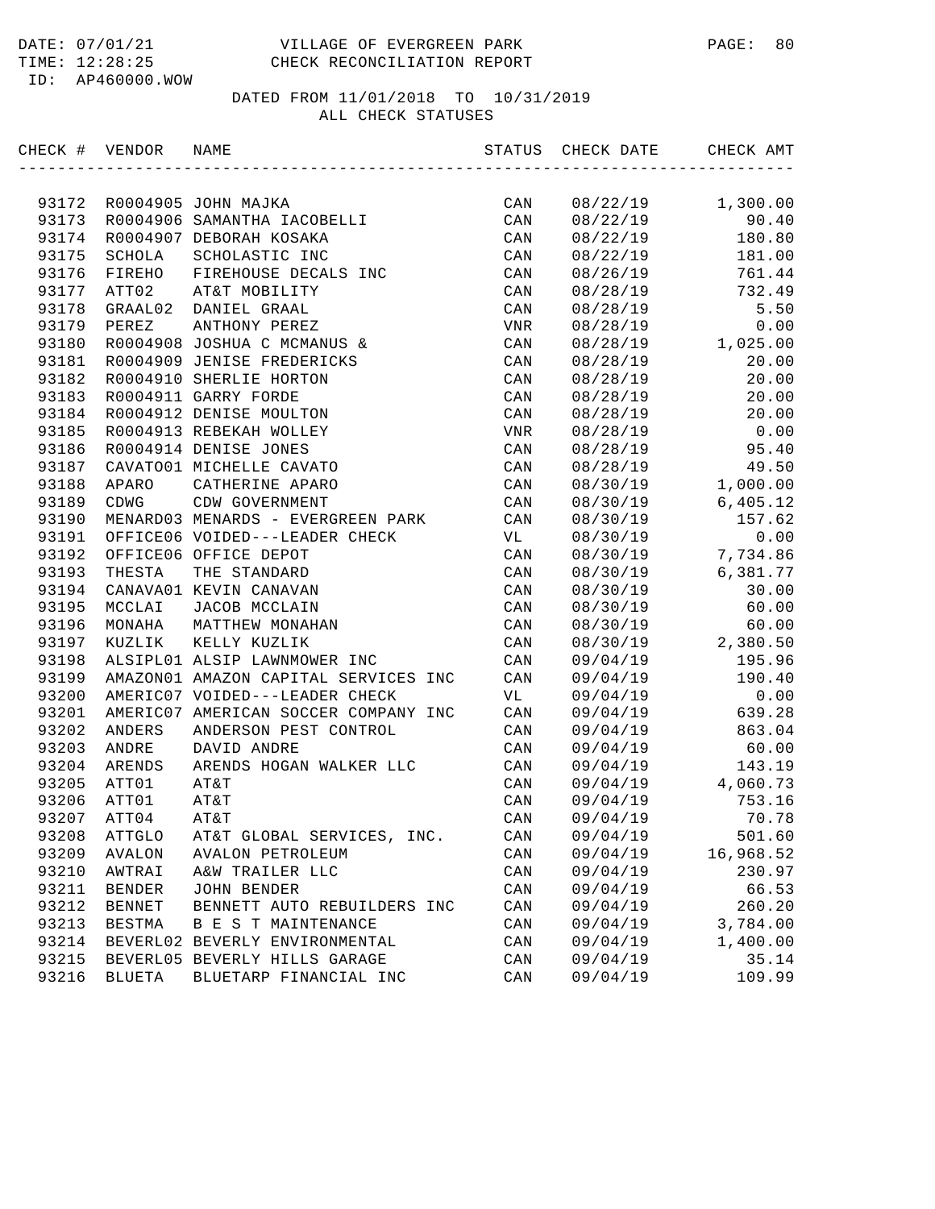DATE: 07/01/21 VILLAGE OF EVERGREEN PARK PAGE: 80
TIME: 12:28:25 CHECK RECONCILIATION REPORT
ID: AP460000.WOW

DATED FROM 11/01/2018 TO 10/31/2019
ALL CHECK STATUSES

| CHECK # | VENDOR | NAME | STATUS | CHECK DATE | CHECK AMT |
|---|---|---|---|---|---|
| 93172 | R0004905 | JOHN MAJKA | CAN | 08/22/19 | 1,300.00 |
| 93173 | R0004906 | SAMANTHA IACOBELLI | CAN | 08/22/19 | 90.40 |
| 93174 | R0004907 | DEBORAH KOSAKA | CAN | 08/22/19 | 180.80 |
| 93175 | SCHOLA | SCHOLASTIC INC | CAN | 08/22/19 | 181.00 |
| 93176 | FIREHO | FIREHOUSE DECALS INC | CAN | 08/26/19 | 761.44 |
| 93177 | ATT02 | AT&T MOBILITY | CAN | 08/28/19 | 732.49 |
| 93178 | GRAAL02 | DANIEL GRAAL | CAN | 08/28/19 | 5.50 |
| 93179 | PEREZ | ANTHONY PEREZ | VNR | 08/28/19 | 0.00 |
| 93180 | R0004908 | JOSHUA C MCMANUS & | CAN | 08/28/19 | 1,025.00 |
| 93181 | R0004909 | JENISE FREDERICKS | CAN | 08/28/19 | 20.00 |
| 93182 | R0004910 | SHERLIE HORTON | CAN | 08/28/19 | 20.00 |
| 93183 | R0004911 | GARRY FORDE | CAN | 08/28/19 | 20.00 |
| 93184 | R0004912 | DENISE MOULTON | CAN | 08/28/19 | 20.00 |
| 93185 | R0004913 | REBEKAH WOLLEY | VNR | 08/28/19 | 0.00 |
| 93186 | R0004914 | DENISE JONES | CAN | 08/28/19 | 95.40 |
| 93187 | CAVATO01 | MICHELLE CAVATO | CAN | 08/28/19 | 49.50 |
| 93188 | APARO | CATHERINE APARO | CAN | 08/30/19 | 1,000.00 |
| 93189 | CDWG | CDW GOVERNMENT | CAN | 08/30/19 | 6,405.12 |
| 93190 | MENARD03 | MENARDS - EVERGREEN PARK | CAN | 08/30/19 | 157.62 |
| 93191 | OFFICE06 | VOIDED---LEADER CHECK | VL | 08/30/19 | 0.00 |
| 93192 | OFFICE06 | OFFICE DEPOT | CAN | 08/30/19 | 7,734.86 |
| 93193 | THESTA | THE STANDARD | CAN | 08/30/19 | 6,381.77 |
| 93194 | CANAVA01 | KEVIN CANAVAN | CAN | 08/30/19 | 30.00 |
| 93195 | MCCLAI | JACOB MCCLAIN | CAN | 08/30/19 | 60.00 |
| 93196 | MONAHA | MATTHEW MONAHAN | CAN | 08/30/19 | 60.00 |
| 93197 | KUZLIK | KELLY KUZLIK | CAN | 08/30/19 | 2,380.50 |
| 93198 | ALSIPL01 | ALSIP LAWNMOWER INC | CAN | 09/04/19 | 195.96 |
| 93199 | AMAZON01 | AMAZON CAPITAL SERVICES INC | CAN | 09/04/19 | 190.40 |
| 93200 | AMERIC07 | VOIDED---LEADER CHECK | VL | 09/04/19 | 0.00 |
| 93201 | AMERIC07 | AMERICAN SOCCER COMPANY INC | CAN | 09/04/19 | 639.28 |
| 93202 | ANDERS | ANDERSON PEST CONTROL | CAN | 09/04/19 | 863.04 |
| 93203 | ANDRE | DAVID ANDRE | CAN | 09/04/19 | 60.00 |
| 93204 | ARENDS | ARENDS HOGAN WALKER LLC | CAN | 09/04/19 | 143.19 |
| 93205 | ATT01 | AT&T | CAN | 09/04/19 | 4,060.73 |
| 93206 | ATT01 | AT&T | CAN | 09/04/19 | 753.16 |
| 93207 | ATT04 | AT&T | CAN | 09/04/19 | 70.78 |
| 93208 | ATTGLO | AT&T GLOBAL SERVICES, INC. | CAN | 09/04/19 | 501.60 |
| 93209 | AVALON | AVALON PETROLEUM | CAN | 09/04/19 | 16,968.52 |
| 93210 | AWTRAI | A&W TRAILER LLC | CAN | 09/04/19 | 230.97 |
| 93211 | BENDER | JOHN BENDER | CAN | 09/04/19 | 66.53 |
| 93212 | BENNET | BENNETT AUTO REBUILDERS INC | CAN | 09/04/19 | 260.20 |
| 93213 | BESTMA | B E S T MAINTENANCE | CAN | 09/04/19 | 3,784.00 |
| 93214 | BEVERL02 | BEVERLY ENVIRONMENTAL | CAN | 09/04/19 | 1,400.00 |
| 93215 | BEVERL05 | BEVERLY HILLS GARAGE | CAN | 09/04/19 | 35.14 |
| 93216 | BLUETA | BLUETARP FINANCIAL INC | CAN | 09/04/19 | 109.99 |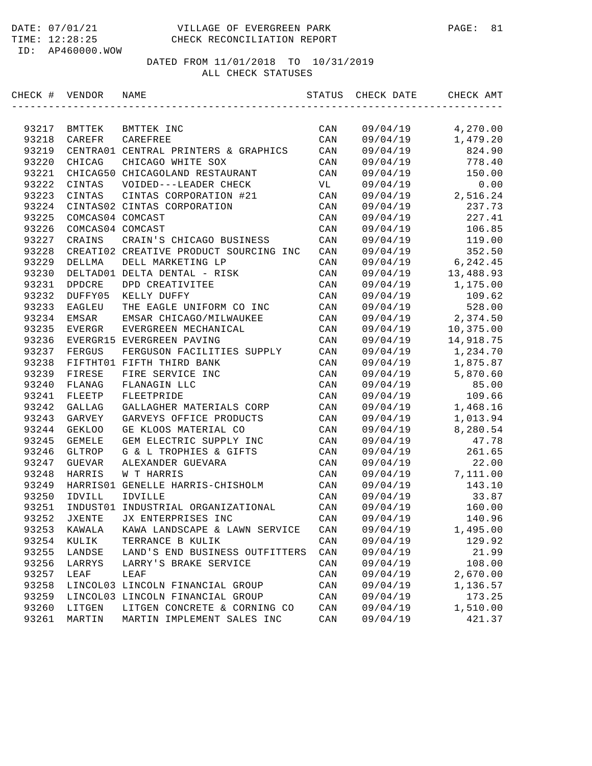DATE: 07/01/21 VILLAGE OF EVERGREEN PARK
TIME: 12:28:25 CHECK RECONCILIATION REPORT
ID: AP460000.WOW

DATED FROM 11/01/2018 TO 10/31/2019
ALL CHECK STATUSES

| CHECK # | VENDOR | NAME | STATUS | CHECK DATE | CHECK AMT |
|---|---|---|---|---|---|
| 93217 | BMTTEK | BMTTEK INC | CAN | 09/04/19 | 4,270.00 |
| 93218 | CAREFR | CAREFREE | CAN | 09/04/19 | 1,479.20 |
| 93219 | CENTRA01 | CENTRAL PRINTERS & GRAPHICS | CAN | 09/04/19 | 824.90 |
| 93220 | CHICAG | CHICAGO WHITE SOX | CAN | 09/04/19 | 778.40 |
| 93221 | CHICAG50 | CHICAGOLAND RESTAURANT | CAN | 09/04/19 | 150.00 |
| 93222 | CINTAS | VOIDED---LEADER CHECK | VL | 09/04/19 | 0.00 |
| 93223 | CINTAS | CINTAS CORPORATION #21 | CAN | 09/04/19 | 2,516.24 |
| 93224 | CINTAS02 | CINTAS CORPORATION | CAN | 09/04/19 | 237.73 |
| 93225 | COMCAS04 | COMCAST | CAN | 09/04/19 | 227.41 |
| 93226 | COMCAS04 | COMCAST | CAN | 09/04/19 | 106.85 |
| 93227 | CRAINS | CRAIN'S CHICAGO BUSINESS | CAN | 09/04/19 | 119.00 |
| 93228 | CREATI02 | CREATIVE PRODUCT SOURCING INC | CAN | 09/04/19 | 352.50 |
| 93229 | DELLMA | DELL MARKETING LP | CAN | 09/04/19 | 6,242.45 |
| 93230 | DELTAD01 | DELTA DENTAL - RISK | CAN | 09/04/19 | 13,488.93 |
| 93231 | DPDCRE | DPD CREATIVITEE | CAN | 09/04/19 | 1,175.00 |
| 93232 | DUFFY05 | KELLY DUFFY | CAN | 09/04/19 | 109.62 |
| 93233 | EAGLEU | THE EAGLE UNIFORM CO INC | CAN | 09/04/19 | 528.00 |
| 93234 | EMSAR | EMSAR CHICAGO/MILWAUKEE | CAN | 09/04/19 | 2,374.50 |
| 93235 | EVERGR | EVERGREEN MECHANICAL | CAN | 09/04/19 | 10,375.00 |
| 93236 | EVERGR15 | EVERGREEN PAVING | CAN | 09/04/19 | 14,918.75 |
| 93237 | FERGUS | FERGUSON FACILITIES SUPPLY | CAN | 09/04/19 | 1,234.70 |
| 93238 | FIFTHT01 | FIFTH THIRD BANK | CAN | 09/04/19 | 1,875.87 |
| 93239 | FIRESE | FIRE SERVICE INC | CAN | 09/04/19 | 5,870.60 |
| 93240 | FLANAG | FLANAGIN LLC | CAN | 09/04/19 | 85.00 |
| 93241 | FLEETP | FLEETPRIDE | CAN | 09/04/19 | 109.66 |
| 93242 | GALLAG | GALLAGHER MATERIALS CORP | CAN | 09/04/19 | 1,468.16 |
| 93243 | GARVEY | GARVEYS OFFICE PRODUCTS | CAN | 09/04/19 | 1,013.94 |
| 93244 | GEKLOO | GE KLOOS MATERIAL CO | CAN | 09/04/19 | 8,280.54 |
| 93245 | GEMELE | GEM ELECTRIC SUPPLY INC | CAN | 09/04/19 | 47.78 |
| 93246 | GLTROP | G & L TROPHIES & GIFTS | CAN | 09/04/19 | 261.65 |
| 93247 | GUEVAR | ALEXANDER GUEVARA | CAN | 09/04/19 | 22.00 |
| 93248 | HARRIS | W T HARRIS | CAN | 09/04/19 | 7,111.00 |
| 93249 | HARRIS01 | GENELLE HARRIS-CHISHOLM | CAN | 09/04/19 | 143.10 |
| 93250 | IDVILL | IDVILLE | CAN | 09/04/19 | 33.87 |
| 93251 | INDUST01 | INDUSTRIAL ORGANIZATIONAL | CAN | 09/04/19 | 160.00 |
| 93252 | JXENTE | JX ENTERPRISES INC | CAN | 09/04/19 | 140.96 |
| 93253 | KAWALA | KAWA LANDSCAPE & LAWN SERVICE | CAN | 09/04/19 | 1,495.00 |
| 93254 | KULIK | TERRANCE B KULIK | CAN | 09/04/19 | 129.92 |
| 93255 | LANDSE | LAND'S END BUSINESS OUTFITTERS | CAN | 09/04/19 | 21.99 |
| 93256 | LARRYS | LARRY'S BRAKE SERVICE | CAN | 09/04/19 | 108.00 |
| 93257 | LEAF | LEAF | CAN | 09/04/19 | 2,670.00 |
| 93258 | LINCOL03 | LINCOLN FINANCIAL GROUP | CAN | 09/04/19 | 1,136.57 |
| 93259 | LINCOL03 | LINCOLN FINANCIAL GROUP | CAN | 09/04/19 | 173.25 |
| 93260 | LITGEN | LITGEN CONCRETE & CORNING CO | CAN | 09/04/19 | 1,510.00 |
| 93261 | MARTIN | MARTIN IMPLEMENT SALES INC | CAN | 09/04/19 | 421.37 |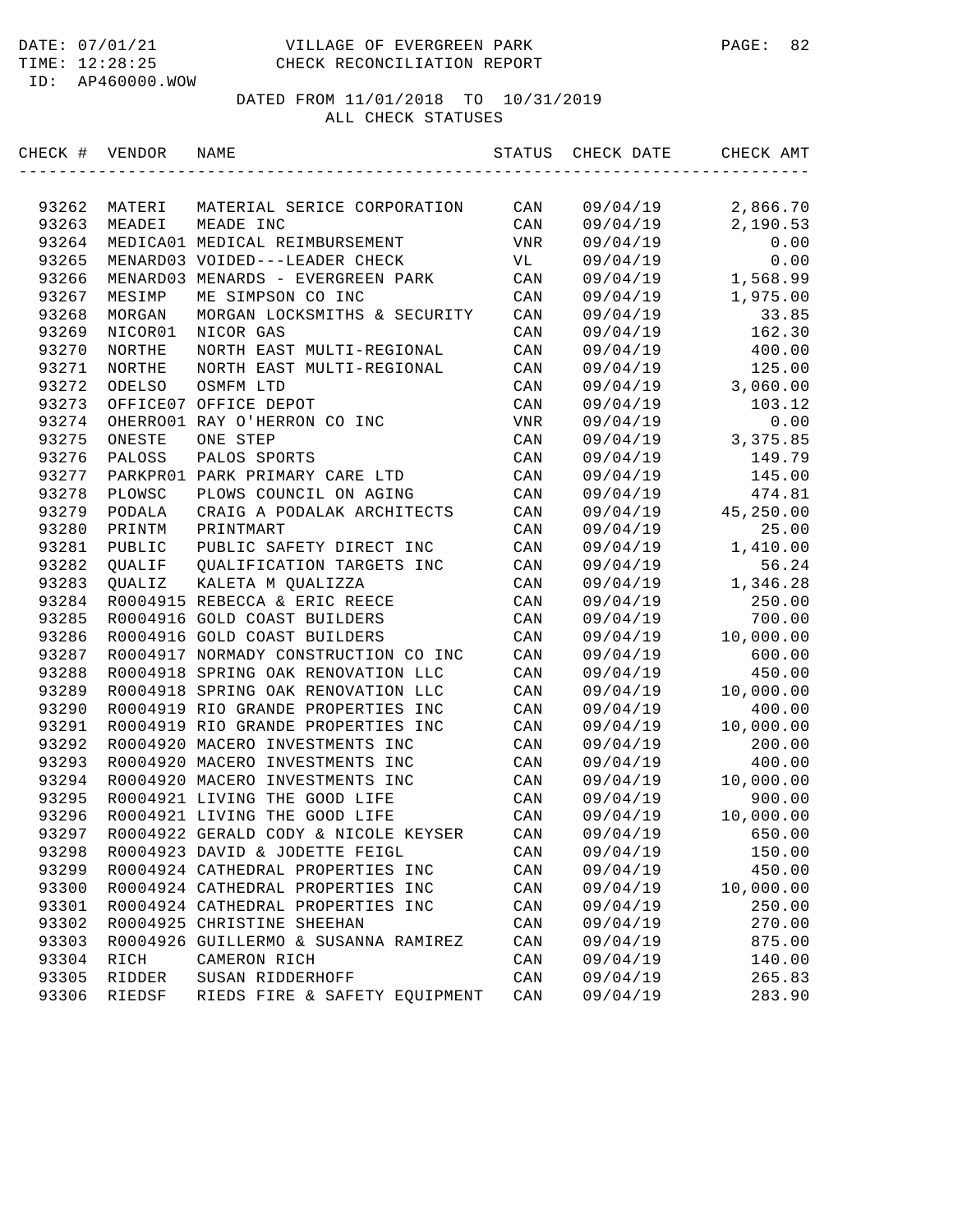# VILLAGE OF EVERGREEN PARK
## CHECK RECONCILIATION REPORT

DATE: 07/01/21
TIME: 12:28:25
ID: AP460000.WOW

DATED FROM 11/01/2018 TO 10/31/2019
ALL CHECK STATUSES

| CHECK # | VENDOR | NAME | STATUS | CHECK DATE | CHECK AMT |
|---|---|---|---|---|---|
| 93262 | MATERI | MATERIAL SERICE CORPORATION | CAN | 09/04/19 | 2,866.70 |
| 93263 | MEADEI | MEADE INC | CAN | 09/04/19 | 2,190.53 |
| 93264 | MEDICA01 | MEDICAL REIMBURSEMENT | VNR | 09/04/19 | 0.00 |
| 93265 | MENARD03 | VOIDED---LEADER CHECK | VL | 09/04/19 | 0.00 |
| 93266 | MENARD03 | MENARDS - EVERGREEN PARK | CAN | 09/04/19 | 1,568.99 |
| 93267 | MESIMP | ME SIMPSON CO INC | CAN | 09/04/19 | 1,975.00 |
| 93268 | MORGAN | MORGAN LOCKSMITHS & SECURITY | CAN | 09/04/19 | 33.85 |
| 93269 | NICOR01 | NICOR GAS | CAN | 09/04/19 | 162.30 |
| 93270 | NORTHE | NORTH EAST MULTI-REGIONAL | CAN | 09/04/19 | 400.00 |
| 93271 | NORTHE | NORTH EAST MULTI-REGIONAL | CAN | 09/04/19 | 125.00 |
| 93272 | ODELSO | OSMFM LTD | CAN | 09/04/19 | 3,060.00 |
| 93273 | OFFICE07 | OFFICE DEPOT | CAN | 09/04/19 | 103.12 |
| 93274 | OHERRO01 | RAY O'HERRON CO INC | VNR | 09/04/19 | 0.00 |
| 93275 | ONESTE | ONE STEP | CAN | 09/04/19 | 3,375.85 |
| 93276 | PALOSS | PALOS SPORTS | CAN | 09/04/19 | 149.79 |
| 93277 | PARKPR01 | PARK PRIMARY CARE LTD | CAN | 09/04/19 | 145.00 |
| 93278 | PLOWSC | PLOWS COUNCIL ON AGING | CAN | 09/04/19 | 474.81 |
| 93279 | PODALA | CRAIG A PODALAK ARCHITECTS | CAN | 09/04/19 | 45,250.00 |
| 93280 | PRINTM | PRINTMART | CAN | 09/04/19 | 25.00 |
| 93281 | PUBLIC | PUBLIC SAFETY DIRECT INC | CAN | 09/04/19 | 1,410.00 |
| 93282 | QUALIF | QUALIFICATION TARGETS INC | CAN | 09/04/19 | 56.24 |
| 93283 | QUALIZ | KALETA M QUALIZZA | CAN | 09/04/19 | 1,346.28 |
| 93284 | R0004915 | REBECCA & ERIC REECE | CAN | 09/04/19 | 250.00 |
| 93285 | R0004916 | GOLD COAST BUILDERS | CAN | 09/04/19 | 700.00 |
| 93286 | R0004916 | GOLD COAST BUILDERS | CAN | 09/04/19 | 10,000.00 |
| 93287 | R0004917 | NORMADY CONSTRUCTION CO INC | CAN | 09/04/19 | 600.00 |
| 93288 | R0004918 | SPRING OAK RENOVATION LLC | CAN | 09/04/19 | 450.00 |
| 93289 | R0004918 | SPRING OAK RENOVATION LLC | CAN | 09/04/19 | 10,000.00 |
| 93290 | R0004919 | RIO GRANDE PROPERTIES INC | CAN | 09/04/19 | 400.00 |
| 93291 | R0004919 | RIO GRANDE PROPERTIES INC | CAN | 09/04/19 | 10,000.00 |
| 93292 | R0004920 | MACERO INVESTMENTS INC | CAN | 09/04/19 | 200.00 |
| 93293 | R0004920 | MACERO INVESTMENTS INC | CAN | 09/04/19 | 400.00 |
| 93294 | R0004920 | MACERO INVESTMENTS INC | CAN | 09/04/19 | 10,000.00 |
| 93295 | R0004921 | LIVING THE GOOD LIFE | CAN | 09/04/19 | 900.00 |
| 93296 | R0004921 | LIVING THE GOOD LIFE | CAN | 09/04/19 | 10,000.00 |
| 93297 | R0004922 | GERALD CODY & NICOLE KEYSER | CAN | 09/04/19 | 650.00 |
| 93298 | R0004923 | DAVID & JODETTE FEIGL | CAN | 09/04/19 | 150.00 |
| 93299 | R0004924 | CATHEDRAL PROPERTIES INC | CAN | 09/04/19 | 450.00 |
| 93300 | R0004924 | CATHEDRAL PROPERTIES INC | CAN | 09/04/19 | 10,000.00 |
| 93301 | R0004924 | CATHEDRAL PROPERTIES INC | CAN | 09/04/19 | 250.00 |
| 93302 | R0004925 | CHRISTINE SHEEHAN | CAN | 09/04/19 | 270.00 |
| 93303 | R0004926 | GUILLERMO & SUSANNA RAMIREZ | CAN | 09/04/19 | 875.00 |
| 93304 | RICH | CAMERON RICH | CAN | 09/04/19 | 140.00 |
| 93305 | RIDDER | SUSAN RIDDERHOFF | CAN | 09/04/19 | 265.83 |
| 93306 | RIEDSF | RIEDS FIRE & SAFETY EQUIPMENT | CAN | 09/04/19 | 283.90 |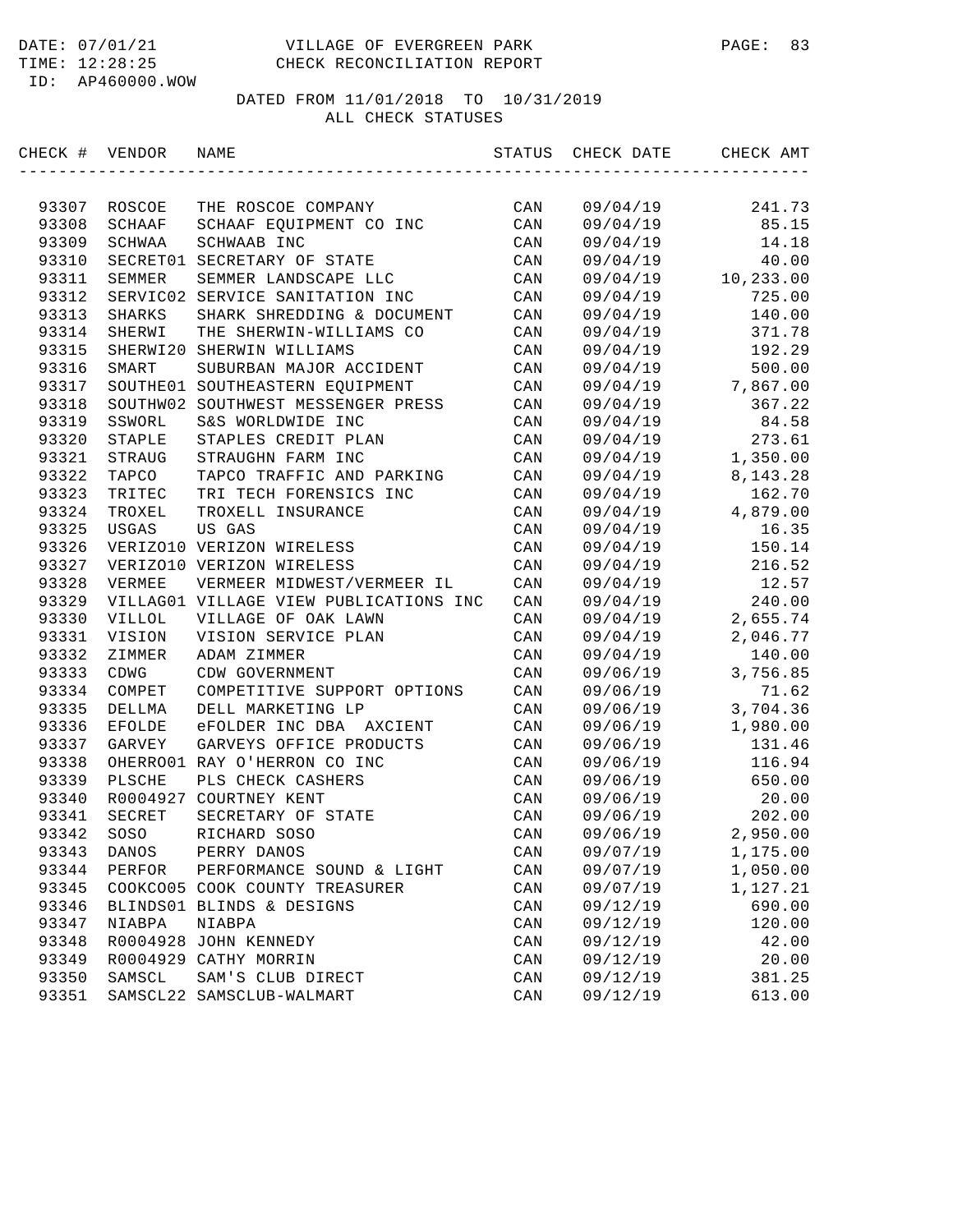DATE: 07/01/21
TIME: 12:28:25
ID: AP460000.WOW

VILLAGE OF EVERGREEN PARK
CHECK RECONCILIATION REPORT

DATED FROM 11/01/2018 TO 10/31/2019
ALL CHECK STATUSES

| CHECK # | VENDOR | NAME | STATUS | CHECK DATE | CHECK AMT |
|---|---|---|---|---|---|
| 93307 | ROSCOE | THE ROSCOE COMPANY | CAN | 09/04/19 | 241.73 |
| 93308 | SCHAAF | SCHAAF EQUIPMENT CO INC | CAN | 09/04/19 | 85.15 |
| 93309 | SCHWAA | SCHWAAB INC | CAN | 09/04/19 | 14.18 |
| 93310 | SECRET01 | SECRETARY OF STATE | CAN | 09/04/19 | 40.00 |
| 93311 | SEMMER | SEMMER LANDSCAPE LLC | CAN | 09/04/19 | 10,233.00 |
| 93312 | SERVIC02 | SERVICE SANITATION INC | CAN | 09/04/19 | 725.00 |
| 93313 | SHARKS | SHARK SHREDDING & DOCUMENT | CAN | 09/04/19 | 140.00 |
| 93314 | SHERWI | THE SHERWIN-WILLIAMS CO | CAN | 09/04/19 | 371.78 |
| 93315 | SHERWI20 | SHERWIN WILLIAMS | CAN | 09/04/19 | 192.29 |
| 93316 | SMART | SUBURBAN MAJOR ACCIDENT | CAN | 09/04/19 | 500.00 |
| 93317 | SOUTHE01 | SOUTHEASTERN EQUIPMENT | CAN | 09/04/19 | 7,867.00 |
| 93318 | SOUTHW02 | SOUTHWEST MESSENGER PRESS | CAN | 09/04/19 | 367.22 |
| 93319 | SSWORL | S&S WORLDWIDE INC | CAN | 09/04/19 | 84.58 |
| 93320 | STAPLE | STAPLES CREDIT PLAN | CAN | 09/04/19 | 273.61 |
| 93321 | STRAUG | STRAUGHN FARM INC | CAN | 09/04/19 | 1,350.00 |
| 93322 | TAPCO | TAPCO TRAFFIC AND PARKING | CAN | 09/04/19 | 8,143.28 |
| 93323 | TRITEC | TRI TECH FORENSICS INC | CAN | 09/04/19 | 162.70 |
| 93324 | TROXEL | TROXELL INSURANCE | CAN | 09/04/19 | 4,879.00 |
| 93325 | USGAS | US GAS | CAN | 09/04/19 | 16.35 |
| 93326 | VERIZO10 | VERIZON WIRELESS | CAN | 09/04/19 | 150.14 |
| 93327 | VERIZO10 | VERIZON WIRELESS | CAN | 09/04/19 | 216.52 |
| 93328 | VERMEE | VERMEER MIDWEST/VERMEER IL | CAN | 09/04/19 | 12.57 |
| 93329 | VILLAG01 | VILLAGE VIEW PUBLICATIONS INC | CAN | 09/04/19 | 240.00 |
| 93330 | VILLOL | VILLAGE OF OAK LAWN | CAN | 09/04/19 | 2,655.74 |
| 93331 | VISION | VISION SERVICE PLAN | CAN | 09/04/19 | 2,046.77 |
| 93332 | ZIMMER | ADAM ZIMMER | CAN | 09/04/19 | 140.00 |
| 93333 | CDWG | CDW GOVERNMENT | CAN | 09/06/19 | 3,756.85 |
| 93334 | COMPET | COMPETITIVE SUPPORT OPTIONS | CAN | 09/06/19 | 71.62 |
| 93335 | DELLMA | DELL MARKETING LP | CAN | 09/06/19 | 3,704.36 |
| 93336 | EFOLDE | eFOLDER INC DBA AXCIENT | CAN | 09/06/19 | 1,980.00 |
| 93337 | GARVEY | GARVEYS OFFICE PRODUCTS | CAN | 09/06/19 | 131.46 |
| 93338 | OHERRO01 | RAY O'HERRON CO INC | CAN | 09/06/19 | 116.94 |
| 93339 | PLSCHE | PLS CHECK CASHERS | CAN | 09/06/19 | 650.00 |
| 93340 | R0004927 | COURTNEY KENT | CAN | 09/06/19 | 20.00 |
| 93341 | SECRET | SECRETARY OF STATE | CAN | 09/06/19 | 202.00 |
| 93342 | SOSO | RICHARD SOSO | CAN | 09/06/19 | 2,950.00 |
| 93343 | DANOS | PERRY DANOS | CAN | 09/07/19 | 1,175.00 |
| 93344 | PERFOR | PERFORMANCE SOUND & LIGHT | CAN | 09/07/19 | 1,050.00 |
| 93345 | COOKCO05 | COOK COUNTY TREASURER | CAN | 09/07/19 | 1,127.21 |
| 93346 | BLINDS01 | BLINDS & DESIGNS | CAN | 09/12/19 | 690.00 |
| 93347 | NIABPA | NIABPA | CAN | 09/12/19 | 120.00 |
| 93348 | R0004928 | JOHN KENNEDY | CAN | 09/12/19 | 42.00 |
| 93349 | R0004929 | CATHY MORRIN | CAN | 09/12/19 | 20.00 |
| 93350 | SAMSCL | SAM'S CLUB DIRECT | CAN | 09/12/19 | 381.25 |
| 93351 | SAMSCL22 | SAMSCLUB-WALMART | CAN | 09/12/19 | 613.00 |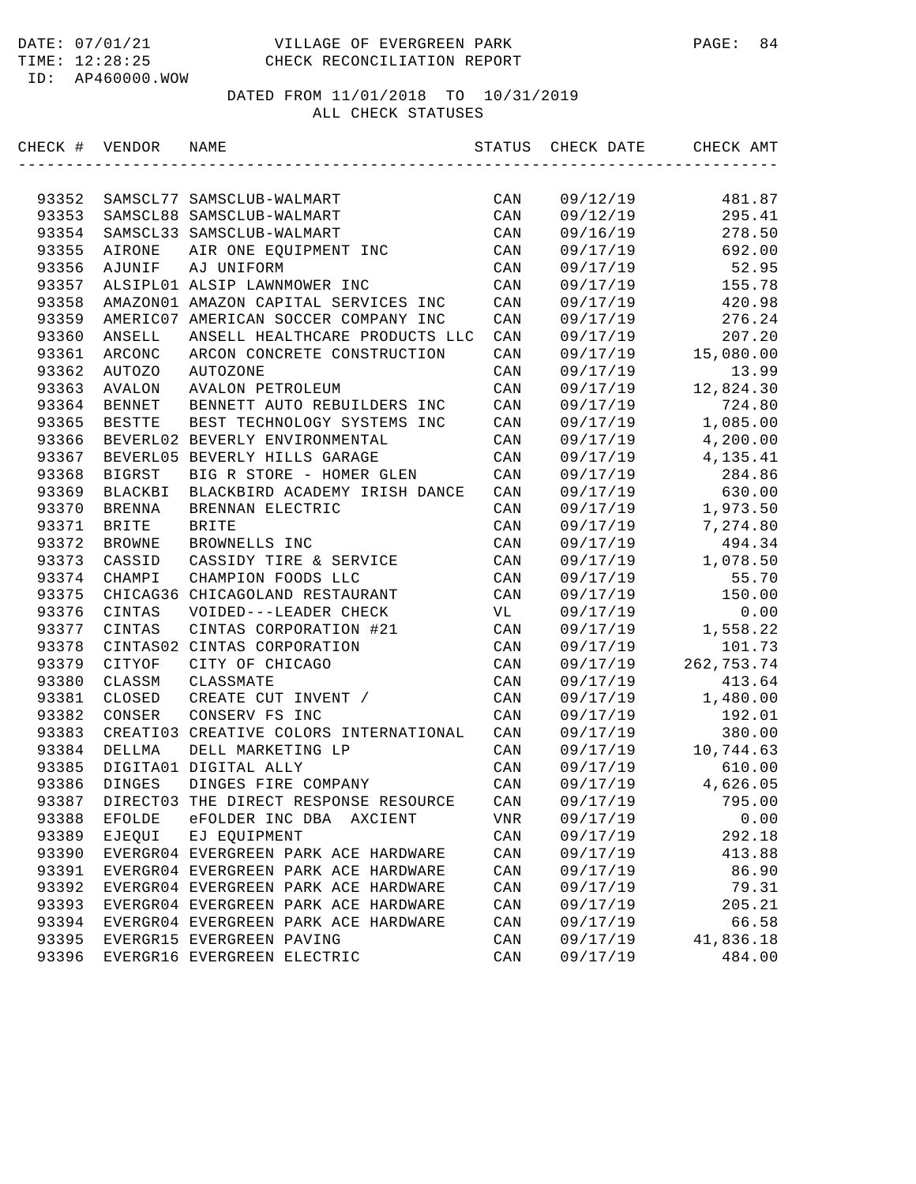VILLAGE OF EVERGREEN PARK
CHECK RECONCILIATION REPORT

DATED FROM 11/01/2018 TO 10/31/2019
ALL CHECK STATUSES

| CHECK # | VENDOR | NAME | STATUS | CHECK DATE | CHECK AMT |
|---|---|---|---|---|---|
| 93352 | SAMSCL77 | SAMSCLUB-WALMART | CAN | 09/12/19 | 481.87 |
| 93353 | SAMSCL88 | SAMSCLUB-WALMART | CAN | 09/12/19 | 295.41 |
| 93354 | SAMSCL33 | SAMSCLUB-WALMART | CAN | 09/16/19 | 278.50 |
| 93355 | AIRONE | AIR ONE EQUIPMENT INC | CAN | 09/17/19 | 692.00 |
| 93356 | AJUNIF | AJ UNIFORM | CAN | 09/17/19 | 52.95 |
| 93357 | ALSIPL01 | ALSIP LAWNMOWER INC | CAN | 09/17/19 | 155.78 |
| 93358 | AMAZON01 | AMAZON CAPITAL SERVICES INC | CAN | 09/17/19 | 420.98 |
| 93359 | AMERIC07 | AMERICAN SOCCER COMPANY INC | CAN | 09/17/19 | 276.24 |
| 93360 | ANSELL | ANSELL HEALTHCARE PRODUCTS LLC | CAN | 09/17/19 | 207.20 |
| 93361 | ARCONC | ARCON CONCRETE CONSTRUCTION | CAN | 09/17/19 | 15,080.00 |
| 93362 | AUTOZO | AUTOZONE | CAN | 09/17/19 | 13.99 |
| 93363 | AVALON | AVALON PETROLEUM | CAN | 09/17/19 | 12,824.30 |
| 93364 | BENNET | BENNETT AUTO REBUILDERS INC | CAN | 09/17/19 | 724.80 |
| 93365 | BESTTE | BEST TECHNOLOGY SYSTEMS INC | CAN | 09/17/19 | 1,085.00 |
| 93366 | BEVERL02 | BEVERLY ENVIRONMENTAL | CAN | 09/17/19 | 4,200.00 |
| 93367 | BEVERL05 | BEVERLY HILLS GARAGE | CAN | 09/17/19 | 4,135.41 |
| 93368 | BIGRST | BIG R STORE - HOMER GLEN | CAN | 09/17/19 | 284.86 |
| 93369 | BLACKBI | BLACKBIRD ACADEMY IRISH DANCE | CAN | 09/17/19 | 630.00 |
| 93370 | BRENNA | BRENNAN ELECTRIC | CAN | 09/17/19 | 1,973.50 |
| 93371 | BRITE | BRITE | CAN | 09/17/19 | 7,274.80 |
| 93372 | BROWNE | BROWNELLS INC | CAN | 09/17/19 | 494.34 |
| 93373 | CASSID | CASSIDY TIRE & SERVICE | CAN | 09/17/19 | 1,078.50 |
| 93374 | CHAMPI | CHAMPION FOODS LLC | CAN | 09/17/19 | 55.70 |
| 93375 | CHICAG36 | CHICAGOLAND RESTAURANT | CAN | 09/17/19 | 150.00 |
| 93376 | CINTAS | VOIDED---LEADER CHECK | VL | 09/17/19 | 0.00 |
| 93377 | CINTAS | CINTAS CORPORATION #21 | CAN | 09/17/19 | 1,558.22 |
| 93378 | CINTAS02 | CINTAS CORPORATION | CAN | 09/17/19 | 101.73 |
| 93379 | CITYOF | CITY OF CHICAGO | CAN | 09/17/19 | 262,753.74 |
| 93380 | CLASSM | CLASSMATE | CAN | 09/17/19 | 413.64 |
| 93381 | CLOSED | CREATE CUT INVENT / | CAN | 09/17/19 | 1,480.00 |
| 93382 | CONSER | CONSERV FS INC | CAN | 09/17/19 | 192.01 |
| 93383 | CREATI03 | CREATIVE COLORS INTERNATIONAL | CAN | 09/17/19 | 380.00 |
| 93384 | DELLMA | DELL MARKETING LP | CAN | 09/17/19 | 10,744.63 |
| 93385 | DIGITA01 | DIGITAL ALLY | CAN | 09/17/19 | 610.00 |
| 93386 | DINGES | DINGES FIRE COMPANY | CAN | 09/17/19 | 4,626.05 |
| 93387 | DIRECT03 | THE DIRECT RESPONSE RESOURCE | CAN | 09/17/19 | 795.00 |
| 93388 | EFOLDE | eFOLDER INC DBA AXCIENT | VNR | 09/17/19 | 0.00 |
| 93389 | EJEQUI | EJ EQUIPMENT | CAN | 09/17/19 | 292.18 |
| 93390 | EVERGR04 | EVERGREEN PARK ACE HARDWARE | CAN | 09/17/19 | 413.88 |
| 93391 | EVERGR04 | EVERGREEN PARK ACE HARDWARE | CAN | 09/17/19 | 86.90 |
| 93392 | EVERGR04 | EVERGREEN PARK ACE HARDWARE | CAN | 09/17/19 | 79.31 |
| 93393 | EVERGR04 | EVERGREEN PARK ACE HARDWARE | CAN | 09/17/19 | 205.21 |
| 93394 | EVERGR04 | EVERGREEN PARK ACE HARDWARE | CAN | 09/17/19 | 66.58 |
| 93395 | EVERGR15 | EVERGREEN PAVING | CAN | 09/17/19 | 41,836.18 |
| 93396 | EVERGR16 | EVERGREEN ELECTRIC | CAN | 09/17/19 | 484.00 |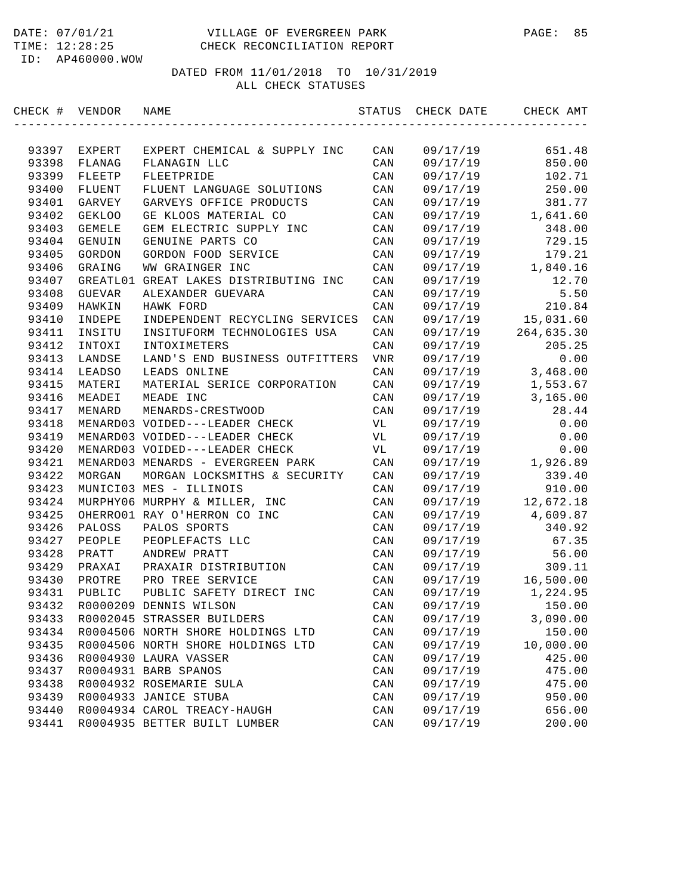DATE: 07/01/21 VILLAGE OF EVERGREEN PARK PAGE: 85
TIME: 12:28:25 CHECK RECONCILIATION REPORT
ID: AP460000.WOW

DATED FROM 11/01/2018 TO 10/31/2019
ALL CHECK STATUSES

| CHECK # | VENDOR | NAME | STATUS | CHECK DATE | CHECK AMT |
|---|---|---|---|---|---|
| 93397 | EXPERT | EXPERT CHEMICAL & SUPPLY INC | CAN | 09/17/19 | 651.48 |
| 93398 | FLANAG | FLANAGIN LLC | CAN | 09/17/19 | 850.00 |
| 93399 | FLEETP | FLEETPRIDE | CAN | 09/17/19 | 102.71 |
| 93400 | FLUENT | FLUENT LANGUAGE SOLUTIONS | CAN | 09/17/19 | 250.00 |
| 93401 | GARVEY | GARVEYS OFFICE PRODUCTS | CAN | 09/17/19 | 381.77 |
| 93402 | GEKLOO | GE KLOOS MATERIAL CO | CAN | 09/17/19 | 1,641.60 |
| 93403 | GEMELE | GEM ELECTRIC SUPPLY INC | CAN | 09/17/19 | 348.00 |
| 93404 | GENUIN | GENUINE PARTS CO | CAN | 09/17/19 | 729.15 |
| 93405 | GORDON | GORDON FOOD SERVICE | CAN | 09/17/19 | 179.21 |
| 93406 | GRAING | WW GRAINGER INC | CAN | 09/17/19 | 1,840.16 |
| 93407 | GREATL01 | GREAT LAKES DISTRIBUTING INC | CAN | 09/17/19 | 12.70 |
| 93408 | GUEVAR | ALEXANDER GUEVARA | CAN | 09/17/19 | 5.50 |
| 93409 | HAWKIN | HAWK FORD | CAN | 09/17/19 | 210.84 |
| 93410 | INDEPE | INDEPENDENT RECYCLING SERVICES | CAN | 09/17/19 | 15,031.60 |
| 93411 | INSITU | INSITUFORM TECHNOLOGIES USA | CAN | 09/17/19 | 264,635.30 |
| 93412 | INTOXI | INTOXIMETERS | CAN | 09/17/19 | 205.25 |
| 93413 | LANDSE | LAND'S END BUSINESS OUTFITTERS | VNR | 09/17/19 | 0.00 |
| 93414 | LEADSO | LEADS ONLINE | CAN | 09/17/19 | 3,468.00 |
| 93415 | MATERI | MATERIAL SERICE CORPORATION | CAN | 09/17/19 | 1,553.67 |
| 93416 | MEADEI | MEADE INC | CAN | 09/17/19 | 3,165.00 |
| 93417 | MENARD | MENARDS-CRESTWOOD | CAN | 09/17/19 | 28.44 |
| 93418 | MENARD03 | VOIDED---LEADER CHECK | VL | 09/17/19 | 0.00 |
| 93419 | MENARD03 | VOIDED---LEADER CHECK | VL | 09/17/19 | 0.00 |
| 93420 | MENARD03 | VOIDED---LEADER CHECK | VL | 09/17/19 | 0.00 |
| 93421 | MENARD03 | MENARDS - EVERGREEN PARK | CAN | 09/17/19 | 1,926.89 |
| 93422 | MORGAN | MORGAN LOCKSMITHS & SECURITY | CAN | 09/17/19 | 339.40 |
| 93423 | MUNICI03 | MES - ILLINOIS | CAN | 09/17/19 | 910.00 |
| 93424 | MURPHY06 | MURPHY & MILLER, INC | CAN | 09/17/19 | 12,672.18 |
| 93425 | OHERRO01 | RAY O'HERRON CO INC | CAN | 09/17/19 | 4,609.87 |
| 93426 | PALOSS | PALOS SPORTS | CAN | 09/17/19 | 340.92 |
| 93427 | PEOPLE | PEOPLEFACTS LLC | CAN | 09/17/19 | 67.35 |
| 93428 | PRATT | ANDREW PRATT | CAN | 09/17/19 | 56.00 |
| 93429 | PRAXAI | PRAXAIR DISTRIBUTION | CAN | 09/17/19 | 309.11 |
| 93430 | PROTRE | PRO TREE SERVICE | CAN | 09/17/19 | 16,500.00 |
| 93431 | PUBLIC | PUBLIC SAFETY DIRECT INC | CAN | 09/17/19 | 1,224.95 |
| 93432 | R0000209 | DENNIS WILSON | CAN | 09/17/19 | 150.00 |
| 93433 | R0002045 | STRASSER BUILDERS | CAN | 09/17/19 | 3,090.00 |
| 93434 | R0004506 | NORTH SHORE HOLDINGS LTD | CAN | 09/17/19 | 150.00 |
| 93435 | R0004506 | NORTH SHORE HOLDINGS LTD | CAN | 09/17/19 | 10,000.00 |
| 93436 | R0004930 | LAURA VASSER | CAN | 09/17/19 | 425.00 |
| 93437 | R0004931 | BARB SPANOS | CAN | 09/17/19 | 475.00 |
| 93438 | R0004932 | ROSEMARIE SULA | CAN | 09/17/19 | 475.00 |
| 93439 | R0004933 | JANICE STUBA | CAN | 09/17/19 | 950.00 |
| 93440 | R0004934 | CAROL TREACY-HAUGH | CAN | 09/17/19 | 656.00 |
| 93441 | R0004935 | BETTER BUILT LUMBER | CAN | 09/17/19 | 200.00 |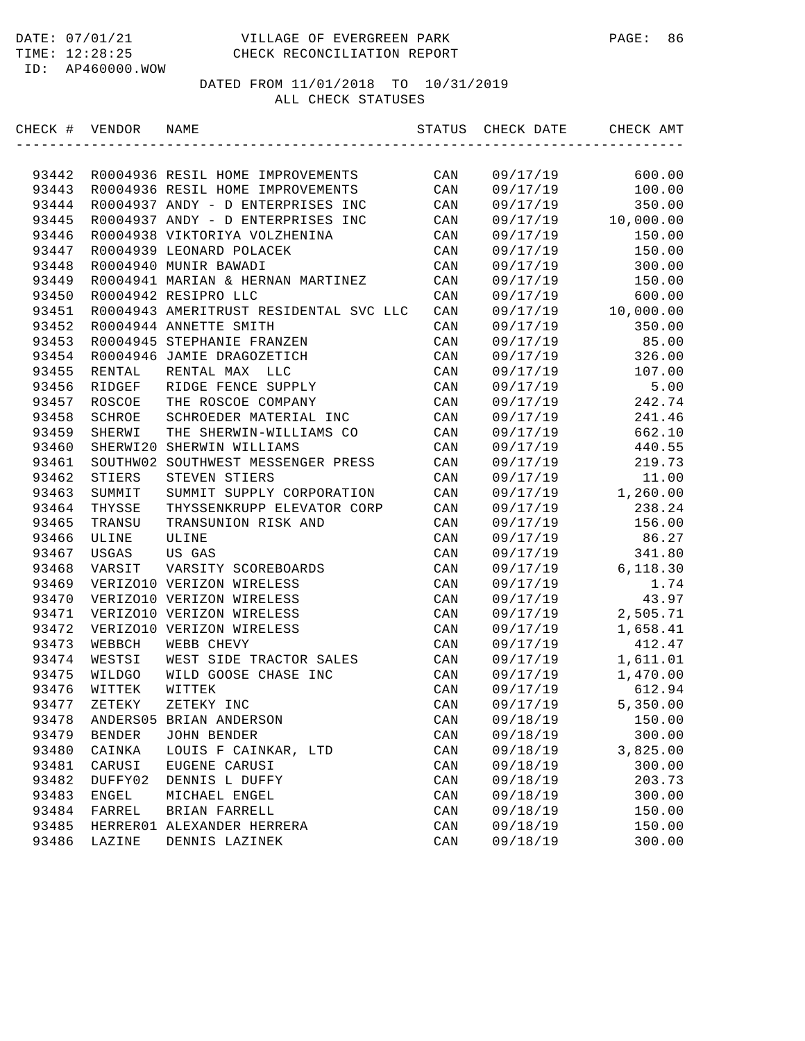DATE: 07/01/21 VILLAGE OF EVERGREEN PARK
TIME: 12:28:25 CHECK RECONCILIATION REPORT
ID: AP460000.WOW

DATED FROM 11/01/2018 TO 10/31/2019
ALL CHECK STATUSES

| CHECK # | VENDOR | NAME | STATUS | CHECK DATE | CHECK AMT |
|---|---|---|---|---|---|
| 93442 | R0004936 | RESIL HOME IMPROVEMENTS | CAN | 09/17/19 | 600.00 |
| 93443 | R0004936 | RESIL HOME IMPROVEMENTS | CAN | 09/17/19 | 100.00 |
| 93444 | R0004937 | ANDY - D ENTERPRISES INC | CAN | 09/17/19 | 350.00 |
| 93445 | R0004937 | ANDY - D ENTERPRISES INC | CAN | 09/17/19 | 10,000.00 |
| 93446 | R0004938 | VIKTORIYA VOLZHENINA | CAN | 09/17/19 | 150.00 |
| 93447 | R0004939 | LEONARD POLACEK | CAN | 09/17/19 | 150.00 |
| 93448 | R0004940 | MUNIR BAWADI | CAN | 09/17/19 | 300.00 |
| 93449 | R0004941 | MARIAN & HERNAN MARTINEZ | CAN | 09/17/19 | 150.00 |
| 93450 | R0004942 | RESIPRO LLC | CAN | 09/17/19 | 600.00 |
| 93451 | R0004943 | AMERITRUST RESIDENTAL SVC LLC | CAN | 09/17/19 | 10,000.00 |
| 93452 | R0004944 | ANNETTE SMITH | CAN | 09/17/19 | 350.00 |
| 93453 | R0004945 | STEPHANIE FRANZEN | CAN | 09/17/19 | 85.00 |
| 93454 | R0004946 | JAMIE DRAGOZETICH | CAN | 09/17/19 | 326.00 |
| 93455 | RENTAL | RENTAL MAX LLC | CAN | 09/17/19 | 107.00 |
| 93456 | RIDGEF | RIDGE FENCE SUPPLY | CAN | 09/17/19 | 5.00 |
| 93457 | ROSCOE | THE ROSCOE COMPANY | CAN | 09/17/19 | 242.74 |
| 93458 | SCHROE | SCHROEDER MATERIAL INC | CAN | 09/17/19 | 241.46 |
| 93459 | SHERWI | THE SHERWIN-WILLIAMS CO | CAN | 09/17/19 | 662.10 |
| 93460 | SHERWI20 | SHERWIN WILLIAMS | CAN | 09/17/19 | 440.55 |
| 93461 | SOUTHW02 | SOUTHWEST MESSENGER PRESS | CAN | 09/17/19 | 219.73 |
| 93462 | STIERS | STEVEN STIERS | CAN | 09/17/19 | 11.00 |
| 93463 | SUMMIT | SUMMIT SUPPLY CORPORATION | CAN | 09/17/19 | 1,260.00 |
| 93464 | THYSSE | THYSSENKRUPP ELEVATOR CORP | CAN | 09/17/19 | 238.24 |
| 93465 | TRANSU | TRANSUNION RISK AND | CAN | 09/17/19 | 156.00 |
| 93466 | ULINE | ULINE | CAN | 09/17/19 | 86.27 |
| 93467 | USGAS | US GAS | CAN | 09/17/19 | 341.80 |
| 93468 | VARSIT | VARSITY SCOREBOARDS | CAN | 09/17/19 | 6,118.30 |
| 93469 | VERIZO10 | VERIZON WIRELESS | CAN | 09/17/19 | 1.74 |
| 93470 | VERIZO10 | VERIZON WIRELESS | CAN | 09/17/19 | 43.97 |
| 93471 | VERIZO10 | VERIZON WIRELESS | CAN | 09/17/19 | 2,505.71 |
| 93472 | VERIZO10 | VERIZON WIRELESS | CAN | 09/17/19 | 1,658.41 |
| 93473 | WEBBCH | WEBB CHEVY | CAN | 09/17/19 | 412.47 |
| 93474 | WESTSI | WEST SIDE TRACTOR SALES | CAN | 09/17/19 | 1,611.01 |
| 93475 | WILDGO | WILD GOOSE CHASE INC | CAN | 09/17/19 | 1,470.00 |
| 93476 | WITTEK | WITTEK | CAN | 09/17/19 | 612.94 |
| 93477 | ZETEKY | ZETEKY INC | CAN | 09/17/19 | 5,350.00 |
| 93478 | ANDERS05 | BRIAN ANDERSON | CAN | 09/18/19 | 150.00 |
| 93479 | BENDER | JOHN BENDER | CAN | 09/18/19 | 300.00 |
| 93480 | CAINKA | LOUIS F CAINKAR, LTD | CAN | 09/18/19 | 3,825.00 |
| 93481 | CARUSI | EUGENE CARUSI | CAN | 09/18/19 | 300.00 |
| 93482 | DUFFY02 | DENNIS L DUFFY | CAN | 09/18/19 | 203.73 |
| 93483 | ENGEL | MICHAEL ENGEL | CAN | 09/18/19 | 300.00 |
| 93484 | FARREL | BRIAN FARRELL | CAN | 09/18/19 | 150.00 |
| 93485 | HERRER01 | ALEXANDER HERRERA | CAN | 09/18/19 | 150.00 |
| 93486 | LAZINE | DENNIS LAZINEK | CAN | 09/18/19 | 300.00 |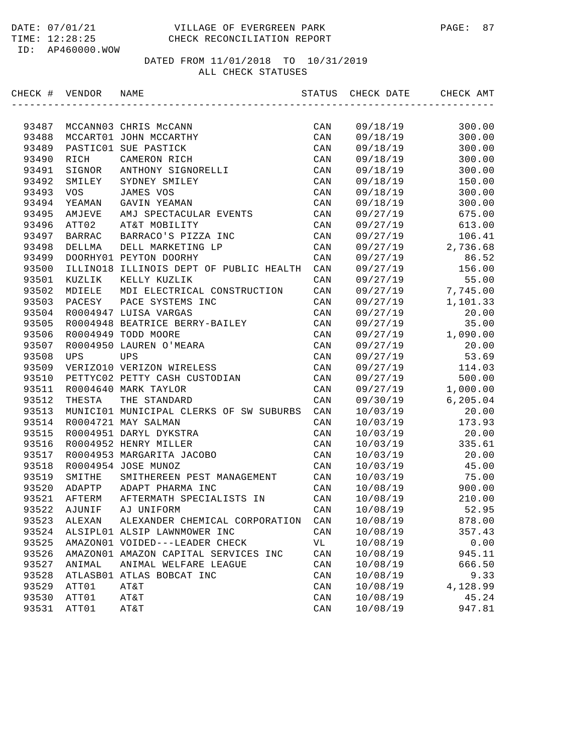DATE: 07/01/21 VILLAGE OF EVERGREEN PARK
TIME: 12:28:25 CHECK RECONCILIATION REPORT
ID: AP460000.WOW

DATED FROM 11/01/2018 TO 10/31/2019
ALL CHECK STATUSES

| CHECK # | VENDOR | NAME | STATUS | CHECK DATE | CHECK AMT |
|---|---|---|---|---|---|
| 93487 | MCCANN03 | CHRIS McCANN | CAN | 09/18/19 | 300.00 |
| 93488 | MCCART01 | JOHN MCCARTHY | CAN | 09/18/19 | 300.00 |
| 93489 | PASTIC01 | SUE PASTICK | CAN | 09/18/19 | 300.00 |
| 93490 | RICH | CAMERON RICH | CAN | 09/18/19 | 300.00 |
| 93491 | SIGNOR | ANTHONY SIGNORELLI | CAN | 09/18/19 | 300.00 |
| 93492 | SMILEY | SYDNEY SMILEY | CAN | 09/18/19 | 150.00 |
| 93493 | VOS | JAMES VOS | CAN | 09/18/19 | 300.00 |
| 93494 | YEAMAN | GAVIN YEAMAN | CAN | 09/18/19 | 300.00 |
| 93495 | AMJEVE | AMJ SPECTACULAR EVENTS | CAN | 09/27/19 | 675.00 |
| 93496 | ATT02 | AT&T MOBILITY | CAN | 09/27/19 | 613.00 |
| 93497 | BARRAC | BARRACO'S PIZZA INC | CAN | 09/27/19 | 106.41 |
| 93498 | DELLMA | DELL MARKETING LP | CAN | 09/27/19 | 2,736.68 |
| 93499 | DOORHY01 | PEYTON DOORHY | CAN | 09/27/19 | 86.52 |
| 93500 | ILLINO18 | ILLINOIS DEPT OF PUBLIC HEALTH | CAN | 09/27/19 | 156.00 |
| 93501 | KUZLIK | KELLY KUZLIK | CAN | 09/27/19 | 55.00 |
| 93502 | MDIELE | MDI ELECTRICAL CONSTRUCTION | CAN | 09/27/19 | 7,745.00 |
| 93503 | PACESY | PACE SYSTEMS INC | CAN | 09/27/19 | 1,101.33 |
| 93504 | R0004947 | LUISA VARGAS | CAN | 09/27/19 | 20.00 |
| 93505 | R0004948 | BEATRICE BERRY-BAILEY | CAN | 09/27/19 | 35.00 |
| 93506 | R0004949 | TODD MOORE | CAN | 09/27/19 | 1,090.00 |
| 93507 | R0004950 | LAUREN O'MEARA | CAN | 09/27/19 | 20.00 |
| 93508 | UPS | UPS | CAN | 09/27/19 | 53.69 |
| 93509 | VERIZO10 | VERIZON WIRELESS | CAN | 09/27/19 | 114.03 |
| 93510 | PETTYC02 | PETTY CASH CUSTODIAN | CAN | 09/27/19 | 500.00 |
| 93511 | R0004640 | MARK TAYLOR | CAN | 09/27/19 | 1,000.00 |
| 93512 | THESTA | THE STANDARD | CAN | 09/30/19 | 6,205.04 |
| 93513 | MUNICI01 | MUNICIPAL CLERKS OF SW SUBURBS | CAN | 10/03/19 | 20.00 |
| 93514 | R0004721 | MAY SALMAN | CAN | 10/03/19 | 173.93 |
| 93515 | R0004951 | DARYL DYKSTRA | CAN | 10/03/19 | 20.00 |
| 93516 | R0004952 | HENRY MILLER | CAN | 10/03/19 | 335.61 |
| 93517 | R0004953 | MARGARITA JACOBO | CAN | 10/03/19 | 20.00 |
| 93518 | R0004954 | JOSE MUNOZ | CAN | 10/03/19 | 45.00 |
| 93519 | SMITHE | SMITHEREEN PEST MANAGEMENT | CAN | 10/03/19 | 75.00 |
| 93520 | ADAPTP | ADAPT PHARMA INC | CAN | 10/08/19 | 900.00 |
| 93521 | AFTERM | AFTERMATH SPECIALISTS IN | CAN | 10/08/19 | 210.00 |
| 93522 | AJUNIF | AJ UNIFORM | CAN | 10/08/19 | 52.95 |
| 93523 | ALEXAN | ALEXANDER CHEMICAL CORPORATION | CAN | 10/08/19 | 878.00 |
| 93524 | ALSIPL01 | ALSIP LAWNMOWER INC | CAN | 10/08/19 | 357.43 |
| 93525 | AMAZON01 | VOIDED---LEADER CHECK | VL | 10/08/19 | 0.00 |
| 93526 | AMAZON01 | AMAZON CAPITAL SERVICES INC | CAN | 10/08/19 | 945.11 |
| 93527 | ANIMAL | ANIMAL WELFARE LEAGUE | CAN | 10/08/19 | 666.50 |
| 93528 | ATLASB01 | ATLAS BOBCAT INC | CAN | 10/08/19 | 9.33 |
| 93529 | ATT01 | AT&T | CAN | 10/08/19 | 4,128.99 |
| 93530 | ATT01 | AT&T | CAN | 10/08/19 | 45.24 |
| 93531 | ATT01 | AT&T | CAN | 10/08/19 | 947.81 |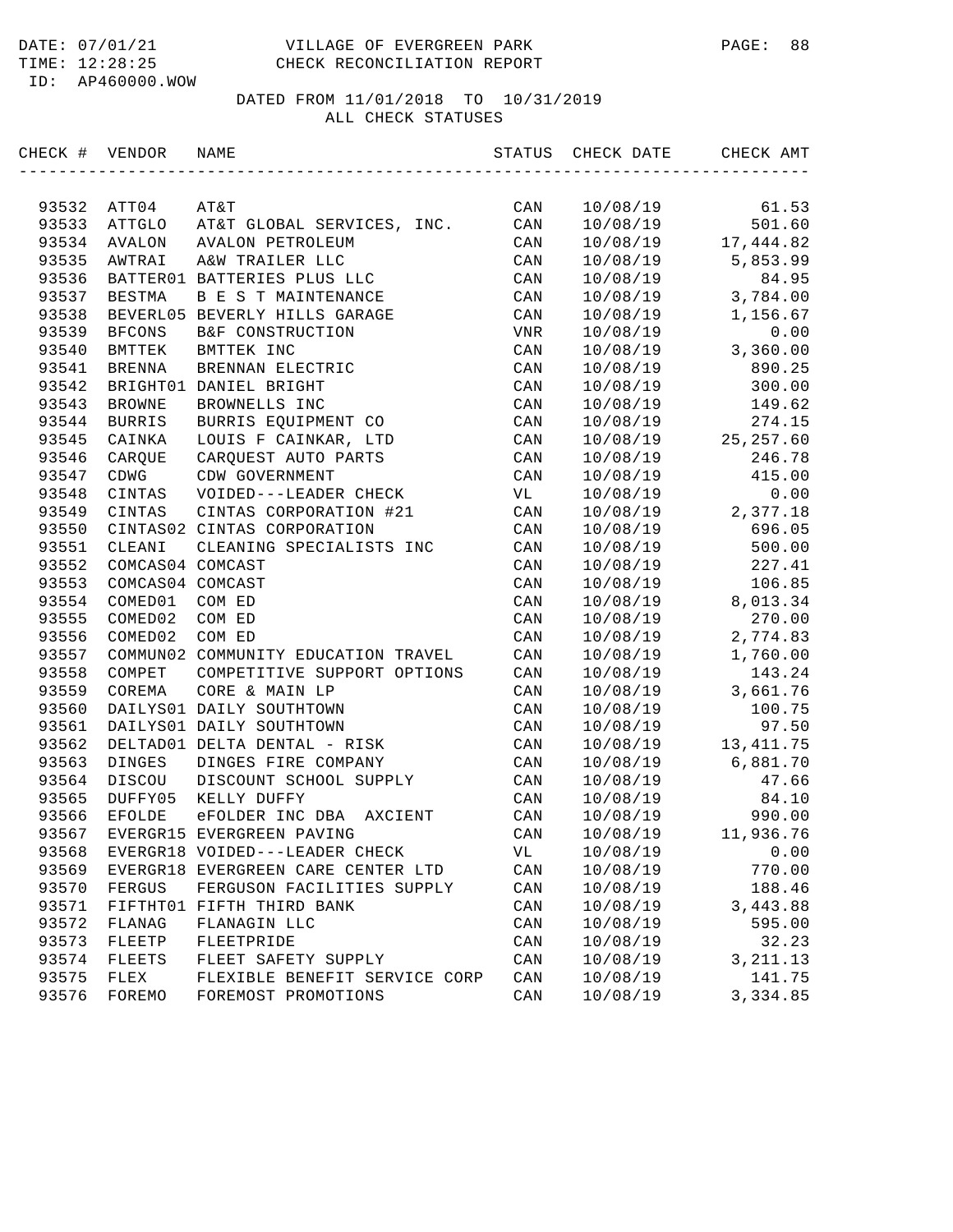DATE: 07/01/21 VILLAGE OF EVERGREEN PARK
TIME: 12:28:25 CHECK RECONCILIATION REPORT
ID: AP460000.WOW

DATED FROM 11/01/2018 TO 10/31/2019
ALL CHECK STATUSES

| CHECK # | VENDOR | NAME | STATUS | CHECK DATE | CHECK AMT |
|---|---|---|---|---|---|
| 93532 | ATT04 | AT&T | CAN | 10/08/19 | 61.53 |
| 93533 | ATTGLO | AT&T GLOBAL SERVICES, INC. | CAN | 10/08/19 | 501.60 |
| 93534 | AVALON | AVALON PETROLEUM | CAN | 10/08/19 | 17,444.82 |
| 93535 | AWTRAI | A&W TRAILER LLC | CAN | 10/08/19 | 5,853.99 |
| 93536 | BATTER01 | BATTERIES PLUS LLC | CAN | 10/08/19 | 84.95 |
| 93537 | BESTMA | B E S T MAINTENANCE | CAN | 10/08/19 | 3,784.00 |
| 93538 | BEVERL05 | BEVERLY HILLS GARAGE | CAN | 10/08/19 | 1,156.67 |
| 93539 | BFCONS | B&F CONSTRUCTION | VNR | 10/08/19 | 0.00 |
| 93540 | BMTTEK | BMTTEK INC | CAN | 10/08/19 | 3,360.00 |
| 93541 | BRENNA | BRENNAN ELECTRIC | CAN | 10/08/19 | 890.25 |
| 93542 | BRIGHT01 | DANIEL BRIGHT | CAN | 10/08/19 | 300.00 |
| 93543 | BROWNE | BROWNELLS INC | CAN | 10/08/19 | 149.62 |
| 93544 | BURRIS | BURRIS EQUIPMENT CO | CAN | 10/08/19 | 274.15 |
| 93545 | CAINKA | LOUIS F CAINKAR, LTD | CAN | 10/08/19 | 25,257.60 |
| 93546 | CARQUE | CARQUEST AUTO PARTS | CAN | 10/08/19 | 246.78 |
| 93547 | CDWG | CDW GOVERNMENT | CAN | 10/08/19 | 415.00 |
| 93548 | CINTAS | VOIDED---LEADER CHECK | VL | 10/08/19 | 0.00 |
| 93549 | CINTAS | CINTAS CORPORATION #21 | CAN | 10/08/19 | 2,377.18 |
| 93550 | CINTAS02 | CINTAS CORPORATION | CAN | 10/08/19 | 696.05 |
| 93551 | CLEANI | CLEANING SPECIALISTS INC | CAN | 10/08/19 | 500.00 |
| 93552 | COMCAS04 | COMCAST | CAN | 10/08/19 | 227.41 |
| 93553 | COMCAS04 | COMCAST | CAN | 10/08/19 | 106.85 |
| 93554 | COMED01 | COM ED | CAN | 10/08/19 | 8,013.34 |
| 93555 | COMED02 | COM ED | CAN | 10/08/19 | 270.00 |
| 93556 | COMED02 | COM ED | CAN | 10/08/19 | 2,774.83 |
| 93557 | COMMUN02 | COMMUNITY EDUCATION TRAVEL | CAN | 10/08/19 | 1,760.00 |
| 93558 | COMPET | COMPETITIVE SUPPORT OPTIONS | CAN | 10/08/19 | 143.24 |
| 93559 | COREMA | CORE & MAIN LP | CAN | 10/08/19 | 3,661.76 |
| 93560 | DAILYS01 | DAILY SOUTHTOWN | CAN | 10/08/19 | 100.75 |
| 93561 | DAILYS01 | DAILY SOUTHTOWN | CAN | 10/08/19 | 97.50 |
| 93562 | DELTAD01 | DELTA DENTAL - RISK | CAN | 10/08/19 | 13,411.75 |
| 93563 | DINGES | DINGES FIRE COMPANY | CAN | 10/08/19 | 6,881.70 |
| 93564 | DISCOU | DISCOUNT SCHOOL SUPPLY | CAN | 10/08/19 | 47.66 |
| 93565 | DUFFY05 | KELLY DUFFY | CAN | 10/08/19 | 84.10 |
| 93566 | EFOLDE | eFOLDER INC DBA AXCIENT | CAN | 10/08/19 | 990.00 |
| 93567 | EVERGR15 | EVERGREEN PAVING | CAN | 10/08/19 | 11,936.76 |
| 93568 | EVERGR18 | VOIDED---LEADER CHECK | VL | 10/08/19 | 0.00 |
| 93569 | EVERGR18 | EVERGREEN CARE CENTER LTD | CAN | 10/08/19 | 770.00 |
| 93570 | FERGUS | FERGUSON FACILITIES SUPPLY | CAN | 10/08/19 | 188.46 |
| 93571 | FIFTHT01 | FIFTH THIRD BANK | CAN | 10/08/19 | 3,443.88 |
| 93572 | FLANAG | FLANAGIN LLC | CAN | 10/08/19 | 595.00 |
| 93573 | FLEETP | FLEETPRIDE | CAN | 10/08/19 | 32.23 |
| 93574 | FLEETS | FLEET SAFETY SUPPLY | CAN | 10/08/19 | 3,211.13 |
| 93575 | FLEX | FLEXIBLE BENEFIT SERVICE CORP | CAN | 10/08/19 | 141.75 |
| 93576 | FOREMO | FOREMOST PROMOTIONS | CAN | 10/08/19 | 3,334.85 |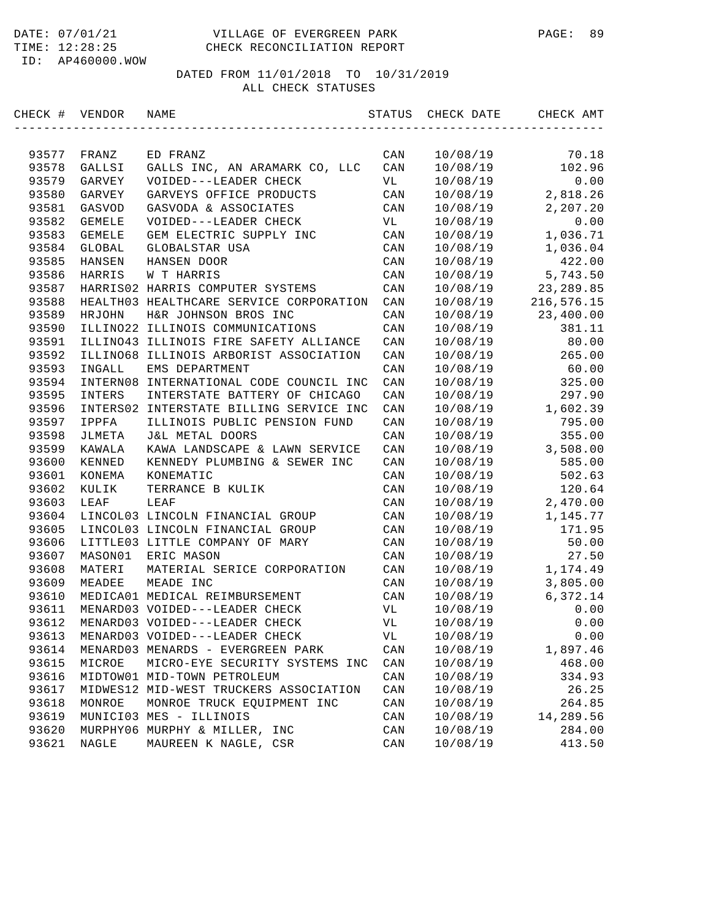DATE: 07/01/21 VILLAGE OF EVERGREEN PARK
TIME: 12:28:25 CHECK RECONCILIATION REPORT
ID: AP460000.WOW

DATED FROM 11/01/2018 TO 10/31/2019
ALL CHECK STATUSES

| CHECK # | VENDOR | NAME | STATUS | CHECK DATE | CHECK AMT |
|---|---|---|---|---|---|
| 93577 | FRANZ | ED FRANZ | CAN | 10/08/19 | 70.18 |
| 93578 | GALLSI | GALLS INC, AN ARAMARK CO, LLC | CAN | 10/08/19 | 102.96 |
| 93579 | GARVEY | VOIDED---LEADER CHECK | VL | 10/08/19 | 0.00 |
| 93580 | GARVEY | GARVEYS OFFICE PRODUCTS | CAN | 10/08/19 | 2,818.26 |
| 93581 | GASVOD | GASVODA & ASSOCIATES | CAN | 10/08/19 | 2,207.20 |
| 93582 | GEMELE | VOIDED---LEADER CHECK | VL | 10/08/19 | 0.00 |
| 93583 | GEMELE | GEM ELECTRIC SUPPLY INC | CAN | 10/08/19 | 1,036.71 |
| 93584 | GLOBAL | GLOBALSTAR USA | CAN | 10/08/19 | 1,036.04 |
| 93585 | HANSEN | HANSEN DOOR | CAN | 10/08/19 | 422.00 |
| 93586 | HARRIS | W T HARRIS | CAN | 10/08/19 | 5,743.50 |
| 93587 | HARRIS02 | HARRIS COMPUTER SYSTEMS | CAN | 10/08/19 | 23,289.85 |
| 93588 | HEALTH03 | HEALTHCARE SERVICE CORPORATION | CAN | 10/08/19 | 216,576.15 |
| 93589 | HRJOHN | H&R JOHNSON BROS INC | CAN | 10/08/19 | 23,400.00 |
| 93590 | ILLINO22 | ILLINOIS COMMUNICATIONS | CAN | 10/08/19 | 381.11 |
| 93591 | ILLINO43 | ILLINOIS FIRE SAFETY ALLIANCE | CAN | 10/08/19 | 80.00 |
| 93592 | ILLINO68 | ILLINOIS ARBORIST ASSOCIATION | CAN | 10/08/19 | 265.00 |
| 93593 | INGALL | EMS DEPARTMENT | CAN | 10/08/19 | 60.00 |
| 93594 | INTERN08 | INTERNATIONAL CODE COUNCIL INC | CAN | 10/08/19 | 325.00 |
| 93595 | INTERS | INTERSTATE BATTERY OF CHICAGO | CAN | 10/08/19 | 297.90 |
| 93596 | INTERS02 | INTERSTATE BILLING SERVICE INC | CAN | 10/08/19 | 1,602.39 |
| 93597 | IPPFA | ILLINOIS PUBLIC PENSION FUND | CAN | 10/08/19 | 795.00 |
| 93598 | JLMETA | J&L METAL DOORS | CAN | 10/08/19 | 355.00 |
| 93599 | KAWALA | KAWA LANDSCAPE & LAWN SERVICE | CAN | 10/08/19 | 3,508.00 |
| 93600 | KENNED | KENNEDY PLUMBING & SEWER INC | CAN | 10/08/19 | 585.00 |
| 93601 | KONEMA | KONEMATIC | CAN | 10/08/19 | 502.63 |
| 93602 | KULIK | TERRANCE B KULIK | CAN | 10/08/19 | 120.64 |
| 93603 | LEAF | LEAF | CAN | 10/08/19 | 2,470.00 |
| 93604 | LINCOL03 | LINCOLN FINANCIAL GROUP | CAN | 10/08/19 | 1,145.77 |
| 93605 | LINCOL03 | LINCOLN FINANCIAL GROUP | CAN | 10/08/19 | 171.95 |
| 93606 | LITTLE03 | LITTLE COMPANY OF MARY | CAN | 10/08/19 | 50.00 |
| 93607 | MASON01 | ERIC MASON | CAN | 10/08/19 | 27.50 |
| 93608 | MATERI | MATERIAL SERICE CORPORATION | CAN | 10/08/19 | 1,174.49 |
| 93609 | MEADEE | MEADE INC | CAN | 10/08/19 | 3,805.00 |
| 93610 | MEDICA01 | MEDICAL REIMBURSEMENT | CAN | 10/08/19 | 6,372.14 |
| 93611 | MENARD03 | VOIDED---LEADER CHECK | VL | 10/08/19 | 0.00 |
| 93612 | MENARD03 | VOIDED---LEADER CHECK | VL | 10/08/19 | 0.00 |
| 93613 | MENARD03 | VOIDED---LEADER CHECK | VL | 10/08/19 | 0.00 |
| 93614 | MENARD03 | MENARDS - EVERGREEN PARK | CAN | 10/08/19 | 1,897.46 |
| 93615 | MICROE | MICRO-EYE SECURITY SYSTEMS INC | CAN | 10/08/19 | 468.00 |
| 93616 | MIDTOW01 | MID-TOWN PETROLEUM | CAN | 10/08/19 | 334.93 |
| 93617 | MIDWES12 | MID-WEST TRUCKERS ASSOCIATION | CAN | 10/08/19 | 26.25 |
| 93618 | MONROE | MONROE TRUCK EQUIPMENT INC | CAN | 10/08/19 | 264.85 |
| 93619 | MUNICI03 | MES - ILLINOIS | CAN | 10/08/19 | 14,289.56 |
| 93620 | MURPHY06 | MURPHY & MILLER, INC | CAN | 10/08/19 | 284.00 |
| 93621 | NAGLE | MAUREEN K NAGLE, CSR | CAN | 10/08/19 | 413.50 |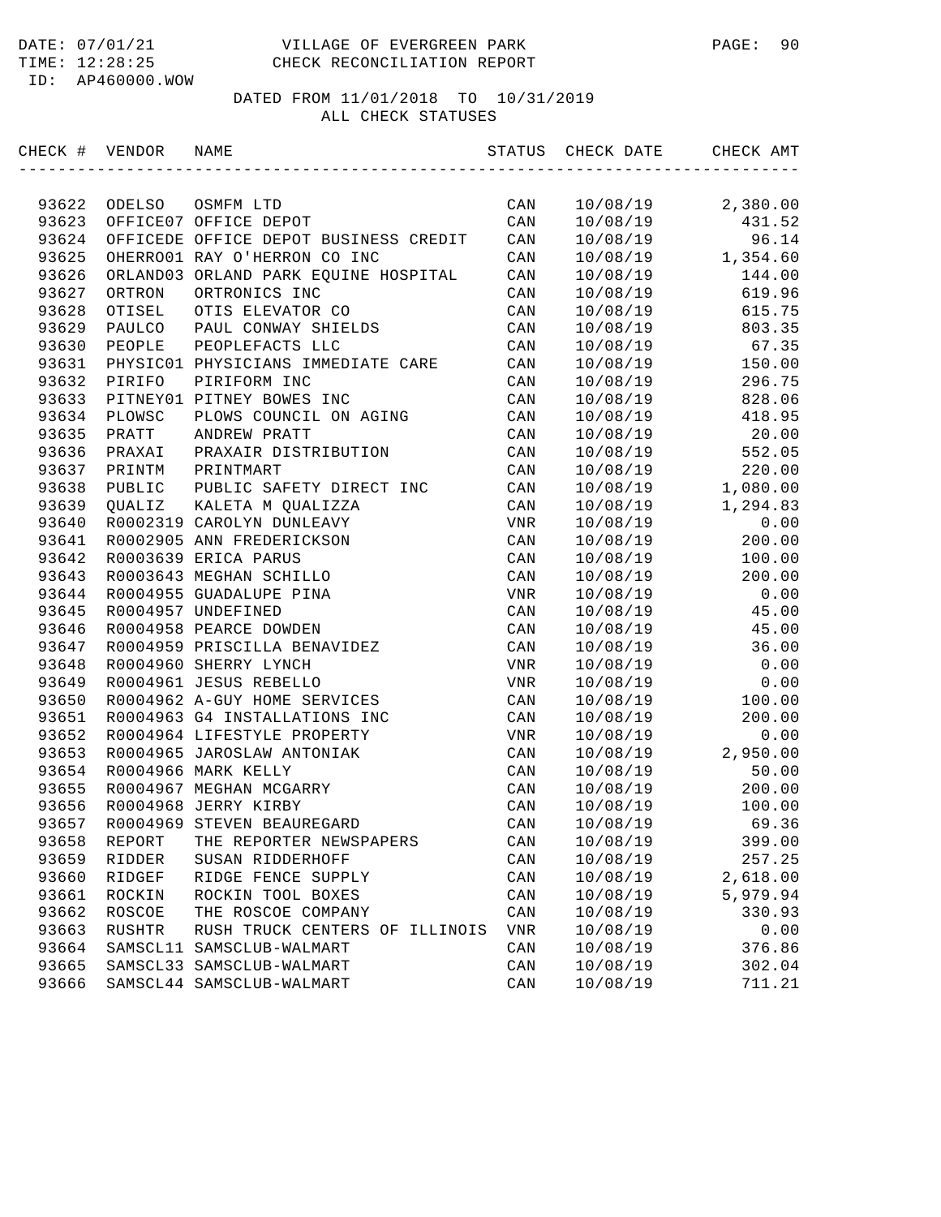DATE: 07/01/21 VILLAGE OF EVERGREEN PARK
TIME: 12:28:25 CHECK RECONCILIATION REPORT
ID: AP460000.WOW

DATED FROM 11/01/2018 TO 10/31/2019
ALL CHECK STATUSES

| CHECK # | VENDOR | NAME | STATUS | CHECK DATE | CHECK AMT |
|---|---|---|---|---|---|
| 93622 | ODELSO | OSMFM LTD | CAN | 10/08/19 | 2,380.00 |
| 93623 | OFFICE07 | OFFICE DEPOT | CAN | 10/08/19 | 431.52 |
| 93624 | OFFICEDE | OFFICE DEPOT BUSINESS CREDIT | CAN | 10/08/19 | 96.14 |
| 93625 | OHERRO01 | RAY O'HERRON CO INC | CAN | 10/08/19 | 1,354.60 |
| 93626 | ORLAND03 | ORLAND PARK EQUINE HOSPITAL | CAN | 10/08/19 | 144.00 |
| 93627 | ORTRON | ORTRONICS INC | CAN | 10/08/19 | 619.96 |
| 93628 | OTISEL | OTIS ELEVATOR CO | CAN | 10/08/19 | 615.75 |
| 93629 | PAULCO | PAUL CONWAY SHIELDS | CAN | 10/08/19 | 803.35 |
| 93630 | PEOPLE | PEOPLEFACTS LLC | CAN | 10/08/19 | 67.35 |
| 93631 | PHYSIC01 | PHYSICIANS IMMEDIATE CARE | CAN | 10/08/19 | 150.00 |
| 93632 | PIRIFO | PIRIFORM INC | CAN | 10/08/19 | 296.75 |
| 93633 | PITNEY01 | PITNEY BOWES INC | CAN | 10/08/19 | 828.06 |
| 93634 | PLOWSC | PLOWS COUNCIL ON AGING | CAN | 10/08/19 | 418.95 |
| 93635 | PRATT | ANDREW PRATT | CAN | 10/08/19 | 20.00 |
| 93636 | PRAXAI | PRAXAIR DISTRIBUTION | CAN | 10/08/19 | 552.05 |
| 93637 | PRINTM | PRINTMART | CAN | 10/08/19 | 220.00 |
| 93638 | PUBLIC | PUBLIC SAFETY DIRECT INC | CAN | 10/08/19 | 1,080.00 |
| 93639 | QUALIZ | KALETA M QUALIZZA | CAN | 10/08/19 | 1,294.83 |
| 93640 | R0002319 | CAROLYN DUNLEAVY | VNR | 10/08/19 | 0.00 |
| 93641 | R0002905 | ANN FREDERICKSON | CAN | 10/08/19 | 200.00 |
| 93642 | R0003639 | ERICA PARUS | CAN | 10/08/19 | 100.00 |
| 93643 | R0003643 | MEGHAN SCHILLO | CAN | 10/08/19 | 200.00 |
| 93644 | R0004955 | GUADALUPE PINA | VNR | 10/08/19 | 0.00 |
| 93645 | R0004957 | UNDEFINED | CAN | 10/08/19 | 45.00 |
| 93646 | R0004958 | PEARCE DOWDEN | CAN | 10/08/19 | 45.00 |
| 93647 | R0004959 | PRISCILLA BENAVIDEZ | CAN | 10/08/19 | 36.00 |
| 93648 | R0004960 | SHERRY LYNCH | VNR | 10/08/19 | 0.00 |
| 93649 | R0004961 | JESUS REBELLO | VNR | 10/08/19 | 0.00 |
| 93650 | R0004962 | A-GUY HOME SERVICES | CAN | 10/08/19 | 100.00 |
| 93651 | R0004963 | G4 INSTALLATIONS INC | CAN | 10/08/19 | 200.00 |
| 93652 | R0004964 | LIFESTYLE PROPERTY | VNR | 10/08/19 | 0.00 |
| 93653 | R0004965 | JAROSLAW ANTONIAK | CAN | 10/08/19 | 2,950.00 |
| 93654 | R0004966 | MARK KELLY | CAN | 10/08/19 | 50.00 |
| 93655 | R0004967 | MEGHAN MCGARRY | CAN | 10/08/19 | 200.00 |
| 93656 | R0004968 | JERRY KIRBY | CAN | 10/08/19 | 100.00 |
| 93657 | R0004969 | STEVEN BEAUREGARD | CAN | 10/08/19 | 69.36 |
| 93658 | REPORT | THE REPORTER NEWSPAPERS | CAN | 10/08/19 | 399.00 |
| 93659 | RIDDER | SUSAN RIDDERHOFF | CAN | 10/08/19 | 257.25 |
| 93660 | RIDGEF | RIDGE FENCE SUPPLY | CAN | 10/08/19 | 2,618.00 |
| 93661 | ROCKIN | ROCKIN TOOL BOXES | CAN | 10/08/19 | 5,979.94 |
| 93662 | ROSCOE | THE ROSCOE COMPANY | CAN | 10/08/19 | 330.93 |
| 93663 | RUSHTR | RUSH TRUCK CENTERS OF ILLINOIS | VNR | 10/08/19 | 0.00 |
| 93664 | SAMSCL11 | SAMSCLUB-WALMART | CAN | 10/08/19 | 376.86 |
| 93665 | SAMSCL33 | SAMSCLUB-WALMART | CAN | 10/08/19 | 302.04 |
| 93666 | SAMSCL44 | SAMSCLUB-WALMART | CAN | 10/08/19 | 711.21 |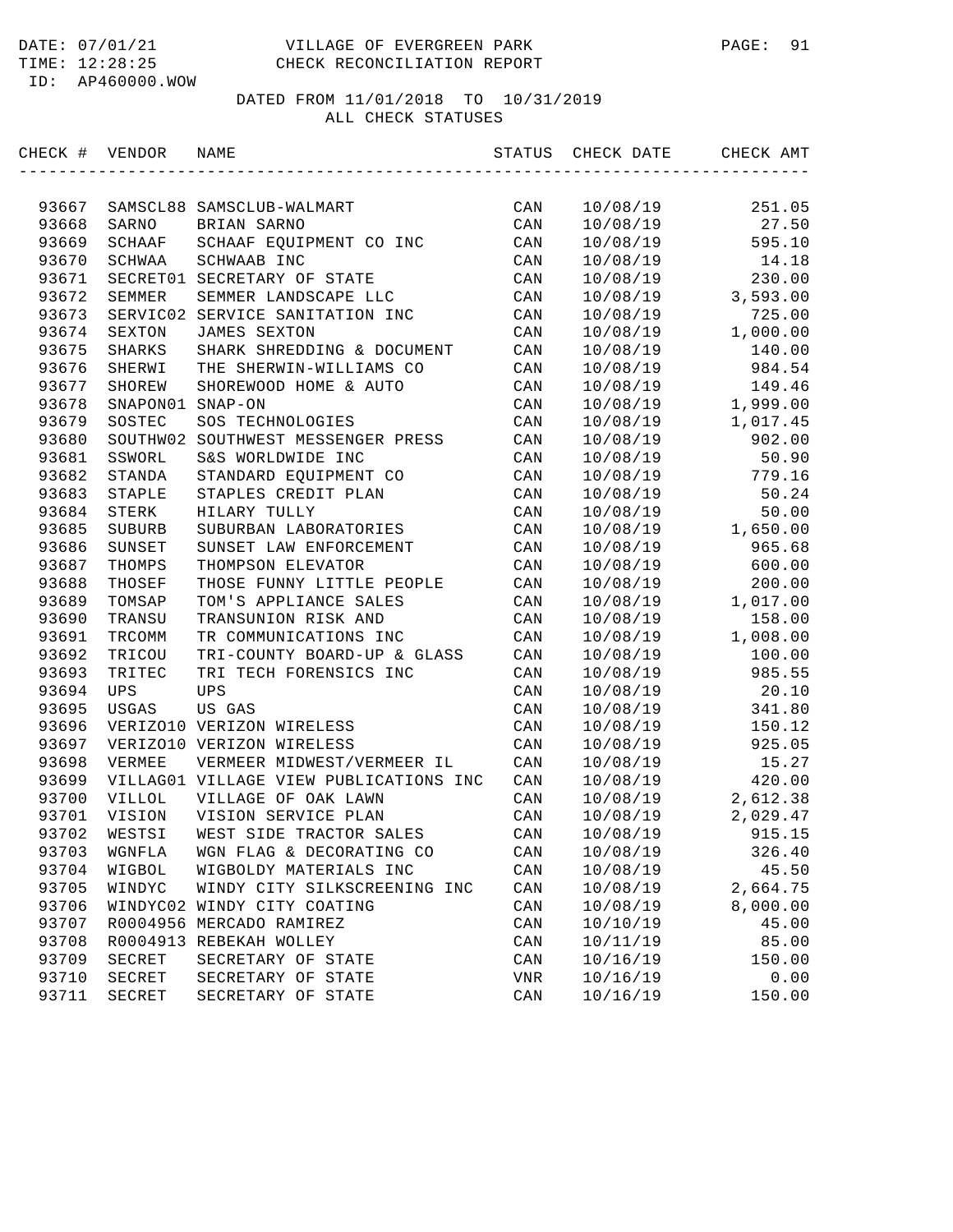DATE: 07/01/21 VILLAGE OF EVERGREEN PARK
TIME: 12:28:25 CHECK RECONCILIATION REPORT
ID: AP460000.WOW

DATED FROM 11/01/2018 TO 10/31/2019
ALL CHECK STATUSES

| CHECK # | VENDOR | NAME | STATUS | CHECK DATE | CHECK AMT |
|---|---|---|---|---|---|
| 93667 | SAMSCL88 | SAMSCLUB-WALMART | CAN | 10/08/19 | 251.05 |
| 93668 | SARNO | BRIAN SARNO | CAN | 10/08/19 | 27.50 |
| 93669 | SCHAAF | SCHAAF EQUIPMENT CO INC | CAN | 10/08/19 | 595.10 |
| 93670 | SCHWAA | SCHWAAB INC | CAN | 10/08/19 | 14.18 |
| 93671 | SECRET01 | SECRETARY OF STATE | CAN | 10/08/19 | 230.00 |
| 93672 | SEMMER | SEMMER LANDSCAPE LLC | CAN | 10/08/19 | 3,593.00 |
| 93673 | SERVIC02 | SERVICE SANITATION INC | CAN | 10/08/19 | 725.00 |
| 93674 | SEXTON | JAMES SEXTON | CAN | 10/08/19 | 1,000.00 |
| 93675 | SHARKS | SHARK SHREDDING & DOCUMENT | CAN | 10/08/19 | 140.00 |
| 93676 | SHERWI | THE SHERWIN-WILLIAMS CO | CAN | 10/08/19 | 984.54 |
| 93677 | SHOREW | SHOREWOOD HOME & AUTO | CAN | 10/08/19 | 149.46 |
| 93678 | SNAPON01 | SNAP-ON | CAN | 10/08/19 | 1,999.00 |
| 93679 | SOSTEC | SOS TECHNOLOGIES | CAN | 10/08/19 | 1,017.45 |
| 93680 | SOUTHW02 | SOUTHWEST MESSENGER PRESS | CAN | 10/08/19 | 902.00 |
| 93681 | SSWORL | S&S WORLDWIDE INC | CAN | 10/08/19 | 50.90 |
| 93682 | STANDA | STANDARD EQUIPMENT CO | CAN | 10/08/19 | 779.16 |
| 93683 | STAPLE | STAPLES CREDIT PLAN | CAN | 10/08/19 | 50.24 |
| 93684 | STERK | HILARY TULLY | CAN | 10/08/19 | 50.00 |
| 93685 | SUBURB | SUBURBAN LABORATORIES | CAN | 10/08/19 | 1,650.00 |
| 93686 | SUNSET | SUNSET LAW ENFORCEMENT | CAN | 10/08/19 | 965.68 |
| 93687 | THOMPS | THOMPSON ELEVATOR | CAN | 10/08/19 | 600.00 |
| 93688 | THOSEF | THOSE FUNNY LITTLE PEOPLE | CAN | 10/08/19 | 200.00 |
| 93689 | TOMSAP | TOM'S APPLIANCE SALES | CAN | 10/08/19 | 1,017.00 |
| 93690 | TRANSU | TRANSUNION RISK AND | CAN | 10/08/19 | 158.00 |
| 93691 | TRCOMM | TR COMMUNICATIONS INC | CAN | 10/08/19 | 1,008.00 |
| 93692 | TRICOU | TRI-COUNTY BOARD-UP & GLASS | CAN | 10/08/19 | 100.00 |
| 93693 | TRITEC | TRI TECH FORENSICS INC | CAN | 10/08/19 | 985.55 |
| 93694 | UPS | UPS | CAN | 10/08/19 | 20.10 |
| 93695 | USGAS | US GAS | CAN | 10/08/19 | 341.80 |
| 93696 | VERIZO10 | VERIZON WIRELESS | CAN | 10/08/19 | 150.12 |
| 93697 | VERIZO10 | VERIZON WIRELESS | CAN | 10/08/19 | 925.05 |
| 93698 | VERMEE | VERMEER MIDWEST/VERMEER IL | CAN | 10/08/19 | 15.27 |
| 93699 | VILLAG01 | VILLAGE VIEW PUBLICATIONS INC | CAN | 10/08/19 | 420.00 |
| 93700 | VILLOL | VILLAGE OF OAK LAWN | CAN | 10/08/19 | 2,612.38 |
| 93701 | VISION | VISION SERVICE PLAN | CAN | 10/08/19 | 2,029.47 |
| 93702 | WESTSI | WEST SIDE TRACTOR SALES | CAN | 10/08/19 | 915.15 |
| 93703 | WGNFLA | WGN FLAG & DECORATING CO | CAN | 10/08/19 | 326.40 |
| 93704 | WIGBOL | WIGBOLDY MATERIALS INC | CAN | 10/08/19 | 45.50 |
| 93705 | WINDYC | WINDY CITY SILKSCREENING INC | CAN | 10/08/19 | 2,664.75 |
| 93706 | WINDYC02 | WINDY CITY COATING | CAN | 10/08/19 | 8,000.00 |
| 93707 | R0004956 | MERCADO RAMIREZ | CAN | 10/10/19 | 45.00 |
| 93708 | R0004913 | REBEKAH WOLLEY | CAN | 10/11/19 | 85.00 |
| 93709 | SECRET | SECRETARY OF STATE | CAN | 10/16/19 | 150.00 |
| 93710 | SECRET | SECRETARY OF STATE | VNR | 10/16/19 | 0.00 |
| 93711 | SECRET | SECRETARY OF STATE | CAN | 10/16/19 | 150.00 |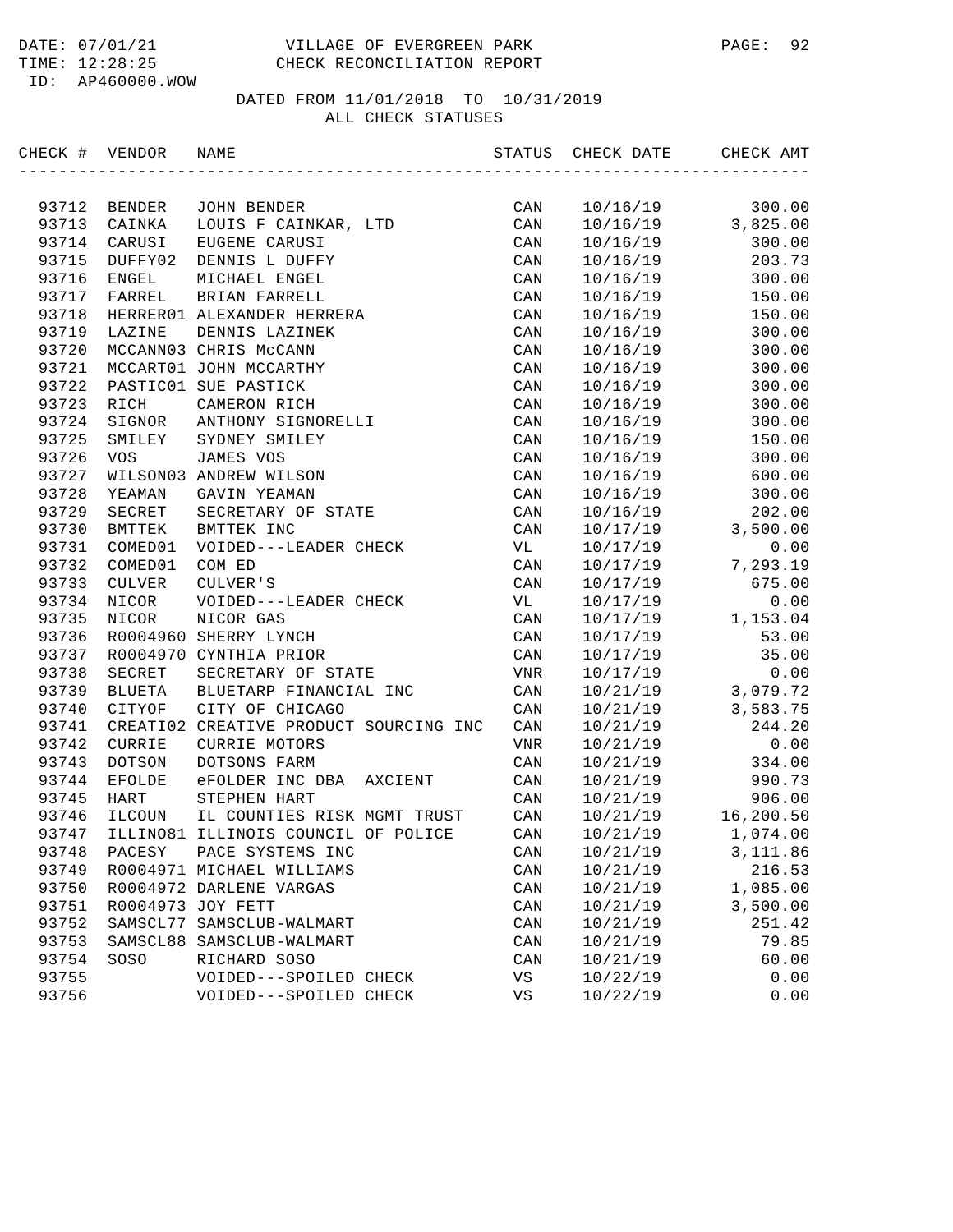DATE: 07/01/21 VILLAGE OF EVERGREEN PARK
TIME: 12:28:25 CHECK RECONCILIATION REPORT
ID: AP460000.WOW

DATED FROM 11/01/2018 TO 10/31/2019
ALL CHECK STATUSES

| CHECK # | VENDOR | NAME | STATUS | CHECK DATE | CHECK AMT |
|---|---|---|---|---|---|
| 93712 | BENDER | JOHN BENDER | CAN | 10/16/19 | 300.00 |
| 93713 | CAINKA | LOUIS F CAINKAR, LTD | CAN | 10/16/19 | 3,825.00 |
| 93714 | CARUSI | EUGENE CARUSI | CAN | 10/16/19 | 300.00 |
| 93715 | DUFFY02 | DENNIS L DUFFY | CAN | 10/16/19 | 203.73 |
| 93716 | ENGEL | MICHAEL ENGEL | CAN | 10/16/19 | 300.00 |
| 93717 | FARREL | BRIAN FARRELL | CAN | 10/16/19 | 150.00 |
| 93718 | HERRER01 | ALEXANDER HERRERA | CAN | 10/16/19 | 150.00 |
| 93719 | LAZINE | DENNIS LAZINEK | CAN | 10/16/19 | 300.00 |
| 93720 | MCCANN03 | CHRIS McCANN | CAN | 10/16/19 | 300.00 |
| 93721 | MCCART01 | JOHN MCCARTHY | CAN | 10/16/19 | 300.00 |
| 93722 | PASTIC01 | SUE PASTICK | CAN | 10/16/19 | 300.00 |
| 93723 | RICH | CAMERON RICH | CAN | 10/16/19 | 300.00 |
| 93724 | SIGNOR | ANTHONY SIGNORELLI | CAN | 10/16/19 | 300.00 |
| 93725 | SMILEY | SYDNEY SMILEY | CAN | 10/16/19 | 150.00 |
| 93726 | VOS | JAMES VOS | CAN | 10/16/19 | 300.00 |
| 93727 | WILSON03 | ANDREW WILSON | CAN | 10/16/19 | 600.00 |
| 93728 | YEAMAN | GAVIN YEAMAN | CAN | 10/16/19 | 300.00 |
| 93729 | SECRET | SECRETARY OF STATE | CAN | 10/16/19 | 202.00 |
| 93730 | BMTTEK | BMTTEK INC | CAN | 10/17/19 | 3,500.00 |
| 93731 | COMED01 | VOIDED---LEADER CHECK | VL | 10/17/19 | 0.00 |
| 93732 | COMED01 | COM ED | CAN | 10/17/19 | 7,293.19 |
| 93733 | CULVER | CULVER'S | CAN | 10/17/19 | 675.00 |
| 93734 | NICOR | VOIDED---LEADER CHECK | VL | 10/17/19 | 0.00 |
| 93735 | NICOR | NICOR GAS | CAN | 10/17/19 | 1,153.04 |
| 93736 | R0004960 | SHERRY LYNCH | CAN | 10/17/19 | 53.00 |
| 93737 | R0004970 | CYNTHIA PRIOR | CAN | 10/17/19 | 35.00 |
| 93738 | SECRET | SECRETARY OF STATE | VNR | 10/17/19 | 0.00 |
| 93739 | BLUETA | BLUETARP FINANCIAL INC | CAN | 10/21/19 | 3,079.72 |
| 93740 | CITYOF | CITY OF CHICAGO | CAN | 10/21/19 | 3,583.75 |
| 93741 | CREATI02 | CREATIVE PRODUCT SOURCING INC | CAN | 10/21/19 | 244.20 |
| 93742 | CURRIE | CURRIE MOTORS | VNR | 10/21/19 | 0.00 |
| 93743 | DOTSON | DOTSONS FARM | CAN | 10/21/19 | 334.00 |
| 93744 | EFOLDE | eFOLDER INC DBA AXCIENT | CAN | 10/21/19 | 990.73 |
| 93745 | HART | STEPHEN HART | CAN | 10/21/19 | 906.00 |
| 93746 | ILCOUN | IL COUNTIES RISK MGMT TRUST | CAN | 10/21/19 | 16,200.50 |
| 93747 | ILLINO81 | ILLINOIS COUNCIL OF POLICE | CAN | 10/21/19 | 1,074.00 |
| 93748 | PACESY | PACE SYSTEMS INC | CAN | 10/21/19 | 3,111.86 |
| 93749 | R0004971 | MICHAEL WILLIAMS | CAN | 10/21/19 | 216.53 |
| 93750 | R0004972 | DARLENE VARGAS | CAN | 10/21/19 | 1,085.00 |
| 93751 | R0004973 | JOY FETT | CAN | 10/21/19 | 3,500.00 |
| 93752 | SAMSCL77 | SAMSCLUB-WALMART | CAN | 10/21/19 | 251.42 |
| 93753 | SAMSCL88 | SAMSCLUB-WALMART | CAN | 10/21/19 | 79.85 |
| 93754 | SOSO | RICHARD SOSO | CAN | 10/21/19 | 60.00 |
| 93755 | | VOIDED---SPOILED CHECK | VS | 10/22/19 | 0.00 |
| 93756 | | VOIDED---SPOILED CHECK | VS | 10/22/19 | 0.00 |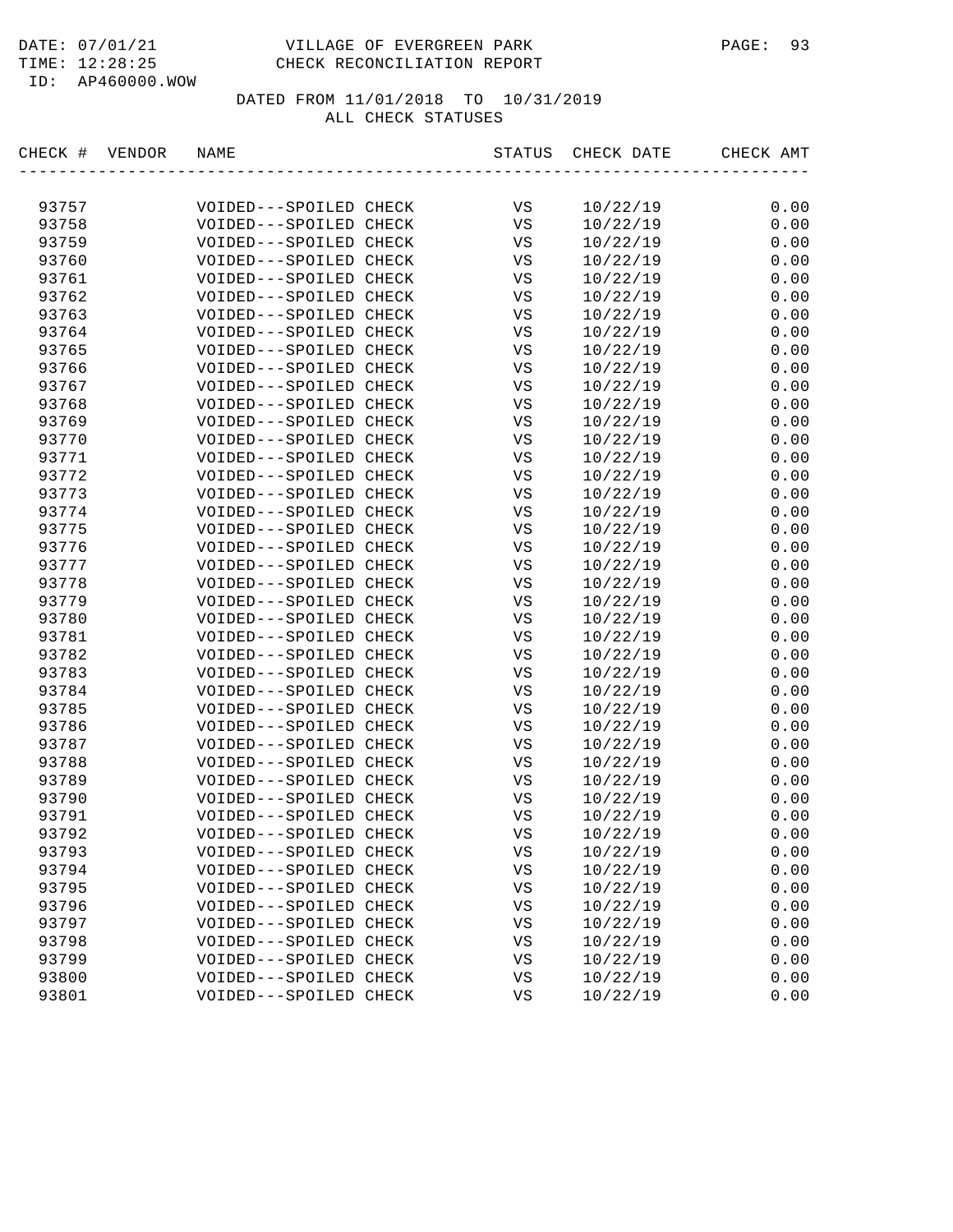VILLAGE OF EVERGREEN PARK
CHECK RECONCILIATION REPORT

DATE: 07/01/21
TIME: 12:28:25
ID: AP460000.WOW

DATED FROM 11/01/2018 TO 10/31/2019
ALL CHECK STATUSES

| CHECK # | VENDOR | NAME | STATUS | CHECK DATE | CHECK AMT |
|---|---|---|---|---|---|
| 93757 | | VOIDED---SPOILED CHECK | VS | 10/22/19 | 0.00 |
| 93758 | | VOIDED---SPOILED CHECK | VS | 10/22/19 | 0.00 |
| 93759 | | VOIDED---SPOILED CHECK | VS | 10/22/19 | 0.00 |
| 93760 | | VOIDED---SPOILED CHECK | VS | 10/22/19 | 0.00 |
| 93761 | | VOIDED---SPOILED CHECK | VS | 10/22/19 | 0.00 |
| 93762 | | VOIDED---SPOILED CHECK | VS | 10/22/19 | 0.00 |
| 93763 | | VOIDED---SPOILED CHECK | VS | 10/22/19 | 0.00 |
| 93764 | | VOIDED---SPOILED CHECK | VS | 10/22/19 | 0.00 |
| 93765 | | VOIDED---SPOILED CHECK | VS | 10/22/19 | 0.00 |
| 93766 | | VOIDED---SPOILED CHECK | VS | 10/22/19 | 0.00 |
| 93767 | | VOIDED---SPOILED CHECK | VS | 10/22/19 | 0.00 |
| 93768 | | VOIDED---SPOILED CHECK | VS | 10/22/19 | 0.00 |
| 93769 | | VOIDED---SPOILED CHECK | VS | 10/22/19 | 0.00 |
| 93770 | | VOIDED---SPOILED CHECK | VS | 10/22/19 | 0.00 |
| 93771 | | VOIDED---SPOILED CHECK | VS | 10/22/19 | 0.00 |
| 93772 | | VOIDED---SPOILED CHECK | VS | 10/22/19 | 0.00 |
| 93773 | | VOIDED---SPOILED CHECK | VS | 10/22/19 | 0.00 |
| 93774 | | VOIDED---SPOILED CHECK | VS | 10/22/19 | 0.00 |
| 93775 | | VOIDED---SPOILED CHECK | VS | 10/22/19 | 0.00 |
| 93776 | | VOIDED---SPOILED CHECK | VS | 10/22/19 | 0.00 |
| 93777 | | VOIDED---SPOILED CHECK | VS | 10/22/19 | 0.00 |
| 93778 | | VOIDED---SPOILED CHECK | VS | 10/22/19 | 0.00 |
| 93779 | | VOIDED---SPOILED CHECK | VS | 10/22/19 | 0.00 |
| 93780 | | VOIDED---SPOILED CHECK | VS | 10/22/19 | 0.00 |
| 93781 | | VOIDED---SPOILED CHECK | VS | 10/22/19 | 0.00 |
| 93782 | | VOIDED---SPOILED CHECK | VS | 10/22/19 | 0.00 |
| 93783 | | VOIDED---SPOILED CHECK | VS | 10/22/19 | 0.00 |
| 93784 | | VOIDED---SPOILED CHECK | VS | 10/22/19 | 0.00 |
| 93785 | | VOIDED---SPOILED CHECK | VS | 10/22/19 | 0.00 |
| 93786 | | VOIDED---SPOILED CHECK | VS | 10/22/19 | 0.00 |
| 93787 | | VOIDED---SPOILED CHECK | VS | 10/22/19 | 0.00 |
| 93788 | | VOIDED---SPOILED CHECK | VS | 10/22/19 | 0.00 |
| 93789 | | VOIDED---SPOILED CHECK | VS | 10/22/19 | 0.00 |
| 93790 | | VOIDED---SPOILED CHECK | VS | 10/22/19 | 0.00 |
| 93791 | | VOIDED---SPOILED CHECK | VS | 10/22/19 | 0.00 |
| 93792 | | VOIDED---SPOILED CHECK | VS | 10/22/19 | 0.00 |
| 93793 | | VOIDED---SPOILED CHECK | VS | 10/22/19 | 0.00 |
| 93794 | | VOIDED---SPOILED CHECK | VS | 10/22/19 | 0.00 |
| 93795 | | VOIDED---SPOILED CHECK | VS | 10/22/19 | 0.00 |
| 93796 | | VOIDED---SPOILED CHECK | VS | 10/22/19 | 0.00 |
| 93797 | | VOIDED---SPOILED CHECK | VS | 10/22/19 | 0.00 |
| 93798 | | VOIDED---SPOILED CHECK | VS | 10/22/19 | 0.00 |
| 93799 | | VOIDED---SPOILED CHECK | VS | 10/22/19 | 0.00 |
| 93800 | | VOIDED---SPOILED CHECK | VS | 10/22/19 | 0.00 |
| 93801 | | VOIDED---SPOILED CHECK | VS | 10/22/19 | 0.00 |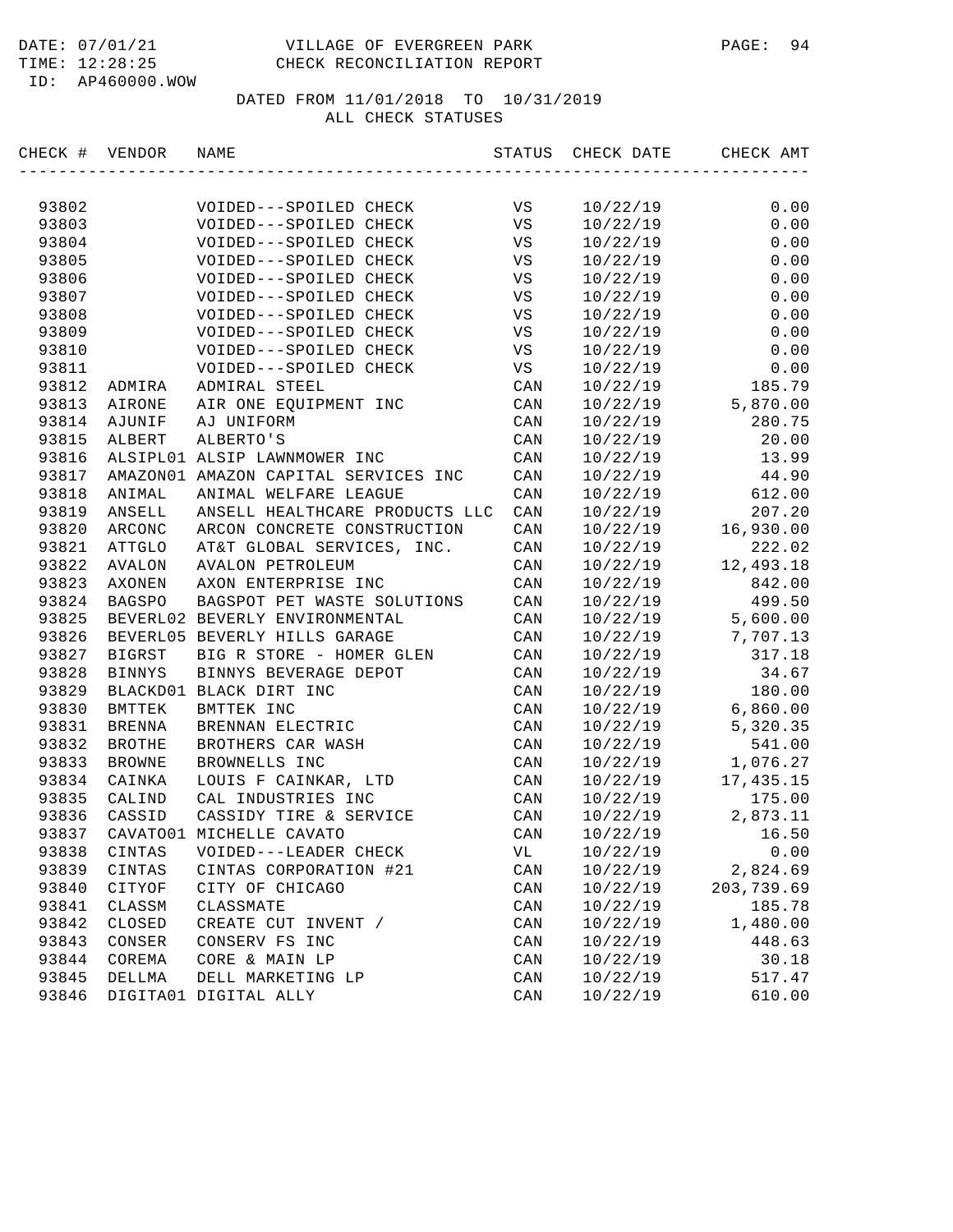DATE: 07/01/21 VILLAGE OF EVERGREEN PARK
TIME: 12:28:25 CHECK RECONCILIATION REPORT
ID: AP460000.WOW

DATED FROM 11/01/2018 TO 10/31/2019
ALL CHECK STATUSES

| CHECK # | VENDOR | NAME | STATUS | CHECK DATE | CHECK AMT |
|---|---|---|---|---|---|
| 93802 | | VOIDED---SPOILED CHECK | VS | 10/22/19 | 0.00 |
| 93803 | | VOIDED---SPOILED CHECK | VS | 10/22/19 | 0.00 |
| 93804 | | VOIDED---SPOILED CHECK | VS | 10/22/19 | 0.00 |
| 93805 | | VOIDED---SPOILED CHECK | VS | 10/22/19 | 0.00 |
| 93806 | | VOIDED---SPOILED CHECK | VS | 10/22/19 | 0.00 |
| 93807 | | VOIDED---SPOILED CHECK | VS | 10/22/19 | 0.00 |
| 93808 | | VOIDED---SPOILED CHECK | VS | 10/22/19 | 0.00 |
| 93809 | | VOIDED---SPOILED CHECK | VS | 10/22/19 | 0.00 |
| 93810 | | VOIDED---SPOILED CHECK | VS | 10/22/19 | 0.00 |
| 93811 | | VOIDED---SPOILED CHECK | VS | 10/22/19 | 0.00 |
| 93812 | ADMIRA | ADMIRAL STEEL | CAN | 10/22/19 | 185.79 |
| 93813 | AIRONE | AIR ONE EQUIPMENT INC | CAN | 10/22/19 | 5,870.00 |
| 93814 | AJUNIF | AJ UNIFORM | CAN | 10/22/19 | 280.75 |
| 93815 | ALBERT | ALBERTO'S | CAN | 10/22/19 | 20.00 |
| 93816 | ALSIPL01 | ALSIP LAWNMOWER INC | CAN | 10/22/19 | 13.99 |
| 93817 | AMAZON01 | AMAZON CAPITAL SERVICES INC | CAN | 10/22/19 | 44.90 |
| 93818 | ANIMAL | ANIMAL WELFARE LEAGUE | CAN | 10/22/19 | 612.00 |
| 93819 | ANSELL | ANSELL HEALTHCARE PRODUCTS LLC | CAN | 10/22/19 | 207.20 |
| 93820 | ARCONC | ARCON CONCRETE CONSTRUCTION | CAN | 10/22/19 | 16,930.00 |
| 93821 | ATTGLO | AT&T GLOBAL SERVICES, INC. | CAN | 10/22/19 | 222.02 |
| 93822 | AVALON | AVALON PETROLEUM | CAN | 10/22/19 | 12,493.18 |
| 93823 | AXONEN | AXON ENTERPRISE INC | CAN | 10/22/19 | 842.00 |
| 93824 | BAGSPO | BAGSPOT PET WASTE SOLUTIONS | CAN | 10/22/19 | 499.50 |
| 93825 | BEVERL02 | BEVERLY ENVIRONMENTAL | CAN | 10/22/19 | 5,600.00 |
| 93826 | BEVERL05 | BEVERLY HILLS GARAGE | CAN | 10/22/19 | 7,707.13 |
| 93827 | BIGRST | BIG R STORE - HOMER GLEN | CAN | 10/22/19 | 317.18 |
| 93828 | BINNYS | BINNYS BEVERAGE DEPOT | CAN | 10/22/19 | 34.67 |
| 93829 | BLACKD01 | BLACK DIRT INC | CAN | 10/22/19 | 180.00 |
| 93830 | BMTTEK | BMTTEK INC | CAN | 10/22/19 | 6,860.00 |
| 93831 | BRENNA | BRENNAN ELECTRIC | CAN | 10/22/19 | 5,320.35 |
| 93832 | BROTHE | BROTHERS CAR WASH | CAN | 10/22/19 | 541.00 |
| 93833 | BROWNE | BROWNELLS INC | CAN | 10/22/19 | 1,076.27 |
| 93834 | CAINKA | LOUIS F CAINKAR, LTD | CAN | 10/22/19 | 17,435.15 |
| 93835 | CALIND | CAL INDUSTRIES INC | CAN | 10/22/19 | 175.00 |
| 93836 | CASSID | CASSIDY TIRE & SERVICE | CAN | 10/22/19 | 2,873.11 |
| 93837 | CAVATO01 | MICHELLE CAVATO | CAN | 10/22/19 | 16.50 |
| 93838 | CINTAS | VOIDED---LEADER CHECK | VL | 10/22/19 | 0.00 |
| 93839 | CINTAS | CINTAS CORPORATION #21 | CAN | 10/22/19 | 2,824.69 |
| 93840 | CITYOF | CITY OF CHICAGO | CAN | 10/22/19 | 203,739.69 |
| 93841 | CLASSM | CLASSMATE | CAN | 10/22/19 | 185.78 |
| 93842 | CLOSED | CREATE CUT INVENT / | CAN | 10/22/19 | 1,480.00 |
| 93843 | CONSER | CONSERV FS INC | CAN | 10/22/19 | 448.63 |
| 93844 | COREMA | CORE & MAIN LP | CAN | 10/22/19 | 30.18 |
| 93845 | DELLMA | DELL MARKETING LP | CAN | 10/22/19 | 517.47 |
| 93846 | DIGITA01 | DIGITAL ALLY | CAN | 10/22/19 | 610.00 |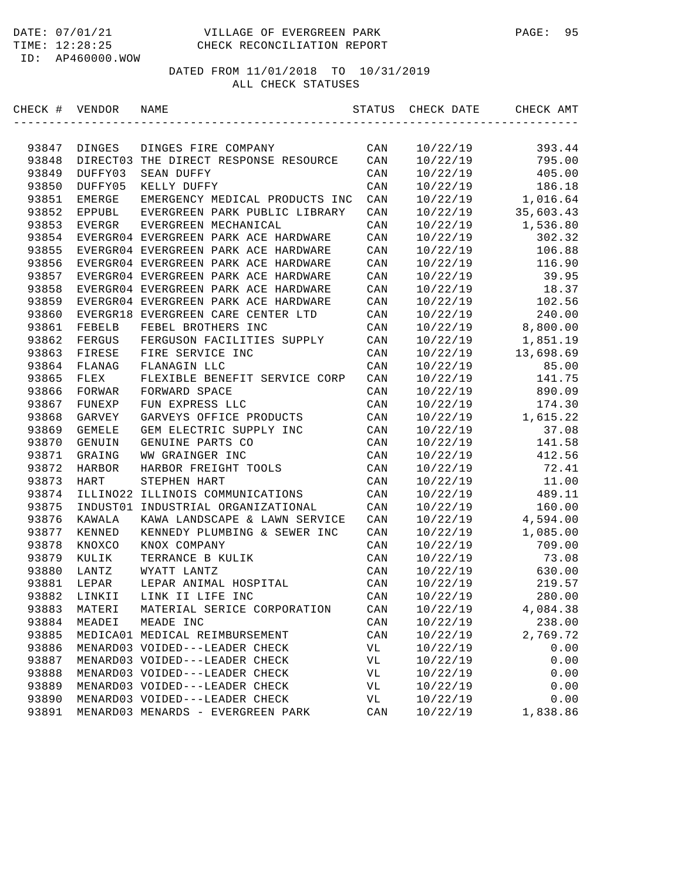DATE: 07/01/21 VILLAGE OF EVERGREEN PARK
TIME: 12:28:25 CHECK RECONCILIATION REPORT
ID: AP460000.WOW

DATED FROM 11/01/2018 TO 10/31/2019
ALL CHECK STATUSES

| CHECK # | VENDOR | NAME | STATUS | CHECK DATE | CHECK AMT |
|---|---|---|---|---|---|
| 93847 | DINGES | DINGES FIRE COMPANY | CAN | 10/22/19 | 393.44 |
| 93848 | DIRECT03 | THE DIRECT RESPONSE RESOURCE | CAN | 10/22/19 | 795.00 |
| 93849 | DUFFY03 | SEAN DUFFY | CAN | 10/22/19 | 405.00 |
| 93850 | DUFFY05 | KELLY DUFFY | CAN | 10/22/19 | 186.18 |
| 93851 | EMERGE | EMERGENCY MEDICAL PRODUCTS INC | CAN | 10/22/19 | 1,016.64 |
| 93852 | EPPUBL | EVERGREEN PARK PUBLIC LIBRARY | CAN | 10/22/19 | 35,603.43 |
| 93853 | EVERGR | EVERGREEN MECHANICAL | CAN | 10/22/19 | 1,536.80 |
| 93854 | EVERGR04 | EVERGREEN PARK ACE HARDWARE | CAN | 10/22/19 | 302.32 |
| 93855 | EVERGR04 | EVERGREEN PARK ACE HARDWARE | CAN | 10/22/19 | 106.88 |
| 93856 | EVERGR04 | EVERGREEN PARK ACE HARDWARE | CAN | 10/22/19 | 116.90 |
| 93857 | EVERGR04 | EVERGREEN PARK ACE HARDWARE | CAN | 10/22/19 | 39.95 |
| 93858 | EVERGR04 | EVERGREEN PARK ACE HARDWARE | CAN | 10/22/19 | 18.37 |
| 93859 | EVERGR04 | EVERGREEN PARK ACE HARDWARE | CAN | 10/22/19 | 102.56 |
| 93860 | EVERGR18 | EVERGREEN CARE CENTER LTD | CAN | 10/22/19 | 240.00 |
| 93861 | FEBELB | FEBEL BROTHERS INC | CAN | 10/22/19 | 8,800.00 |
| 93862 | FERGUS | FERGUSON FACILITIES SUPPLY | CAN | 10/22/19 | 1,851.19 |
| 93863 | FIRESE | FIRE SERVICE INC | CAN | 10/22/19 | 13,698.69 |
| 93864 | FLANAG | FLANAGIN LLC | CAN | 10/22/19 | 85.00 |
| 93865 | FLEX | FLEXIBLE BENEFIT SERVICE CORP | CAN | 10/22/19 | 141.75 |
| 93866 | FORWAR | FORWARD SPACE | CAN | 10/22/19 | 890.09 |
| 93867 | FUNEXP | FUN EXPRESS LLC | CAN | 10/22/19 | 174.30 |
| 93868 | GARVEY | GARVEYS OFFICE PRODUCTS | CAN | 10/22/19 | 1,615.22 |
| 93869 | GEMELE | GEM ELECTRIC SUPPLY INC | CAN | 10/22/19 | 37.08 |
| 93870 | GENUIN | GENUINE PARTS CO | CAN | 10/22/19 | 141.58 |
| 93871 | GRAING | WW GRAINGER INC | CAN | 10/22/19 | 412.56 |
| 93872 | HARBOR | HARBOR FREIGHT TOOLS | CAN | 10/22/19 | 72.41 |
| 93873 | HART | STEPHEN HART | CAN | 10/22/19 | 11.00 |
| 93874 | ILLINO22 | ILLINOIS COMMUNICATIONS | CAN | 10/22/19 | 489.11 |
| 93875 | INDUST01 | INDUSTRIAL ORGANIZATIONAL | CAN | 10/22/19 | 160.00 |
| 93876 | KAWALA | KAWA LANDSCAPE & LAWN SERVICE | CAN | 10/22/19 | 4,594.00 |
| 93877 | KENNED | KENNEDY PLUMBING & SEWER INC | CAN | 10/22/19 | 1,085.00 |
| 93878 | KNOXCO | KNOX COMPANY | CAN | 10/22/19 | 709.00 |
| 93879 | KULIK | TERRANCE B KULIK | CAN | 10/22/19 | 73.08 |
| 93880 | LANTZ | WYATT LANTZ | CAN | 10/22/19 | 630.00 |
| 93881 | LEPAR | LEPAR ANIMAL HOSPITAL | CAN | 10/22/19 | 219.57 |
| 93882 | LINKII | LINK II LIFE INC | CAN | 10/22/19 | 280.00 |
| 93883 | MATERI | MATERIAL SERICE CORPORATION | CAN | 10/22/19 | 4,084.38 |
| 93884 | MEADEI | MEADE INC | CAN | 10/22/19 | 238.00 |
| 93885 | MEDICA01 | MEDICAL REIMBURSEMENT | CAN | 10/22/19 | 2,769.72 |
| 93886 | MENARD03 | VOIDED---LEADER CHECK | VL | 10/22/19 | 0.00 |
| 93887 | MENARD03 | VOIDED---LEADER CHECK | VL | 10/22/19 | 0.00 |
| 93888 | MENARD03 | VOIDED---LEADER CHECK | VL | 10/22/19 | 0.00 |
| 93889 | MENARD03 | VOIDED---LEADER CHECK | VL | 10/22/19 | 0.00 |
| 93890 | MENARD03 | VOIDED---LEADER CHECK | VL | 10/22/19 | 0.00 |
| 93891 | MENARD03 | MENARDS - EVERGREEN PARK | CAN | 10/22/19 | 1,838.86 |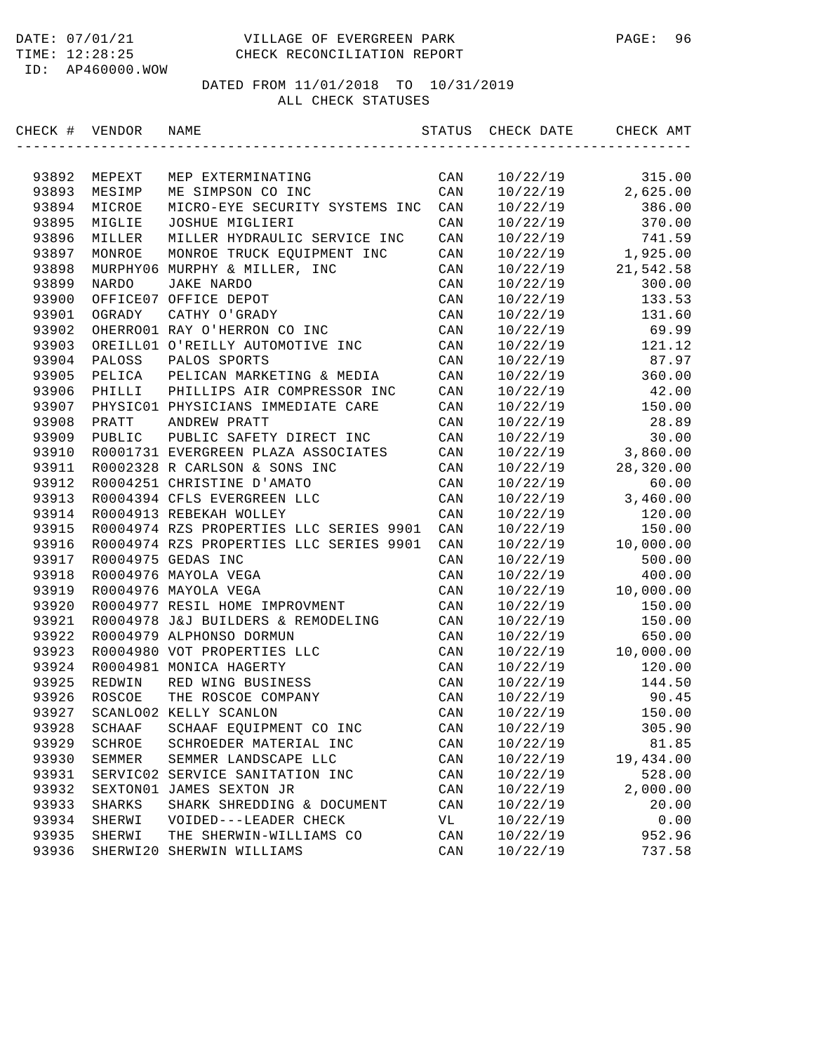DATE: 07/01/21 VILLAGE OF EVERGREEN PARK
TIME: 12:28:25 CHECK RECONCILIATION REPORT
ID: AP460000.WOW

DATED FROM 11/01/2018 TO 10/31/2019
ALL CHECK STATUSES

| CHECK # | VENDOR | NAME | STATUS | CHECK DATE | CHECK AMT |
|---|---|---|---|---|---|
| 93892 | MEPEXT | MEP EXTERMINATING | CAN | 10/22/19 | 315.00 |
| 93893 | MESIMP | ME SIMPSON CO INC | CAN | 10/22/19 | 2,625.00 |
| 93894 | MICROE | MICRO-EYE SECURITY SYSTEMS INC | CAN | 10/22/19 | 386.00 |
| 93895 | MIGLIE | JOSHUE MIGLIERI | CAN | 10/22/19 | 370.00 |
| 93896 | MILLER | MILLER HYDRAULIC SERVICE INC | CAN | 10/22/19 | 741.59 |
| 93897 | MONROE | MONROE TRUCK EQUIPMENT INC | CAN | 10/22/19 | 1,925.00 |
| 93898 | MURPHY06 | MURPHY & MILLER, INC | CAN | 10/22/19 | 21,542.58 |
| 93899 | NARDO | JAKE NARDO | CAN | 10/22/19 | 300.00 |
| 93900 | OFFICE07 | OFFICE DEPOT | CAN | 10/22/19 | 133.53 |
| 93901 | OGRADY | CATHY O'GRADY | CAN | 10/22/19 | 131.60 |
| 93902 | OHERRO01 | RAY O'HERRON CO INC | CAN | 10/22/19 | 69.99 |
| 93903 | OREILL01 | O'REILLY AUTOMOTIVE INC | CAN | 10/22/19 | 121.12 |
| 93904 | PALOSS | PALOS SPORTS | CAN | 10/22/19 | 87.97 |
| 93905 | PELICA | PELICAN MARKETING & MEDIA | CAN | 10/22/19 | 360.00 |
| 93906 | PHILLI | PHILLIPS AIR COMPRESSOR INC | CAN | 10/22/19 | 42.00 |
| 93907 | PHYSIC01 | PHYSICIANS IMMEDIATE CARE | CAN | 10/22/19 | 150.00 |
| 93908 | PRATT | ANDREW PRATT | CAN | 10/22/19 | 28.89 |
| 93909 | PUBLIC | PUBLIC SAFETY DIRECT INC | CAN | 10/22/19 | 30.00 |
| 93910 | R0001731 | EVERGREEN PLAZA ASSOCIATES | CAN | 10/22/19 | 3,860.00 |
| 93911 | R0002328 | R CARLSON & SONS INC | CAN | 10/22/19 | 28,320.00 |
| 93912 | R0004251 | CHRISTINE D'AMATO | CAN | 10/22/19 | 60.00 |
| 93913 | R0004394 | CFLS EVERGREEN LLC | CAN | 10/22/19 | 3,460.00 |
| 93914 | R0004913 | REBEKAH WOLLEY | CAN | 10/22/19 | 120.00 |
| 93915 | R0004974 | RZS PROPERTIES LLC SERIES 9901 | CAN | 10/22/19 | 150.00 |
| 93916 | R0004974 | RZS PROPERTIES LLC SERIES 9901 | CAN | 10/22/19 | 10,000.00 |
| 93917 | R0004975 | GEDAS INC | CAN | 10/22/19 | 500.00 |
| 93918 | R0004976 | MAYOLA VEGA | CAN | 10/22/19 | 400.00 |
| 93919 | R0004976 | MAYOLA VEGA | CAN | 10/22/19 | 10,000.00 |
| 93920 | R0004977 | RESIL HOME IMPROVMENT | CAN | 10/22/19 | 150.00 |
| 93921 | R0004978 | J&J BUILDERS & REMODELING | CAN | 10/22/19 | 150.00 |
| 93922 | R0004979 | ALPHONSO DORMUN | CAN | 10/22/19 | 650.00 |
| 93923 | R0004980 | VOT PROPERTIES LLC | CAN | 10/22/19 | 10,000.00 |
| 93924 | R0004981 | MONICA HAGERTY | CAN | 10/22/19 | 120.00 |
| 93925 | REDWIN | RED WING BUSINESS | CAN | 10/22/19 | 144.50 |
| 93926 | ROSCOE | THE ROSCOE COMPANY | CAN | 10/22/19 | 90.45 |
| 93927 | SCANLO02 | KELLY SCANLON | CAN | 10/22/19 | 150.00 |
| 93928 | SCHAAF | SCHAAF EQUIPMENT CO INC | CAN | 10/22/19 | 305.90 |
| 93929 | SCHROE | SCHROEDER MATERIAL INC | CAN | 10/22/19 | 81.85 |
| 93930 | SEMMER | SEMMER LANDSCAPE LLC | CAN | 10/22/19 | 19,434.00 |
| 93931 | SERVIC02 | SERVICE SANITATION INC | CAN | 10/22/19 | 528.00 |
| 93932 | SEXTON01 | JAMES SEXTON JR | CAN | 10/22/19 | 2,000.00 |
| 93933 | SHARKS | SHARK SHREDDING & DOCUMENT | CAN | 10/22/19 | 20.00 |
| 93934 | SHERWI | VOIDED---LEADER CHECK | VL | 10/22/19 | 0.00 |
| 93935 | SHERWI | THE SHERWIN-WILLIAMS CO | CAN | 10/22/19 | 952.96 |
| 93936 | SHERWI20 | SHERWIN WILLIAMS | CAN | 10/22/19 | 737.58 |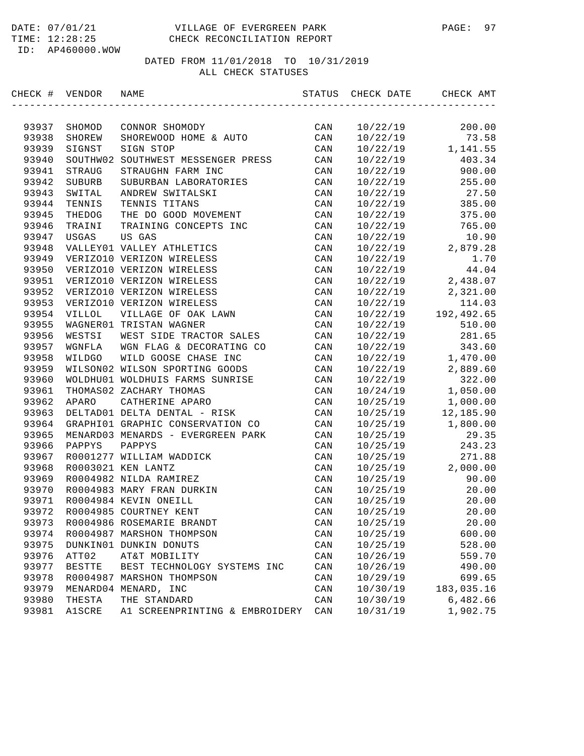DATE: 07/01/21 VILLAGE OF EVERGREEN PARK
TIME: 12:28:25 CHECK RECONCILIATION REPORT
ID: AP460000.WOW

DATED FROM 11/01/2018 TO 10/31/2019
ALL CHECK STATUSES

| CHECK # | VENDOR | NAME | STATUS | CHECK DATE | CHECK AMT |
|---|---|---|---|---|---|
| 93937 | SHOMOD | CONNOR SHOMODY | CAN | 10/22/19 | 200.00 |
| 93938 | SHOREW | SHOREWOOD HOME & AUTO | CAN | 10/22/19 | 73.58 |
| 93939 | SIGNST | SIGN STOP | CAN | 10/22/19 | 1,141.55 |
| 93940 | SOUTHW02 | SOUTHWEST MESSENGER PRESS | CAN | 10/22/19 | 403.34 |
| 93941 | STRAUG | STRAUGHN FARM INC | CAN | 10/22/19 | 900.00 |
| 93942 | SUBURB | SUBURBAN LABORATORIES | CAN | 10/22/19 | 255.00 |
| 93943 | SWITAL | ANDREW SWITALSKI | CAN | 10/22/19 | 27.50 |
| 93944 | TENNIS | TENNIS TITANS | CAN | 10/22/19 | 385.00 |
| 93945 | THEDOG | THE DO GOOD MOVEMENT | CAN | 10/22/19 | 375.00 |
| 93946 | TRAINI | TRAINING CONCEPTS INC | CAN | 10/22/19 | 765.00 |
| 93947 | USGAS | US GAS | CAN | 10/22/19 | 10.90 |
| 93948 | VALLEY01 | VALLEY ATHLETICS | CAN | 10/22/19 | 2,879.28 |
| 93949 | VERIZO10 | VERIZON WIRELESS | CAN | 10/22/19 | 1.70 |
| 93950 | VERIZO10 | VERIZON WIRELESS | CAN | 10/22/19 | 44.04 |
| 93951 | VERIZO10 | VERIZON WIRELESS | CAN | 10/22/19 | 2,438.07 |
| 93952 | VERIZO10 | VERIZON WIRELESS | CAN | 10/22/19 | 2,321.00 |
| 93953 | VERIZO10 | VERIZON WIRELESS | CAN | 10/22/19 | 114.03 |
| 93954 | VILLOL | VILLAGE OF OAK LAWN | CAN | 10/22/19 | 192,492.65 |
| 93955 | WAGNER01 | TRISTAN WAGNER | CAN | 10/22/19 | 510.00 |
| 93956 | WESTSI | WEST SIDE TRACTOR SALES | CAN | 10/22/19 | 281.65 |
| 93957 | WGNFLA | WGN FLAG & DECORATING CO | CAN | 10/22/19 | 343.60 |
| 93958 | WILDGO | WILD GOOSE CHASE INC | CAN | 10/22/19 | 1,470.00 |
| 93959 | WILSON02 | WILSON SPORTING GOODS | CAN | 10/22/19 | 2,889.60 |
| 93960 | WOLDHU01 | WOLDHUIS FARMS SUNRISE | CAN | 10/22/19 | 322.00 |
| 93961 | THOMAS02 | ZACHARY THOMAS | CAN | 10/24/19 | 1,050.00 |
| 93962 | APARO | CATHERINE APARO | CAN | 10/25/19 | 1,000.00 |
| 93963 | DELTAD01 | DELTA DENTAL - RISK | CAN | 10/25/19 | 12,185.90 |
| 93964 | GRAPHI01 | GRAPHIC CONSERVATION CO | CAN | 10/25/19 | 1,800.00 |
| 93965 | MENARD03 | MENARDS - EVERGREEN PARK | CAN | 10/25/19 | 29.35 |
| 93966 | PAPPYS | PAPPYS | CAN | 10/25/19 | 243.23 |
| 93967 | R0001277 | WILLIAM WADDICK | CAN | 10/25/19 | 271.88 |
| 93968 | R0003021 | KEN LANTZ | CAN | 10/25/19 | 2,000.00 |
| 93969 | R0004982 | NILDA RAMIREZ | CAN | 10/25/19 | 90.00 |
| 93970 | R0004983 | MARY FRAN DURKIN | CAN | 10/25/19 | 20.00 |
| 93971 | R0004984 | KEVIN ONEILL | CAN | 10/25/19 | 20.00 |
| 93972 | R0004985 | COURTNEY KENT | CAN | 10/25/19 | 20.00 |
| 93973 | R0004986 | ROSEMARIE BRANDT | CAN | 10/25/19 | 20.00 |
| 93974 | R0004987 | MARSHON THOMPSON | CAN | 10/25/19 | 600.00 |
| 93975 | DUNKIN01 | DUNKIN DONUTS | CAN | 10/25/19 | 528.00 |
| 93976 | ATT02 | AT&T MOBILITY | CAN | 10/26/19 | 559.70 |
| 93977 | BESTTE | BEST TECHNOLOGY SYSTEMS INC | CAN | 10/26/19 | 490.00 |
| 93978 | R0004987 | MARSHON THOMPSON | CAN | 10/29/19 | 699.65 |
| 93979 | MENARD04 | MENARD, INC | CAN | 10/30/19 | 183,035.16 |
| 93980 | THESTA | THE STANDARD | CAN | 10/30/19 | 6,482.66 |
| 93981 | A1SCRE | A1 SCREENPRINTING & EMBROIDERY | CAN | 10/31/19 | 1,902.75 |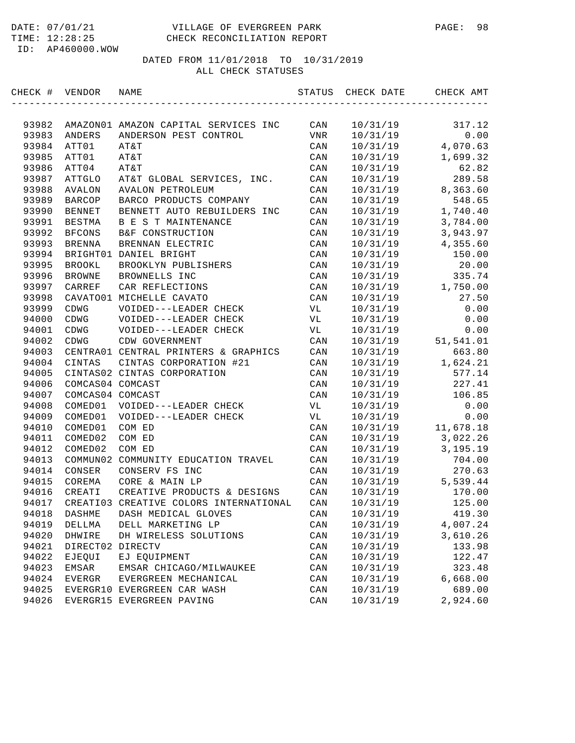VILLAGE OF EVERGREEN PARK
CHECK RECONCILIATION REPORT

DATED FROM 11/01/2018 TO 10/31/2019
ALL CHECK STATUSES

| CHECK # | VENDOR | NAME | STATUS | CHECK DATE | CHECK AMT |
|---|---|---|---|---|---|
| 93982 | AMAZON01 | AMAZON CAPITAL SERVICES INC | CAN | 10/31/19 | 317.12 |
| 93983 | ANDERS | ANDERSON PEST CONTROL | VNR | 10/31/19 | 0.00 |
| 93984 | ATT01 | AT&T | CAN | 10/31/19 | 4,070.63 |
| 93985 | ATT01 | AT&T | CAN | 10/31/19 | 1,699.32 |
| 93986 | ATT04 | AT&T | CAN | 10/31/19 | 62.82 |
| 93987 | ATTGLO | AT&T GLOBAL SERVICES, INC. | CAN | 10/31/19 | 289.58 |
| 93988 | AVALON | AVALON PETROLEUM | CAN | 10/31/19 | 8,363.60 |
| 93989 | BARCOP | BARCO PRODUCTS COMPANY | CAN | 10/31/19 | 548.65 |
| 93990 | BENNET | BENNETT AUTO REBUILDERS INC | CAN | 10/31/19 | 1,740.40 |
| 93991 | BESTMA | B E S T MAINTENANCE | CAN | 10/31/19 | 3,784.00 |
| 93992 | BFCONS | B&F CONSTRUCTION | CAN | 10/31/19 | 3,943.97 |
| 93993 | BRENNA | BRENNAN ELECTRIC | CAN | 10/31/19 | 4,355.60 |
| 93994 | BRIGHT01 | DANIEL BRIGHT | CAN | 10/31/19 | 150.00 |
| 93995 | BROOKL | BROOKLYN PUBLISHERS | CAN | 10/31/19 | 20.00 |
| 93996 | BROWNE | BROWNELLS INC | CAN | 10/31/19 | 335.74 |
| 93997 | CARREF | CAR REFLECTIONS | CAN | 10/31/19 | 1,750.00 |
| 93998 | CAVATO01 | MICHELLE CAVATO | CAN | 10/31/19 | 27.50 |
| 93999 | CDWG | VOIDED---LEADER CHECK | VL | 10/31/19 | 0.00 |
| 94000 | CDWG | VOIDED---LEADER CHECK | VL | 10/31/19 | 0.00 |
| 94001 | CDWG | VOIDED---LEADER CHECK | VL | 10/31/19 | 0.00 |
| 94002 | CDWG | CDW GOVERNMENT | CAN | 10/31/19 | 51,541.01 |
| 94003 | CENTRA01 | CENTRAL PRINTERS & GRAPHICS | CAN | 10/31/19 | 663.80 |
| 94004 | CINTAS | CINTAS CORPORATION #21 | CAN | 10/31/19 | 1,624.21 |
| 94005 | CINTAS02 | CINTAS CORPORATION | CAN | 10/31/19 | 577.14 |
| 94006 | COMCAS04 | COMCAST | CAN | 10/31/19 | 227.41 |
| 94007 | COMCAS04 | COMCAST | CAN | 10/31/19 | 106.85 |
| 94008 | COMED01 | VOIDED---LEADER CHECK | VL | 10/31/19 | 0.00 |
| 94009 | COMED01 | VOIDED---LEADER CHECK | VL | 10/31/19 | 0.00 |
| 94010 | COMED01 | COM ED | CAN | 10/31/19 | 11,678.18 |
| 94011 | COMED02 | COM ED | CAN | 10/31/19 | 3,022.26 |
| 94012 | COMED02 | COM ED | CAN | 10/31/19 | 3,195.19 |
| 94013 | COMMUN02 | COMMUNITY EDUCATION TRAVEL | CAN | 10/31/19 | 704.00 |
| 94014 | CONSER | CONSERV FS INC | CAN | 10/31/19 | 270.63 |
| 94015 | COREMA | CORE & MAIN LP | CAN | 10/31/19 | 5,539.44 |
| 94016 | CREATI | CREATIVE PRODUCTS & DESIGNS | CAN | 10/31/19 | 170.00 |
| 94017 | CREATI03 | CREATIVE COLORS INTERNATIONAL | CAN | 10/31/19 | 125.00 |
| 94018 | DASHME | DASH MEDICAL GLOVES | CAN | 10/31/19 | 419.30 |
| 94019 | DELLMA | DELL MARKETING LP | CAN | 10/31/19 | 4,007.24 |
| 94020 | DHWIRE | DH WIRELESS SOLUTIONS | CAN | 10/31/19 | 3,610.26 |
| 94021 | DIRECT02 | DIRECTV | CAN | 10/31/19 | 133.98 |
| 94022 | EJEQUI | EJ EQUIPMENT | CAN | 10/31/19 | 122.47 |
| 94023 | EMSAR | EMSAR CHICAGO/MILWAUKEE | CAN | 10/31/19 | 323.48 |
| 94024 | EVERGR | EVERGREEN MECHANICAL | CAN | 10/31/19 | 6,668.00 |
| 94025 | EVERGR10 | EVERGREEN CAR WASH | CAN | 10/31/19 | 689.00 |
| 94026 | EVERGR15 | EVERGREEN PAVING | CAN | 10/31/19 | 2,924.60 |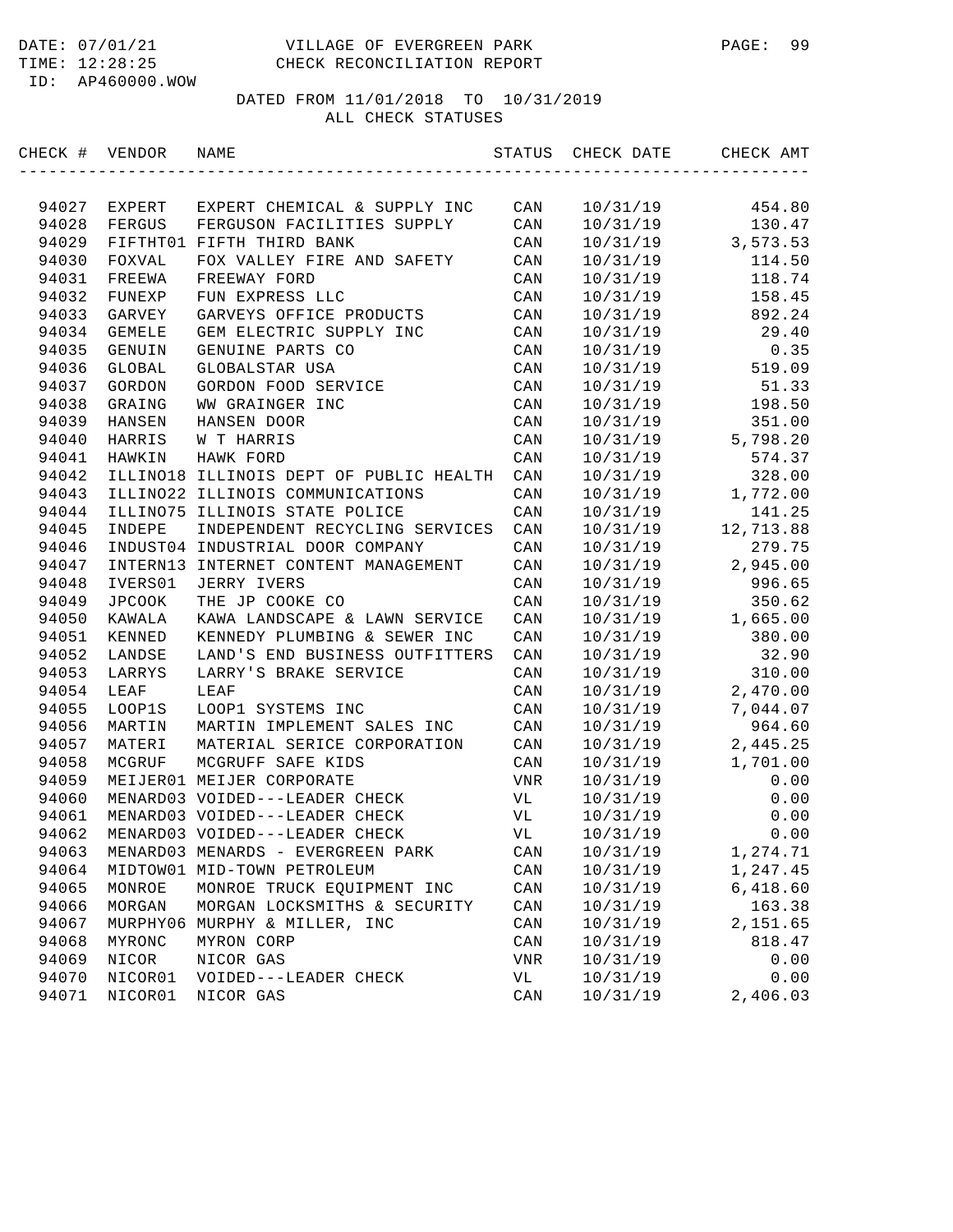DATE: 07/01/21 VILLAGE OF EVERGREEN PARK
TIME: 12:28:25 CHECK RECONCILIATION REPORT
ID: AP460000.WOW

DATED FROM 11/01/2018 TO 10/31/2019
ALL CHECK STATUSES

| CHECK # | VENDOR | NAME | STATUS | CHECK DATE | CHECK AMT |
|---|---|---|---|---|---|
| 94027 | EXPERT | EXPERT CHEMICAL & SUPPLY INC | CAN | 10/31/19 | 454.80 |
| 94028 | FERGUS | FERGUSON FACILITIES SUPPLY | CAN | 10/31/19 | 130.47 |
| 94029 | FIFTHT01 | FIFTH THIRD BANK | CAN | 10/31/19 | 3,573.53 |
| 94030 | FOXVAL | FOX VALLEY FIRE AND SAFETY | CAN | 10/31/19 | 114.50 |
| 94031 | FREEWA | FREEWAY FORD | CAN | 10/31/19 | 118.74 |
| 94032 | FUNEXP | FUN EXPRESS LLC | CAN | 10/31/19 | 158.45 |
| 94033 | GARVEY | GARVEYS OFFICE PRODUCTS | CAN | 10/31/19 | 892.24 |
| 94034 | GEMELE | GEM ELECTRIC SUPPLY INC | CAN | 10/31/19 | 29.40 |
| 94035 | GENUIN | GENUINE PARTS CO | CAN | 10/31/19 | 0.35 |
| 94036 | GLOBAL | GLOBALSTAR USA | CAN | 10/31/19 | 519.09 |
| 94037 | GORDON | GORDON FOOD SERVICE | CAN | 10/31/19 | 51.33 |
| 94038 | GRAING | WW GRAINGER INC | CAN | 10/31/19 | 198.50 |
| 94039 | HANSEN | HANSEN DOOR | CAN | 10/31/19 | 351.00 |
| 94040 | HARRIS | W T HARRIS | CAN | 10/31/19 | 5,798.20 |
| 94041 | HAWKIN | HAWK FORD | CAN | 10/31/19 | 574.37 |
| 94042 | ILLINO18 | ILLINOIS DEPT OF PUBLIC HEALTH | CAN | 10/31/19 | 328.00 |
| 94043 | ILLINO22 | ILLINOIS COMMUNICATIONS | CAN | 10/31/19 | 1,772.00 |
| 94044 | ILLINO75 | ILLINOIS STATE POLICE | CAN | 10/31/19 | 141.25 |
| 94045 | INDEPE | INDEPENDENT RECYCLING SERVICES | CAN | 10/31/19 | 12,713.88 |
| 94046 | INDUST04 | INDUSTRIAL DOOR COMPANY | CAN | 10/31/19 | 279.75 |
| 94047 | INTERN13 | INTERNET CONTENT MANAGEMENT | CAN | 10/31/19 | 2,945.00 |
| 94048 | IVERS01 | JERRY IVERS | CAN | 10/31/19 | 996.65 |
| 94049 | JPCOOK | THE JP COOKE CO | CAN | 10/31/19 | 350.62 |
| 94050 | KAWALA | KAWA LANDSCAPE & LAWN SERVICE | CAN | 10/31/19 | 1,665.00 |
| 94051 | KENNED | KENNEDY PLUMBING & SEWER INC | CAN | 10/31/19 | 380.00 |
| 94052 | LANDSE | LAND'S END BUSINESS OUTFITTERS | CAN | 10/31/19 | 32.90 |
| 94053 | LARRYS | LARRY'S BRAKE SERVICE | CAN | 10/31/19 | 310.00 |
| 94054 | LEAF | LEAF | CAN | 10/31/19 | 2,470.00 |
| 94055 | LOOP1S | LOOP1 SYSTEMS INC | CAN | 10/31/19 | 7,044.07 |
| 94056 | MARTIN | MARTIN IMPLEMENT SALES INC | CAN | 10/31/19 | 964.60 |
| 94057 | MATERI | MATERIAL SERICE CORPORATION | CAN | 10/31/19 | 2,445.25 |
| 94058 | MCGRUF | MCGRUFF SAFE KIDS | CAN | 10/31/19 | 1,701.00 |
| 94059 | MEIJER01 | MEIJER CORPORATE | VNR | 10/31/19 | 0.00 |
| 94060 | MENARD03 | VOIDED---LEADER CHECK | VL | 10/31/19 | 0.00 |
| 94061 | MENARD03 | VOIDED---LEADER CHECK | VL | 10/31/19 | 0.00 |
| 94062 | MENARD03 | VOIDED---LEADER CHECK | VL | 10/31/19 | 0.00 |
| 94063 | MENARD03 | MENARDS - EVERGREEN PARK | CAN | 10/31/19 | 1,274.71 |
| 94064 | MIDTOW01 | MID-TOWN PETROLEUM | CAN | 10/31/19 | 1,247.45 |
| 94065 | MONROE | MONROE TRUCK EQUIPMENT INC | CAN | 10/31/19 | 6,418.60 |
| 94066 | MORGAN | MORGAN LOCKSMITHS & SECURITY | CAN | 10/31/19 | 163.38 |
| 94067 | MURPHY06 | MURPHY & MILLER, INC | CAN | 10/31/19 | 2,151.65 |
| 94068 | MYRONC | MYRON CORP | CAN | 10/31/19 | 818.47 |
| 94069 | NICOR | NICOR GAS | VNR | 10/31/19 | 0.00 |
| 94070 | NICOR01 | VOIDED---LEADER CHECK | VL | 10/31/19 | 0.00 |
| 94071 | NICOR01 | NICOR GAS | CAN | 10/31/19 | 2,406.03 |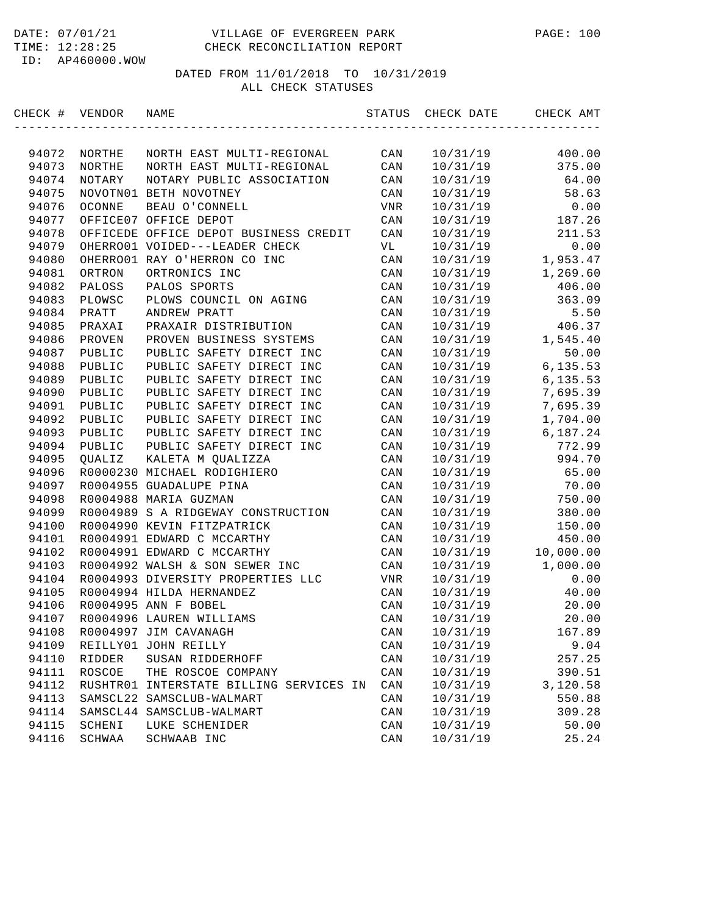DATE: 07/01/21 VILLAGE OF EVERGREEN PARK
TIME: 12:28:25 CHECK RECONCILIATION REPORT
ID: AP460000.WOW

DATED FROM 11/01/2018 TO 10/31/2019
ALL CHECK STATUSES

| CHECK # | VENDOR | NAME | STATUS | CHECK DATE | CHECK AMT |
|---|---|---|---|---|---|
| 94072 | NORTHE | NORTH EAST MULTI-REGIONAL | CAN | 10/31/19 | 400.00 |
| 94073 | NORTHE | NORTH EAST MULTI-REGIONAL | CAN | 10/31/19 | 375.00 |
| 94074 | NOTARY | NOTARY PUBLIC ASSOCIATION | CAN | 10/31/19 | 64.00 |
| 94075 | NOVOTN01 | BETH NOVOTNEY | CAN | 10/31/19 | 58.63 |
| 94076 | OCONNE | BEAU O'CONNELL | VNR | 10/31/19 | 0.00 |
| 94077 | OFFICE07 | OFFICE DEPOT | CAN | 10/31/19 | 187.26 |
| 94078 | OFFICEDE | OFFICE DEPOT BUSINESS CREDIT | CAN | 10/31/19 | 211.53 |
| 94079 | OHERRO01 | VOIDED---LEADER CHECK | VL | 10/31/19 | 0.00 |
| 94080 | OHERRO01 | RAY O'HERRON CO INC | CAN | 10/31/19 | 1,953.47 |
| 94081 | ORTRON | ORTRONICS INC | CAN | 10/31/19 | 1,269.60 |
| 94082 | PALOSS | PALOS SPORTS | CAN | 10/31/19 | 406.00 |
| 94083 | PLOWSC | PLOWS COUNCIL ON AGING | CAN | 10/31/19 | 363.09 |
| 94084 | PRATT | ANDREW PRATT | CAN | 10/31/19 | 5.50 |
| 94085 | PRAXAI | PRAXAIR DISTRIBUTION | CAN | 10/31/19 | 406.37 |
| 94086 | PROVEN | PROVEN BUSINESS SYSTEMS | CAN | 10/31/19 | 1,545.40 |
| 94087 | PUBLIC | PUBLIC SAFETY DIRECT INC | CAN | 10/31/19 | 50.00 |
| 94088 | PUBLIC | PUBLIC SAFETY DIRECT INC | CAN | 10/31/19 | 6,135.53 |
| 94089 | PUBLIC | PUBLIC SAFETY DIRECT INC | CAN | 10/31/19 | 6,135.53 |
| 94090 | PUBLIC | PUBLIC SAFETY DIRECT INC | CAN | 10/31/19 | 7,695.39 |
| 94091 | PUBLIC | PUBLIC SAFETY DIRECT INC | CAN | 10/31/19 | 7,695.39 |
| 94092 | PUBLIC | PUBLIC SAFETY DIRECT INC | CAN | 10/31/19 | 1,704.00 |
| 94093 | PUBLIC | PUBLIC SAFETY DIRECT INC | CAN | 10/31/19 | 6,187.24 |
| 94094 | PUBLIC | PUBLIC SAFETY DIRECT INC | CAN | 10/31/19 | 772.99 |
| 94095 | QUALIZ | KALETA M QUALIZZA | CAN | 10/31/19 | 994.70 |
| 94096 | R0000230 | MICHAEL RODIGHIERO | CAN | 10/31/19 | 65.00 |
| 94097 | R0004955 | GUADALUPE PINA | CAN | 10/31/19 | 70.00 |
| 94098 | R0004988 | MARIA GUZMAN | CAN | 10/31/19 | 750.00 |
| 94099 | R0004989 | S A RIDGEWAY CONSTRUCTION | CAN | 10/31/19 | 380.00 |
| 94100 | R0004990 | KEVIN FITZPATRICK | CAN | 10/31/19 | 150.00 |
| 94101 | R0004991 | EDWARD C MCCARTHY | CAN | 10/31/19 | 450.00 |
| 94102 | R0004991 | EDWARD C MCCARTHY | CAN | 10/31/19 | 10,000.00 |
| 94103 | R0004992 | WALSH & SON SEWER INC | CAN | 10/31/19 | 1,000.00 |
| 94104 | R0004993 | DIVERSITY PROPERTIES LLC | VNR | 10/31/19 | 0.00 |
| 94105 | R0004994 | HILDA HERNANDEZ | CAN | 10/31/19 | 40.00 |
| 94106 | R0004995 | ANN F BOBEL | CAN | 10/31/19 | 20.00 |
| 94107 | R0004996 | LAUREN WILLIAMS | CAN | 10/31/19 | 20.00 |
| 94108 | R0004997 | JIM CAVANAGH | CAN | 10/31/19 | 167.89 |
| 94109 | REILLY01 | JOHN REILLY | CAN | 10/31/19 | 9.04 |
| 94110 | RIDDER | SUSAN RIDDERHOFF | CAN | 10/31/19 | 257.25 |
| 94111 | ROSCOE | THE ROSCOE COMPANY | CAN | 10/31/19 | 390.51 |
| 94112 | RUSHTR01 | INTERSTATE BILLING SERVICES IN | CAN | 10/31/19 | 3,120.58 |
| 94113 | SAMSCL22 | SAMSCLUB-WALMART | CAN | 10/31/19 | 550.88 |
| 94114 | SAMSCL44 | SAMSCLUB-WALMART | CAN | 10/31/19 | 309.28 |
| 94115 | SCHENI | LUKE SCHENIDER | CAN | 10/31/19 | 50.00 |
| 94116 | SCHWAA | SCHWAAB INC | CAN | 10/31/19 | 25.24 |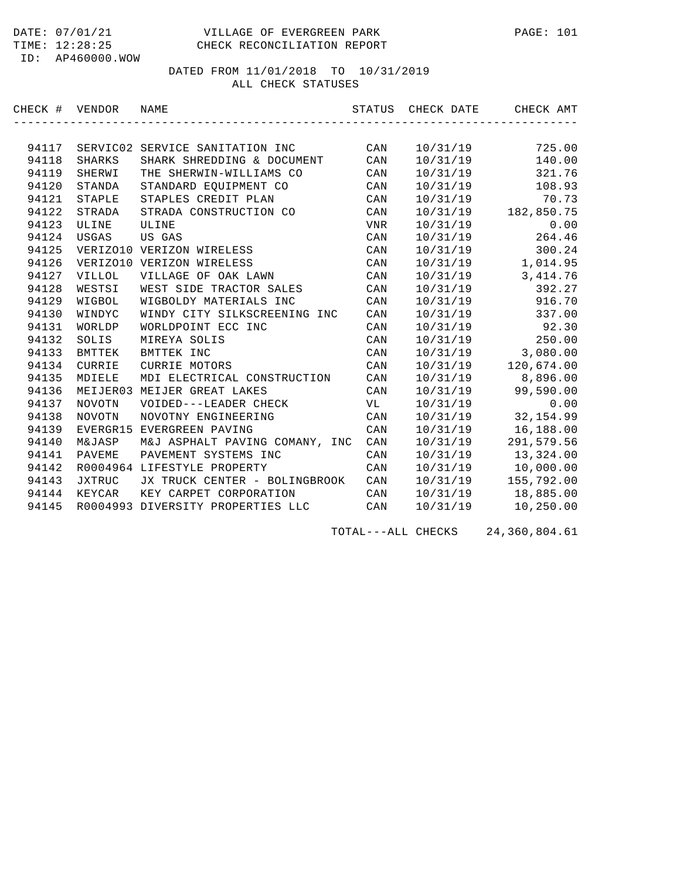VILLAGE OF EVERGREEN PARK
CHECK RECONCILIATION REPORT

DATE: 07/01/21
TIME: 12:28:25
ID: AP460000.WOW

DATED FROM 11/01/2018 TO 10/31/2019
ALL CHECK STATUSES

| CHECK # | VENDOR | NAME | STATUS | CHECK DATE | CHECK AMT |
|---|---|---|---|---|---|
| 94117 | SERVIC02 | SERVICE SANITATION INC | CAN | 10/31/19 | 725.00 |
| 94118 | SHARKS | SHARK SHREDDING & DOCUMENT | CAN | 10/31/19 | 140.00 |
| 94119 | SHERWI | THE SHERWIN-WILLIAMS CO | CAN | 10/31/19 | 321.76 |
| 94120 | STANDA | STANDARD EQUIPMENT CO | CAN | 10/31/19 | 108.93 |
| 94121 | STAPLE | STAPLES CREDIT PLAN | CAN | 10/31/19 | 70.73 |
| 94122 | STRADA | STRADA CONSTRUCTION CO | CAN | 10/31/19 | 182,850.75 |
| 94123 | ULINE | ULINE | VNR | 10/31/19 | 0.00 |
| 94124 | USGAS | US GAS | CAN | 10/31/19 | 264.46 |
| 94125 | VERIZO10 | VERIZON WIRELESS | CAN | 10/31/19 | 300.24 |
| 94126 | VERIZO10 | VERIZON WIRELESS | CAN | 10/31/19 | 1,014.95 |
| 94127 | VILLOL | VILLAGE OF OAK LAWN | CAN | 10/31/19 | 3,414.76 |
| 94128 | WESTSI | WEST SIDE TRACTOR SALES | CAN | 10/31/19 | 392.27 |
| 94129 | WIGBOL | WIGBOLDY MATERIALS INC | CAN | 10/31/19 | 916.70 |
| 94130 | WINDYC | WINDY CITY SILKSCREENING INC | CAN | 10/31/19 | 337.00 |
| 94131 | WORLDP | WORLDPOINT ECC INC | CAN | 10/31/19 | 92.30 |
| 94132 | SOLIS | MIREYA SOLIS | CAN | 10/31/19 | 250.00 |
| 94133 | BMTTEK | BMTTEK INC | CAN | 10/31/19 | 3,080.00 |
| 94134 | CURRIE | CURRIE MOTORS | CAN | 10/31/19 | 120,674.00 |
| 94135 | MDIELE | MDI ELECTRICAL CONSTRUCTION | CAN | 10/31/19 | 8,896.00 |
| 94136 | MEIJER03 | MEIJER GREAT LAKES | CAN | 10/31/19 | 99,590.00 |
| 94137 | NOVOTN | VOIDED---LEADER CHECK | VL | 10/31/19 | 0.00 |
| 94138 | NOVOTN | NOVOTNY ENGINEERING | CAN | 10/31/19 | 32,154.99 |
| 94139 | EVERGR15 | EVERGREEN PAVING | CAN | 10/31/19 | 16,188.00 |
| 94140 | M&JASP | M&J ASPHALT PAVING COMANY, INC | CAN | 10/31/19 | 291,579.56 |
| 94141 | PAVEME | PAVEMENT SYSTEMS INC | CAN | 10/31/19 | 13,324.00 |
| 94142 | R0004964 | LIFESTYLE PROPERTY | CAN | 10/31/19 | 10,000.00 |
| 94143 | JXTRUC | JX TRUCK CENTER - BOLINGBROOK | CAN | 10/31/19 | 155,792.00 |
| 94144 | KEYCAR | KEY CARPET CORPORATION | CAN | 10/31/19 | 18,885.00 |
| 94145 | R0004993 | DIVERSITY PROPERTIES LLC | CAN | 10/31/19 | 10,250.00 |

TOTAL---ALL CHECKS 24,360,804.61